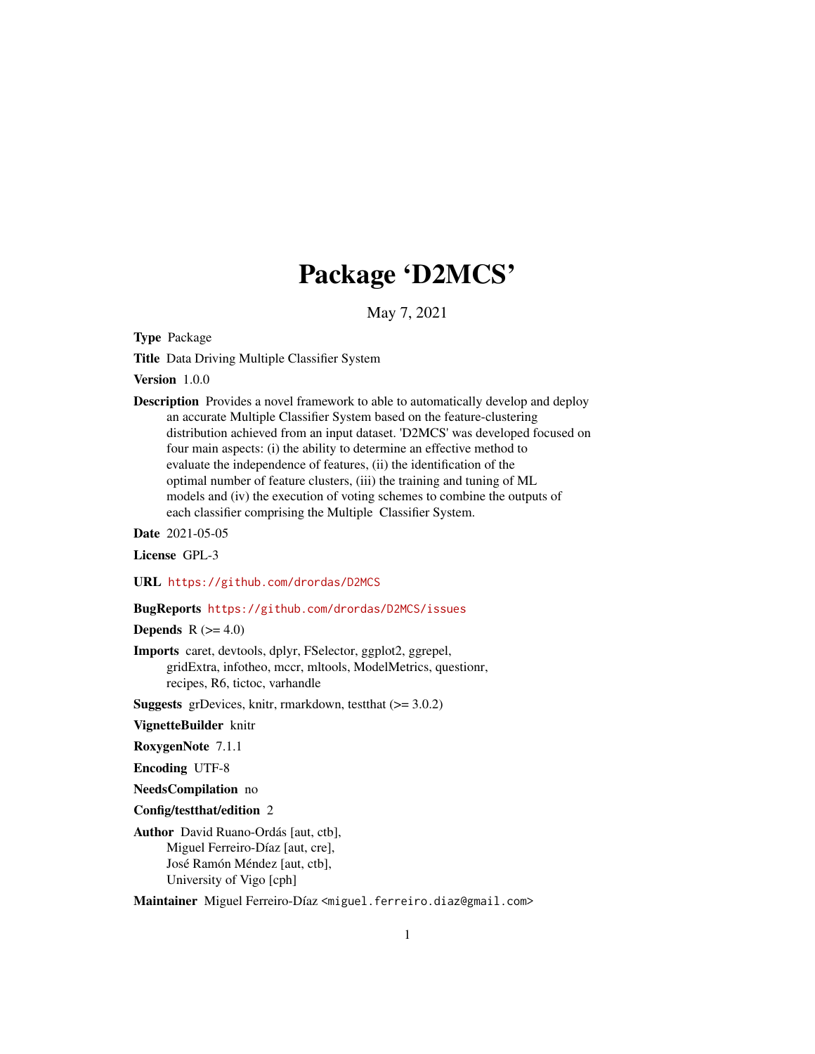# Package 'D2MCS'

May 7, 2021

**Type** Package

**Title** Data Driving Multiple Classifier System

**Version** 1.0.0

**Description** Provides a novel framework to able to automatically develop and deploy an accurate Multiple Classifier System based on the feature-clustering distribution achieved from an input dataset. 'D2MCS' was developed focused on four main aspects: (i) the ability to determine an effective method to evaluate the independence of features, (ii) the identification of the optimal number of feature clusters, (iii) the training and tuning of ML models and (iv) the execution of voting schemes to combine the outputs of each classifier comprising the Multiple Classifier System.

**Date** 2021-05-05

**License** GPL-3

**URL** https://github.com/drordas/D2MCS

**BugReports** https://github.com/drordas/D2MCS/issues

**Depends** R (>= 4.0)

**Imports** caret, devtools, dplyr, FSelector, ggplot2, ggrepel, gridExtra, infotheo, mccr, mltools, ModelMetrics, questionr, recipes, R6, tictoc, varhandle

**Suggests** grDevices, knitr, rmarkdown, testthat (>= 3.0.2)

**VignetteBuilder** knitr

**RoxygenNote** 7.1.1

**Encoding** UTF-8

**NeedsCompilation** no

**Config/testthat/edition** 2

**Author** David Ruano-Ordás [aut, ctb],
Miguel Ferreiro-Díaz [aut, cre],
José Ramón Méndez [aut, ctb],
University of Vigo [cph]

**Maintainer** Miguel Ferreiro-Díaz <miguel.ferreiro.diaz@gmail.com>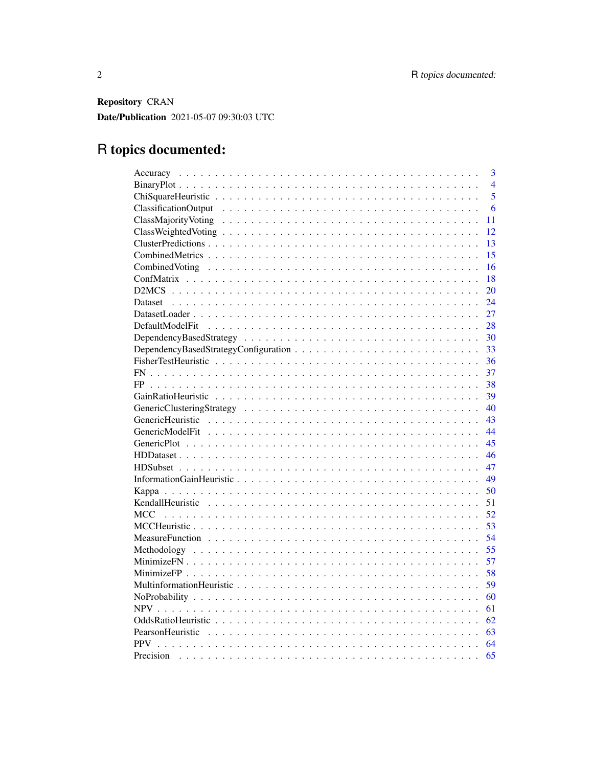**Repository** CRAN

**Date/Publication** 2021-05-07 09:30:03 UTC

# R topics documented:

| Topic | Page |
|---|---|
| Accuracy | 3 |
| BinaryPlot | 4 |
| ChiSquareHeuristic | 5 |
| ClassificationOutput | 6 |
| ClassMajorityVoting | 11 |
| ClassWeightedVoting | 12 |
| ClusterPredictions | 13 |
| CombinedMetrics | 15 |
| CombinedVoting | 16 |
| ConfMatrix | 18 |
| D2MCS | 20 |
| Dataset | 24 |
| DatasetLoader | 27 |
| DefaultModelFit | 28 |
| DependencyBasedStrategy | 30 |
| DependencyBasedStrategyConfiguration | 33 |
| FisherTestHeuristic | 36 |
| FN | 37 |
| FP | 38 |
| GainRatioHeuristic | 39 |
| GenericClusteringStrategy | 40 |
| GenericHeuristic | 43 |
| GenericModelFit | 44 |
| GenericPlot | 45 |
| HDDataset | 46 |
| HDSubset | 47 |
| InformationGainHeuristic | 49 |
| Kappa | 50 |
| KendallHeuristic | 51 |
| MCC | 52 |
| MCCHeuristic | 53 |
| MeasureFunction | 54 |
| Methodology | 55 |
| MinimizeFN | 57 |
| MinimizeFP | 58 |
| MultinformationHeuristic | 59 |
| NoProbability | 60 |
| NPV | 61 |
| OddsRatioHeuristic | 62 |
| PearsonHeuristic | 63 |
| PPV | 64 |
| Precision | 65 |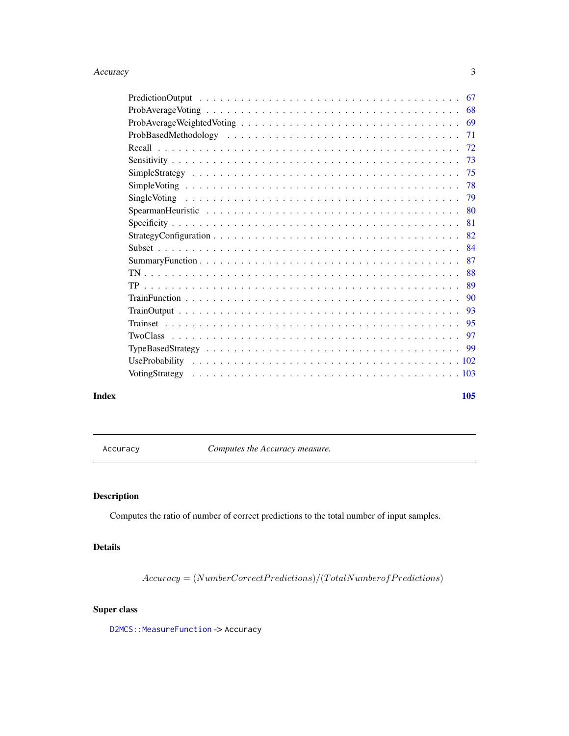PredictionOutput . . . . . . . . . . . . . . . . . . . . . . . . . . . . . . . . . . . . 67
ProbAverageVoting . . . . . . . . . . . . . . . . . . . . . . . . . . . . . . . . . . . . 68
ProbAverageWeightedVoting . . . . . . . . . . . . . . . . . . . . . . . . . . . . . . . . 69
ProbBasedMethodology . . . . . . . . . . . . . . . . . . . . . . . . . . . . . . . . . . 71
Recall . . . . . . . . . . . . . . . . . . . . . . . . . . . . . . . . . . . . . . . . . . 72
Sensitivity . . . . . . . . . . . . . . . . . . . . . . . . . . . . . . . . . . . . . . . . 73
SimpleStrategy . . . . . . . . . . . . . . . . . . . . . . . . . . . . . . . . . . . . . . 75
SimpleVoting . . . . . . . . . . . . . . . . . . . . . . . . . . . . . . . . . . . . . . . 78
SingleVoting . . . . . . . . . . . . . . . . . . . . . . . . . . . . . . . . . . . . . . . 79
SpearmanHeuristic . . . . . . . . . . . . . . . . . . . . . . . . . . . . . . . . . . . . 80
Specificity . . . . . . . . . . . . . . . . . . . . . . . . . . . . . . . . . . . . . . . . 81
StrategyConfiguration . . . . . . . . . . . . . . . . . . . . . . . . . . . . . . . . . . 82
Subset . . . . . . . . . . . . . . . . . . . . . . . . . . . . . . . . . . . . . . . . . . 84
SummaryFunction . . . . . . . . . . . . . . . . . . . . . . . . . . . . . . . . . . . . . 87
TN . . . . . . . . . . . . . . . . . . . . . . . . . . . . . . . . . . . . . . . . . . . . 88
TP . . . . . . . . . . . . . . . . . . . . . . . . . . . . . . . . . . . . . . . . . . . . 89
TrainFunction . . . . . . . . . . . . . . . . . . . . . . . . . . . . . . . . . . . . . . 90
TrainOutput . . . . . . . . . . . . . . . . . . . . . . . . . . . . . . . . . . . . . . . 93
Trainset . . . . . . . . . . . . . . . . . . . . . . . . . . . . . . . . . . . . . . . . . 95
TwoClass . . . . . . . . . . . . . . . . . . . . . . . . . . . . . . . . . . . . . . . . . 97
TypeBasedStrategy . . . . . . . . . . . . . . . . . . . . . . . . . . . . . . . . . . . . 99
UseProbability . . . . . . . . . . . . . . . . . . . . . . . . . . . . . . . . . . . . . . 102
VotingStrategy . . . . . . . . . . . . . . . . . . . . . . . . . . . . . . . . . . . . . . 103

**Index** 105

---

`Accuracy` *Computes the Accuracy measure.*

---

## Description

Computes the ratio of number of correct predictions to the total number of input samples.

## Details

$$Accuracy = (NumberCorrectPredictions)/(TotalNumberofPredictions)$$

## Super class

`D2MCS::MeasureFunction` -> `Accuracy`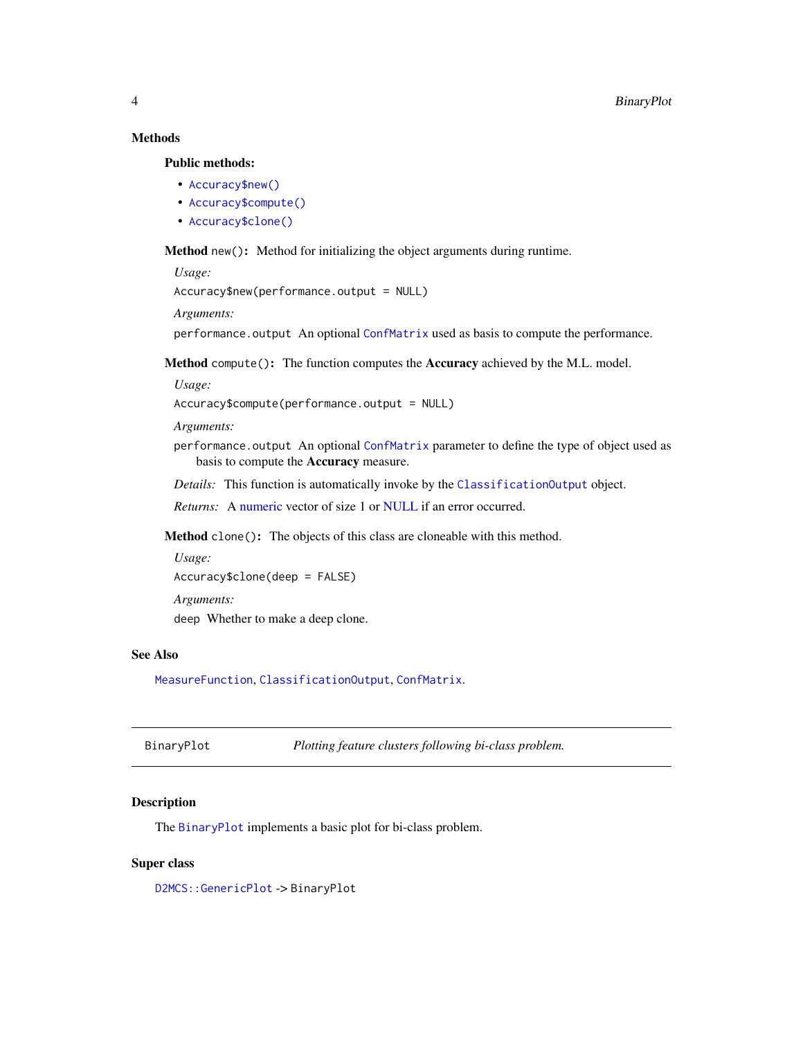## Methods

### Public methods:

- `Accuracy$new()`
- `Accuracy$compute()`
- `Accuracy$clone()`

**Method** `new()`**:** Method for initializing the object arguments during runtime.

*Usage:*

```
Accuracy$new(performance.output = NULL)
```

*Arguments:*

`performance.output` An optional `ConfMatrix` used as basis to compute the performance.

**Method** `compute()`**:** The function computes the **Accuracy** achieved by the M.L. model.

*Usage:*

```
Accuracy$compute(performance.output = NULL)
```

*Arguments:*

`performance.output` An optional `ConfMatrix` parameter to define the type of object used as basis to compute the **Accuracy** measure.

*Details:* This function is automatically invoke by the `ClassificationOutput` object.

*Returns:* A numeric vector of size 1 or NULL if an error occurred.

**Method** `clone()`**:** The objects of this class are cloneable with this method.

*Usage:*

```
Accuracy$clone(deep = FALSE)
```

*Arguments:*

`deep` Whether to make a deep clone.

## See Also

`MeasureFunction`, `ClassificationOutput`, `ConfMatrix`.

---

# BinaryPlot — *Plotting feature clusters following bi-class problem.*

---

## Description

The `BinaryPlot` implements a basic plot for bi-class problem.

## Super class

`D2MCS::GenericPlot` -> `BinaryPlot`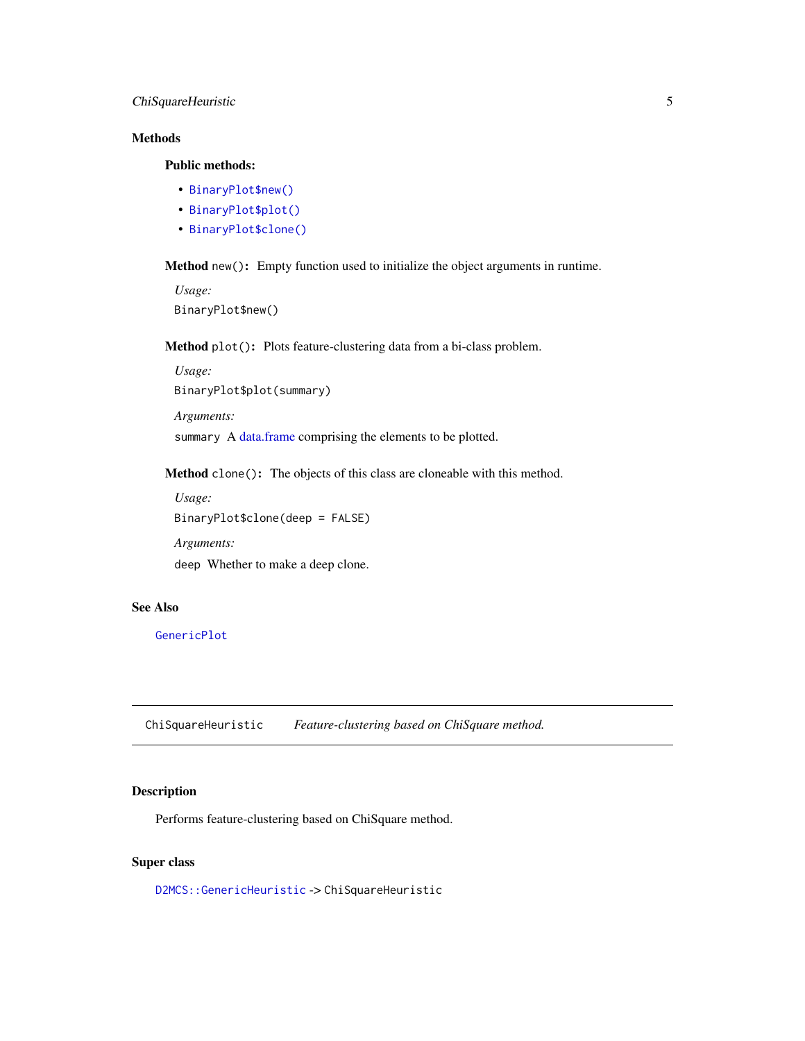## Methods

### Public methods:

- `BinaryPlot$new()`
- `BinaryPlot$plot()`
- `BinaryPlot$clone()`

**Method** `new()`**:** Empty function used to initialize the object arguments in runtime.

*Usage:*

```
BinaryPlot$new()
```

**Method** `plot()`**:** Plots feature-clustering data from a bi-class problem.

*Usage:*

```
BinaryPlot$plot(summary)
```

*Arguments:*

`summary` A data.frame comprising the elements to be plotted.

**Method** `clone()`**:** The objects of this class are cloneable with this method.

*Usage:*

```
BinaryPlot$clone(deep = FALSE)
```

*Arguments:*

`deep` Whether to make a deep clone.

## See Also

`GenericPlot`

---

`ChiSquareHeuristic` *Feature-clustering based on ChiSquare method.*

---

## Description

Performs feature-clustering based on ChiSquare method.

## Super class

`D2MCS::GenericHeuristic` -> `ChiSquareHeuristic`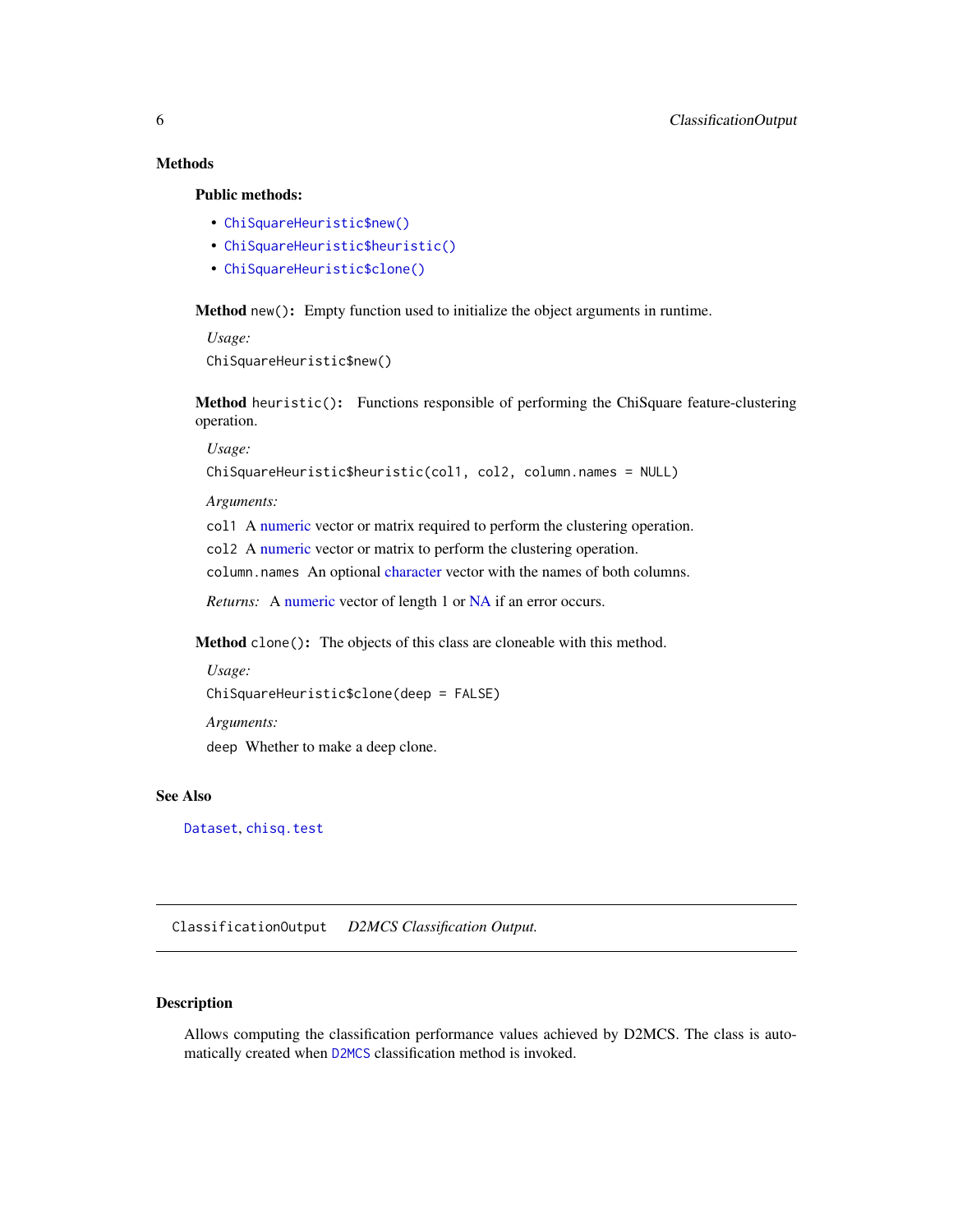## Methods

### Public methods:

- `ChiSquareHeuristic$new()`
- `ChiSquareHeuristic$heuristic()`
- `ChiSquareHeuristic$clone()`

**Method** `new()`**:** Empty function used to initialize the object arguments in runtime.

*Usage:*

```
ChiSquareHeuristic$new()
```

**Method** `heuristic()`**:** Functions responsible of performing the ChiSquare feature-clustering operation.

*Usage:*

```
ChiSquareHeuristic$heuristic(col1, col2, column.names = NULL)
```

*Arguments:*

`col1` A numeric vector or matrix required to perform the clustering operation.

`col2` A numeric vector or matrix to perform the clustering operation.

`column.names` An optional character vector with the names of both columns.

*Returns:* A numeric vector of length 1 or NA if an error occurs.

**Method** `clone()`**:** The objects of this class are cloneable with this method.

*Usage:*

```
ChiSquareHeuristic$clone(deep = FALSE)
```

*Arguments:*

`deep` Whether to make a deep clone.

## See Also

`Dataset`, `chisq.test`

---

# `ClassificationOutput` *D2MCS Classification Output.*

---

## Description

Allows computing the classification performance values achieved by D2MCS. The class is automatically created when `D2MCS` classification method is invoked.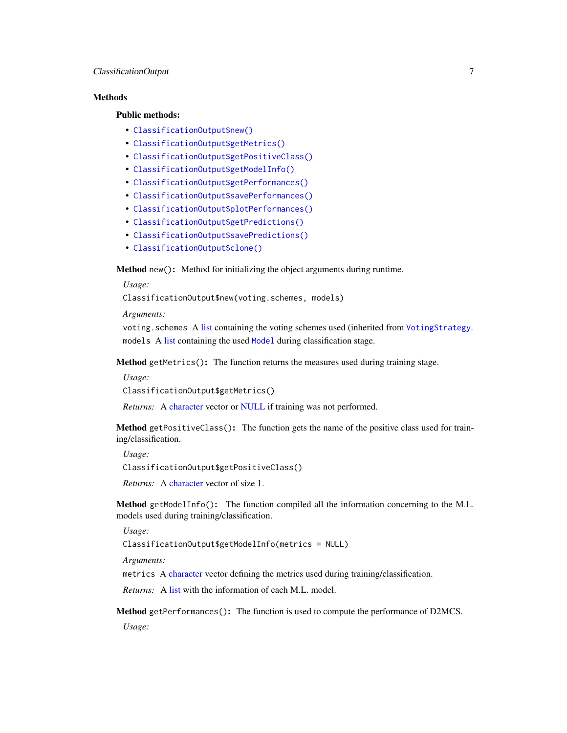## Methods

### Public methods:

- `ClassificationOutput$new()`
- `ClassificationOutput$getMetrics()`
- `ClassificationOutput$getPositiveClass()`
- `ClassificationOutput$getModelInfo()`
- `ClassificationOutput$getPerformances()`
- `ClassificationOutput$savePerformances()`
- `ClassificationOutput$plotPerformances()`
- `ClassificationOutput$getPredictions()`
- `ClassificationOutput$savePredictions()`
- `ClassificationOutput$clone()`

**Method** `new()`**:** Method for initializing the object arguments during runtime.

*Usage:*

```
ClassificationOutput$new(voting.schemes, models)
```

*Arguments:*

`voting.schemes` A list containing the voting schemes used (inherited from `VotingStrategy`.

`models` A list containing the used `Model` during classification stage.

**Method** `getMetrics()`**:** The function returns the measures used during training stage.

*Usage:*

```
ClassificationOutput$getMetrics()
```

*Returns:* A character vector or NULL if training was not performed.

**Method** `getPositiveClass()`**:** The function gets the name of the positive class used for training/classification.

*Usage:*

```
ClassificationOutput$getPositiveClass()
```

*Returns:* A character vector of size 1.

**Method** `getModelInfo()`**:** The function compiled all the information concerning to the M.L. models used during training/classification.

*Usage:*

```
ClassificationOutput$getModelInfo(metrics = NULL)
```

*Arguments:*

`metrics` A character vector defining the metrics used during training/classification.

*Returns:* A list with the information of each M.L. model.

**Method** `getPerformances()`**:** The function is used to compute the performance of D2MCS.

*Usage:*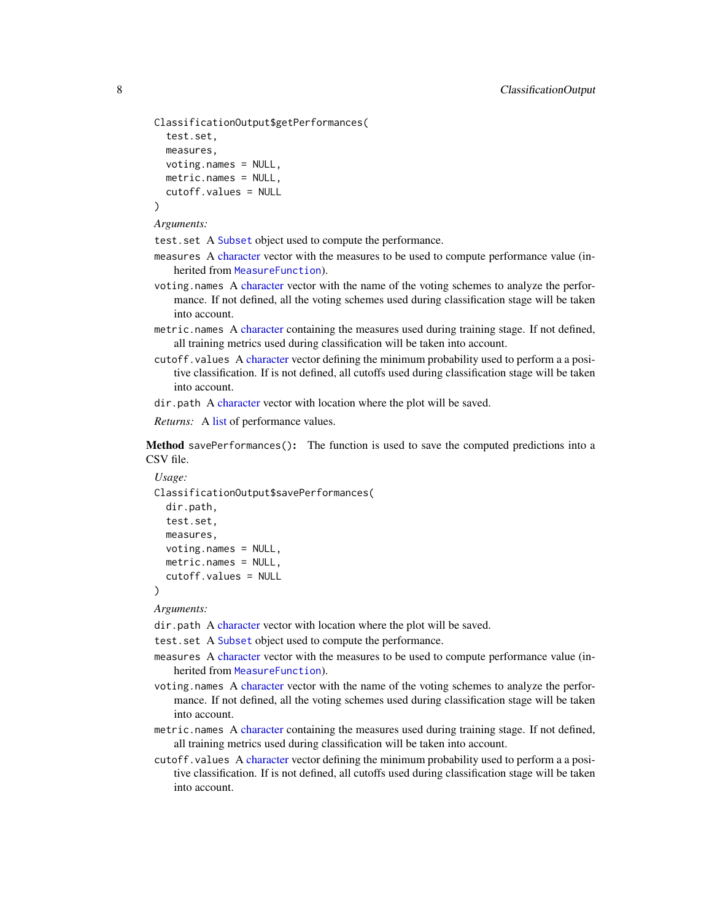```
ClassificationOutput$getPerformances(
  test.set,
  measures,
  voting.names = NULL,
  metric.names = NULL,
  cutoff.values = NULL
)
```

*Arguments:*

`test.set` A `Subset` object used to compute the performance.

`measures` A character vector with the measures to be used to compute performance value (inherited from `MeasureFunction`).

`voting.names` A character vector with the name of the voting schemes to analyze the performance. If not defined, all the voting schemes used during classification stage will be taken into account.

`metric.names` A character containing the measures used during training stage. If not defined, all training metrics used during classification will be taken into account.

`cutoff.values` A character vector defining the minimum probability used to perform a a positive classification. If is not defined, all cutoffs used during classification stage will be taken into account.

`dir.path` A character vector with location where the plot will be saved.

*Returns:* A list of performance values.

**Method** `savePerformances()`**:** The function is used to save the computed predictions into a CSV file.

*Usage:*

```
ClassificationOutput$savePerformances(
  dir.path,
  test.set,
  measures,
  voting.names = NULL,
  metric.names = NULL,
  cutoff.values = NULL
)
```

*Arguments:*

`dir.path` A character vector with location where the plot will be saved.

`test.set` A `Subset` object used to compute the performance.

`measures` A character vector with the measures to be used to compute performance value (inherited from `MeasureFunction`).

`voting.names` A character vector with the name of the voting schemes to analyze the performance. If not defined, all the voting schemes used during classification stage will be taken into account.

`metric.names` A character containing the measures used during training stage. If not defined, all training metrics used during classification will be taken into account.

`cutoff.values` A character vector defining the minimum probability used to perform a a positive classification. If is not defined, all cutoffs used during classification stage will be taken into account.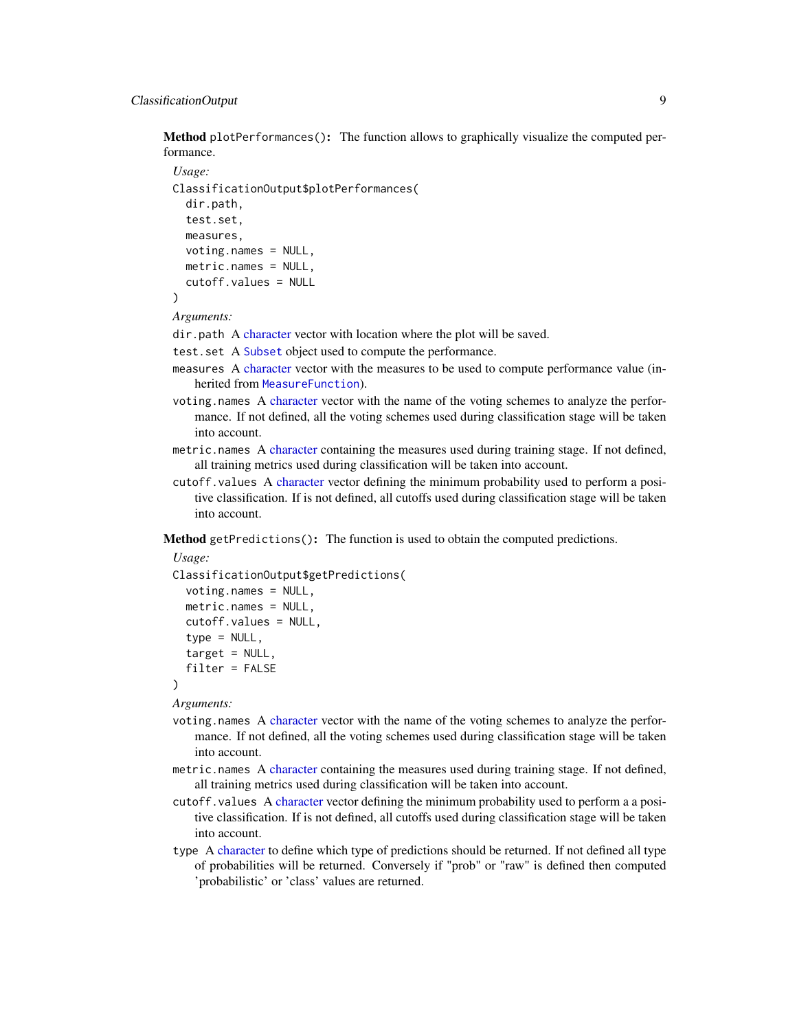**Method** `plotPerformances()`: The function allows to graphically visualize the computed performance.

*Usage:*

```
ClassificationOutput$plotPerformances(
  dir.path,
  test.set,
  measures,
  voting.names = NULL,
  metric.names = NULL,
  cutoff.values = NULL
)
```

*Arguments:*

`dir.path` A character vector with location where the plot will be saved.

`test.set` A `Subset` object used to compute the performance.

`measures` A character vector with the measures to be used to compute performance value (inherited from `MeasureFunction`).

`voting.names` A character vector with the name of the voting schemes to analyze the performance. If not defined, all the voting schemes used during classification stage will be taken into account.

`metric.names` A character containing the measures used during training stage. If not defined, all training metrics used during classification will be taken into account.

`cutoff.values` A character vector defining the minimum probability used to perform a positive classification. If is not defined, all cutoffs used during classification stage will be taken into account.

**Method** `getPredictions()`: The function is used to obtain the computed predictions.

*Usage:*

```
ClassificationOutput$getPredictions(
  voting.names = NULL,
  metric.names = NULL,
  cutoff.values = NULL,
  type = NULL,
  target = NULL,
  filter = FALSE
)
```

*Arguments:*

`voting.names` A character vector with the name of the voting schemes to analyze the performance. If not defined, all the voting schemes used during classification stage will be taken into account.

`metric.names` A character containing the measures used during training stage. If not defined, all training metrics used during classification will be taken into account.

`cutoff.values` A character vector defining the minimum probability used to perform a a positive classification. If is not defined, all cutoffs used during classification stage will be taken into account.

`type` A character to define which type of predictions should be returned. If not defined all type of probabilities will be returned. Conversely if "prob" or "raw" is defined then computed 'probabilistic' or 'class' values are returned.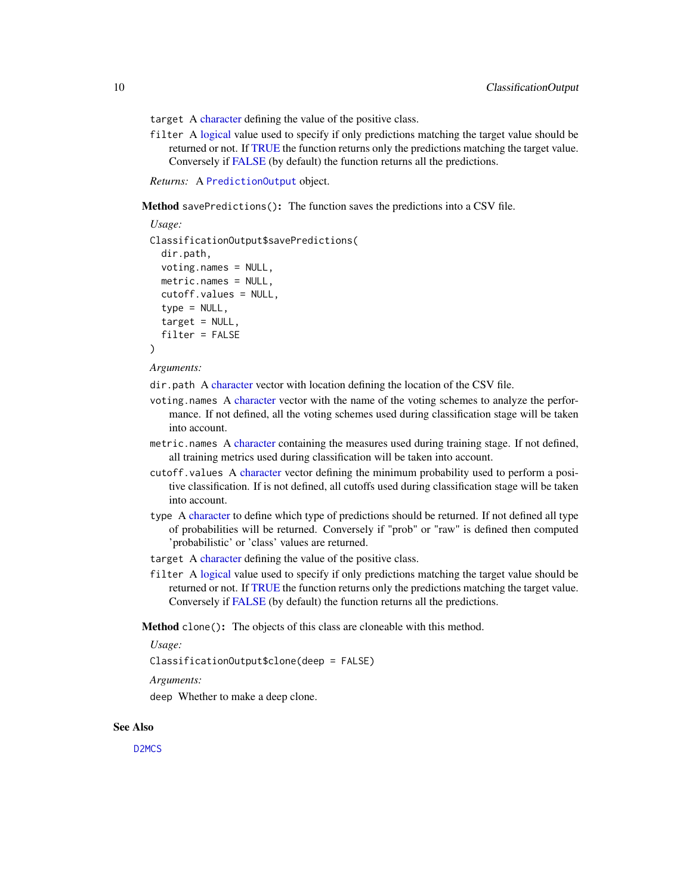`target` A character defining the value of the positive class.

`filter` A logical value used to specify if only predictions matching the target value should be returned or not. If TRUE the function returns only the predictions matching the target value. Conversely if FALSE (by default) the function returns all the predictions.

*Returns:* A `PredictionOutput` object.

**Method** `savePredictions()`**:** The function saves the predictions into a CSV file.

*Usage:*

```
ClassificationOutput$savePredictions(
  dir.path,
  voting.names = NULL,
  metric.names = NULL,
  cutoff.values = NULL,
  type = NULL,
  target = NULL,
  filter = FALSE
)
```

*Arguments:*

`dir.path` A character vector with location defining the location of the CSV file.

`voting.names` A character vector with the name of the voting schemes to analyze the performance. If not defined, all the voting schemes used during classification stage will be taken into account.

`metric.names` A character containing the measures used during training stage. If not defined, all training metrics used during classification will be taken into account.

`cutoff.values` A character vector defining the minimum probability used to perform a positive classification. If is not defined, all cutoffs used during classification stage will be taken into account.

`type` A character to define which type of predictions should be returned. If not defined all type of probabilities will be returned. Conversely if "prob" or "raw" is defined then computed 'probabilistic' or 'class' values are returned.

`target` A character defining the value of the positive class.

`filter` A logical value used to specify if only predictions matching the target value should be returned or not. If TRUE the function returns only the predictions matching the target value. Conversely if FALSE (by default) the function returns all the predictions.

**Method** `clone()`**:** The objects of this class are cloneable with this method.

*Usage:*

```
ClassificationOutput$clone(deep = FALSE)
```

*Arguments:*

`deep` Whether to make a deep clone.

## See Also

`D2MCS`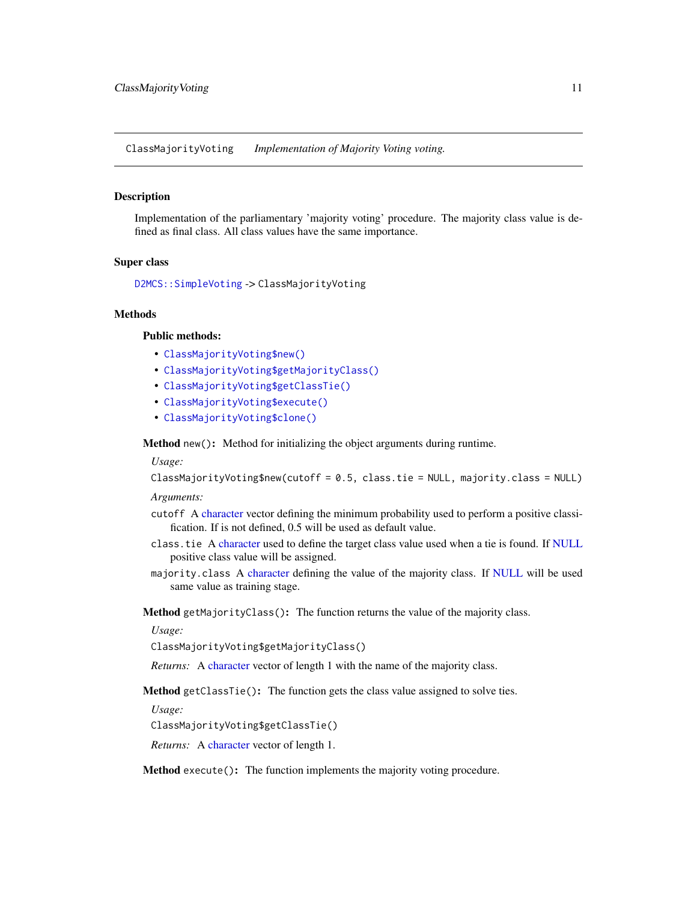# ClassMajorityVoting *Implementation of Majority Voting voting.*

## Description

Implementation of the parliamentary 'majority voting' procedure. The majority class value is defined as final class. All class values have the same importance.

## Super class

`D2MCS::SimpleVoting` -> `ClassMajorityVoting`

## Methods

### Public methods:

- `ClassMajorityVoting$new()`
- `ClassMajorityVoting$getMajorityClass()`
- `ClassMajorityVoting$getClassTie()`
- `ClassMajorityVoting$execute()`
- `ClassMajorityVoting$clone()`

**Method** `new()`**:** Method for initializing the object arguments during runtime.

*Usage:*

```
ClassMajorityVoting$new(cutoff = 0.5, class.tie = NULL, majority.class = NULL)
```

*Arguments:*

`cutoff` A character vector defining the minimum probability used to perform a positive classification. If is not defined, 0.5 will be used as default value.

`class.tie` A character used to define the target class value used when a tie is found. If NULL positive class value will be assigned.

`majority.class` A character defining the value of the majority class. If NULL will be used same value as training stage.

**Method** `getMajorityClass()`**:** The function returns the value of the majority class.

*Usage:*

```
ClassMajorityVoting$getMajorityClass()
```

*Returns:* A character vector of length 1 with the name of the majority class.

**Method** `getClassTie()`**:** The function gets the class value assigned to solve ties.

*Usage:*

```
ClassMajorityVoting$getClassTie()
```

*Returns:* A character vector of length 1.

**Method** `execute()`**:** The function implements the majority voting procedure.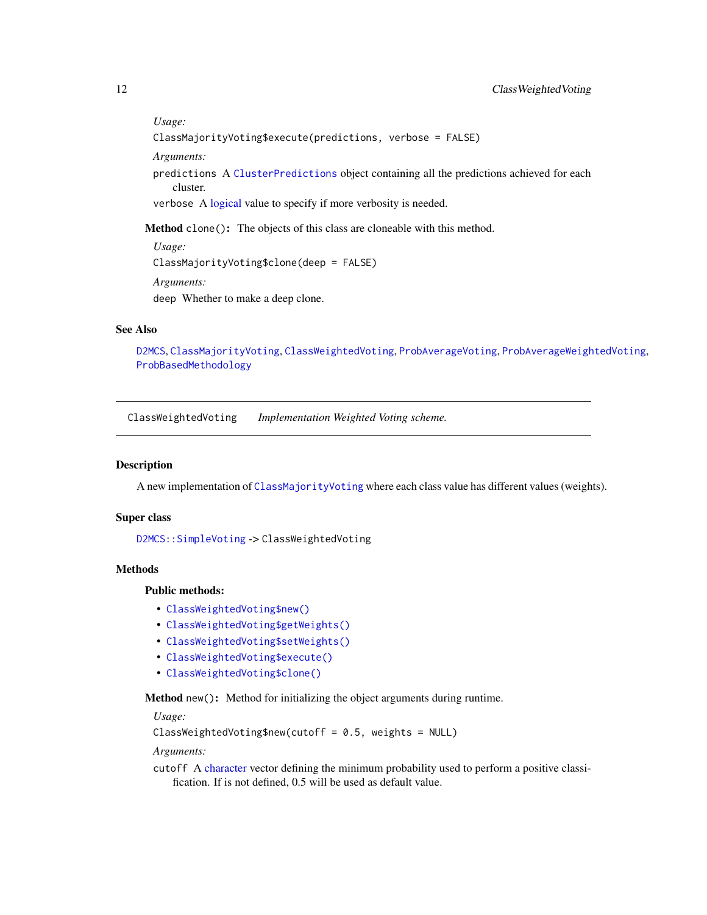*Usage:*

```
ClassMajorityVoting$execute(predictions, verbose = FALSE)
```

*Arguments:*

`predictions` A `ClusterPredictions` object containing all the predictions achieved for each cluster.

`verbose` A logical value to specify if more verbosity is needed.

**Method** `clone()`**:** The objects of this class are cloneable with this method.

*Usage:*

```
ClassMajorityVoting$clone(deep = FALSE)
```

*Arguments:*

`deep` Whether to make a deep clone.

### See Also

`D2MCS`, `ClassMajorityVoting`, `ClassWeightedVoting`, `ProbAverageVoting`, `ProbAverageWeightedVoting`, `ProbBasedMethodology`

---

## ClassWeightedVoting *Implementation Weighted Voting scheme.*

---

### Description

A new implementation of `ClassMajorityVoting` where each class value has different values (weights).

### Super class

`D2MCS::SimpleVoting` -> `ClassWeightedVoting`

### Methods

#### Public methods:

- `ClassWeightedVoting$new()`
- `ClassWeightedVoting$getWeights()`
- `ClassWeightedVoting$setWeights()`
- `ClassWeightedVoting$execute()`
- `ClassWeightedVoting$clone()`

**Method** `new()`**:** Method for initializing the object arguments during runtime.

*Usage:*

```
ClassWeightedVoting$new(cutoff = 0.5, weights = NULL)
```

*Arguments:*

`cutoff` A character vector defining the minimum probability used to perform a positive classification. If is not defined, 0.5 will be used as default value.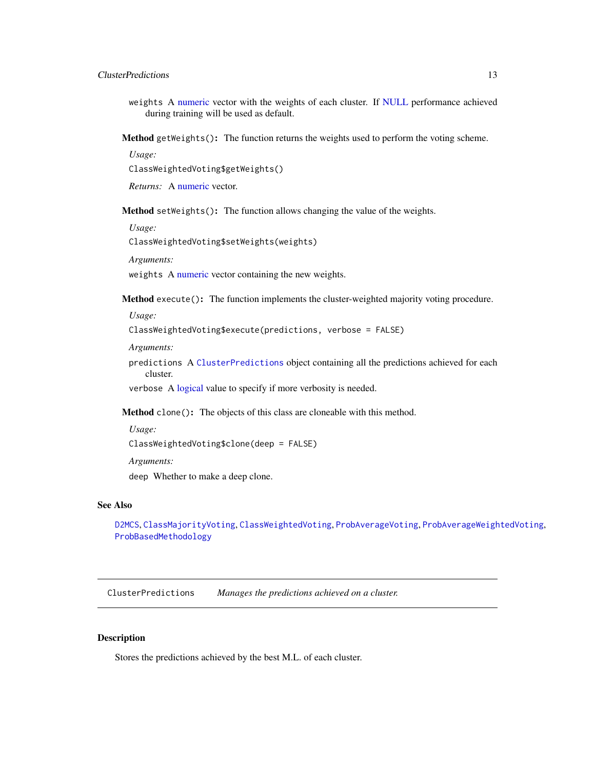`weights` A numeric vector with the weights of each cluster. If NULL performance achieved during training will be used as default.

**Method** `getWeights()`: The function returns the weights used to perform the voting scheme.

*Usage:*

```
ClassWeightedVoting$getWeights()
```

*Returns:* A numeric vector.

**Method** `setWeights()`: The function allows changing the value of the weights.

*Usage:*

```
ClassWeightedVoting$setWeights(weights)
```

*Arguments:*

`weights` A numeric vector containing the new weights.

**Method** `execute()`: The function implements the cluster-weighted majority voting procedure.

*Usage:*

```
ClassWeightedVoting$execute(predictions, verbose = FALSE)
```

*Arguments:*

`predictions` A `ClusterPredictions` object containing all the predictions achieved for each cluster.

`verbose` A logical value to specify if more verbosity is needed.

**Method** `clone()`: The objects of this class are cloneable with this method.

*Usage:*

```
ClassWeightedVoting$clone(deep = FALSE)
```

*Arguments:*

`deep` Whether to make a deep clone.

### See Also

`D2MCS`, `ClassMajorityVoting`, `ClassWeightedVoting`, `ProbAverageVoting`, `ProbAverageWeightedVoting`, `ProbBasedMethodology`

---

## ClusterPredictions — *Manages the predictions achieved on a cluster.*

---

### Description

Stores the predictions achieved by the best M.L. of each cluster.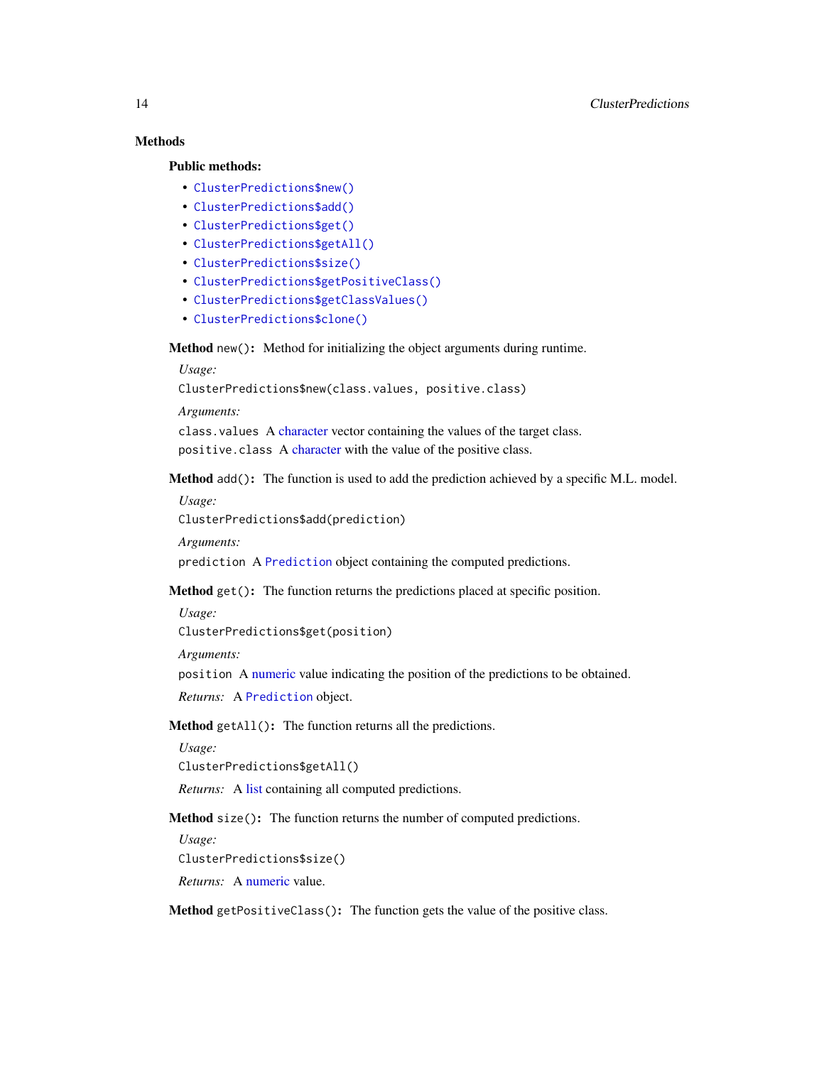## Methods

### Public methods:

- `ClusterPredictions$new()`
- `ClusterPredictions$add()`
- `ClusterPredictions$get()`
- `ClusterPredictions$getAll()`
- `ClusterPredictions$size()`
- `ClusterPredictions$getPositiveClass()`
- `ClusterPredictions$getClassValues()`
- `ClusterPredictions$clone()`

**Method** `new()`**:** Method for initializing the object arguments during runtime.

*Usage:*

```
ClusterPredictions$new(class.values, positive.class)
```

*Arguments:*

`class.values` A character vector containing the values of the target class.

`positive.class` A character with the value of the positive class.

**Method** `add()`**:** The function is used to add the prediction achieved by a specific M.L. model.

*Usage:*

```
ClusterPredictions$add(prediction)
```

*Arguments:*

`prediction` A `Prediction` object containing the computed predictions.

**Method** `get()`**:** The function returns the predictions placed at specific position.

*Usage:*

```
ClusterPredictions$get(position)
```

*Arguments:*

`position` A numeric value indicating the position of the predictions to be obtained.

*Returns:* A `Prediction` object.

**Method** `getAll()`**:** The function returns all the predictions.

*Usage:*

```
ClusterPredictions$getAll()
```

*Returns:* A list containing all computed predictions.

**Method** `size()`**:** The function returns the number of computed predictions.

*Usage:*

```
ClusterPredictions$size()
```

*Returns:* A numeric value.

**Method** `getPositiveClass()`**:** The function gets the value of the positive class.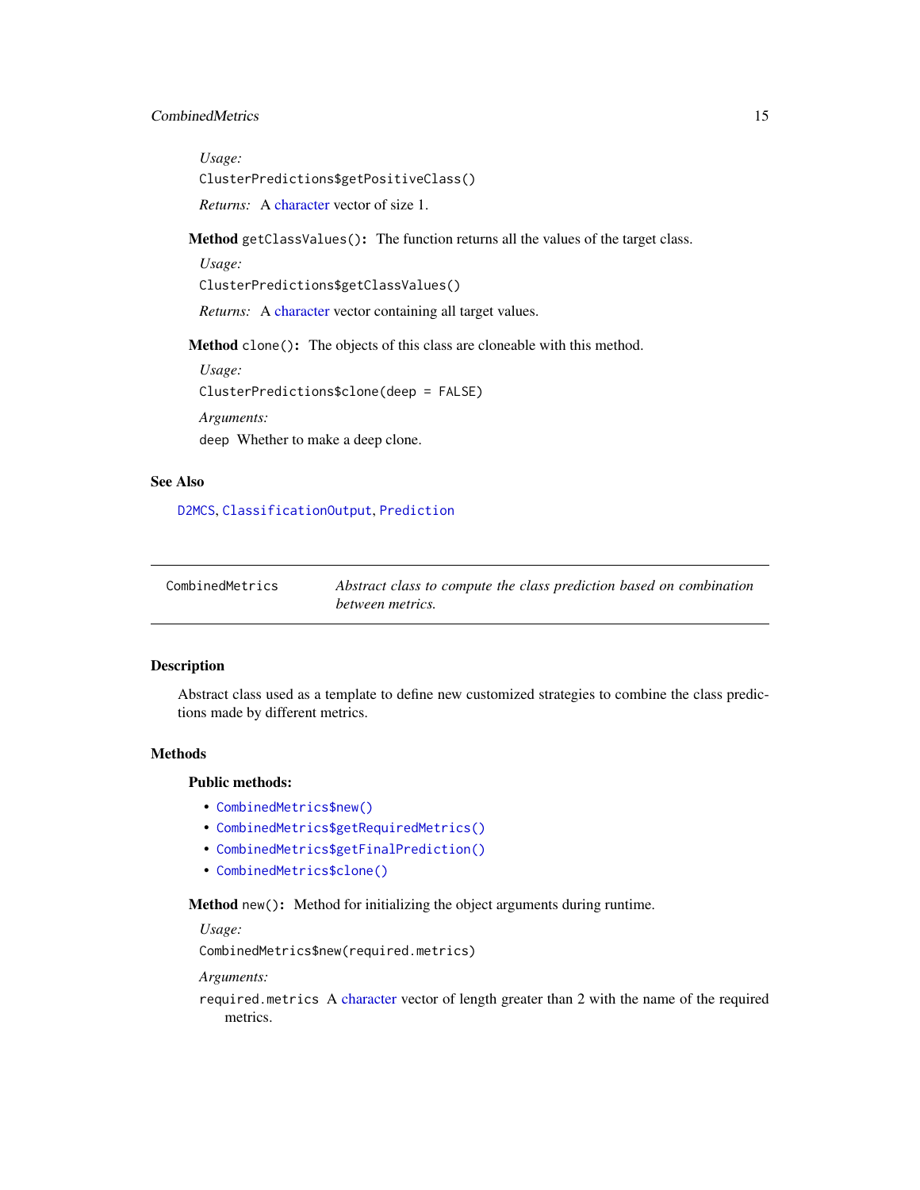*Usage:*

```
ClusterPredictions$getPositiveClass()
```

*Returns:* A character vector of size 1.

**Method** `getClassValues()`**:** The function returns all the values of the target class.

*Usage:*

```
ClusterPredictions$getClassValues()
```

*Returns:* A character vector containing all target values.

**Method** `clone()`**:** The objects of this class are cloneable with this method.

*Usage:*

```
ClusterPredictions$clone(deep = FALSE)
```

*Arguments:*

`deep` Whether to make a deep clone.

## See Also

`D2MCS`, `ClassificationOutput`, `Prediction`

---

`CombinedMetrics` *Abstract class to compute the class prediction based on combination between metrics.*

---

## Description

Abstract class used as a template to define new customized strategies to combine the class predictions made by different metrics.

## Methods

### Public methods:

- `CombinedMetrics$new()`
- `CombinedMetrics$getRequiredMetrics()`
- `CombinedMetrics$getFinalPrediction()`
- `CombinedMetrics$clone()`

**Method** `new()`**:** Method for initializing the object arguments during runtime.

*Usage:*

```
CombinedMetrics$new(required.metrics)
```

*Arguments:*

`required.metrics` A character vector of length greater than 2 with the name of the required metrics.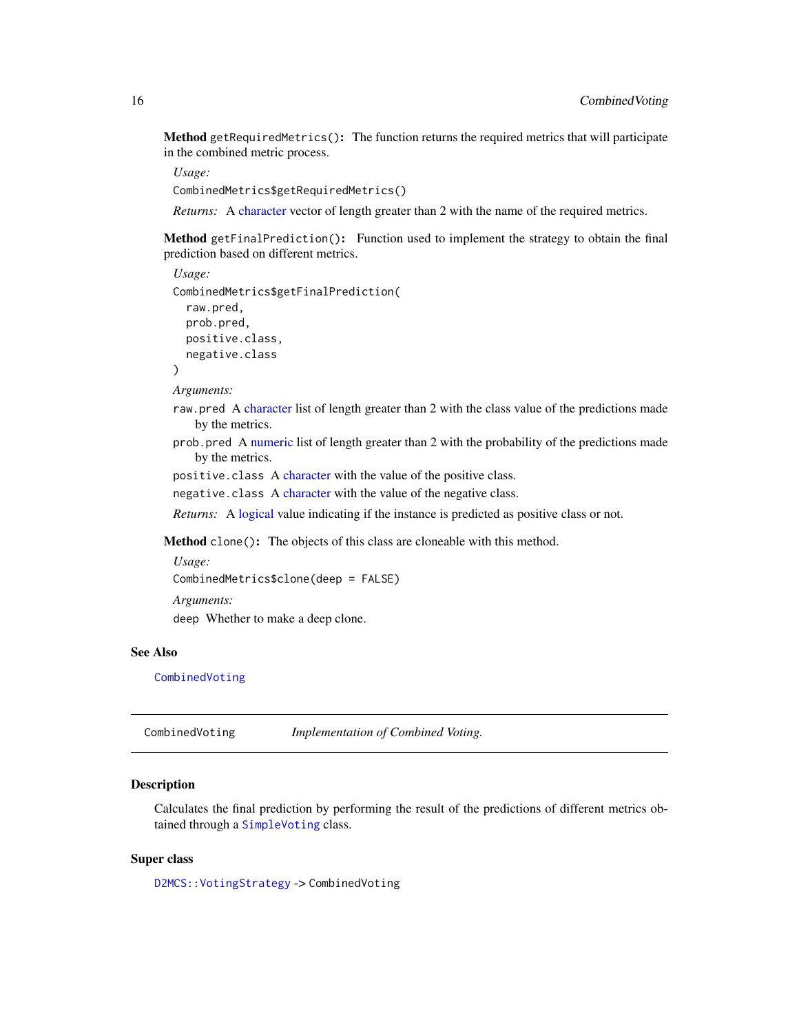**Method** `getRequiredMetrics()`: The function returns the required metrics that will participate in the combined metric process.

*Usage:*

```
CombinedMetrics$getRequiredMetrics()
```

*Returns:* A character vector of length greater than 2 with the name of the required metrics.

**Method** `getFinalPrediction()`: Function used to implement the strategy to obtain the final prediction based on different metrics.

*Usage:*

```
CombinedMetrics$getFinalPrediction(
  raw.pred,
  prob.pred,
  positive.class,
  negative.class
)
```

*Arguments:*

`raw.pred` A character list of length greater than 2 with the class value of the predictions made by the metrics.

`prob.pred` A numeric list of length greater than 2 with the probability of the predictions made by the metrics.

`positive.class` A character with the value of the positive class.

`negative.class` A character with the value of the negative class.

*Returns:* A logical value indicating if the instance is predicted as positive class or not.

**Method** `clone()`: The objects of this class are cloneable with this method.

*Usage:*

```
CombinedMetrics$clone(deep = FALSE)
```

*Arguments:*

`deep` Whether to make a deep clone.

### See Also

`CombinedVoting`

---

## CombinedVoting *Implementation of Combined Voting.*

---

### Description

Calculates the final prediction by performing the result of the predictions of different metrics obtained through a `SimpleVoting` class.

### Super class

`D2MCS::VotingStrategy` -> `CombinedVoting`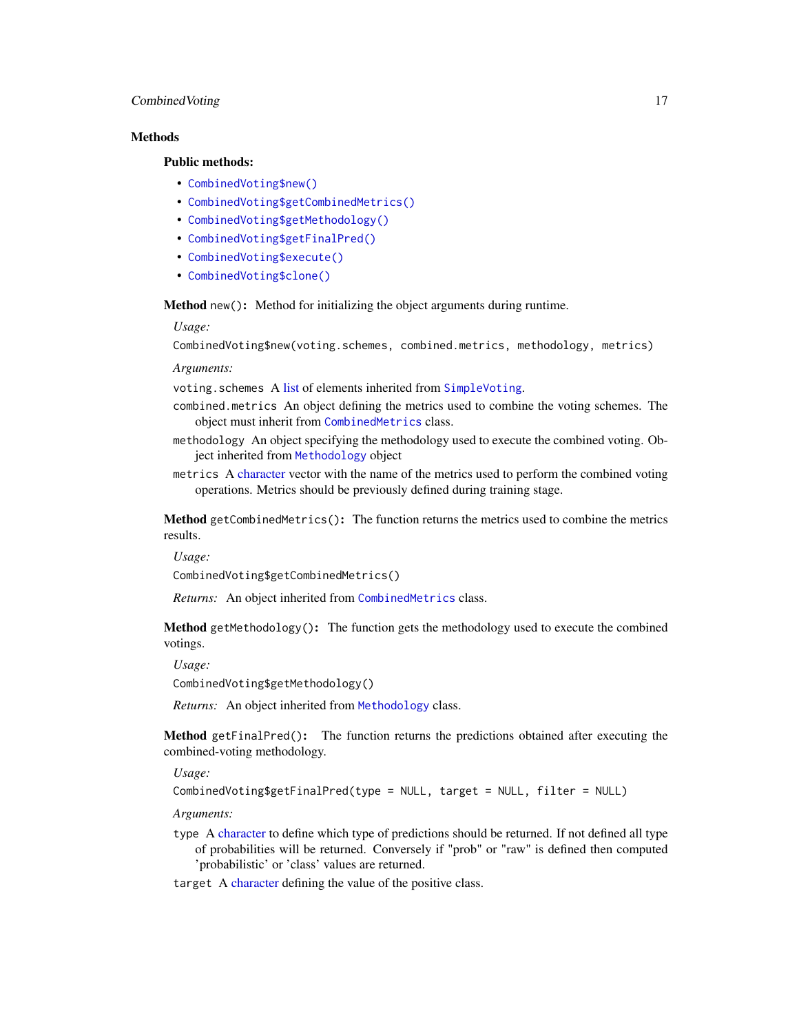## Methods

### Public methods:

- `CombinedVoting$new()`
- `CombinedVoting$getCombinedMetrics()`
- `CombinedVoting$getMethodology()`
- `CombinedVoting$getFinalPred()`
- `CombinedVoting$execute()`
- `CombinedVoting$clone()`

**Method** `new()`**:** Method for initializing the object arguments during runtime.

*Usage:*

```
CombinedVoting$new(voting.schemes, combined.metrics, methodology, metrics)
```

*Arguments:*

`voting.schemes` A list of elements inherited from `SimpleVoting`.

`combined.metrics` An object defining the metrics used to combine the voting schemes. The object must inherit from `CombinedMetrics` class.

`methodology` An object specifying the methodology used to execute the combined voting. Object inherited from `Methodology` object

`metrics` A character vector with the name of the metrics used to perform the combined voting operations. Metrics should be previously defined during training stage.

**Method** `getCombinedMetrics()`**:** The function returns the metrics used to combine the metrics results.

*Usage:*

```
CombinedVoting$getCombinedMetrics()
```

*Returns:* An object inherited from `CombinedMetrics` class.

**Method** `getMethodology()`**:** The function gets the methodology used to execute the combined votings.

*Usage:*

```
CombinedVoting$getMethodology()
```

*Returns:* An object inherited from `Methodology` class.

**Method** `getFinalPred()`**:** The function returns the predictions obtained after executing the combined-voting methodology.

*Usage:*

```
CombinedVoting$getFinalPred(type = NULL, target = NULL, filter = NULL)
```

*Arguments:*

`type` A character to define which type of predictions should be returned. If not defined all type of probabilities will be returned. Conversely if "prob" or "raw" is defined then computed 'probabilistic' or 'class' values are returned.

`target` A character defining the value of the positive class.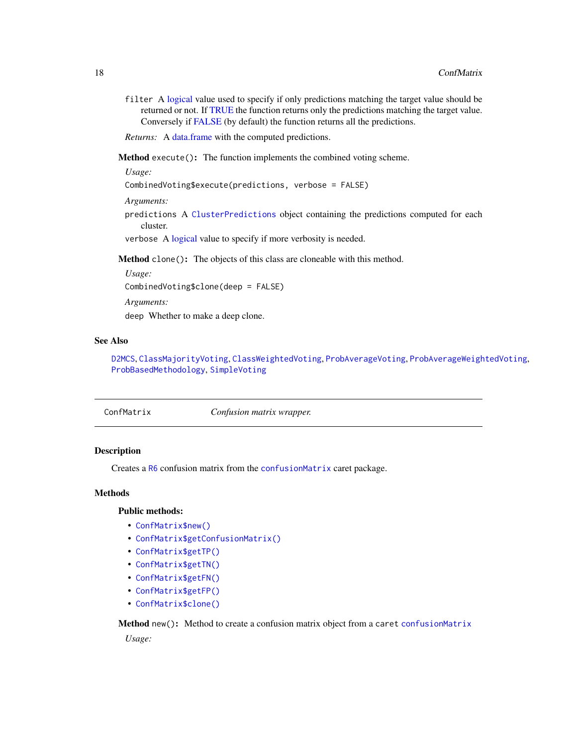filter A logical value used to specify if only predictions matching the target value should be returned or not. If TRUE the function returns only the predictions matching the target value. Conversely if FALSE (by default) the function returns all the predictions.

*Returns:* A data.frame with the computed predictions.

**Method** `execute()`**:** The function implements the combined voting scheme.

*Usage:*

```
CombinedVoting$execute(predictions, verbose = FALSE)
```

*Arguments:*

`predictions` A `ClusterPredictions` object containing the predictions computed for each cluster.

`verbose` A logical value to specify if more verbosity is needed.

**Method** `clone()`**:** The objects of this class are cloneable with this method.

*Usage:*

```
CombinedVoting$clone(deep = FALSE)
```

*Arguments:*

`deep` Whether to make a deep clone.

## See Also

`D2MCS`, `ClassMajorityVoting`, `ClassWeightedVoting`, `ProbAverageVoting`, `ProbAverageWeightedVoting`, `ProbBasedMethodology`, `SimpleVoting`

---

`ConfMatrix` *Confusion matrix wrapper.*

---

## Description

Creates a `R6` confusion matrix from the `confusionMatrix` caret package.

## Methods

**Public methods:**

- `ConfMatrix$new()`
- `ConfMatrix$getConfusionMatrix()`
- `ConfMatrix$getTP()`
- `ConfMatrix$getTN()`
- `ConfMatrix$getFN()`
- `ConfMatrix$getFP()`
- `ConfMatrix$clone()`

**Method** `new()`**:** Method to create a confusion matrix object from a `caret` `confusionMatrix`

*Usage:*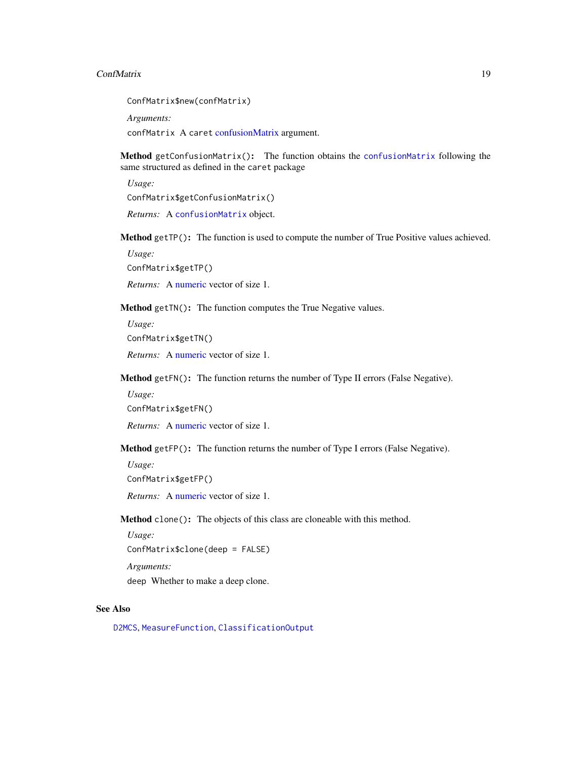```
ConfMatrix$new(confMatrix)
```

*Arguments:*

`confMatrix` A `caret` confusionMatrix argument.

**Method** `getConfusionMatrix():` The function obtains the `confusionMatrix` following the same structured as defined in the `caret` package

*Usage:*

```
ConfMatrix$getConfusionMatrix()
```

*Returns:* A `confusionMatrix` object.

**Method** `getTP():` The function is used to compute the number of True Positive values achieved.

*Usage:*

```
ConfMatrix$getTP()
```

*Returns:* A numeric vector of size 1.

**Method** `getTN():` The function computes the True Negative values.

*Usage:*

```
ConfMatrix$getTN()
```

*Returns:* A numeric vector of size 1.

**Method** `getFN():` The function returns the number of Type II errors (False Negative).

*Usage:*

```
ConfMatrix$getFN()
```

*Returns:* A numeric vector of size 1.

**Method** `getFP():` The function returns the number of Type I errors (False Negative).

*Usage:*

```
ConfMatrix$getFP()
```

*Returns:* A numeric vector of size 1.

**Method** `clone():` The objects of this class are cloneable with this method.

*Usage:*

```
ConfMatrix$clone(deep = FALSE)
```

*Arguments:*

`deep` Whether to make a deep clone.

## See Also

`D2MCS`, `MeasureFunction`, `ClassificationOutput`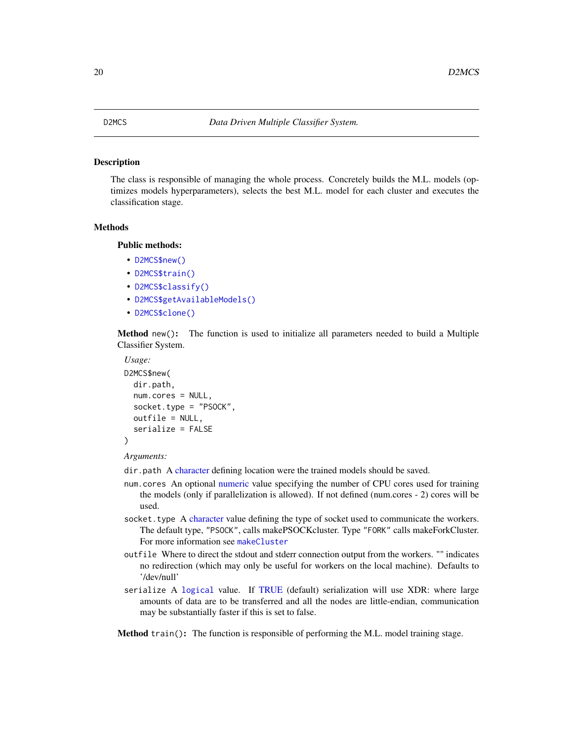D2MCS *Data Driven Multiple Classifier System.*

## Description

The class is responsible of managing the whole process. Concretely builds the M.L. models (optimizes models hyperparameters), selects the best M.L. model for each cluster and executes the classification stage.

## Methods

### Public methods:

- D2MCS$new()
- D2MCS$train()
- D2MCS$classify()
- D2MCS$getAvailableModels()
- D2MCS$clone()

**Method** `new()`: The function is used to initialize all parameters needed to build a Multiple Classifier System.

*Usage:*

```
D2MCS$new(
  dir.path,
  num.cores = NULL,
  socket.type = "PSOCK",
  outfile = NULL,
  serialize = FALSE
)
```

*Arguments:*

`dir.path` A character defining location were the trained models should be saved.

`num.cores` An optional numeric value specifying the number of CPU cores used for training the models (only if parallelization is allowed). If not defined (num.cores - 2) cores will be used.

`socket.type` A character value defining the type of socket used to communicate the workers. The default type, "PSOCK", calls makePSOCKcluster. Type "FORK" calls makeForkCluster. For more information see `makeCluster`

`outfile` Where to direct the stdout and stderr connection output from the workers. "" indicates no redirection (which may only be useful for workers on the local machine). Defaults to '/dev/null'

`serialize` A `logical` value. If TRUE (default) serialization will use XDR: where large amounts of data are to be transferred and all the nodes are little-endian, communication may be substantially faster if this is set to false.

**Method** `train()`: The function is responsible of performing the M.L. model training stage.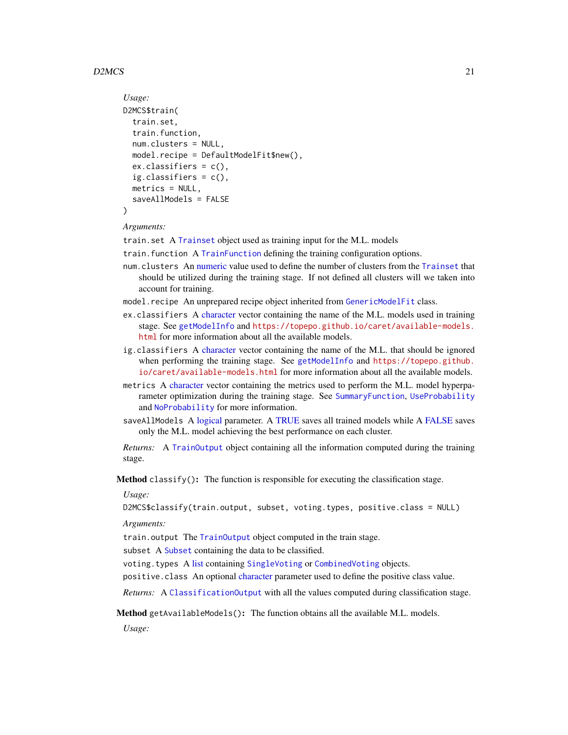*Usage:*

```
D2MCS$train(
  train.set,
  train.function,
  num.clusters = NULL,
  model.recipe = DefaultModelFit$new(),
  ex.classifiers = c(),
  ig.classifiers = c(),
  metrics = NULL,
  saveAllModels = FALSE
)
```

*Arguments:*

`train.set` A `Trainset` object used as training input for the M.L. models

`train.function` A `TrainFunction` defining the training configuration options.

`num.clusters` An numeric value used to define the number of clusters from the `Trainset` that should be utilized during the training stage. If not defined all clusters will we taken into account for training.

`model.recipe` An unprepared recipe object inherited from `GenericModelFit` class.

`ex.classifiers` A character vector containing the name of the M.L. models used in training stage. See `getModelInfo` and `https://topepo.github.io/caret/available-models.html` for more information about all the available models.

`ig.classifiers` A character vector containing the name of the M.L. that should be ignored when performing the training stage. See `getModelInfo` and `https://topepo.github.io/caret/available-models.html` for more information about all the available models.

`metrics` A character vector containing the metrics used to perform the M.L. model hyperparameter optimization during the training stage. See `SummaryFunction`, `UseProbability` and `NoProbability` for more information.

`saveAllModels` A logical parameter. A TRUE saves all trained models while A FALSE saves only the M.L. model achieving the best performance on each cluster.

*Returns:* A `TrainOutput` object containing all the information computed during the training stage.

**Method** `classify()`**:** The function is responsible for executing the classification stage.

*Usage:*

```
D2MCS$classify(train.output, subset, voting.types, positive.class = NULL)
```

*Arguments:*

`train.output` The `TrainOutput` object computed in the train stage.

`subset` A `Subset` containing the data to be classified.

`voting.types` A list containing `SingleVoting` or `CombinedVoting` objects.

`positive.class` An optional character parameter used to define the positive class value.

*Returns:* A `ClassificationOutput` with all the values computed during classification stage.

**Method** `getAvailableModels()`**:** The function obtains all the available M.L. models.

*Usage:*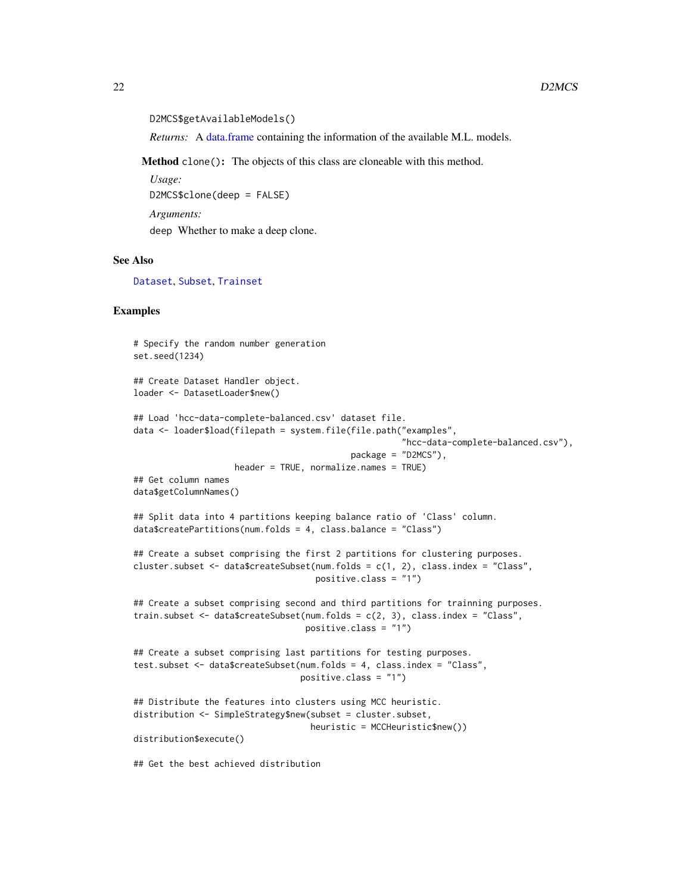```
D2MCS$getAvailableModels()
```

*Returns:* A data.frame containing the information of the available M.L. models.

**Method** `clone()`**:** The objects of this class are cloneable with this method.

*Usage:*

```
D2MCS$clone(deep = FALSE)
```

*Arguments:*

`deep` Whether to make a deep clone.

## See Also

`Dataset`, `Subset`, `Trainset`

## Examples

```
# Specify the random number generation
set.seed(1234)

## Create Dataset Handler object.
loader <- DatasetLoader$new()

## Load 'hcc-data-complete-balanced.csv' dataset file.
data <- loader$load(filepath = system.file(file.path("examples",
                                                     "hcc-data-complete-balanced.csv"),
                                           package = "D2MCS"),
                    header = TRUE, normalize.names = TRUE)
## Get column names
data$getColumnNames()

## Split data into 4 partitions keeping balance ratio of 'Class' column.
data$createPartitions(num.folds = 4, class.balance = "Class")

## Create a subset comprising the first 2 partitions for clustering purposes.
cluster.subset <- data$createSubset(num.folds = c(1, 2), class.index = "Class",
                                    positive.class = "1")

## Create a subset comprising second and third partitions for trainning purposes.
train.subset <- data$createSubset(num.folds = c(2, 3), class.index = "Class",
                                  positive.class = "1")

## Create a subset comprising last partitions for testing purposes.
test.subset <- data$createSubset(num.folds = 4, class.index = "Class",
                                 positive.class = "1")

## Distribute the features into clusters using MCC heuristic.
distribution <- SimpleStrategy$new(subset = cluster.subset,
                                   heuristic = MCCHeuristic$new())
distribution$execute()

## Get the best achieved distribution
```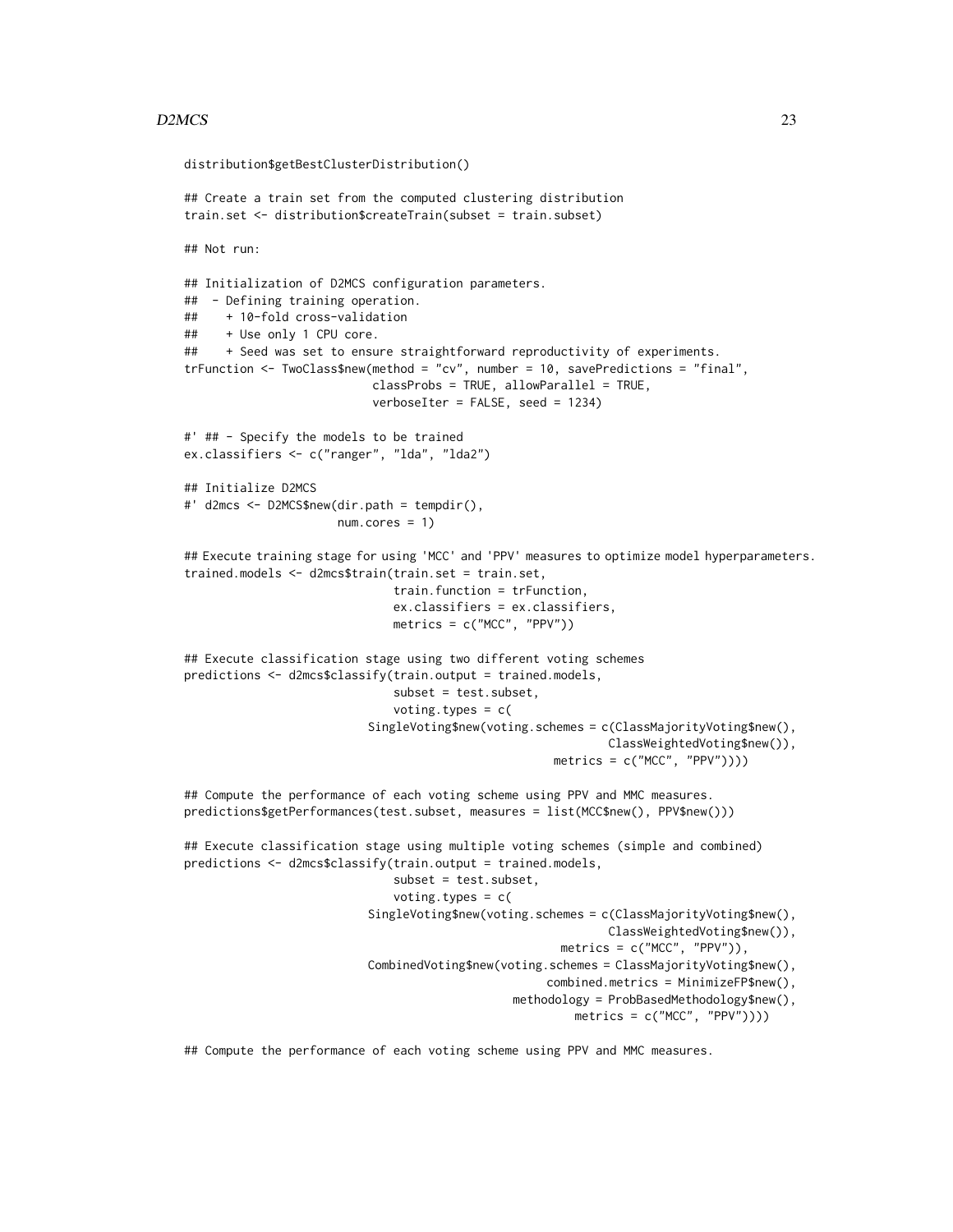```
distribution$getBestClusterDistribution()

## Create a train set from the computed clustering distribution
train.set <- distribution$createTrain(subset = train.subset)

## Not run:

## Initialization of D2MCS configuration parameters.
##  - Defining training operation.
##    + 10-fold cross-validation
##    + Use only 1 CPU core.
##    + Seed was set to ensure straightforward reproductivity of experiments.
trFunction <- TwoClass$new(method = "cv", number = 10, savePredictions = "final",
                           classProbs = TRUE, allowParallel = TRUE,
                           verboseIter = FALSE, seed = 1234)

#' ## - Specify the models to be trained
ex.classifiers <- c("ranger", "lda", "lda2")

## Initialize D2MCS
#' d2mcs <- D2MCS$new(dir.path = tempdir(),
                      num.cores = 1)

## Execute training stage for using 'MCC' and 'PPV' measures to optimize model hyperparameters.
trained.models <- d2mcs$train(train.set = train.set,
                              train.function = trFunction,
                              ex.classifiers = ex.classifiers,
                              metrics = c("MCC", "PPV"))

## Execute classification stage using two different voting schemes
predictions <- d2mcs$classify(train.output = trained.models,
                              subset = test.subset,
                              voting.types = c(
                           SingleVoting$new(voting.schemes = c(ClassMajorityVoting$new(),
                                                               ClassWeightedVoting$new()),
                                            metrics = c("MCC", "PPV"))))

## Compute the performance of each voting scheme using PPV and MMC measures.
predictions$getPerformances(test.subset, measures = list(MCC$new(), PPV$new()))

## Execute classification stage using multiple voting schemes (simple and combined)
predictions <- d2mcs$classify(train.output = trained.models,
                              subset = test.subset,
                              voting.types = c(
                           SingleVoting$new(voting.schemes = c(ClassMajorityVoting$new(),
                                                               ClassWeightedVoting$new()),
                                             metrics = c("MCC", "PPV")),
                           CombinedVoting$new(voting.schemes = ClassMajorityVoting$new(),
                                              combined.metrics = MinimizeFP$new(),
                                              methodology = ProbBasedMethodology$new(),
                                              metrics = c("MCC", "PPV"))))

## Compute the performance of each voting scheme using PPV and MMC measures.
```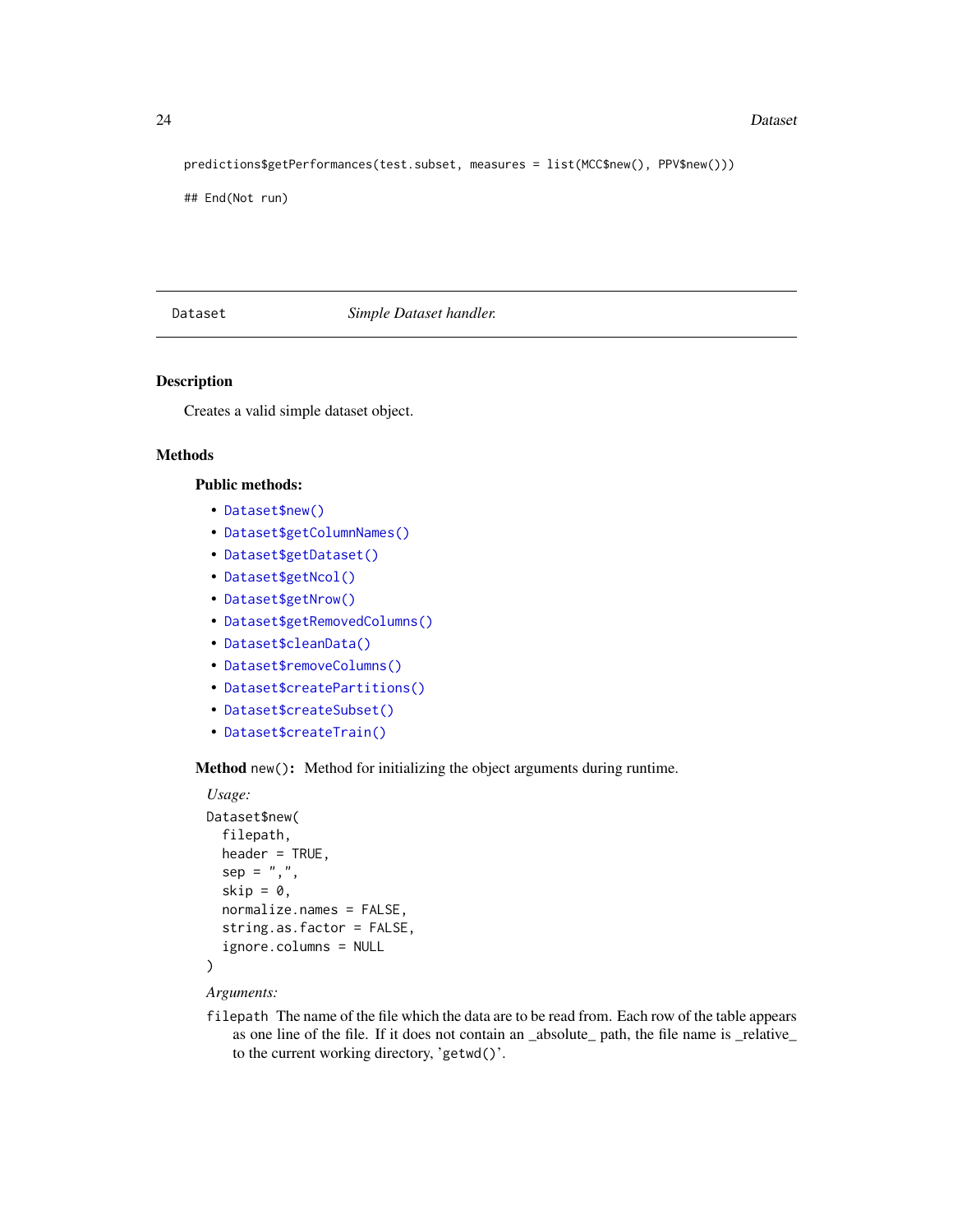```
predictions$getPerformances(test.subset, measures = list(MCC$new(), PPV$new()))

## End(Not run)
```

## Dataset — *Simple Dataset handler.*

### Description

Creates a valid simple dataset object.

### Methods

#### Public methods:

- Dataset$new()
- Dataset$getColumnNames()
- Dataset$getDataset()
- Dataset$getNcol()
- Dataset$getNrow()
- Dataset$getRemovedColumns()
- Dataset$cleanData()
- Dataset$removeColumns()
- Dataset$createPartitions()
- Dataset$createSubset()
- Dataset$createTrain()

**Method** `new()`**:** Method for initializing the object arguments during runtime.

*Usage:*

```
Dataset$new(
  filepath,
  header = TRUE,
  sep = ",",
  skip = 0,
  normalize.names = FALSE,
  string.as.factor = FALSE,
  ignore.columns = NULL
)
```

*Arguments:*

`filepath` The name of the file which the data are to be read from. Each row of the table appears as one line of the file. If it does not contain an _absolute_ path, the file name is _relative_ to the current working directory, 'getwd()'.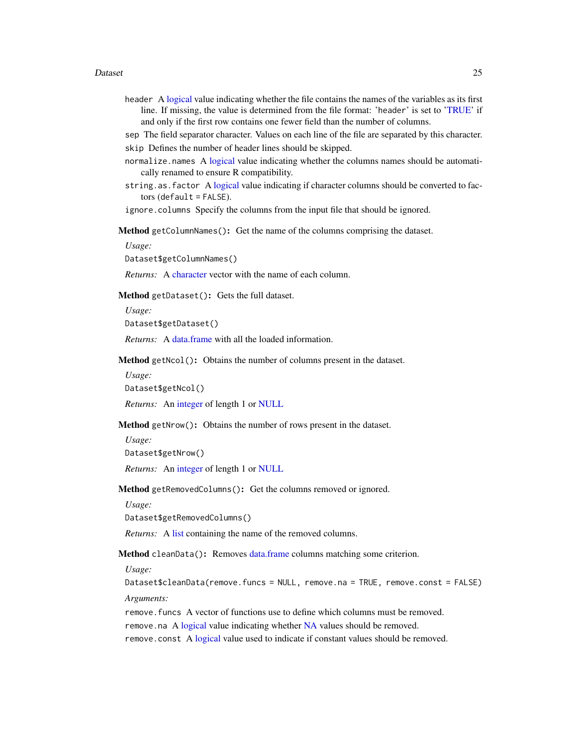`header` A logical value indicating whether the file contains the names of the variables as its first line. If missing, the value is determined from the file format: 'header' is set to 'TRUE' if and only if the first row contains one fewer field than the number of columns.

`sep` The field separator character. Values on each line of the file are separated by this character.

`skip` Defines the number of header lines should be skipped.

`normalize.names` A logical value indicating whether the columns names should be automatically renamed to ensure R compatibility.

`string.as.factor` A logical value indicating if character columns should be converted to factors (default = FALSE).

`ignore.columns` Specify the columns from the input file that should be ignored.

**Method** `getColumnNames()`**:** Get the name of the columns comprising the dataset.

*Usage:*

```
Dataset$getColumnNames()
```

*Returns:* A character vector with the name of each column.

**Method** `getDataset()`**:** Gets the full dataset.

*Usage:*

```
Dataset$getDataset()
```

*Returns:* A data.frame with all the loaded information.

**Method** `getNcol()`**:** Obtains the number of columns present in the dataset.

*Usage:*

```
Dataset$getNcol()
```

*Returns:* An integer of length 1 or NULL

**Method** `getNrow()`**:** Obtains the number of rows present in the dataset.

*Usage:*

```
Dataset$getNrow()
```

*Returns:* An integer of length 1 or NULL

**Method** `getRemovedColumns()`**:** Get the columns removed or ignored.

*Usage:*

```
Dataset$getRemovedColumns()
```

*Returns:* A list containing the name of the removed columns.

**Method** `cleanData()`**:** Removes data.frame columns matching some criterion.

*Usage:*

```
Dataset$cleanData(remove.funcs = NULL, remove.na = TRUE, remove.const = FALSE)
```

*Arguments:*

`remove.funcs` A vector of functions use to define which columns must be removed.

`remove.na` A logical value indicating whether NA values should be removed.

`remove.const` A logical value used to indicate if constant values should be removed.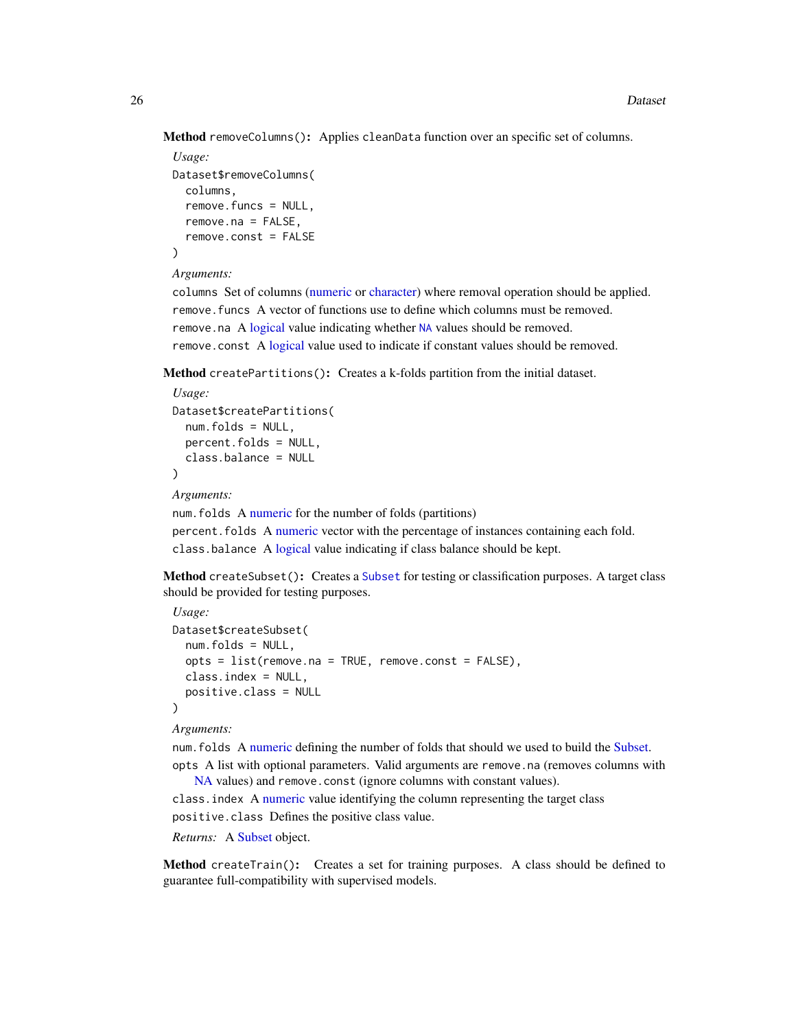**Method** `removeColumns()`: Applies `cleanData` function over an specific set of columns.

*Usage:*

```
Dataset$removeColumns(
  columns,
  remove.funcs = NULL,
  remove.na = FALSE,
  remove.const = FALSE
)
```

*Arguments:*

`columns` Set of columns (numeric or character) where removal operation should be applied.

`remove.funcs` A vector of functions use to define which columns must be removed.

`remove.na` A logical value indicating whether `NA` values should be removed.

`remove.const` A logical value used to indicate if constant values should be removed.

**Method** `createPartitions()`: Creates a k-folds partition from the initial dataset.

*Usage:*

```
Dataset$createPartitions(
  num.folds = NULL,
  percent.folds = NULL,
  class.balance = NULL
)
```

*Arguments:*

`num.folds` A numeric for the number of folds (partitions)

`percent.folds` A numeric vector with the percentage of instances containing each fold.

`class.balance` A logical value indicating if class balance should be kept.

**Method** `createSubset()`: Creates a `Subset` for testing or classification purposes. A target class should be provided for testing purposes.

*Usage:*

```
Dataset$createSubset(
  num.folds = NULL,
  opts = list(remove.na = TRUE, remove.const = FALSE),
  class.index = NULL,
  positive.class = NULL
)
```

*Arguments:*

`num.folds` A numeric defining the number of folds that should we used to build the Subset.

`opts` A list with optional parameters. Valid arguments are `remove.na` (removes columns with NA values) and `remove.const` (ignore columns with constant values).

`class.index` A numeric value identifying the column representing the target class

`positive.class` Defines the positive class value.

*Returns:* A Subset object.

**Method** `createTrain()`: Creates a set for training purposes. A class should be defined to guarantee full-compatibility with supervised models.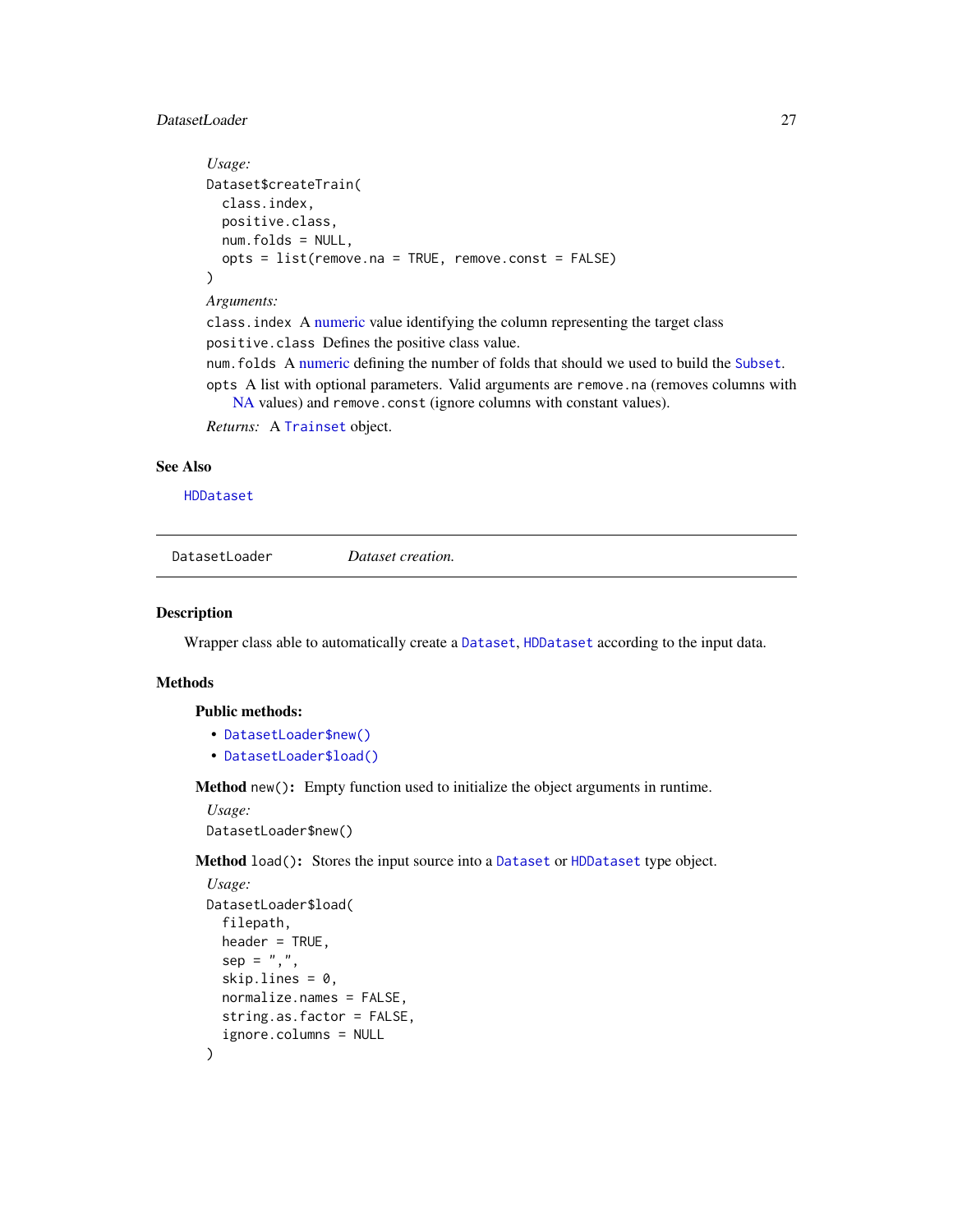*Usage:*

```
Dataset$createTrain(
  class.index,
  positive.class,
  num.folds = NULL,
  opts = list(remove.na = TRUE, remove.const = FALSE)
)
```

*Arguments:*

`class.index` A numeric value identifying the column representing the target class

`positive.class` Defines the positive class value.

`num.folds` A numeric defining the number of folds that should we used to build the `Subset`.

`opts` A list with optional parameters. Valid arguments are `remove.na` (removes columns with NA values) and `remove.const` (ignore columns with constant values).

*Returns:* A `Trainset` object.

## See Also

`HDDataset`

---

# DatasetLoader — *Dataset creation.*

## Description

Wrapper class able to automatically create a `Dataset`, `HDDataset` according to the input data.

## Methods

### Public methods:

- `DatasetLoader$new()`
- `DatasetLoader$load()`

**Method** `new()`**:** Empty function used to initialize the object arguments in runtime.

*Usage:*

```
DatasetLoader$new()
```

**Method** `load()`**:** Stores the input source into a `Dataset` or `HDDataset` type object.

*Usage:*

```
DatasetLoader$load(
  filepath,
  header = TRUE,
  sep = ",",
  skip.lines = 0,
  normalize.names = FALSE,
  string.as.factor = FALSE,
  ignore.columns = NULL
)
```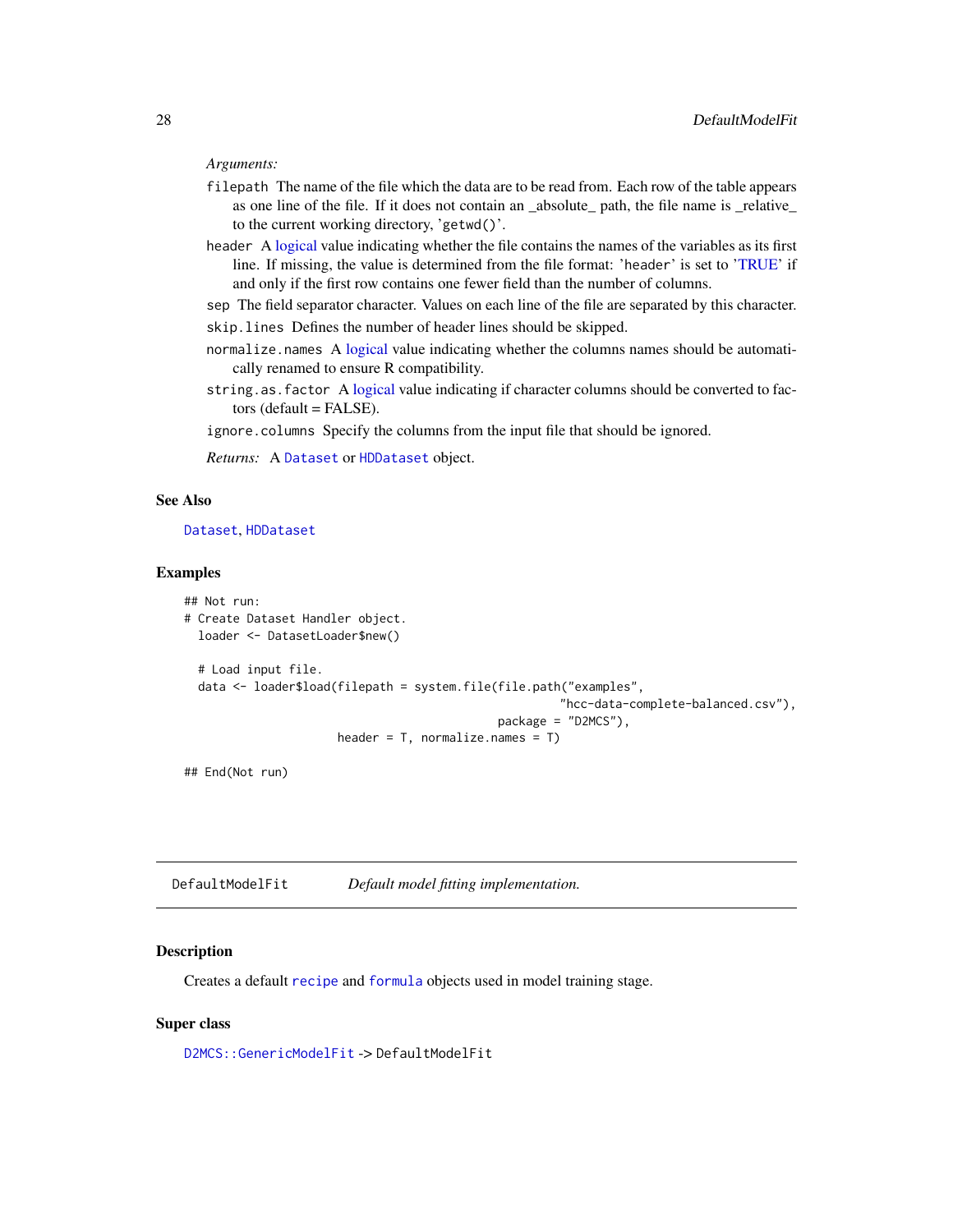*Arguments:*

- `filepath` The name of the file which the data are to be read from. Each row of the table appears as one line of the file. If it does not contain an _absolute_ path, the file name is _relative_ to the current working directory, 'getwd()'.
- `header` A logical value indicating whether the file contains the names of the variables as its first line. If missing, the value is determined from the file format: 'header' is set to 'TRUE' if and only if the first row contains one fewer field than the number of columns.
- `sep` The field separator character. Values on each line of the file are separated by this character.
- `skip.lines` Defines the number of header lines should be skipped.
- `normalize.names` A logical value indicating whether the columns names should be automatically renamed to ensure R compatibility.
- `string.as.factor` A logical value indicating if character columns should be converted to factors (default = FALSE).
- `ignore.columns` Specify the columns from the input file that should be ignored.

*Returns:* A `Dataset` or `HDDataset` object.

## See Also

`Dataset`, `HDDataset`

## Examples

```
## Not run:
# Create Dataset Handler object.
  loader <- DatasetLoader$new()

  # Load input file.
  data <- loader$load(filepath = system.file(file.path("examples",
                                                         "hcc-data-complete-balanced.csv"),
                                              package = "D2MCS"),
                      header = T, normalize.names = T)

## End(Not run)
```

---

# DefaultModelFit *Default model fitting implementation.*

## Description

Creates a default `recipe` and `formula` objects used in model training stage.

## Super class

`D2MCS::GenericModelFit` -> `DefaultModelFit`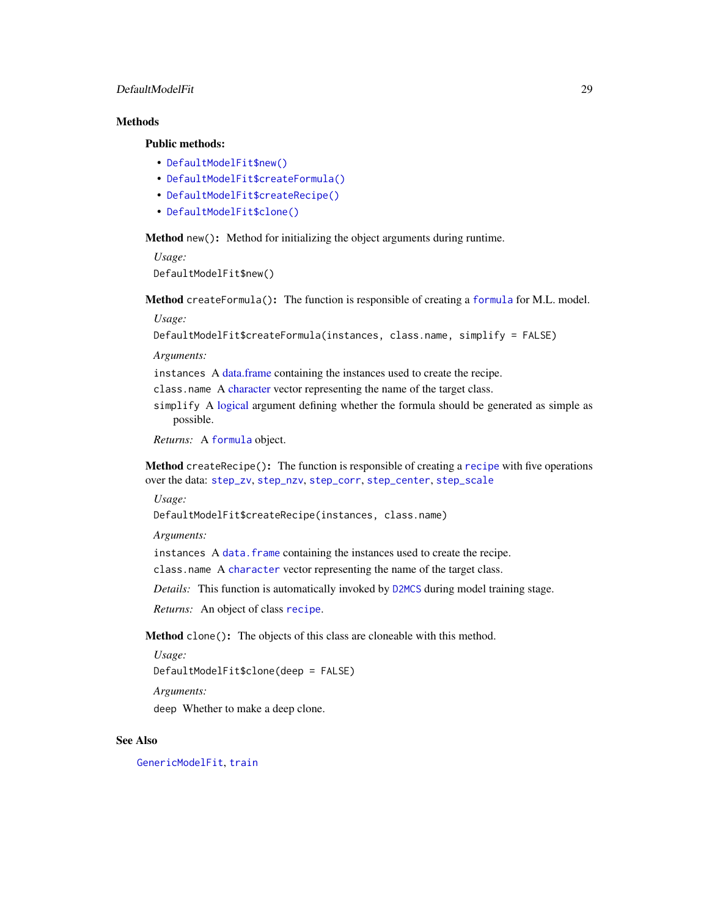## Methods

### Public methods:

- `DefaultModelFit$new()`
- `DefaultModelFit$createFormula()`
- `DefaultModelFit$createRecipe()`
- `DefaultModelFit$clone()`

**Method** `new()`**:** Method for initializing the object arguments during runtime.

*Usage:*

```
DefaultModelFit$new()
```

**Method** `createFormula()`**:** The function is responsible of creating a `formula` for M.L. model.

*Usage:*

```
DefaultModelFit$createFormula(instances, class.name, simplify = FALSE)
```

*Arguments:*

`instances` A data.frame containing the instances used to create the recipe.

`class.name` A character vector representing the name of the target class.

`simplify` A logical argument defining whether the formula should be generated as simple as possible.

*Returns:* A `formula` object.

**Method** `createRecipe()`**:** The function is responsible of creating a `recipe` with five operations over the data: `step_zv`, `step_nzv`, `step_corr`, `step_center`, `step_scale`

*Usage:*

```
DefaultModelFit$createRecipe(instances, class.name)
```

*Arguments:*

`instances` A `data.frame` containing the instances used to create the recipe.

`class.name` A `character` vector representing the name of the target class.

*Details:* This function is automatically invoked by `D2MCS` during model training stage.

*Returns:* An object of class `recipe`.

**Method** `clone()`**:** The objects of this class are cloneable with this method.

*Usage:*

```
DefaultModelFit$clone(deep = FALSE)
```

*Arguments:*

`deep` Whether to make a deep clone.

## See Also

`GenericModelFit`, `train`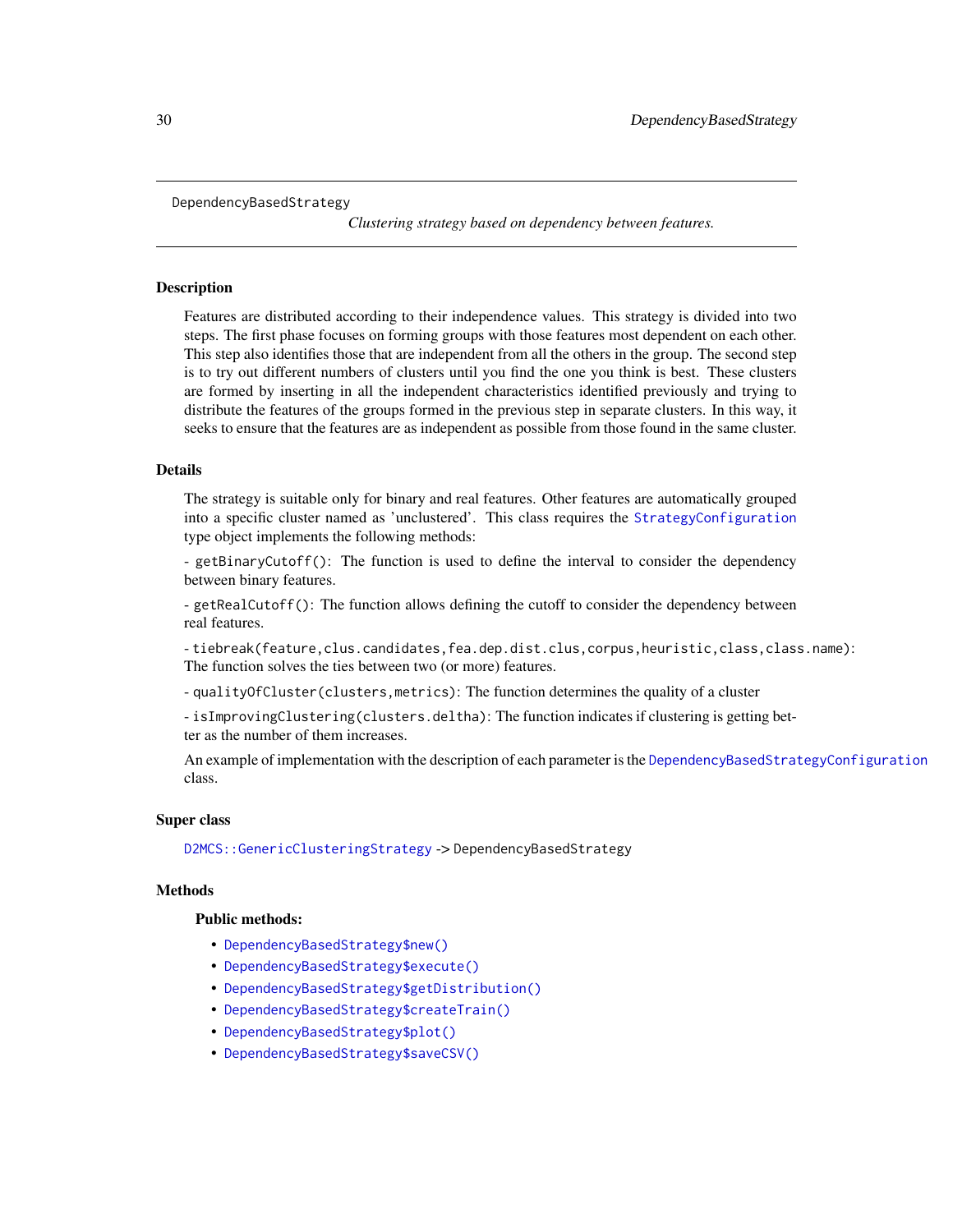DependencyBasedStrategy

*Clustering strategy based on dependency between features.*

## Description

Features are distributed according to their independence values. This strategy is divided into two steps. The first phase focuses on forming groups with those features most dependent on each other. This step also identifies those that are independent from all the others in the group. The second step is to try out different numbers of clusters until you find the one you think is best. These clusters are formed by inserting in all the independent characteristics identified previously and trying to distribute the features of the groups formed in the previous step in separate clusters. In this way, it seeks to ensure that the features are as independent as possible from those found in the same cluster.

## Details

The strategy is suitable only for binary and real features. Other features are automatically grouped into a specific cluster named as 'unclustered'. This class requires the `StrategyConfiguration` type object implements the following methods:

- `getBinaryCutoff()`: The function is used to define the interval to consider the dependency between binary features.

- `getRealCutoff()`: The function allows defining the cutoff to consider the dependency between real features.

- `tiebreak(feature,clus.candidates,fea.dep.dist.clus,corpus,heuristic,class,class.name)`: The function solves the ties between two (or more) features.

- `qualityOfCluster(clusters,metrics)`: The function determines the quality of a cluster

- `isImprovingClustering(clusters.deltha)`: The function indicates if clustering is getting better as the number of them increases.

An example of implementation with the description of each parameter is the `DependencyBasedStrategyConfiguration` class.

## Super class

`D2MCS::GenericClusteringStrategy` -> `DependencyBasedStrategy`

## Methods

### Public methods:

- `DependencyBasedStrategy$new()`
- `DependencyBasedStrategy$execute()`
- `DependencyBasedStrategy$getDistribution()`
- `DependencyBasedStrategy$createTrain()`
- `DependencyBasedStrategy$plot()`
- `DependencyBasedStrategy$saveCSV()`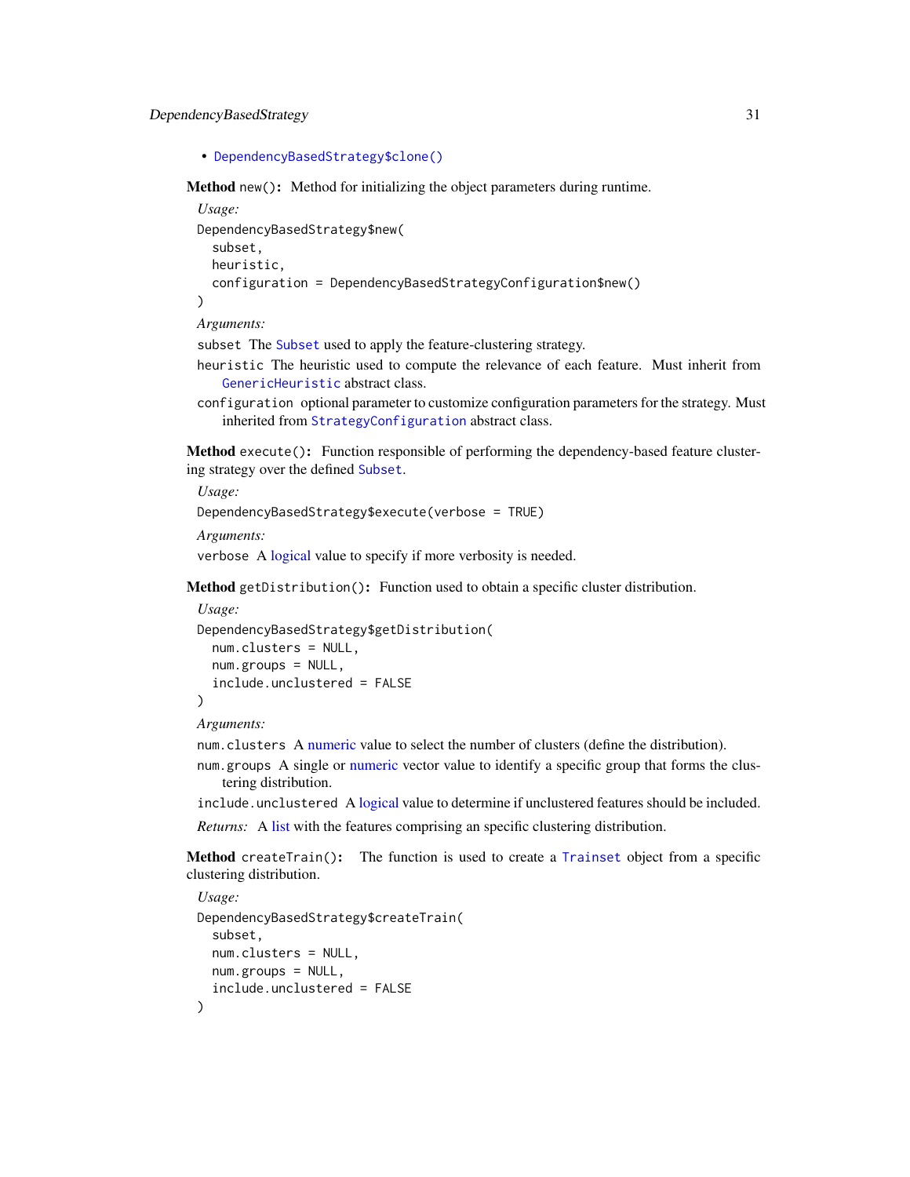- `DependencyBasedStrategy$clone()`

**Method** `new()`**:** Method for initializing the object parameters during runtime.

*Usage:*

```
DependencyBasedStrategy$new(
  subset,
  heuristic,
  configuration = DependencyBasedStrategyConfiguration$new()
)
```

*Arguments:*

`subset` The `Subset` used to apply the feature-clustering strategy.

`heuristic` The heuristic used to compute the relevance of each feature. Must inherit from `GenericHeuristic` abstract class.

`configuration` optional parameter to customize configuration parameters for the strategy. Must inherited from `StrategyConfiguration` abstract class.

**Method** `execute()`**:** Function responsible of performing the dependency-based feature clustering strategy over the defined `Subset`.

*Usage:*

```
DependencyBasedStrategy$execute(verbose = TRUE)
```

*Arguments:*

`verbose` A logical value to specify if more verbosity is needed.

**Method** `getDistribution()`**:** Function used to obtain a specific cluster distribution.

*Usage:*

```
DependencyBasedStrategy$getDistribution(
  num.clusters = NULL,
  num.groups = NULL,
  include.unclustered = FALSE
)
```

*Arguments:*

`num.clusters` A numeric value to select the number of clusters (define the distribution).

`num.groups` A single or numeric vector value to identify a specific group that forms the clustering distribution.

`include.unclustered` A logical value to determine if unclustered features should be included.

*Returns:* A list with the features comprising an specific clustering distribution.

**Method** `createTrain()`**:** The function is used to create a `Trainset` object from a specific clustering distribution.

*Usage:*

```
DependencyBasedStrategy$createTrain(
  subset,
  num.clusters = NULL,
  num.groups = NULL,
  include.unclustered = FALSE
)
```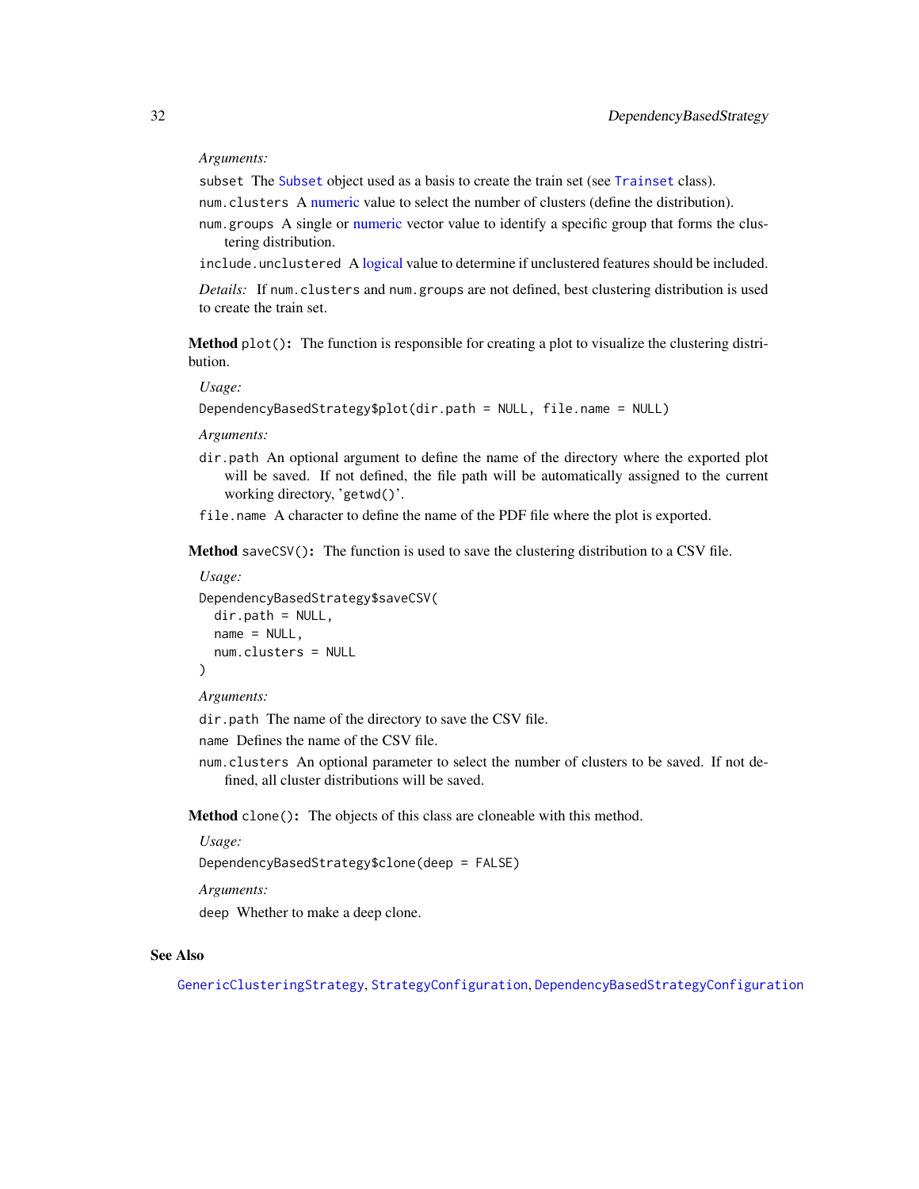*Arguments:*

`subset` The `Subset` object used as a basis to create the train set (see `Trainset` class).

`num.clusters` A numeric value to select the number of clusters (define the distribution).

`num.groups` A single or numeric vector value to identify a specific group that forms the clustering distribution.

`include.unclustered` A logical value to determine if unclustered features should be included.

*Details:* If `num.clusters` and `num.groups` are not defined, best clustering distribution is used to create the train set.

**Method** `plot()`**:** The function is responsible for creating a plot to visualize the clustering distribution.

*Usage:*

```
DependencyBasedStrategy$plot(dir.path = NULL, file.name = NULL)
```

*Arguments:*

`dir.path` An optional argument to define the name of the directory where the exported plot will be saved. If not defined, the file path will be automatically assigned to the current working directory, 'getwd()'.

`file.name` A character to define the name of the PDF file where the plot is exported.

**Method** `saveCSV()`**:** The function is used to save the clustering distribution to a CSV file.

*Usage:*

```
DependencyBasedStrategy$saveCSV(
  dir.path = NULL,
  name = NULL,
  num.clusters = NULL
)
```

*Arguments:*

`dir.path` The name of the directory to save the CSV file.

`name` Defines the name of the CSV file.

`num.clusters` An optional parameter to select the number of clusters to be saved. If not defined, all cluster distributions will be saved.

**Method** `clone()`**:** The objects of this class are cloneable with this method.

*Usage:*

```
DependencyBasedStrategy$clone(deep = FALSE)
```

*Arguments:*

`deep` Whether to make a deep clone.

## See Also

`GenericClusteringStrategy`, `StrategyConfiguration`, `DependencyBasedStrategyConfiguration`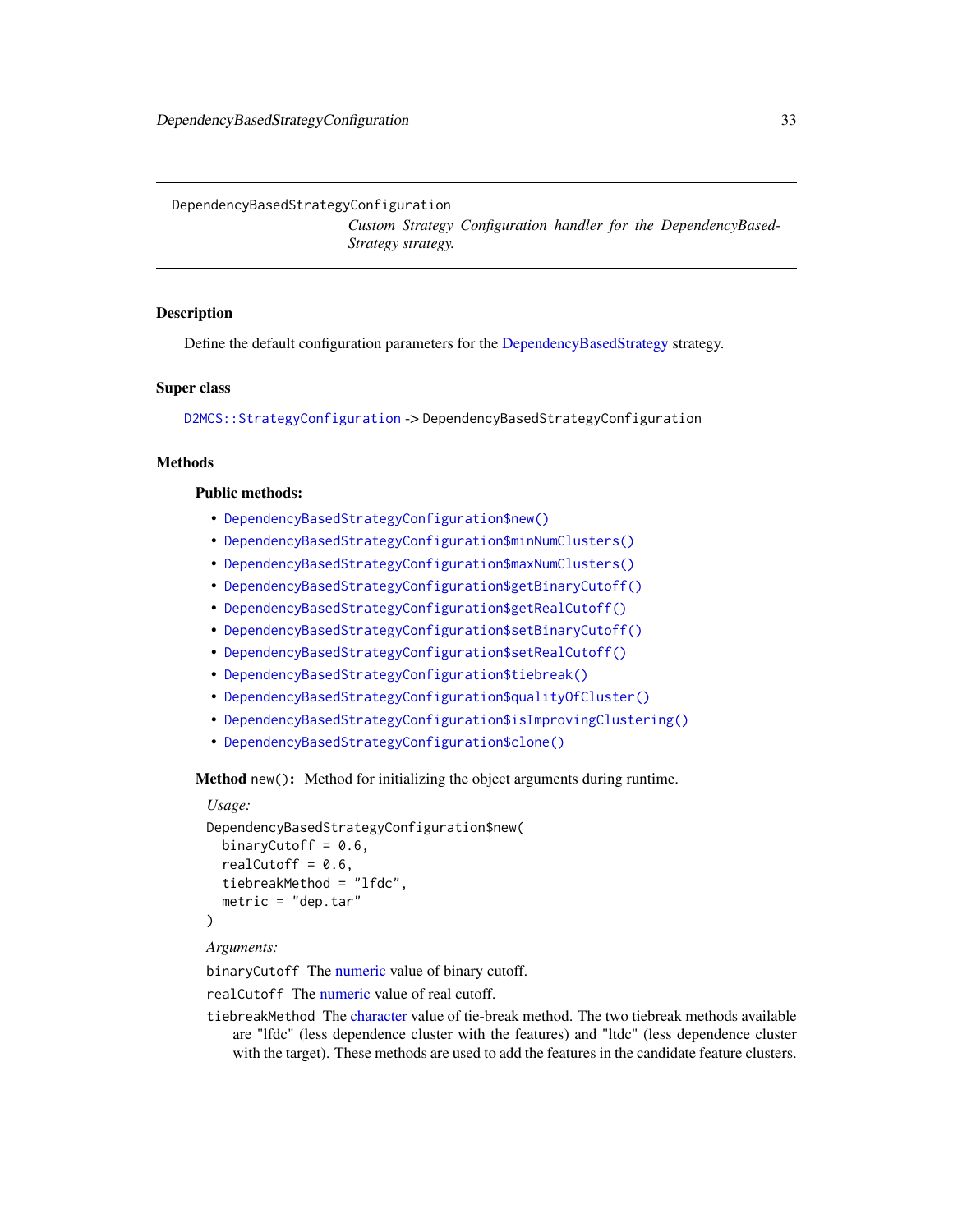DependencyBasedStrategyConfiguration

*Custom Strategy Configuration handler for the DependencyBasedStrategy strategy.*

## Description

Define the default configuration parameters for the DependencyBasedStrategy strategy.

## Super class

`D2MCS::StrategyConfiguration` -> `DependencyBasedStrategyConfiguration`

## Methods

### Public methods:

- `DependencyBasedStrategyConfiguration$new()`
- `DependencyBasedStrategyConfiguration$minNumClusters()`
- `DependencyBasedStrategyConfiguration$maxNumClusters()`
- `DependencyBasedStrategyConfiguration$getBinaryCutoff()`
- `DependencyBasedStrategyConfiguration$getRealCutoff()`
- `DependencyBasedStrategyConfiguration$setBinaryCutoff()`
- `DependencyBasedStrategyConfiguration$setRealCutoff()`
- `DependencyBasedStrategyConfiguration$tiebreak()`
- `DependencyBasedStrategyConfiguration$qualityOfCluster()`
- `DependencyBasedStrategyConfiguration$isImprovingClustering()`
- `DependencyBasedStrategyConfiguration$clone()`

**Method** `new()`**:** Method for initializing the object arguments during runtime.

*Usage:*

```
DependencyBasedStrategyConfiguration$new(
  binaryCutoff = 0.6,
  realCutoff = 0.6,
  tiebreakMethod = "lfdc",
  metric = "dep.tar"
)
```

*Arguments:*

`binaryCutoff` The numeric value of binary cutoff.

`realCutoff` The numeric value of real cutoff.

`tiebreakMethod` The character value of tie-break method. The two tiebreak methods available are "lfdc" (less dependence cluster with the features) and "ltdc" (less dependence cluster with the target). These methods are used to add the features in the candidate feature clusters.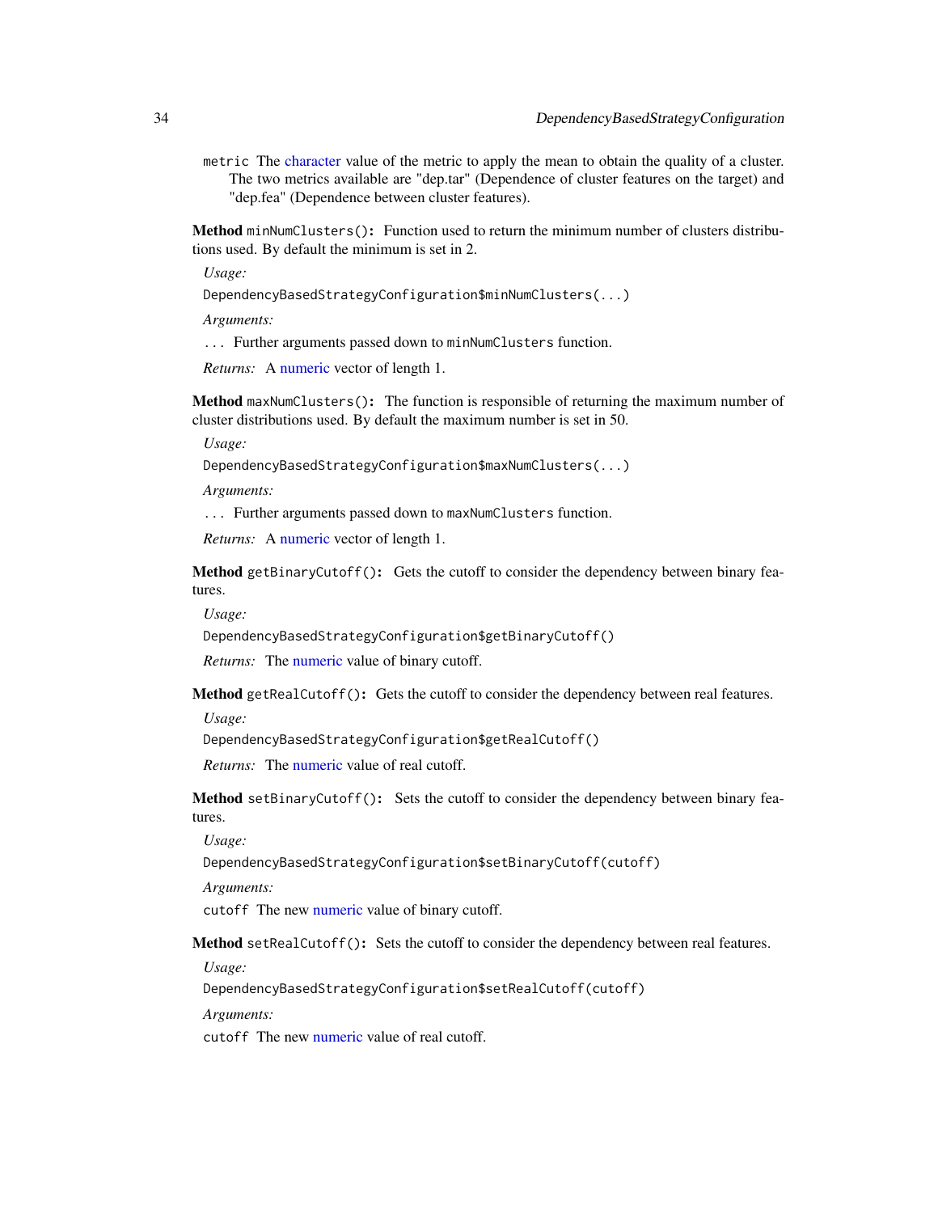`metric` The character value of the metric to apply the mean to obtain the quality of a cluster. The two metrics available are "dep.tar" (Dependence of cluster features on the target) and "dep.fea" (Dependence between cluster features).

**Method** `minNumClusters()`**:** Function used to return the minimum number of clusters distributions used. By default the minimum is set in 2.

*Usage:*

```
DependencyBasedStrategyConfiguration$minNumClusters(...)
```

*Arguments:*

`...` Further arguments passed down to `minNumClusters` function.

*Returns:* A numeric vector of length 1.

**Method** `maxNumClusters()`**:** The function is responsible of returning the maximum number of cluster distributions used. By default the maximum number is set in 50.

*Usage:*

```
DependencyBasedStrategyConfiguration$maxNumClusters(...)
```

*Arguments:*

`...` Further arguments passed down to `maxNumClusters` function.

*Returns:* A numeric vector of length 1.

**Method** `getBinaryCutoff()`**:** Gets the cutoff to consider the dependency between binary features.

*Usage:*

```
DependencyBasedStrategyConfiguration$getBinaryCutoff()
```

*Returns:* The numeric value of binary cutoff.

**Method** `getRealCutoff()`**:** Gets the cutoff to consider the dependency between real features.

*Usage:*

```
DependencyBasedStrategyConfiguration$getRealCutoff()
```

*Returns:* The numeric value of real cutoff.

**Method** `setBinaryCutoff()`**:** Sets the cutoff to consider the dependency between binary features.

*Usage:*

```
DependencyBasedStrategyConfiguration$setBinaryCutoff(cutoff)
```

*Arguments:*

`cutoff` The new numeric value of binary cutoff.

**Method** `setRealCutoff()`**:** Sets the cutoff to consider the dependency between real features.

*Usage:*

```
DependencyBasedStrategyConfiguration$setRealCutoff(cutoff)
```

*Arguments:*

`cutoff` The new numeric value of real cutoff.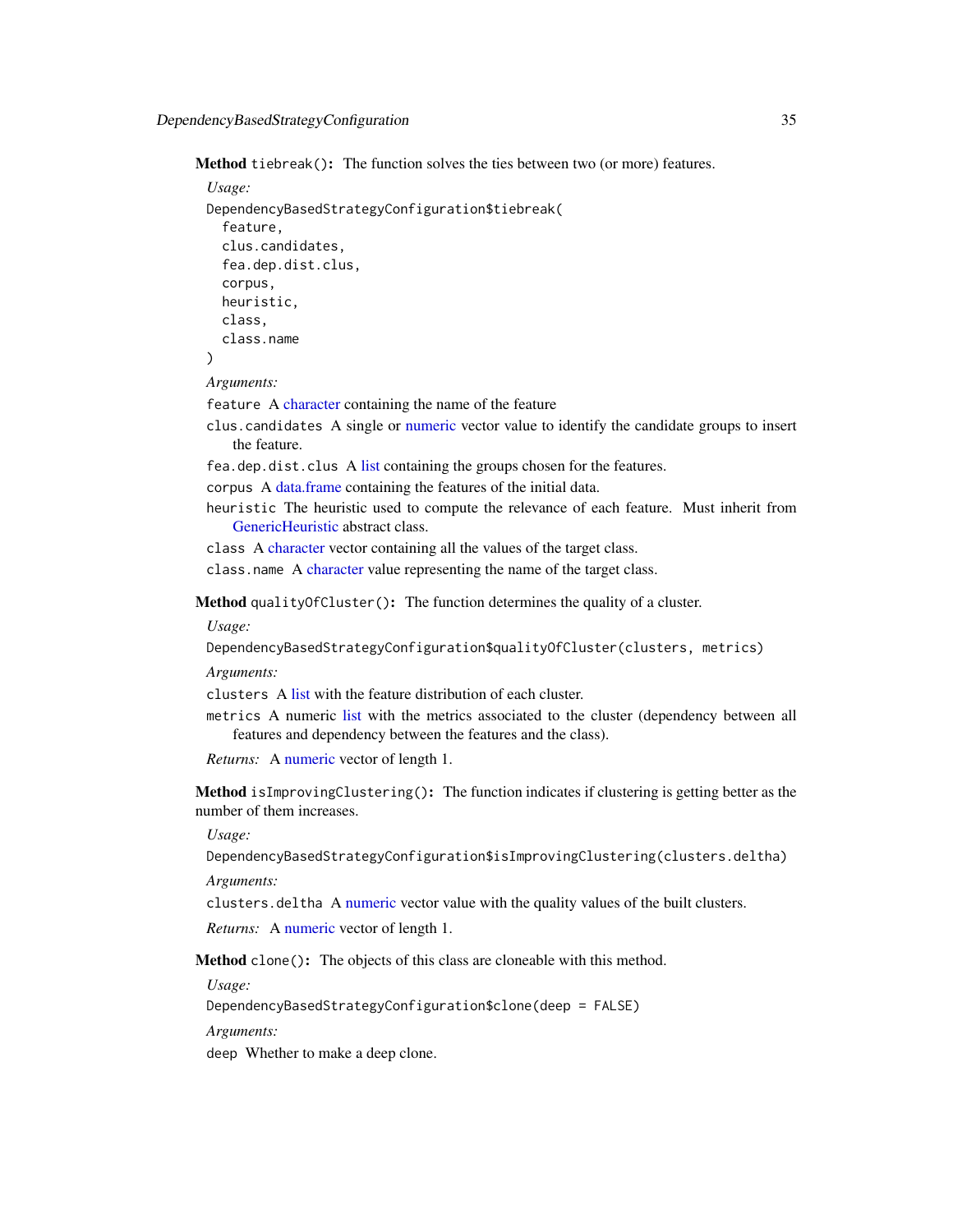**Method** `tiebreak()`**:** The function solves the ties between two (or more) features.

*Usage:*

```
DependencyBasedStrategyConfiguration$tiebreak(
  feature,
  clus.candidates,
  fea.dep.dist.clus,
  corpus,
  heuristic,
  class,
  class.name
)
```

*Arguments:*

`feature` A character containing the name of the feature

`clus.candidates` A single or numeric vector value to identify the candidate groups to insert the feature.

`fea.dep.dist.clus` A list containing the groups chosen for the features.

`corpus` A data.frame containing the features of the initial data.

`heuristic` The heuristic used to compute the relevance of each feature. Must inherit from GenericHeuristic abstract class.

`class` A character vector containing all the values of the target class.

`class.name` A character value representing the name of the target class.

**Method** `qualityOfCluster()`**:** The function determines the quality of a cluster.

*Usage:*

```
DependencyBasedStrategyConfiguration$qualityOfCluster(clusters, metrics)
```

*Arguments:*

`clusters` A list with the feature distribution of each cluster.

`metrics` A numeric list with the metrics associated to the cluster (dependency between all features and dependency between the features and the class).

*Returns:* A numeric vector of length 1.

**Method** `isImprovingClustering()`**:** The function indicates if clustering is getting better as the number of them increases.

*Usage:*

```
DependencyBasedStrategyConfiguration$isImprovingClustering(clusters.deltha)
```

*Arguments:*

`clusters.deltha` A numeric vector value with the quality values of the built clusters.

*Returns:* A numeric vector of length 1.

**Method** `clone()`**:** The objects of this class are cloneable with this method.

*Usage:*

```
DependencyBasedStrategyConfiguration$clone(deep = FALSE)
```

*Arguments:*

`deep` Whether to make a deep clone.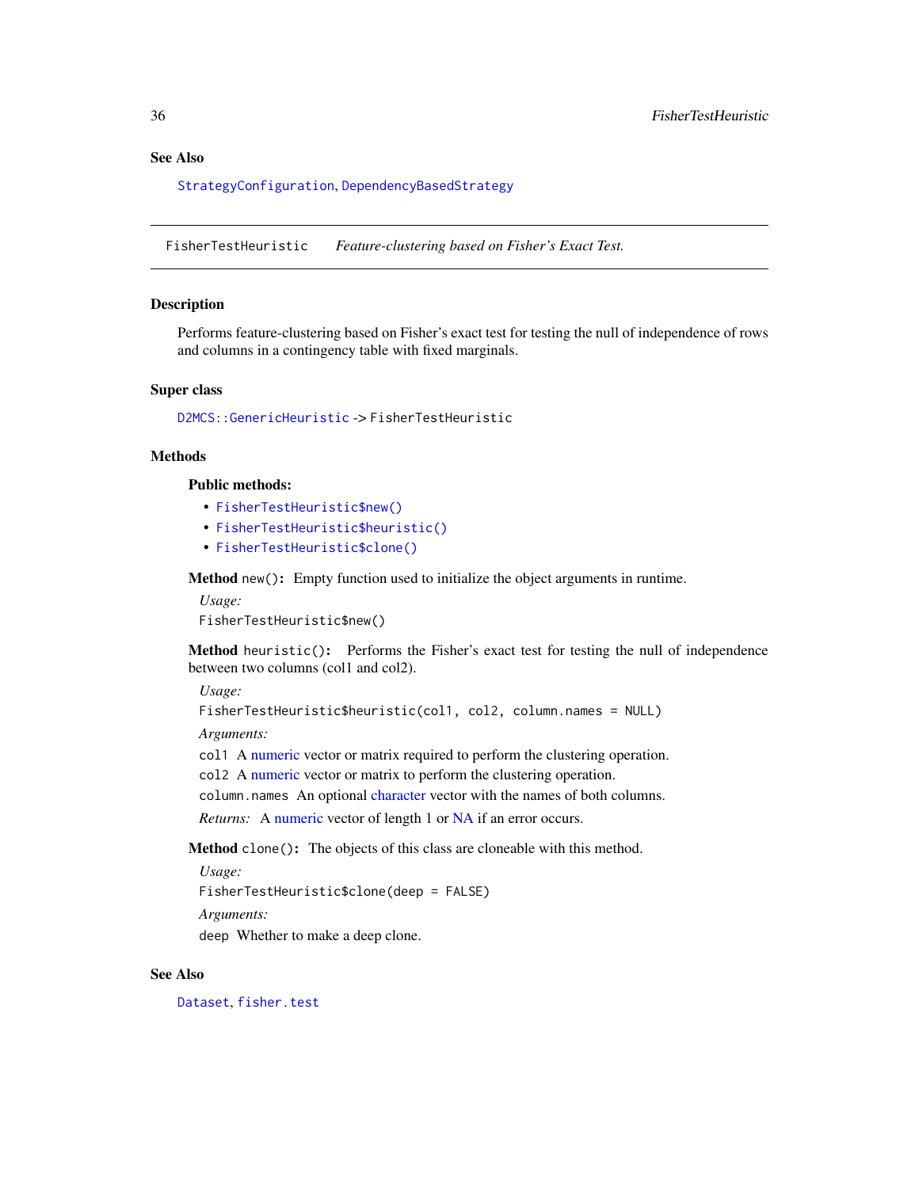## See Also

StrategyConfiguration, DependencyBasedStrategy

---

FisherTestHeuristic *Feature-clustering based on Fisher's Exact Test.*

---

## Description

Performs feature-clustering based on Fisher's exact test for testing the null of independence of rows and columns in a contingency table with fixed marginals.

## Super class

D2MCS::GenericHeuristic -> FisherTestHeuristic

## Methods

### Public methods:

- FisherTestHeuristic$new()
- FisherTestHeuristic$heuristic()
- FisherTestHeuristic$clone()

**Method** `new()`: Empty function used to initialize the object arguments in runtime.

*Usage:*

```
FisherTestHeuristic$new()
```

**Method** `heuristic()`: Performs the Fisher's exact test for testing the null of independence between two columns (col1 and col2).

*Usage:*

```
FisherTestHeuristic$heuristic(col1, col2, column.names = NULL)
```

*Arguments:*

`col1` A numeric vector or matrix required to perform the clustering operation.

`col2` A numeric vector or matrix to perform the clustering operation.

`column.names` An optional character vector with the names of both columns.

*Returns:* A numeric vector of length 1 or NA if an error occurs.

**Method** `clone()`: The objects of this class are cloneable with this method.

*Usage:*

```
FisherTestHeuristic$clone(deep = FALSE)
```

*Arguments:*

`deep` Whether to make a deep clone.

## See Also

Dataset, fisher.test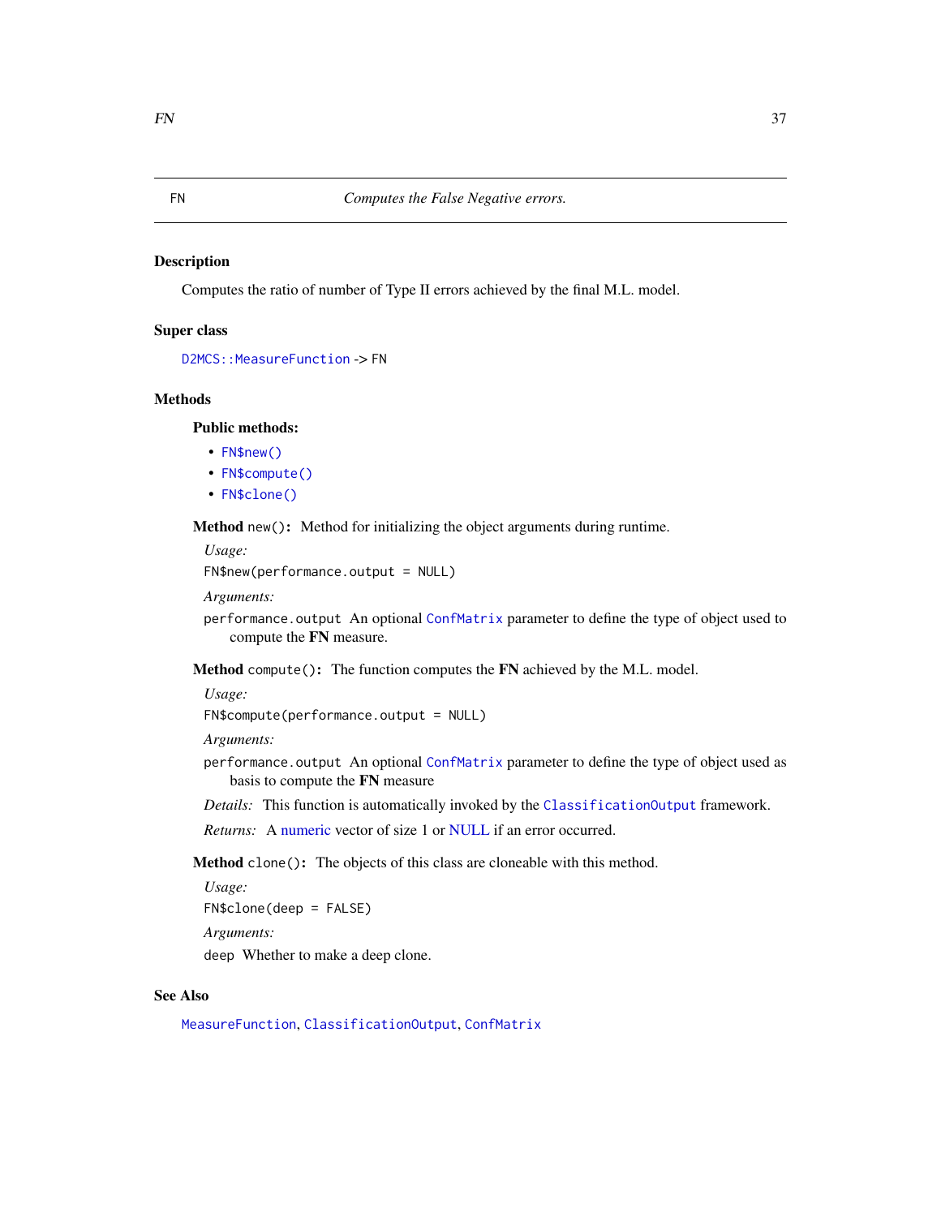# FN *Computes the False Negative errors.*

## Description

Computes the ratio of number of Type II errors achieved by the final M.L. model.

## Super class

`D2MCS::MeasureFunction` -> `FN`

## Methods

### Public methods:

- `FN$new()`
- `FN$compute()`
- `FN$clone()`

**Method** `new()`**:** Method for initializing the object arguments during runtime.

*Usage:*

```
FN$new(performance.output = NULL)
```

*Arguments:*

`performance.output` An optional `ConfMatrix` parameter to define the type of object used to compute the **FN** measure.

**Method** `compute()`**:** The function computes the **FN** achieved by the M.L. model.

*Usage:*

```
FN$compute(performance.output = NULL)
```

*Arguments:*

`performance.output` An optional `ConfMatrix` parameter to define the type of object used as basis to compute the **FN** measure

*Details:* This function is automatically invoked by the `ClassificationOutput` framework.

*Returns:* A numeric vector of size 1 or NULL if an error occurred.

**Method** `clone()`**:** The objects of this class are cloneable with this method.

*Usage:*

```
FN$clone(deep = FALSE)
```

*Arguments:*

`deep` Whether to make a deep clone.

## See Also

`MeasureFunction`, `ClassificationOutput`, `ConfMatrix`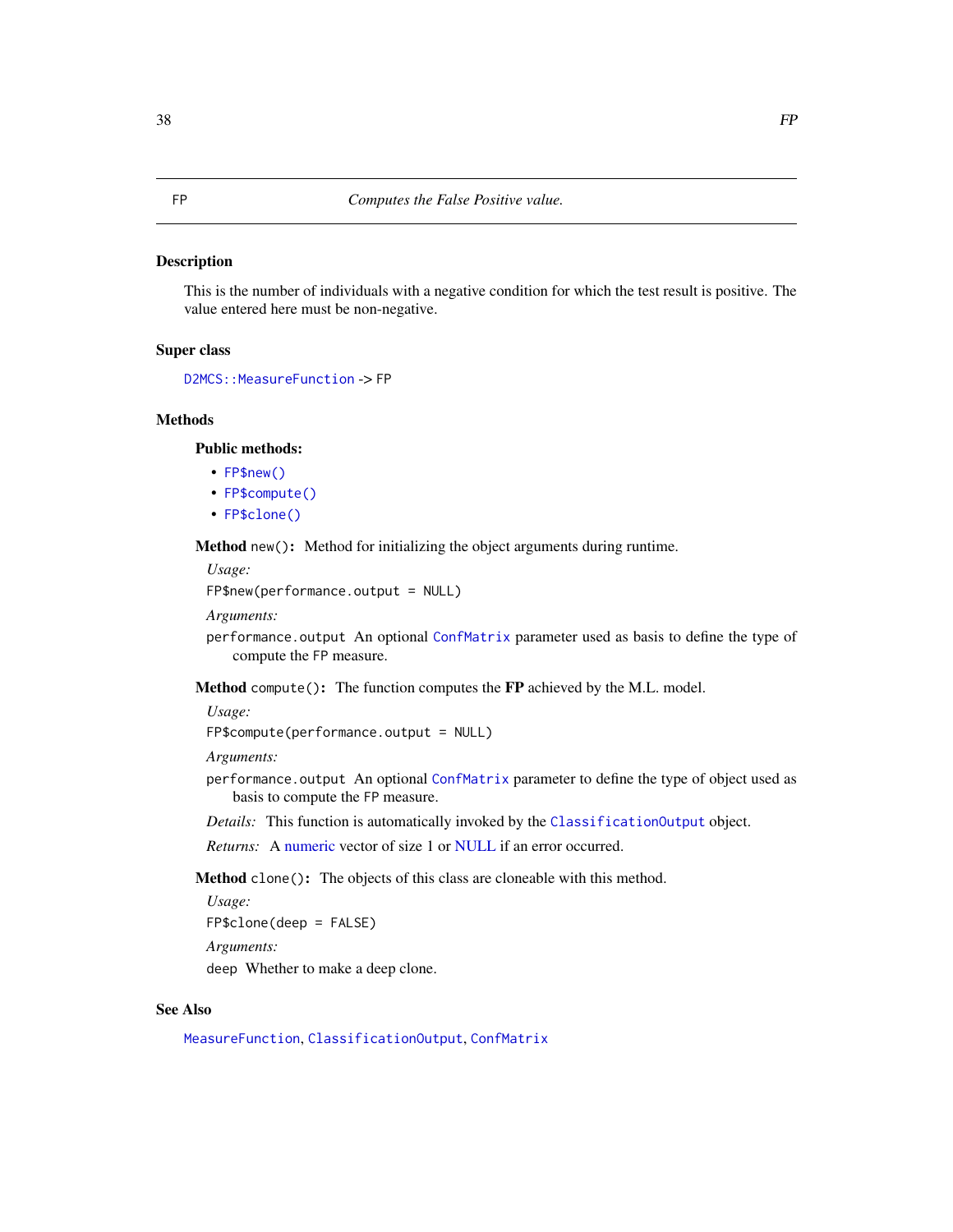# FP — *Computes the False Positive value.*

## Description

This is the number of individuals with a negative condition for which the test result is positive. The value entered here must be non-negative.

## Super class

`D2MCS::MeasureFunction` -> FP

## Methods

### Public methods:

- `FP$new()`
- `FP$compute()`
- `FP$clone()`

**Method** `new()`**:** Method for initializing the object arguments during runtime.

*Usage:*

```
FP$new(performance.output = NULL)
```

*Arguments:*

`performance.output` An optional `ConfMatrix` parameter used as basis to define the type of compute the FP measure.

**Method** `compute()`**:** The function computes the **FP** achieved by the M.L. model.

*Usage:*

```
FP$compute(performance.output = NULL)
```

*Arguments:*

`performance.output` An optional `ConfMatrix` parameter to define the type of object used as basis to compute the FP measure.

*Details:* This function is automatically invoked by the `ClassificationOutput` object.

*Returns:* A numeric vector of size 1 or NULL if an error occurred.

**Method** `clone()`**:** The objects of this class are cloneable with this method.

*Usage:*

```
FP$clone(deep = FALSE)
```

*Arguments:*

`deep` Whether to make a deep clone.

## See Also

`MeasureFunction`, `ClassificationOutput`, `ConfMatrix`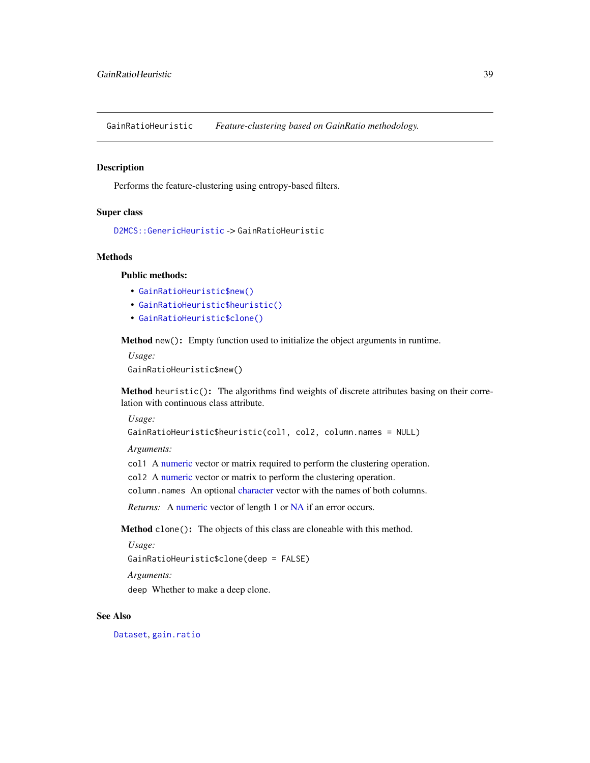# GainRatioHeuristic — *Feature-clustering based on GainRatio methodology.*

## Description

Performs the feature-clustering using entropy-based filters.

## Super class

`D2MCS::GenericHeuristic` -> `GainRatioHeuristic`

## Methods

### Public methods:

- `GainRatioHeuristic$new()`
- `GainRatioHeuristic$heuristic()`
- `GainRatioHeuristic$clone()`

**Method** `new()`**:** Empty function used to initialize the object arguments in runtime.

*Usage:*

```
GainRatioHeuristic$new()
```

**Method** `heuristic()`**:** The algorithms find weights of discrete attributes basing on their correlation with continuous class attribute.

*Usage:*

```
GainRatioHeuristic$heuristic(col1, col2, column.names = NULL)
```

*Arguments:*

`col1` A numeric vector or matrix required to perform the clustering operation.

`col2` A numeric vector or matrix to perform the clustering operation.

`column.names` An optional character vector with the names of both columns.

*Returns:* A numeric vector of length 1 or NA if an error occurs.

**Method** `clone()`**:** The objects of this class are cloneable with this method.

*Usage:*

```
GainRatioHeuristic$clone(deep = FALSE)
```

*Arguments:*

`deep` Whether to make a deep clone.

## See Also

`Dataset`, `gain.ratio`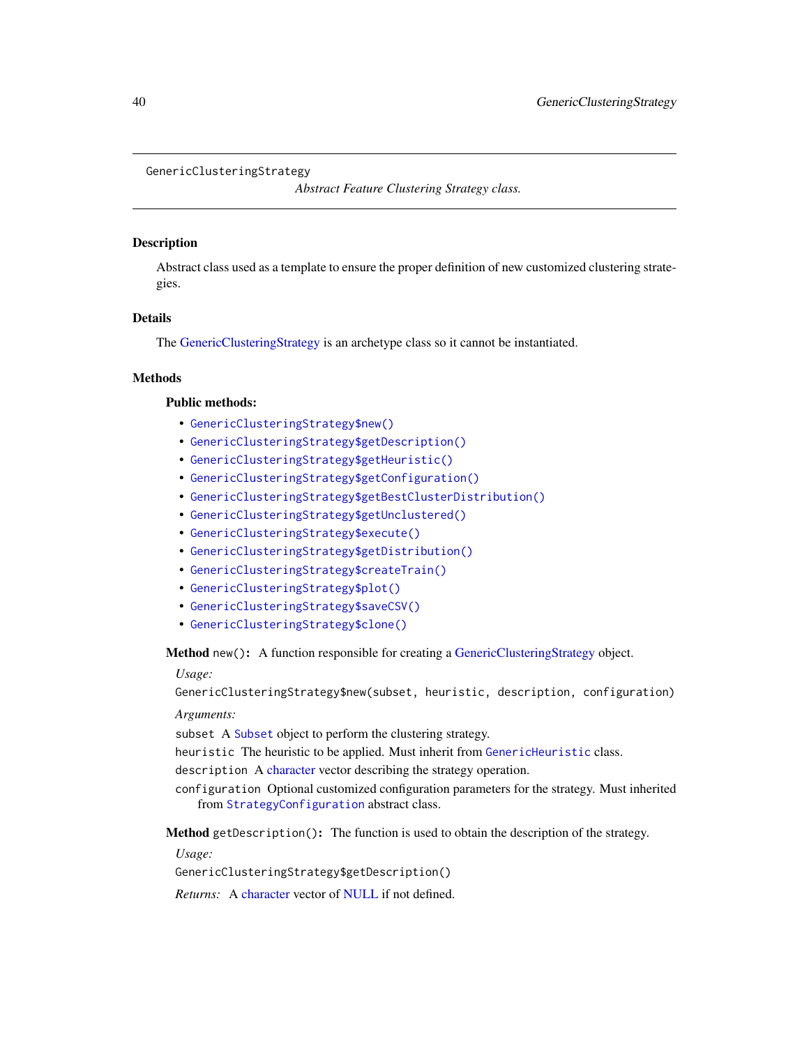GenericClusteringStrategy

*Abstract Feature Clustering Strategy class.*

## Description

Abstract class used as a template to ensure the proper definition of new customized clustering strategies.

## Details

The GenericClusteringStrategy is an archetype class so it cannot be instantiated.

## Methods

### Public methods:

- `GenericClusteringStrategy$new()`
- `GenericClusteringStrategy$getDescription()`
- `GenericClusteringStrategy$getHeuristic()`
- `GenericClusteringStrategy$getConfiguration()`
- `GenericClusteringStrategy$getBestClusterDistribution()`
- `GenericClusteringStrategy$getUnclustered()`
- `GenericClusteringStrategy$execute()`
- `GenericClusteringStrategy$getDistribution()`
- `GenericClusteringStrategy$createTrain()`
- `GenericClusteringStrategy$plot()`
- `GenericClusteringStrategy$saveCSV()`
- `GenericClusteringStrategy$clone()`

**Method** `new()`**:** A function responsible for creating a GenericClusteringStrategy object.

*Usage:*

```
GenericClusteringStrategy$new(subset, heuristic, description, configuration)
```

*Arguments:*

`subset` A `Subset` object to perform the clustering strategy.

`heuristic` The heuristic to be applied. Must inherit from `GenericHeuristic` class.

`description` A character vector describing the strategy operation.

`configuration` Optional customized configuration parameters for the strategy. Must inherited from `StrategyConfiguration` abstract class.

**Method** `getDescription()`**:** The function is used to obtain the description of the strategy.

*Usage:*

```
GenericClusteringStrategy$getDescription()
```

*Returns:* A character vector of NULL if not defined.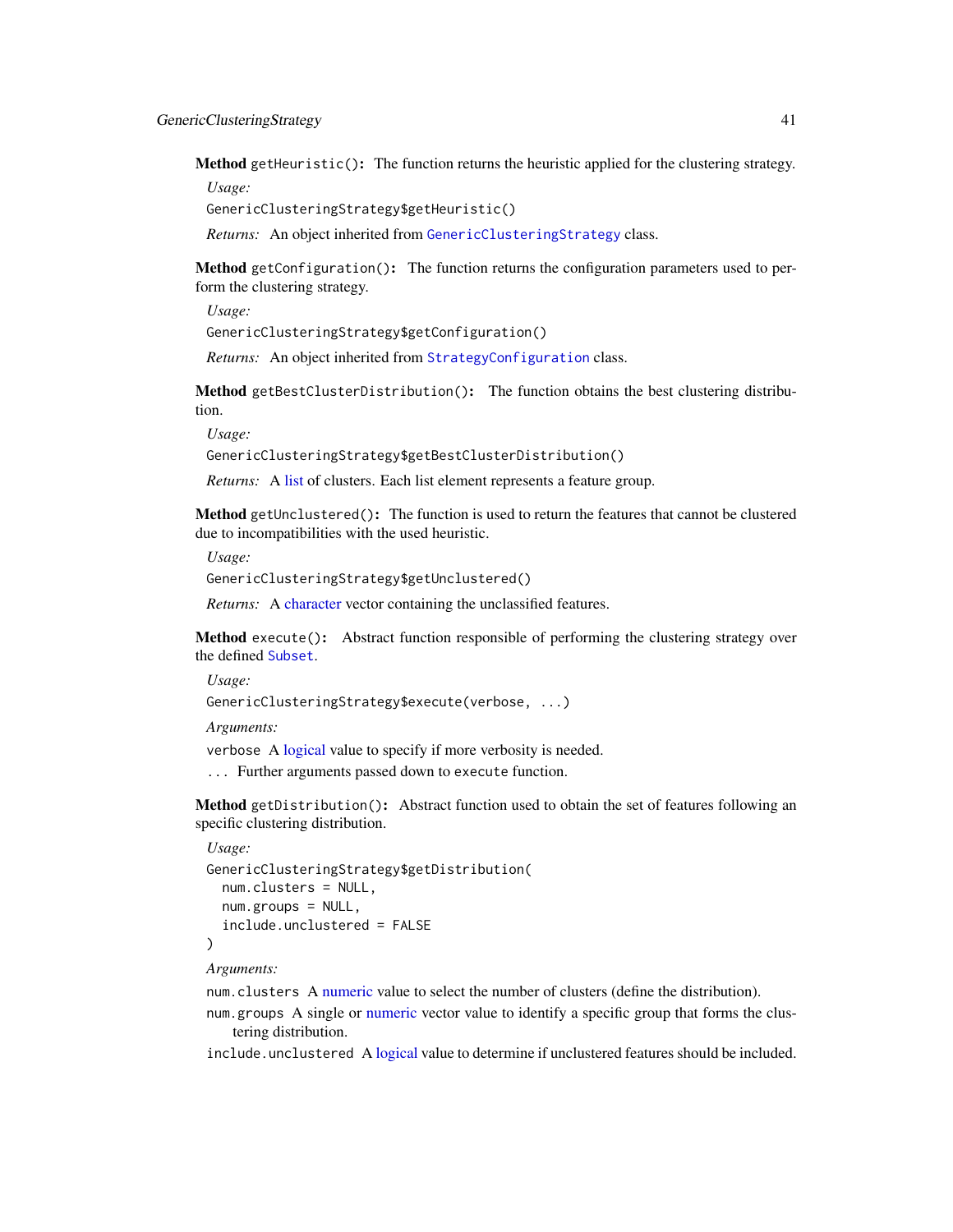**Method** `getHeuristic()`**:** The function returns the heuristic applied for the clustering strategy.

*Usage:*

```
GenericClusteringStrategy$getHeuristic()
```

*Returns:* An object inherited from `GenericClusteringStrategy` class.

**Method** `getConfiguration()`**:** The function returns the configuration parameters used to perform the clustering strategy.

*Usage:*

```
GenericClusteringStrategy$getConfiguration()
```

*Returns:* An object inherited from `StrategyConfiguration` class.

**Method** `getBestClusterDistribution()`**:** The function obtains the best clustering distribution.

*Usage:*

```
GenericClusteringStrategy$getBestClusterDistribution()
```

*Returns:* A list of clusters. Each list element represents a feature group.

**Method** `getUnclustered()`**:** The function is used to return the features that cannot be clustered due to incompatibilities with the used heuristic.

*Usage:*

```
GenericClusteringStrategy$getUnclustered()
```

*Returns:* A character vector containing the unclassified features.

**Method** `execute()`**:** Abstract function responsible of performing the clustering strategy over the defined `Subset`.

*Usage:*

```
GenericClusteringStrategy$execute(verbose, ...)
```

*Arguments:*

`verbose` A logical value to specify if more verbosity is needed.

`...` Further arguments passed down to `execute` function.

**Method** `getDistribution()`**:** Abstract function used to obtain the set of features following an specific clustering distribution.

*Usage:*

```
GenericClusteringStrategy$getDistribution(
  num.clusters = NULL,
  num.groups = NULL,
  include.unclustered = FALSE
)
```

*Arguments:*

`num.clusters` A numeric value to select the number of clusters (define the distribution).

`num.groups` A single or numeric vector value to identify a specific group that forms the clustering distribution.

`include.unclustered` A logical value to determine if unclustered features should be included.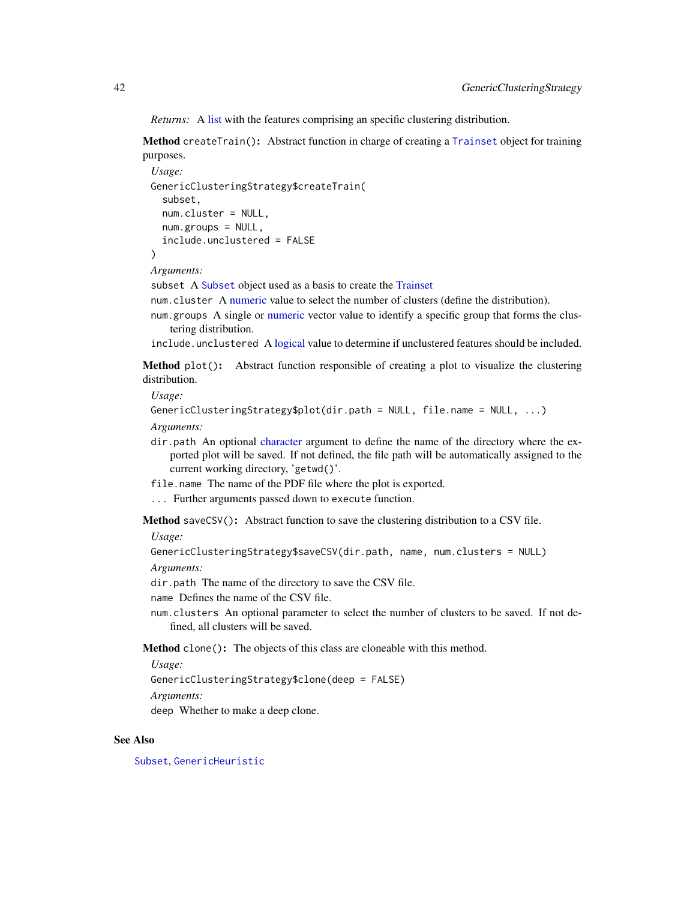*Returns:* A list with the features comprising an specific clustering distribution.

**Method** `createTrain()`**:** Abstract function in charge of creating a `Trainset` object for training purposes.

*Usage:*

```
GenericClusteringStrategy$createTrain(
  subset,
  num.cluster = NULL,
  num.groups = NULL,
  include.unclustered = FALSE
)
```

*Arguments:*

`subset` A `Subset` object used as a basis to create the Trainset

`num.cluster` A numeric value to select the number of clusters (define the distribution).

`num.groups` A single or numeric vector value to identify a specific group that forms the clustering distribution.

`include.unclustered` A logical value to determine if unclustered features should be included.

**Method** `plot()`**:** Abstract function responsible of creating a plot to visualize the clustering distribution.

*Usage:*

```
GenericClusteringStrategy$plot(dir.path = NULL, file.name = NULL, ...)
```

*Arguments:*

`dir.path` An optional character argument to define the name of the directory where the exported plot will be saved. If not defined, the file path will be automatically assigned to the current working directory, '`getwd()`'.

`file.name` The name of the PDF file where the plot is exported.

`...` Further arguments passed down to `execute` function.

**Method** `saveCSV()`**:** Abstract function to save the clustering distribution to a CSV file.

*Usage:*

```
GenericClusteringStrategy$saveCSV(dir.path, name, num.clusters = NULL)
```

*Arguments:*

`dir.path` The name of the directory to save the CSV file.

`name` Defines the name of the CSV file.

`num.clusters` An optional parameter to select the number of clusters to be saved. If not defined, all clusters will be saved.

**Method** `clone()`**:** The objects of this class are cloneable with this method.

*Usage:*

```
GenericClusteringStrategy$clone(deep = FALSE)
```

*Arguments:*

`deep` Whether to make a deep clone.

## See Also

`Subset`, `GenericHeuristic`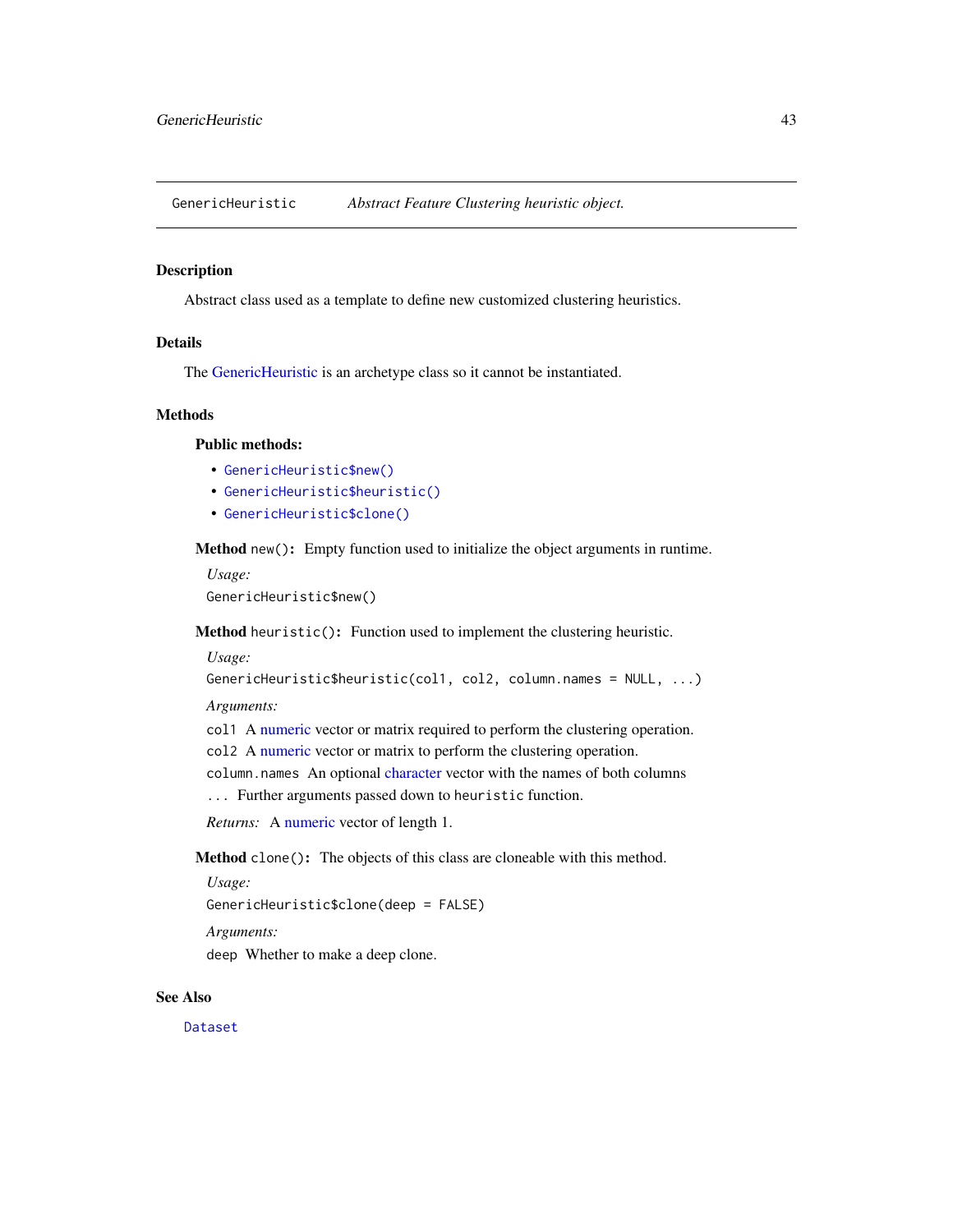# GenericHeuristic — *Abstract Feature Clustering heuristic object.*

## Description

Abstract class used as a template to define new customized clustering heuristics.

## Details

The GenericHeuristic is an archetype class so it cannot be instantiated.

## Methods

### Public methods:

- `GenericHeuristic$new()`
- `GenericHeuristic$heuristic()`
- `GenericHeuristic$clone()`

**Method** `new()`**:** Empty function used to initialize the object arguments in runtime.

*Usage:*

```
GenericHeuristic$new()
```

**Method** `heuristic()`**:** Function used to implement the clustering heuristic.

*Usage:*

```
GenericHeuristic$heuristic(col1, col2, column.names = NULL, ...)
```

*Arguments:*

`col1` A numeric vector or matrix required to perform the clustering operation.

`col2` A numeric vector or matrix to perform the clustering operation.

`column.names` An optional character vector with the names of both columns

`...` Further arguments passed down to `heuristic` function.

*Returns:* A numeric vector of length 1.

**Method** `clone()`**:** The objects of this class are cloneable with this method.

*Usage:*

```
GenericHeuristic$clone(deep = FALSE)
```

*Arguments:*

`deep` Whether to make a deep clone.

## See Also

`Dataset`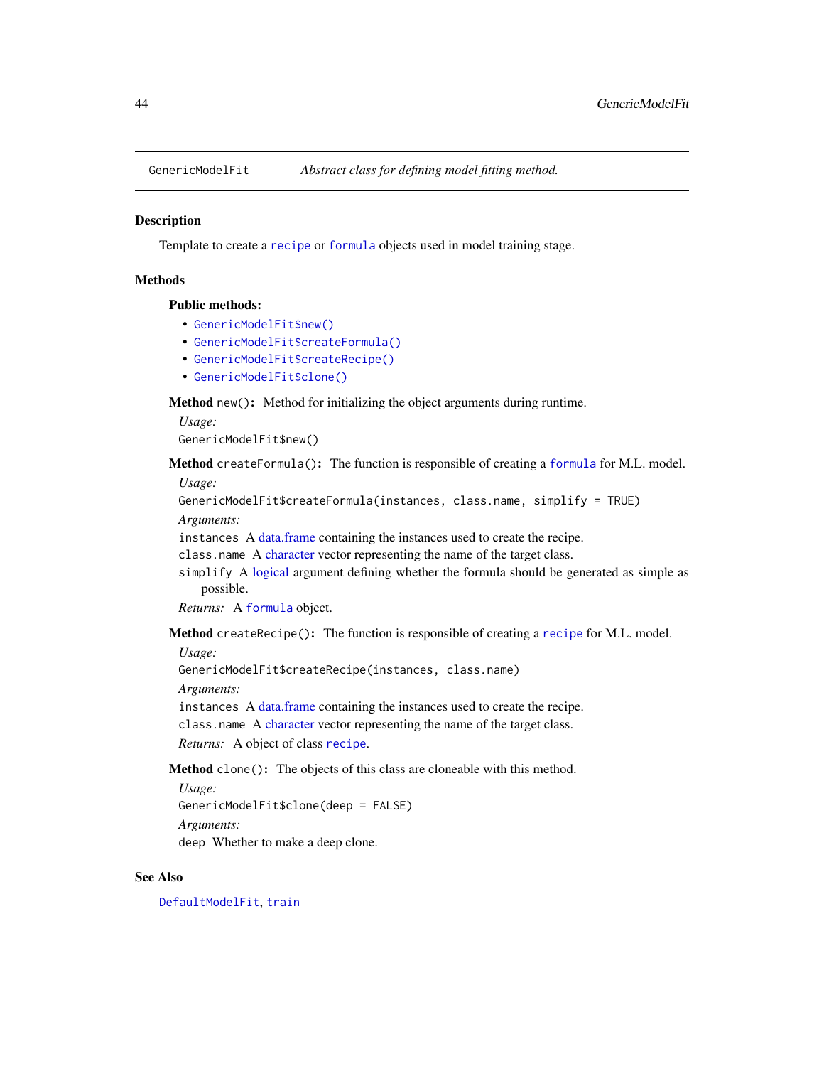GenericModelFit *Abstract class for defining model fitting method.*

### Description

Template to create a `recipe` or `formula` objects used in model training stage.

### Methods

**Public methods:**

- `GenericModelFit$new()`
- `GenericModelFit$createFormula()`
- `GenericModelFit$createRecipe()`
- `GenericModelFit$clone()`

**Method** `new()`**:** Method for initializing the object arguments during runtime.

*Usage:*

```
GenericModelFit$new()
```

**Method** `createFormula()`**:** The function is responsible of creating a `formula` for M.L. model.

*Usage:*

```
GenericModelFit$createFormula(instances, class.name, simplify = TRUE)
```

*Arguments:*

`instances` A data.frame containing the instances used to create the recipe.

`class.name` A character vector representing the name of the target class.

`simplify` A logical argument defining whether the formula should be generated as simple as possible.

*Returns:* A `formula` object.

**Method** `createRecipe()`**:** The function is responsible of creating a `recipe` for M.L. model.

*Usage:*

```
GenericModelFit$createRecipe(instances, class.name)
```

*Arguments:*

`instances` A data.frame containing the instances used to create the recipe.

`class.name` A character vector representing the name of the target class.

*Returns:* A object of class `recipe`.

**Method** `clone()`**:** The objects of this class are cloneable with this method.

*Usage:*

```
GenericModelFit$clone(deep = FALSE)
```

*Arguments:*

`deep` Whether to make a deep clone.

### See Also

`DefaultModelFit`, `train`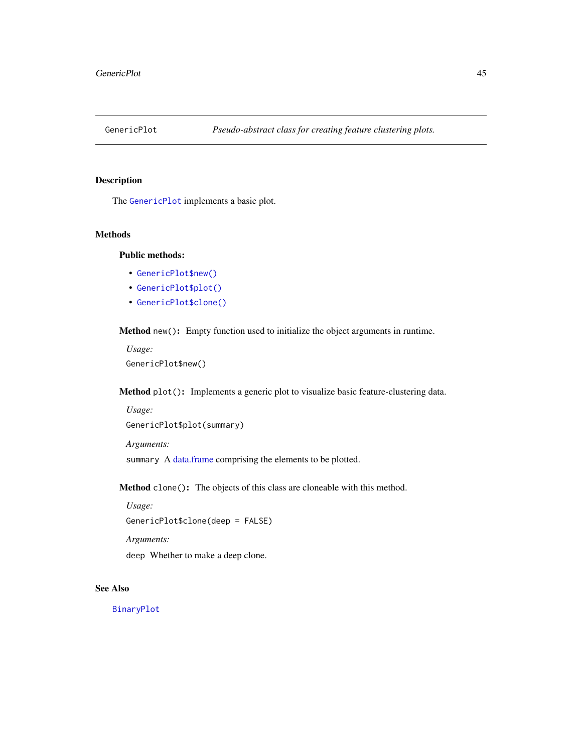# GenericPlot — *Pseudo-abstract class for creating feature clustering plots.*

## Description

The `GenericPlot` implements a basic plot.

## Methods

### Public methods:

- `GenericPlot$new()`
- `GenericPlot$plot()`
- `GenericPlot$clone()`

**Method** `new()`**:** Empty function used to initialize the object arguments in runtime.

*Usage:*

```
GenericPlot$new()
```

**Method** `plot()`**:** Implements a generic plot to visualize basic feature-clustering data.

*Usage:*

```
GenericPlot$plot(summary)
```

*Arguments:*

`summary` A data.frame comprising the elements to be plotted.

**Method** `clone()`**:** The objects of this class are cloneable with this method.

*Usage:*

```
GenericPlot$clone(deep = FALSE)
```

*Arguments:*

`deep` Whether to make a deep clone.

## See Also

`BinaryPlot`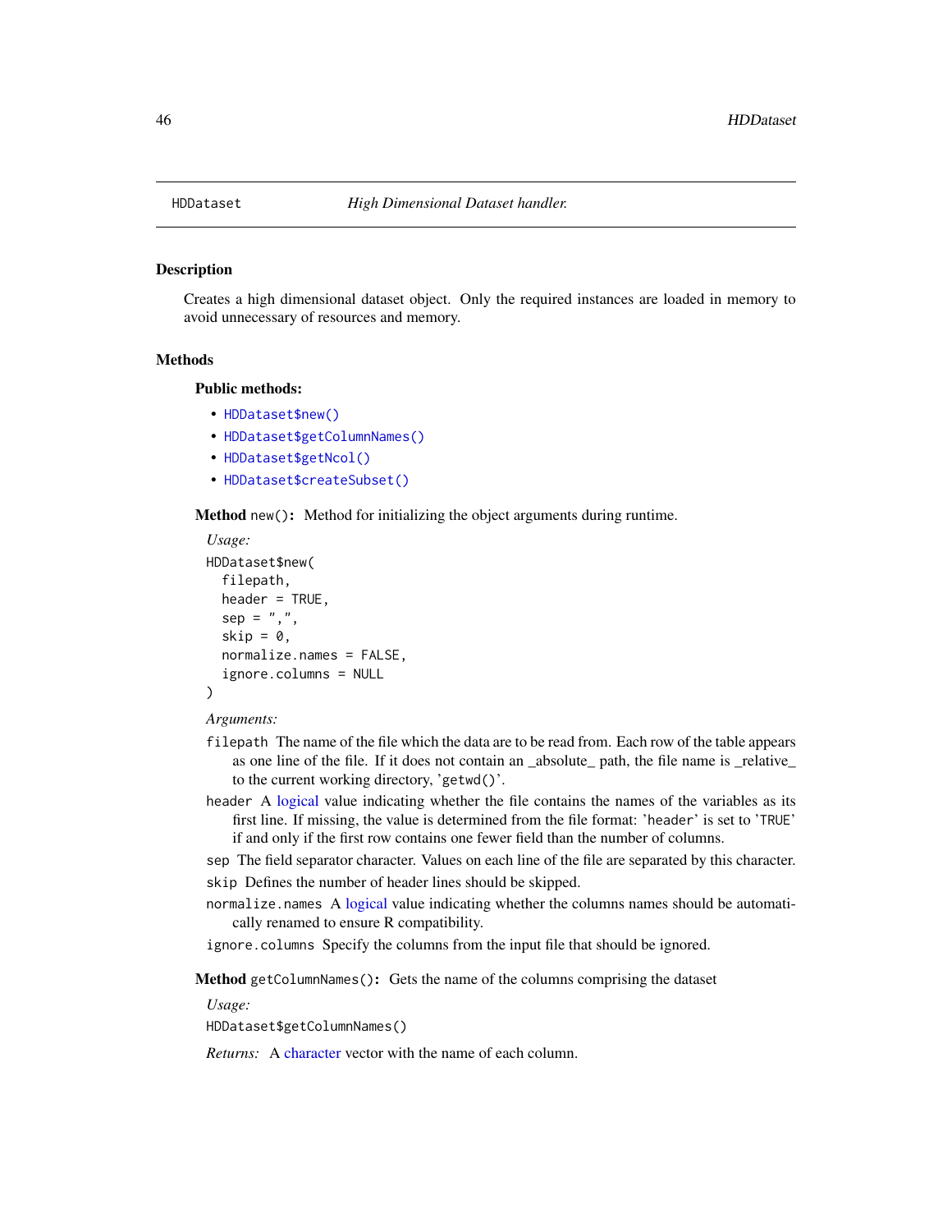## HDDataset — *High Dimensional Dataset handler.*

### Description

Creates a high dimensional dataset object. Only the required instances are loaded in memory to avoid unnecessary of resources and memory.

### Methods

**Public methods:**

- `HDDataset$new()`
- `HDDataset$getColumnNames()`
- `HDDataset$getNcol()`
- `HDDataset$createSubset()`

**Method** `new()`**:** Method for initializing the object arguments during runtime.

*Usage:*

```
HDDataset$new(
  filepath,
  header = TRUE,
  sep = ",",
  skip = 0,
  normalize.names = FALSE,
  ignore.columns = NULL
)
```

*Arguments:*

`filepath` The name of the file which the data are to be read from. Each row of the table appears as one line of the file. If it does not contain an _absolute_ path, the file name is _relative_ to the current working directory, '`getwd()`'.

`header` A logical value indicating whether the file contains the names of the variables as its first line. If missing, the value is determined from the file format: '`header`' is set to '`TRUE`' if and only if the first row contains one fewer field than the number of columns.

`sep` The field separator character. Values on each line of the file are separated by this character.

`skip` Defines the number of header lines should be skipped.

`normalize.names` A logical value indicating whether the columns names should be automatically renamed to ensure R compatibility.

`ignore.columns` Specify the columns from the input file that should be ignored.

**Method** `getColumnNames()`**:** Gets the name of the columns comprising the dataset

*Usage:*

```
HDDataset$getColumnNames()
```

*Returns:* A character vector with the name of each column.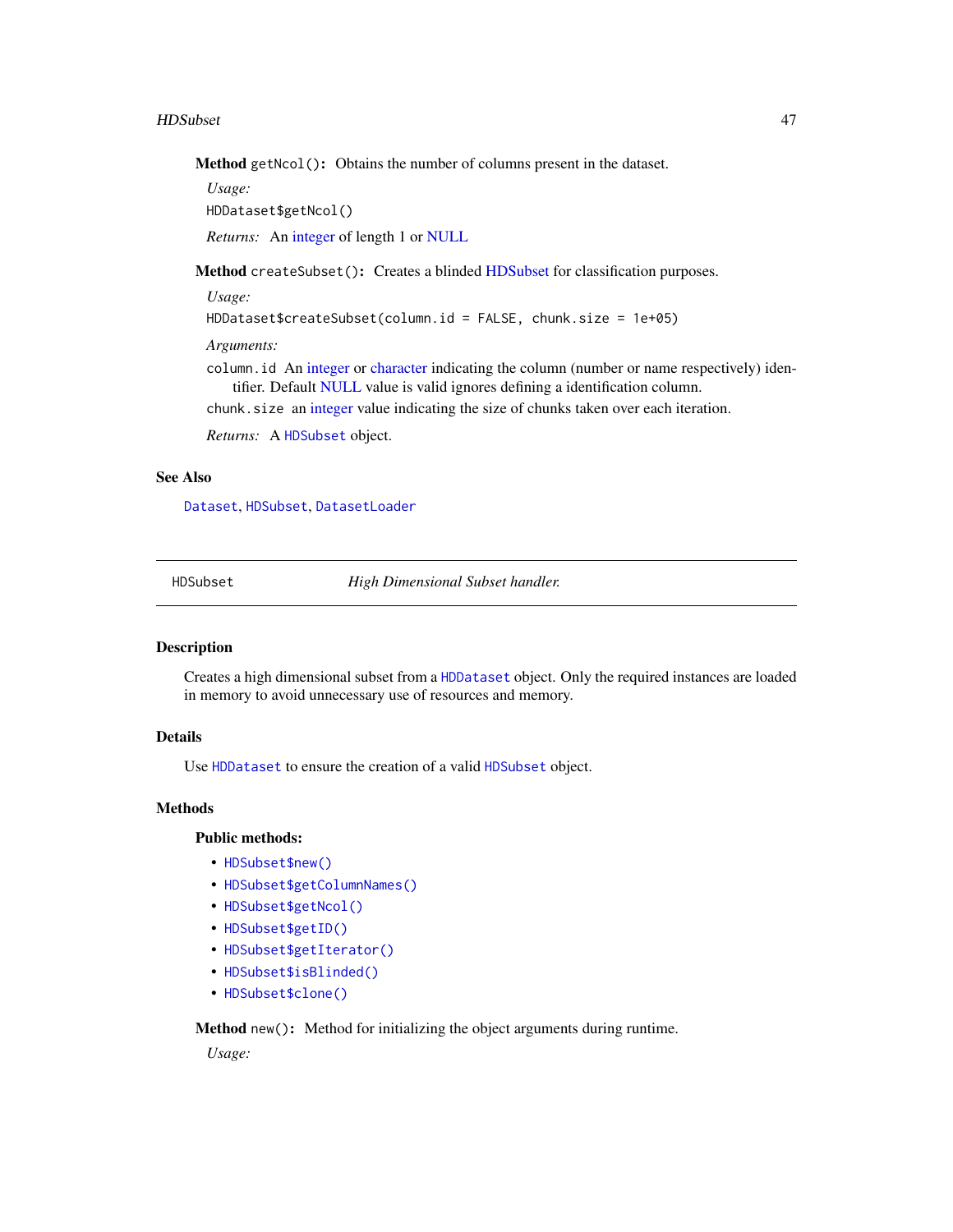**Method** `getNcol()`**:** Obtains the number of columns present in the dataset.

*Usage:*

```
HDDataset$getNcol()
```

*Returns:* An integer of length 1 or NULL

**Method** `createSubset()`**:** Creates a blinded HDSubset for classification purposes.

*Usage:*

```
HDDataset$createSubset(column.id = FALSE, chunk.size = 1e+05)
```

*Arguments:*

`column.id` An integer or character indicating the column (number or name respectively) identifier. Default NULL value is valid ignores defining a identification column.

`chunk.size` an integer value indicating the size of chunks taken over each iteration.

*Returns:* A `HDSubset` object.

## See Also

`Dataset`, `HDSubset`, `DatasetLoader`

---

`HDSubset` *High Dimensional Subset handler.*

---

## Description

Creates a high dimensional subset from a `HDDataset` object. Only the required instances are loaded in memory to avoid unnecessary use of resources and memory.

## Details

Use `HDDataset` to ensure the creation of a valid `HDSubset` object.

## Methods

**Public methods:**

- `HDSubset$new()`
- `HDSubset$getColumnNames()`
- `HDSubset$getNcol()`
- `HDSubset$getID()`
- `HDSubset$getIterator()`
- `HDSubset$isBlinded()`
- `HDSubset$clone()`

**Method** `new()`**:** Method for initializing the object arguments during runtime.

*Usage:*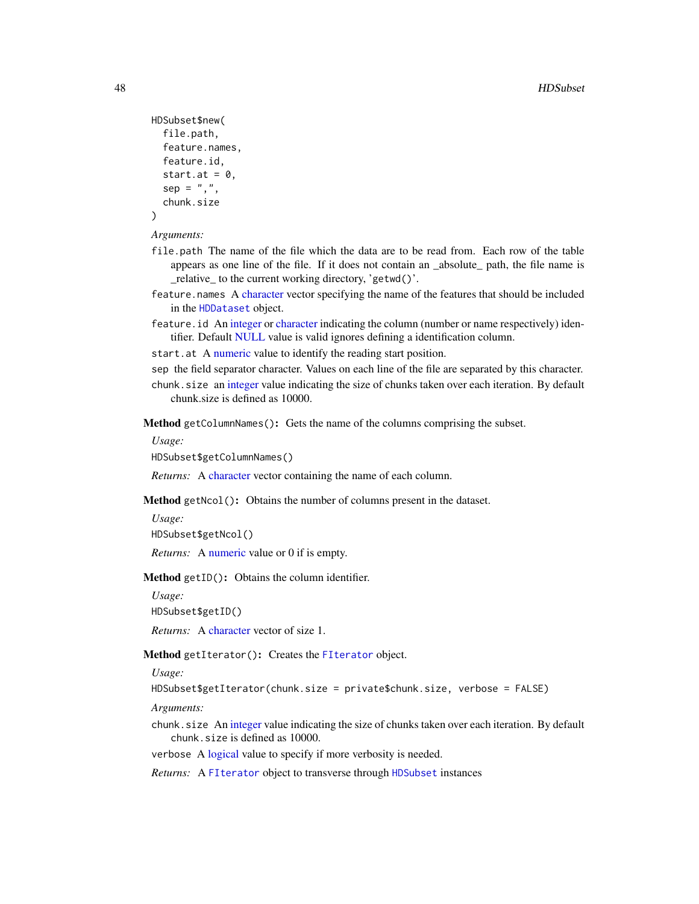```
HDSubset$new(
  file.path,
  feature.names,
  feature.id,
  start.at = 0,
  sep = ",",
  chunk.size
)
```

*Arguments:*

`file.path` The name of the file which the data are to be read from. Each row of the table appears as one line of the file. If it does not contain an _absolute_ path, the file name is _relative_ to the current working directory, 'getwd()'.

`feature.names` A character vector specifying the name of the features that should be included in the `HDDataset` object.

`feature.id` An integer or character indicating the column (number or name respectively) identifier. Default NULL value is valid ignores defining a identification column.

`start.at` A numeric value to identify the reading start position.

`sep` the field separator character. Values on each line of the file are separated by this character.

`chunk.size` an integer value indicating the size of chunks taken over each iteration. By default chunk.size is defined as 10000.

**Method** `getColumnNames()`**:** Gets the name of the columns comprising the subset.

*Usage:*

```
HDSubset$getColumnNames()
```

*Returns:* A character vector containing the name of each column.

**Method** `getNcol()`**:** Obtains the number of columns present in the dataset.

*Usage:*

```
HDSubset$getNcol()
```

*Returns:* A numeric value or 0 if is empty.

**Method** `getID()`**:** Obtains the column identifier.

*Usage:*

```
HDSubset$getID()
```

*Returns:* A character vector of size 1.

**Method** `getIterator()`**:** Creates the `FIterator` object.

*Usage:*

```
HDSubset$getIterator(chunk.size = private$chunk.size, verbose = FALSE)
```

*Arguments:*

`chunk.size` An integer value indicating the size of chunks taken over each iteration. By default `chunk.size` is defined as 10000.

`verbose` A logical value to specify if more verbosity is needed.

*Returns:* A `FIterator` object to transverse through `HDSubset` instances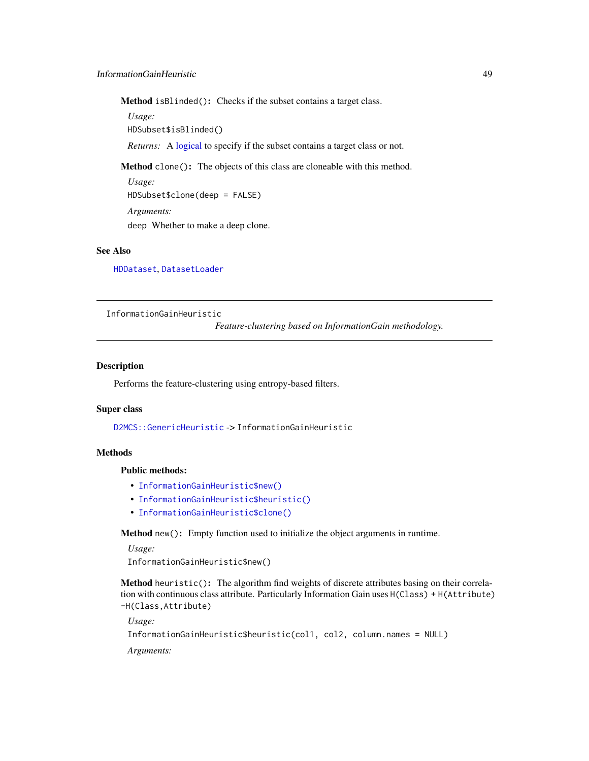**Method** `isBlinded()`**:** Checks if the subset contains a target class.

*Usage:*

```
HDSubset$isBlinded()
```

*Returns:* A logical to specify if the subset contains a target class or not.

**Method** `clone()`**:** The objects of this class are cloneable with this method.

*Usage:*

```
HDSubset$clone(deep = FALSE)
```

*Arguments:*

`deep` Whether to make a deep clone.

## See Also

`HDDataset`, `DatasetLoader`

---

# InformationGainHeuristic

*Feature-clustering based on InformationGain methodology.*

---

## Description

Performs the feature-clustering using entropy-based filters.

## Super class

`D2MCS::GenericHeuristic` -> `InformationGainHeuristic`

## Methods

### Public methods:

- `InformationGainHeuristic$new()`
- `InformationGainHeuristic$heuristic()`
- `InformationGainHeuristic$clone()`

**Method** `new()`**:** Empty function used to initialize the object arguments in runtime.

*Usage:*

```
InformationGainHeuristic$new()
```

**Method** `heuristic()`**:** The algorithm find weights of discrete attributes basing on their correlation with continuous class attribute. Particularly Information Gain uses `H(Class) + H(Attribute) -H(Class,Attribute)`

*Usage:*

```
InformationGainHeuristic$heuristic(col1, col2, column.names = NULL)
```

*Arguments:*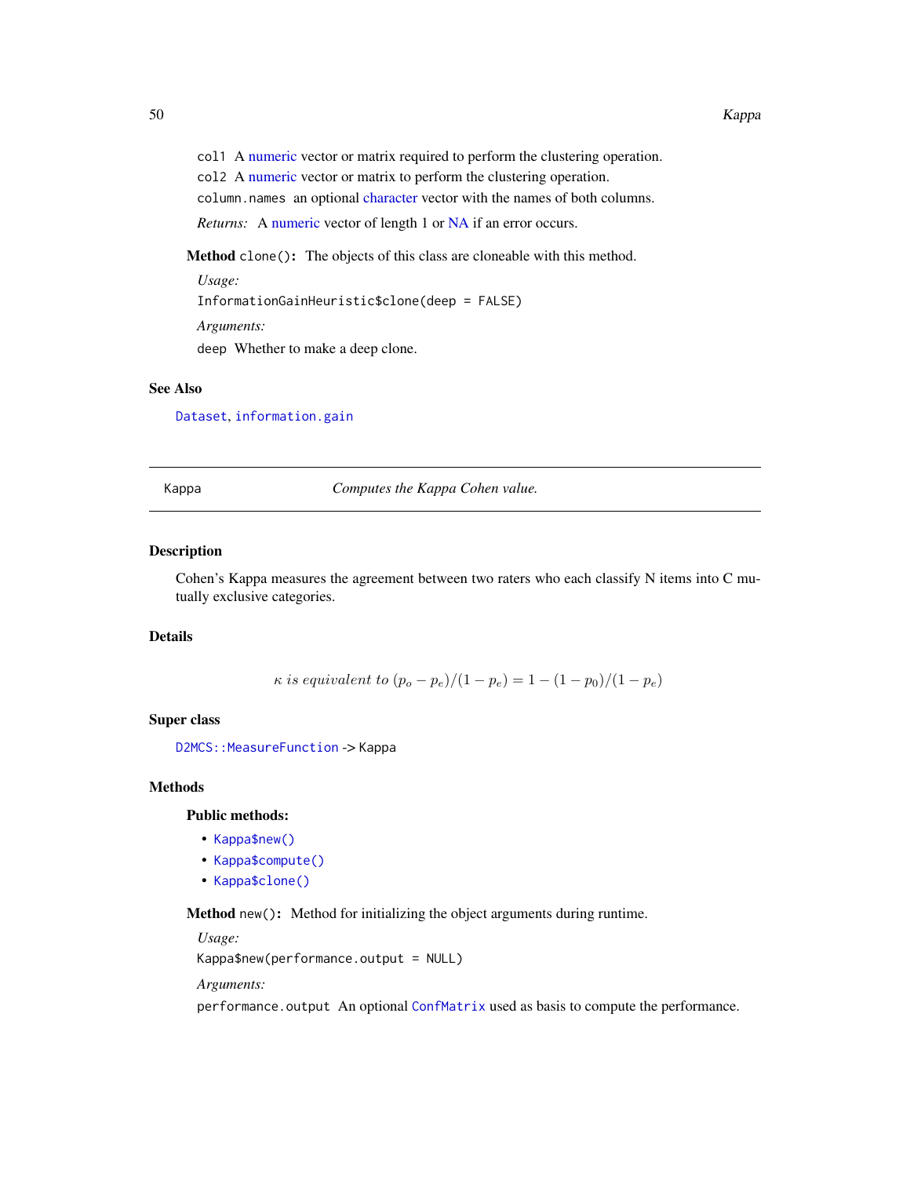col1 A numeric vector or matrix required to perform the clustering operation.

col2 A numeric vector or matrix to perform the clustering operation.

column.names an optional character vector with the names of both columns.

*Returns:* A numeric vector of length 1 or NA if an error occurs.

**Method** `clone()`**:** The objects of this class are cloneable with this method.

*Usage:*

```
InformationGainHeuristic$clone(deep = FALSE)
```

*Arguments:*

deep Whether to make a deep clone.

## See Also

`Dataset`, `information.gain`

---

# Kappa — *Computes the Kappa Cohen value.*

---

## Description

Cohen's Kappa measures the agreement between two raters who each classify N items into C mutually exclusive categories.

## Details

$$\kappa \text{ is equivalent to } (p_o - p_e)/(1 - p_e) = 1 - (1 - p_0)/(1 - p_e)$$

## Super class

`D2MCS::MeasureFunction` -> Kappa

## Methods

### Public methods:

- `Kappa$new()`
- `Kappa$compute()`
- `Kappa$clone()`

**Method** `new()`**:** Method for initializing the object arguments during runtime.

*Usage:*

```
Kappa$new(performance.output = NULL)
```

*Arguments:*

performance.output An optional `ConfMatrix` used as basis to compute the performance.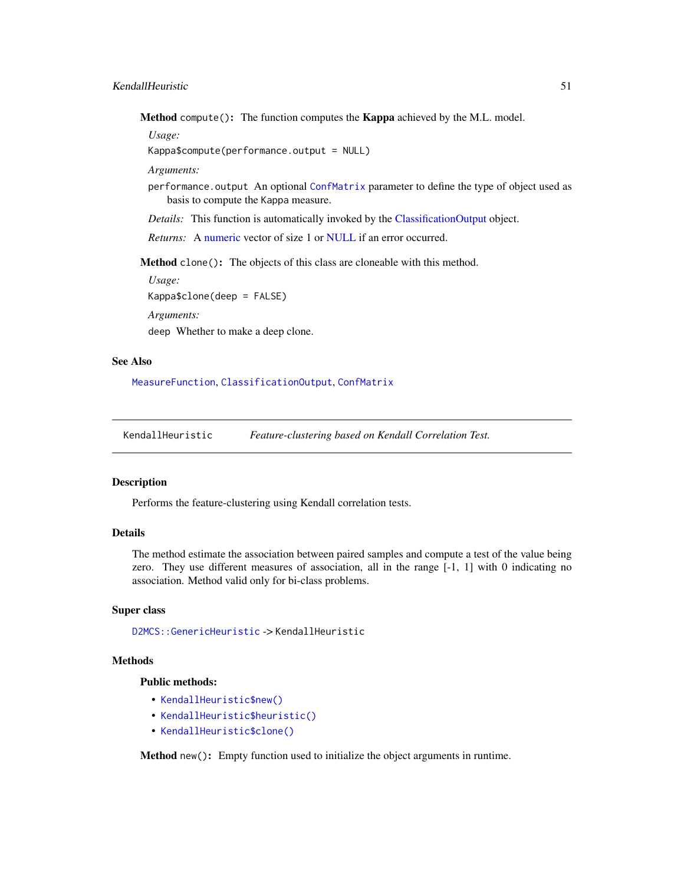**Method** `compute()`: The function computes the **Kappa** achieved by the M.L. model.

*Usage:*

```
Kappa$compute(performance.output = NULL)
```

*Arguments:*

`performance.output` An optional `ConfMatrix` parameter to define the type of object used as basis to compute the Kappa measure.

*Details:* This function is automatically invoked by the ClassificationOutput object.

*Returns:* A numeric vector of size 1 or NULL if an error occurred.

**Method** `clone()`: The objects of this class are cloneable with this method.

*Usage:*

```
Kappa$clone(deep = FALSE)
```

*Arguments:*

`deep` Whether to make a deep clone.

## See Also

`MeasureFunction`, `ClassificationOutput`, `ConfMatrix`

---

# `KendallHeuristic` *Feature-clustering based on Kendall Correlation Test.*

---

## Description

Performs the feature-clustering using Kendall correlation tests.

## Details

The method estimate the association between paired samples and compute a test of the value being zero. They use different measures of association, all in the range [-1, 1] with 0 indicating no association. Method valid only for bi-class problems.

## Super class

`D2MCS::GenericHeuristic` -> `KendallHeuristic`

## Methods

### Public methods:

- `KendallHeuristic$new()`
- `KendallHeuristic$heuristic()`
- `KendallHeuristic$clone()`

**Method** `new()`: Empty function used to initialize the object arguments in runtime.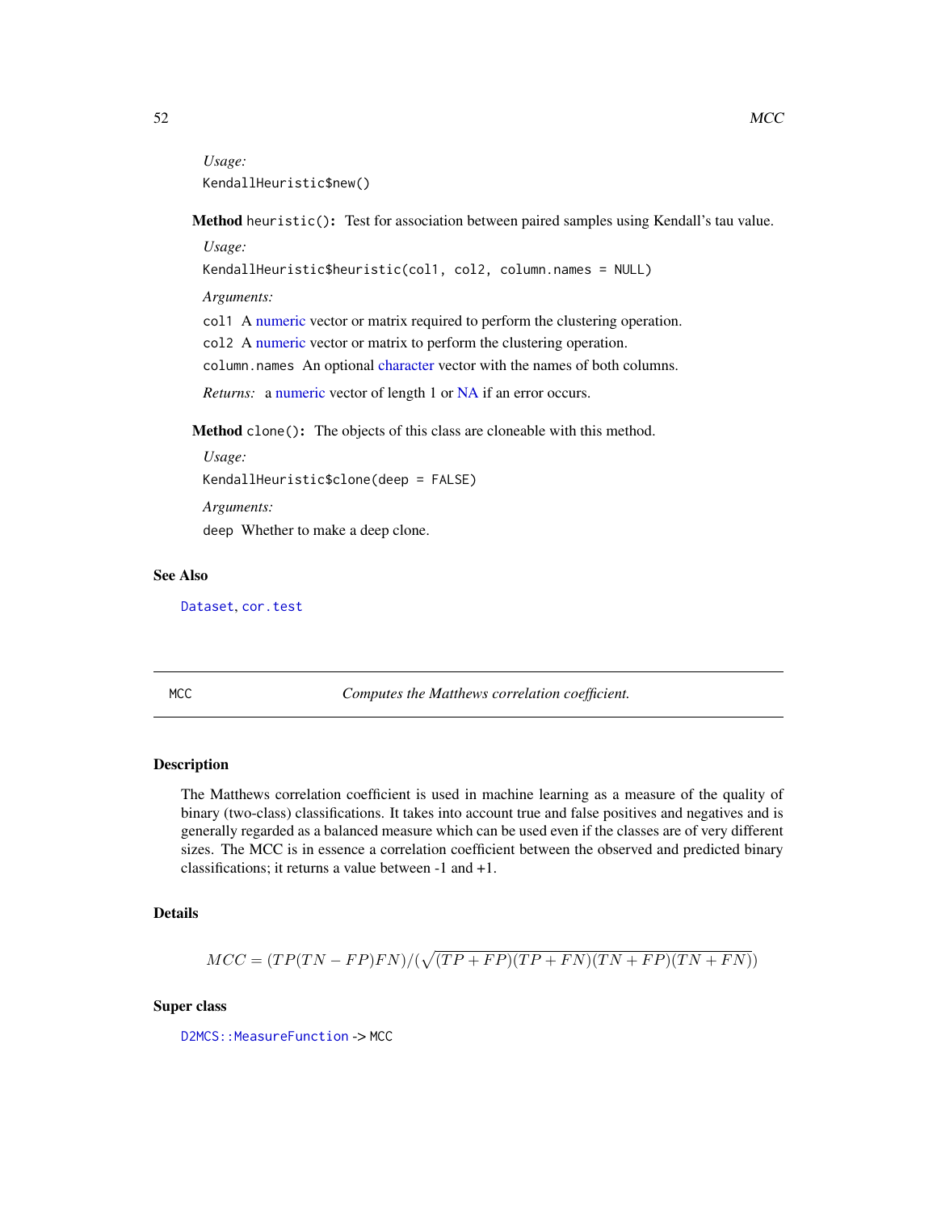*Usage:*

```
KendallHeuristic$new()
```

**Method** `heuristic()`**:** Test for association between paired samples using Kendall's tau value.

*Usage:*

```
KendallHeuristic$heuristic(col1, col2, column.names = NULL)
```

*Arguments:*

`col1` A numeric vector or matrix required to perform the clustering operation.

`col2` A numeric vector or matrix to perform the clustering operation.

`column.names` An optional character vector with the names of both columns.

*Returns:* a numeric vector of length 1 or NA if an error occurs.

**Method** `clone()`**:** The objects of this class are cloneable with this method.

*Usage:*

```
KendallHeuristic$clone(deep = FALSE)
```

*Arguments:*

`deep` Whether to make a deep clone.

## See Also

`Dataset`, `cor.test`

---

# MCC — *Computes the Matthews correlation coefficient.*

## Description

The Matthews correlation coefficient is used in machine learning as a measure of the quality of binary (two-class) classifications. It takes into account true and false positives and negatives and is generally regarded as a balanced measure which can be used even if the classes are of very different sizes. The MCC is in essence a correlation coefficient between the observed and predicted binary classifications; it returns a value between -1 and +1.

## Details

$$MCC = (TP(TN - FP)FN)/(\sqrt{(TP + FP)(TP + FN)(TN + FP)(TN + FN)})$$

## Super class

`D2MCS::MeasureFunction` -> MCC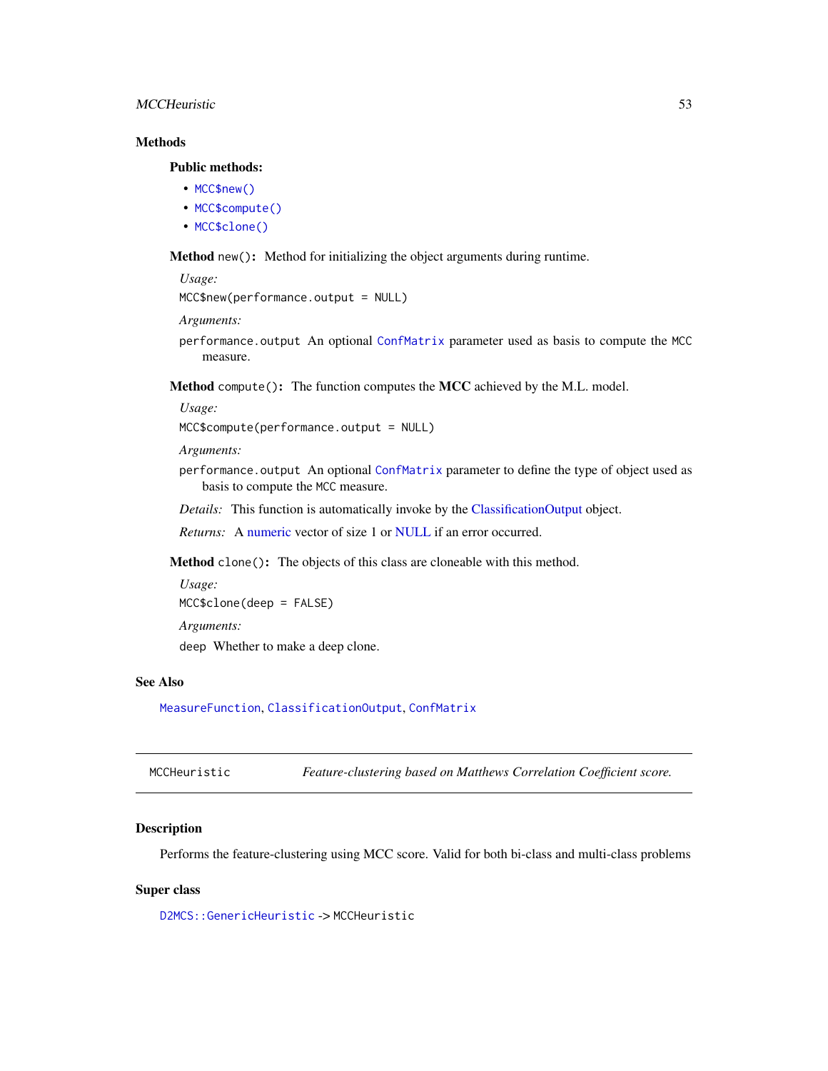## Methods

### Public methods:

- `MCC$new()`
- `MCC$compute()`
- `MCC$clone()`

**Method** `new()`**:** Method for initializing the object arguments during runtime.

*Usage:*

```
MCC$new(performance.output = NULL)
```

*Arguments:*

`performance.output` An optional `ConfMatrix` parameter used as basis to compute the `MCC` measure.

**Method** `compute()`**:** The function computes the **MCC** achieved by the M.L. model.

*Usage:*

```
MCC$compute(performance.output = NULL)
```

*Arguments:*

`performance.output` An optional `ConfMatrix` parameter to define the type of object used as basis to compute the `MCC` measure.

*Details:* This function is automatically invoke by the ClassificationOutput object.

*Returns:* A numeric vector of size 1 or NULL if an error occurred.

**Method** `clone()`**:** The objects of this class are cloneable with this method.

*Usage:*

```
MCC$clone(deep = FALSE)
```

*Arguments:*

`deep` Whether to make a deep clone.

## See Also

`MeasureFunction`, `ClassificationOutput`, `ConfMatrix`

---

`MCCHeuristic` *Feature-clustering based on Matthews Correlation Coefficient score.*

---

## Description

Performs the feature-clustering using MCC score. Valid for both bi-class and multi-class problems

## Super class

`D2MCS::GenericHeuristic` -> `MCCHeuristic`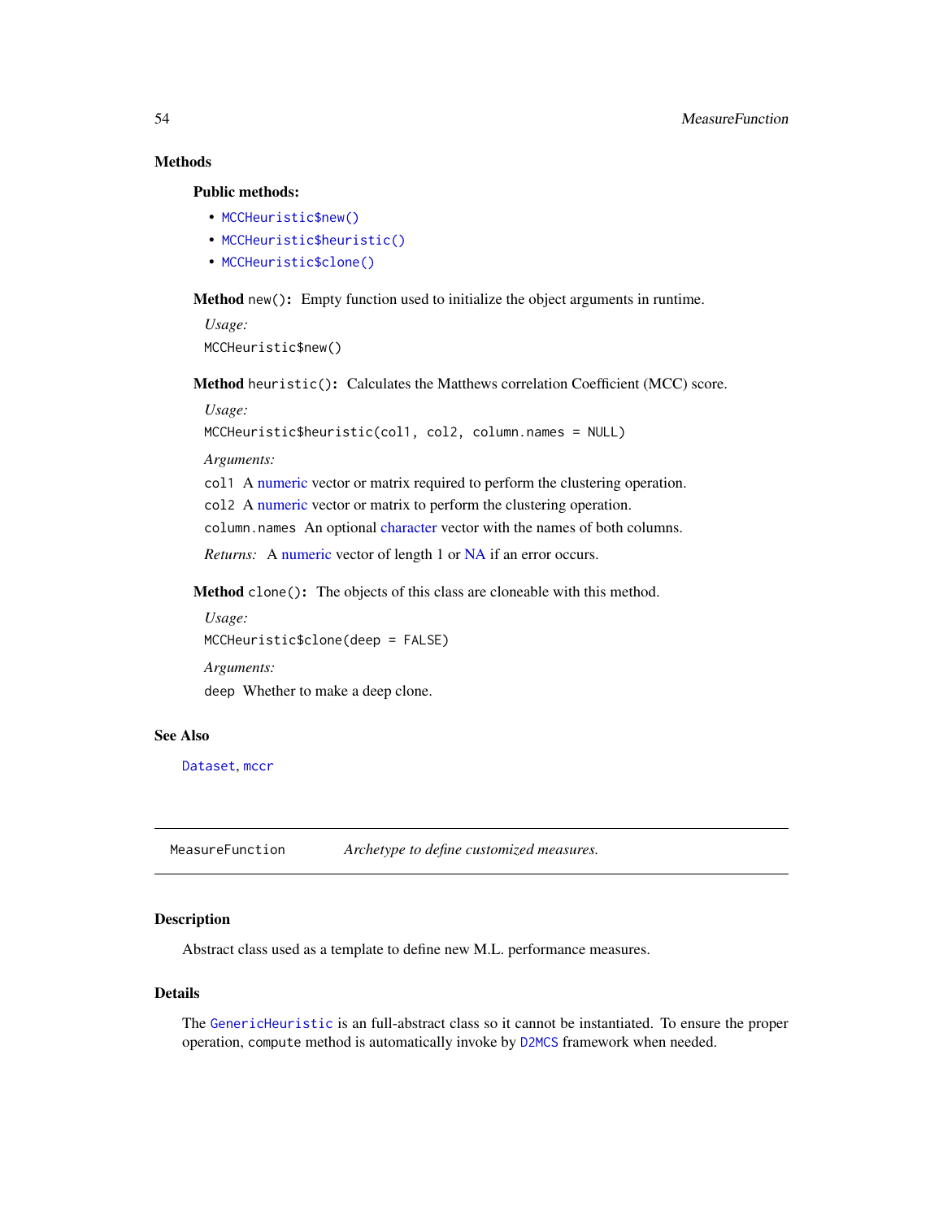### Methods

#### Public methods:

- `MCCHeuristic$new()`
- `MCCHeuristic$heuristic()`
- `MCCHeuristic$clone()`

**Method** `new()`**:** Empty function used to initialize the object arguments in runtime.

*Usage:*

```
MCCHeuristic$new()
```

**Method** `heuristic()`**:** Calculates the Matthews correlation Coefficient (MCC) score.

*Usage:*

```
MCCHeuristic$heuristic(col1, col2, column.names = NULL)
```

*Arguments:*

`col1` A numeric vector or matrix required to perform the clustering operation.

`col2` A numeric vector or matrix to perform the clustering operation.

`column.names` An optional character vector with the names of both columns.

*Returns:* A numeric vector of length 1 or NA if an error occurs.

**Method** `clone()`**:** The objects of this class are cloneable with this method.

*Usage:*

```
MCCHeuristic$clone(deep = FALSE)
```

*Arguments:*

`deep` Whether to make a deep clone.

### See Also

`Dataset`, `mccr`

---

## MeasureFunction — *Archetype to define customized measures.*

### Description

Abstract class used as a template to define new M.L. performance measures.

### Details

The `GenericHeuristic` is an full-abstract class so it cannot be instantiated. To ensure the proper operation, `compute` method is automatically invoke by `D2MCS` framework when needed.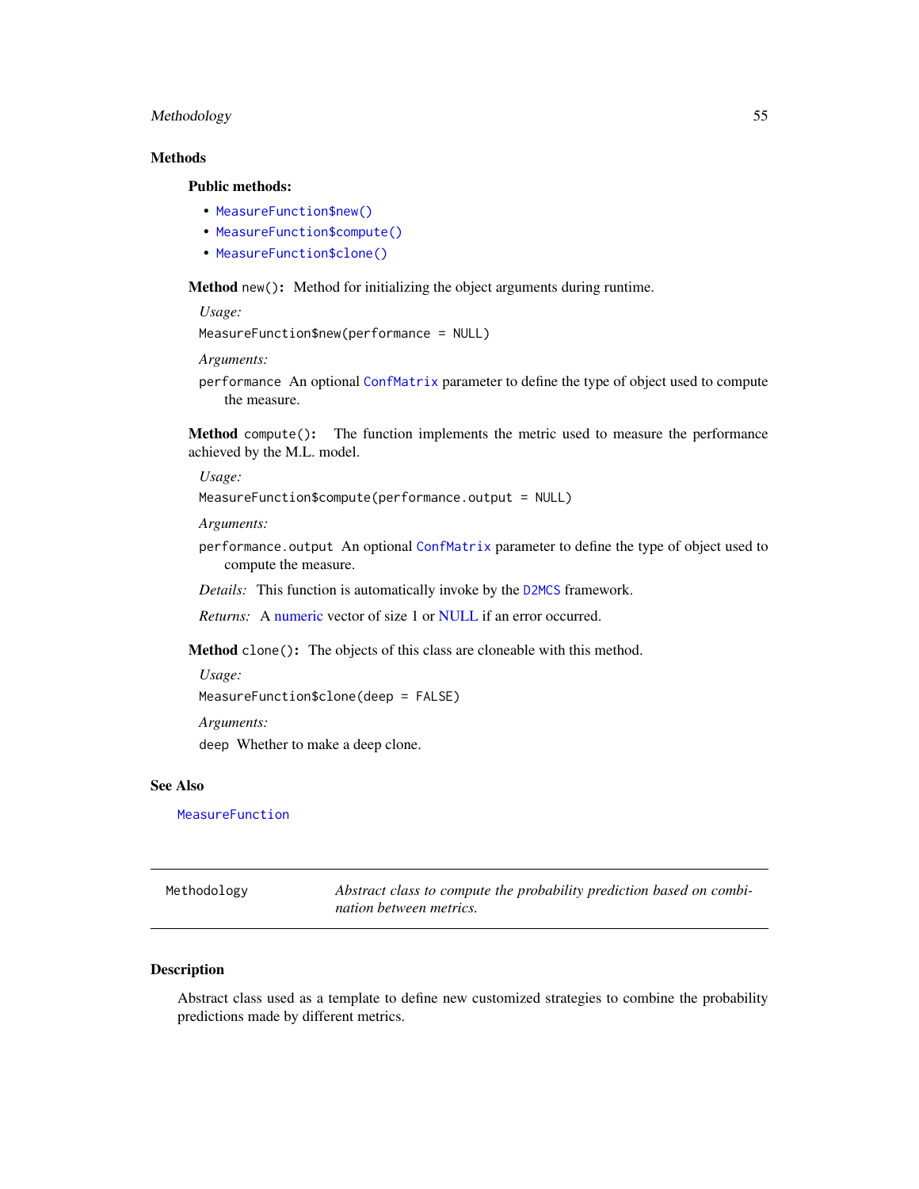## Methods

### Public methods:

- `MeasureFunction$new()`
- `MeasureFunction$compute()`
- `MeasureFunction$clone()`

**Method** `new()`**:** Method for initializing the object arguments during runtime.

*Usage:*

```
MeasureFunction$new(performance = NULL)
```

*Arguments:*

`performance` An optional `ConfMatrix` parameter to define the type of object used to compute the measure.

**Method** `compute()`**:** The function implements the metric used to measure the performance achieved by the M.L. model.

*Usage:*

```
MeasureFunction$compute(performance.output = NULL)
```

*Arguments:*

`performance.output` An optional `ConfMatrix` parameter to define the type of object used to compute the measure.

*Details:* This function is automatically invoke by the `D2MCS` framework.

*Returns:* A numeric vector of size 1 or NULL if an error occurred.

**Method** `clone()`**:** The objects of this class are cloneable with this method.

*Usage:*

```
MeasureFunction$clone(deep = FALSE)
```

*Arguments:*

`deep` Whether to make a deep clone.

## See Also

`MeasureFunction`

---

# Methodology — *Abstract class to compute the probability prediction based on combination between metrics.*

---

## Description

Abstract class used as a template to define new customized strategies to combine the probability predictions made by different metrics.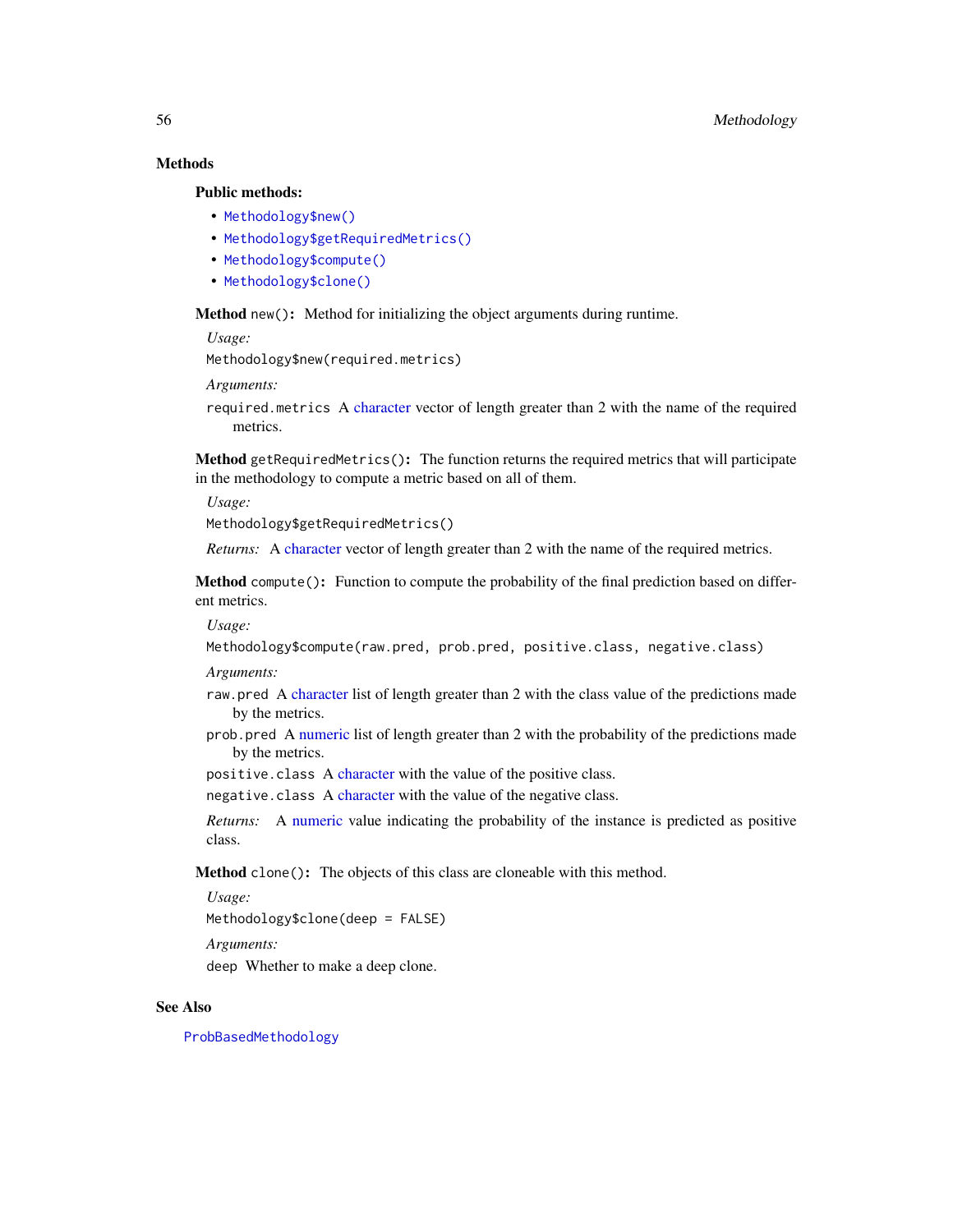### Methods

#### Public methods:

- `Methodology$new()`
- `Methodology$getRequiredMetrics()`
- `Methodology$compute()`
- `Methodology$clone()`

**Method** `new()`**:** Method for initializing the object arguments during runtime.

*Usage:*

```
Methodology$new(required.metrics)
```

*Arguments:*

`required.metrics` A character vector of length greater than 2 with the name of the required metrics.

**Method** `getRequiredMetrics()`**:** The function returns the required metrics that will participate in the methodology to compute a metric based on all of them.

*Usage:*

```
Methodology$getRequiredMetrics()
```

*Returns:* A character vector of length greater than 2 with the name of the required metrics.

**Method** `compute()`**:** Function to compute the probability of the final prediction based on different metrics.

*Usage:*

```
Methodology$compute(raw.pred, prob.pred, positive.class, negative.class)
```

*Arguments:*

`raw.pred` A character list of length greater than 2 with the class value of the predictions made by the metrics.

`prob.pred` A numeric list of length greater than 2 with the probability of the predictions made by the metrics.

`positive.class` A character with the value of the positive class.

`negative.class` A character with the value of the negative class.

*Returns:* A numeric value indicating the probability of the instance is predicted as positive class.

**Method** `clone()`**:** The objects of this class are cloneable with this method.

*Usage:*

```
Methodology$clone(deep = FALSE)
```

*Arguments:*

`deep` Whether to make a deep clone.

### See Also

`ProbBasedMethodology`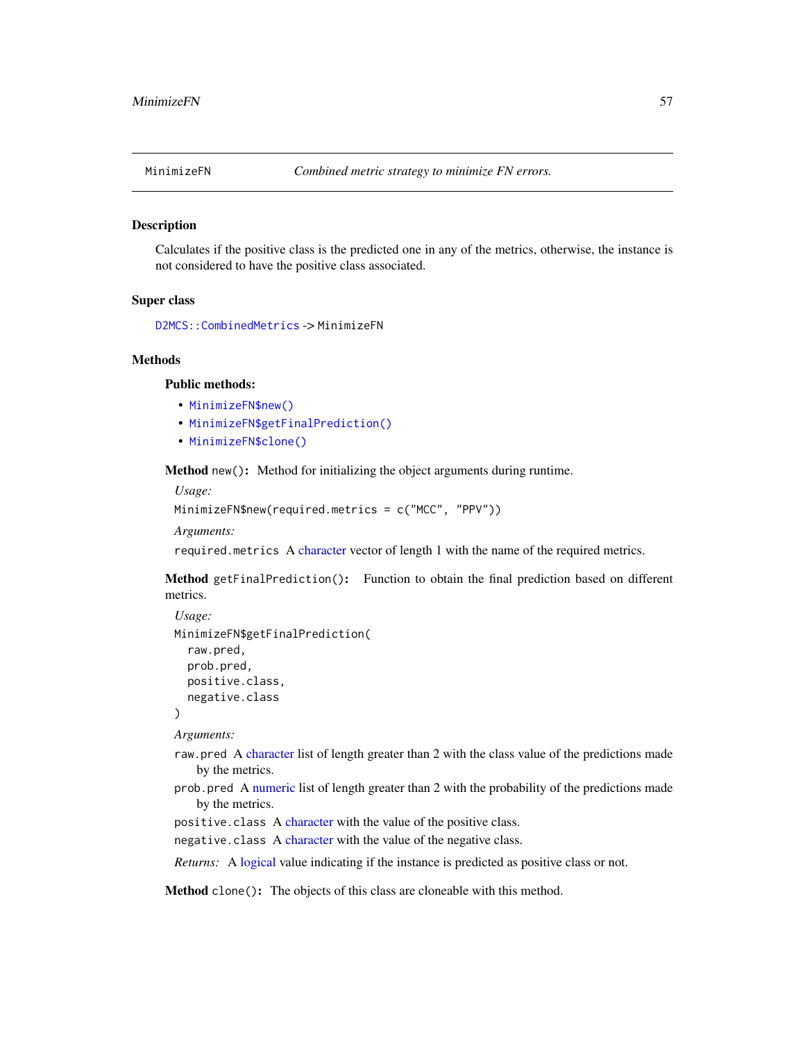# MinimizeFN — *Combined metric strategy to minimize FN errors.*

## Description

Calculates if the positive class is the predicted one in any of the metrics, otherwise, the instance is not considered to have the positive class associated.

## Super class

`D2MCS::CombinedMetrics` -> `MinimizeFN`

## Methods

### Public methods:

- `MinimizeFN$new()`
- `MinimizeFN$getFinalPrediction()`
- `MinimizeFN$clone()`

**Method** `new()`: Method for initializing the object arguments during runtime.

*Usage:*

```
MinimizeFN$new(required.metrics = c("MCC", "PPV"))
```

*Arguments:*

`required.metrics` A character vector of length 1 with the name of the required metrics.

**Method** `getFinalPrediction()`: Function to obtain the final prediction based on different metrics.

*Usage:*

```
MinimizeFN$getFinalPrediction(
  raw.pred,
  prob.pred,
  positive.class,
  negative.class
)
```

*Arguments:*

`raw.pred` A character list of length greater than 2 with the class value of the predictions made by the metrics.

`prob.pred` A numeric list of length greater than 2 with the probability of the predictions made by the metrics.

`positive.class` A character with the value of the positive class.

`negative.class` A character with the value of the negative class.

*Returns:* A logical value indicating if the instance is predicted as positive class or not.

**Method** `clone()`: The objects of this class are cloneable with this method.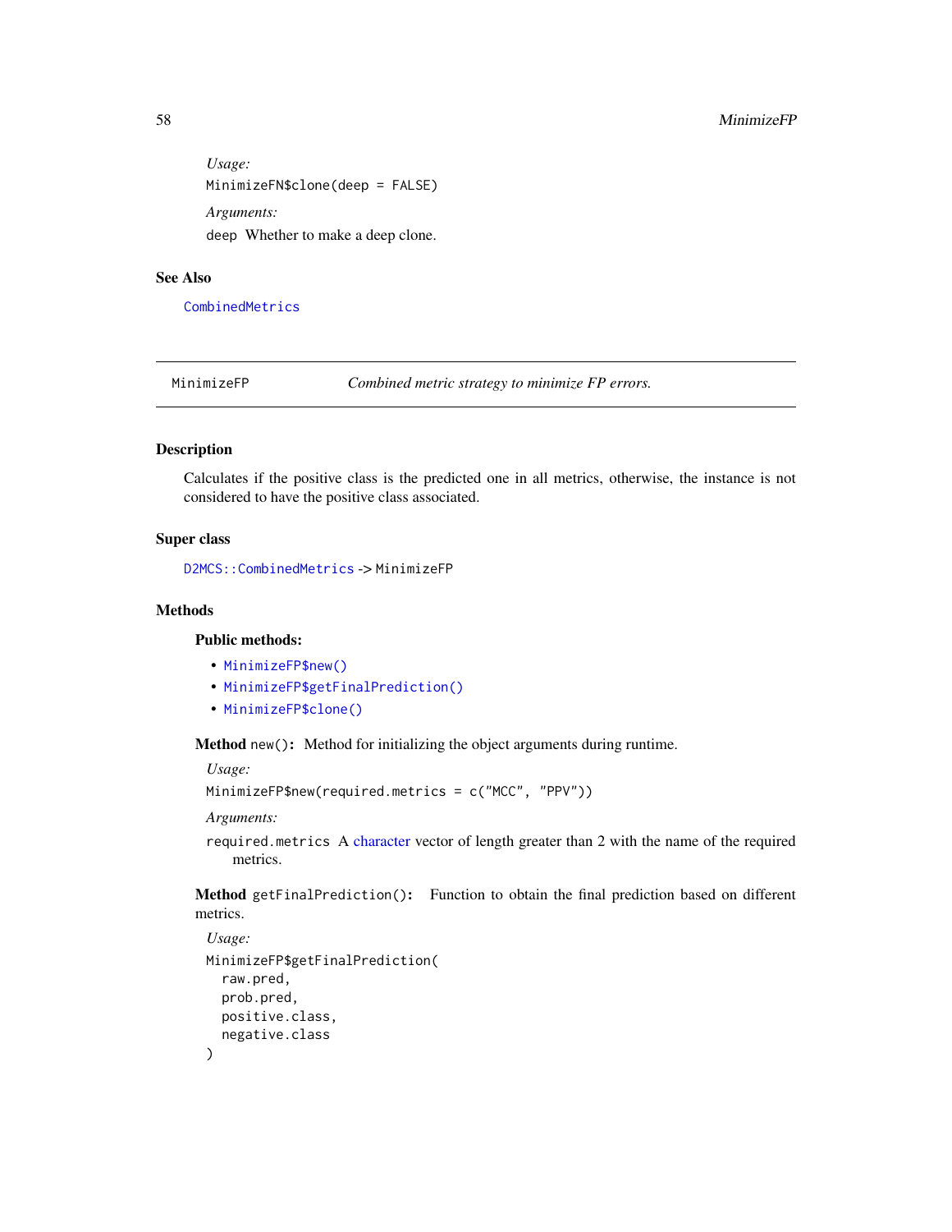*Usage:*

```
MinimizeFN$clone(deep = FALSE)
```

*Arguments:*

`deep` Whether to make a deep clone.

## See Also

CombinedMetrics

---

**MinimizeFP** *Combined metric strategy to minimize FP errors.*

---

## Description

Calculates if the positive class is the predicted one in all metrics, otherwise, the instance is not considered to have the positive class associated.

## Super class

`D2MCS::CombinedMetrics` -> `MinimizeFP`

## Methods

### Public methods:

- `MinimizeFP$new()`
- `MinimizeFP$getFinalPrediction()`
- `MinimizeFP$clone()`

**Method** `new()`**:** Method for initializing the object arguments during runtime.

*Usage:*

```
MinimizeFP$new(required.metrics = c("MCC", "PPV"))
```

*Arguments:*

`required.metrics` A character vector of length greater than 2 with the name of the required metrics.

**Method** `getFinalPrediction()`**:** Function to obtain the final prediction based on different metrics.

*Usage:*

```
MinimizeFP$getFinalPrediction(
  raw.pred,
  prob.pred,
  positive.class,
  negative.class
)
```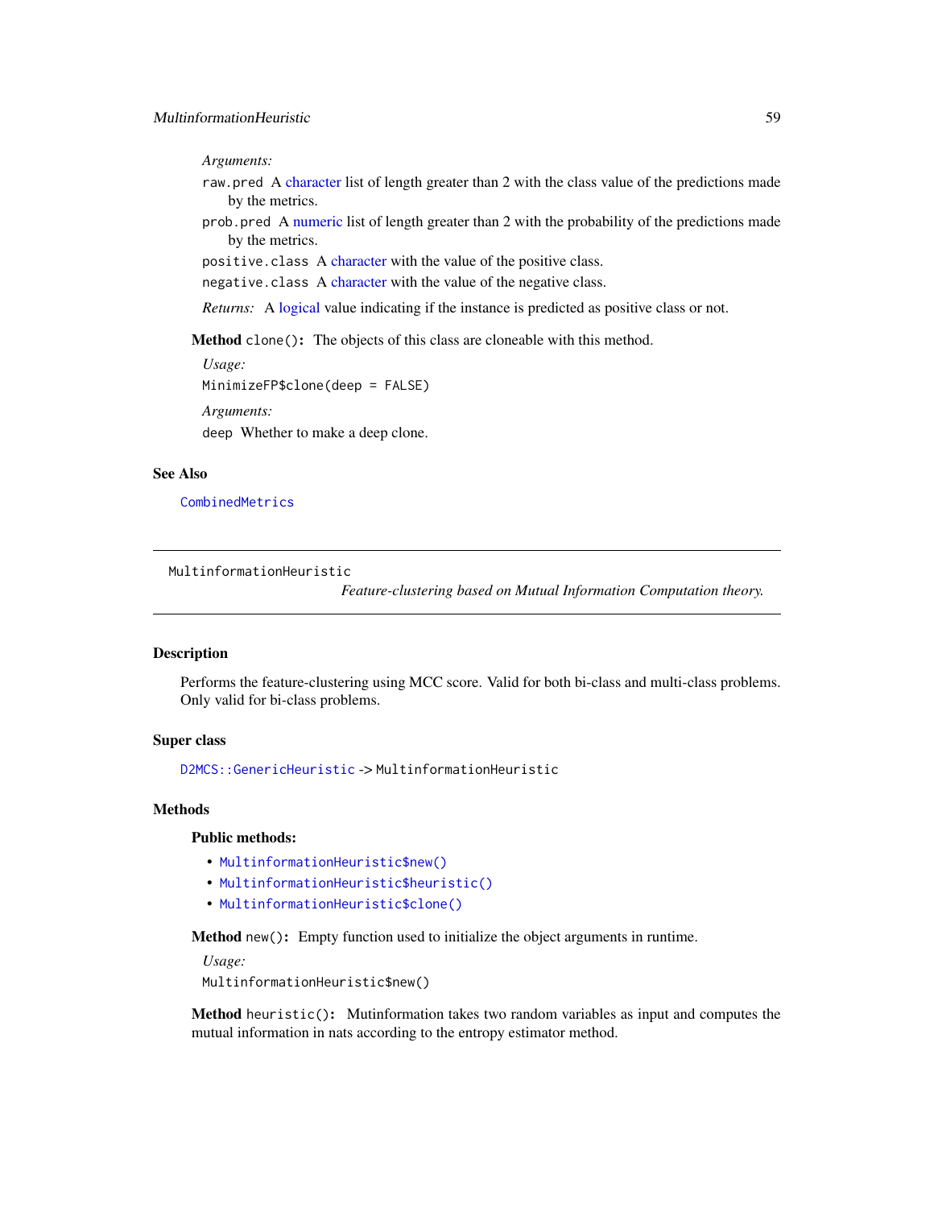*Arguments:*

`raw.pred` A character list of length greater than 2 with the class value of the predictions made by the metrics.

`prob.pred` A numeric list of length greater than 2 with the probability of the predictions made by the metrics.

`positive.class` A character with the value of the positive class.

`negative.class` A character with the value of the negative class.

*Returns:* A logical value indicating if the instance is predicted as positive class or not.

**Method** `clone()`**:** The objects of this class are cloneable with this method.

*Usage:*

```
MinimizeFP$clone(deep = FALSE)
```

*Arguments:*

`deep` Whether to make a deep clone.

## See Also

`CombinedMetrics`

---

`MultinformationHeuristic` *Feature-clustering based on Mutual Information Computation theory.*

---

## Description

Performs the feature-clustering using MCC score. Valid for both bi-class and multi-class problems. Only valid for bi-class problems.

## Super class

`D2MCS::GenericHeuristic` -> `MultinformationHeuristic`

## Methods

### Public methods:

- `MultinformationHeuristic$new()`
- `MultinformationHeuristic$heuristic()`
- `MultinformationHeuristic$clone()`

**Method** `new()`**:** Empty function used to initialize the object arguments in runtime.

*Usage:*

```
MultinformationHeuristic$new()
```

**Method** `heuristic()`**:** Mutinformation takes two random variables as input and computes the mutual information in nats according to the entropy estimator method.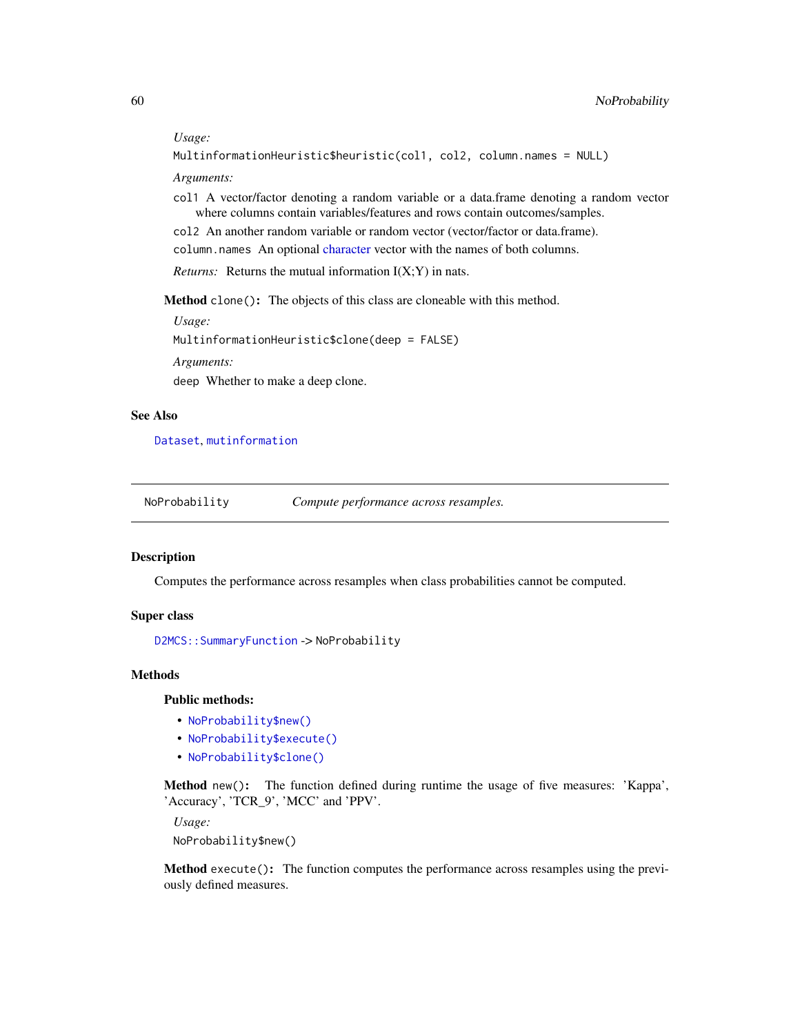*Usage:*

```
MultinformationHeuristic$heuristic(col1, col2, column.names = NULL)
```

*Arguments:*

`col1` A vector/factor denoting a random variable or a data.frame denoting a random vector where columns contain variables/features and rows contain outcomes/samples.

`col2` An another random variable or random vector (vector/factor or data.frame).

`column.names` An optional character vector with the names of both columns.

*Returns:* Returns the mutual information I(X;Y) in nats.

**Method** `clone()`**:** The objects of this class are cloneable with this method.

*Usage:*

```
MultinformationHeuristic$clone(deep = FALSE)
```

*Arguments:*

`deep` Whether to make a deep clone.

## See Also

`Dataset`, `mutinformation`

---

`NoProbability` *Compute performance across resamples.*

---

## Description

Computes the performance across resamples when class probabilities cannot be computed.

## Super class

`D2MCS::SummaryFunction` -> `NoProbability`

## Methods

### Public methods:

- `NoProbability$new()`
- `NoProbability$execute()`
- `NoProbability$clone()`

**Method** `new()`**:** The function defined during runtime the usage of five measures: 'Kappa', 'Accuracy', 'TCR_9', 'MCC' and 'PPV'.

*Usage:*

```
NoProbability$new()
```

**Method** `execute()`**:** The function computes the performance across resamples using the previously defined measures.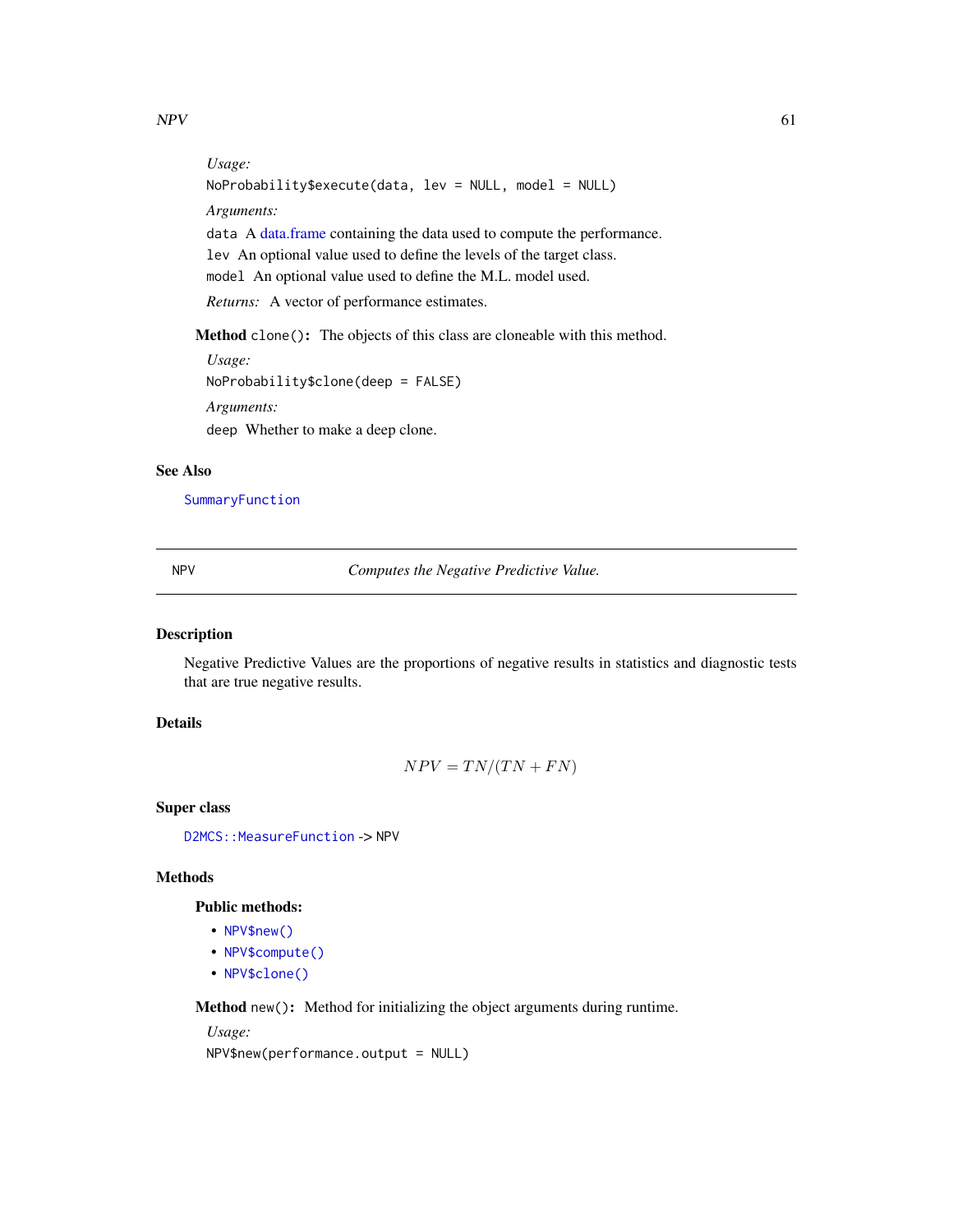*Usage:*

```
NoProbability$execute(data, lev = NULL, model = NULL)
```

*Arguments:*

`data` A data.frame containing the data used to compute the performance.

`lev` An optional value used to define the levels of the target class.

`model` An optional value used to define the M.L. model used.

*Returns:* A vector of performance estimates.

**Method** `clone()`**:** The objects of this class are cloneable with this method.

*Usage:*

```
NoProbability$clone(deep = FALSE)
```

*Arguments:*

`deep` Whether to make a deep clone.

## See Also

SummaryFunction

---

# NPV — *Computes the Negative Predictive Value.*

---

## Description

Negative Predictive Values are the proportions of negative results in statistics and diagnostic tests that are true negative results.

## Details

$$NPV = TN/(TN + FN)$$

## Super class

`D2MCS::MeasureFunction` -> NPV

## Methods

### Public methods:

- `NPV$new()`
- `NPV$compute()`
- `NPV$clone()`

**Method** `new()`**:** Method for initializing the object arguments during runtime.

*Usage:*

```
NPV$new(performance.output = NULL)
```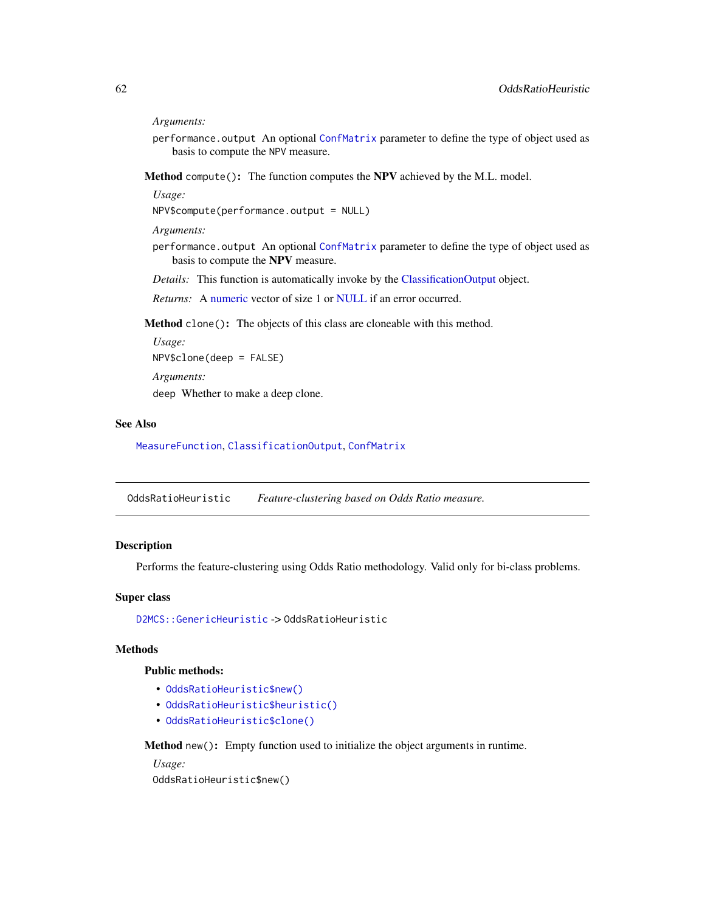*Arguments:*

`performance.output` An optional `ConfMatrix` parameter to define the type of object used as basis to compute the `NPV` measure.

**Method** `compute()`**:** The function computes the **NPV** achieved by the M.L. model.

*Usage:*

```
NPV$compute(performance.output = NULL)
```

*Arguments:*

`performance.output` An optional `ConfMatrix` parameter to define the type of object used as basis to compute the **NPV** measure.

*Details:* This function is automatically invoke by the ClassificationOutput object.

*Returns:* A numeric vector of size 1 or NULL if an error occurred.

**Method** `clone()`**:** The objects of this class are cloneable with this method.

*Usage:*

```
NPV$clone(deep = FALSE)
```

*Arguments:*

`deep` Whether to make a deep clone.

## See Also

`MeasureFunction`, `ClassificationOutput`, `ConfMatrix`

---

# OddsRatioHeuristic *Feature-clustering based on Odds Ratio measure.*

---

## Description

Performs the feature-clustering using Odds Ratio methodology. Valid only for bi-class problems.

## Super class

`D2MCS::GenericHeuristic` -> `OddsRatioHeuristic`

## Methods

### Public methods:

- `OddsRatioHeuristic$new()`
- `OddsRatioHeuristic$heuristic()`
- `OddsRatioHeuristic$clone()`

**Method** `new()`**:** Empty function used to initialize the object arguments in runtime.

*Usage:*

```
OddsRatioHeuristic$new()
```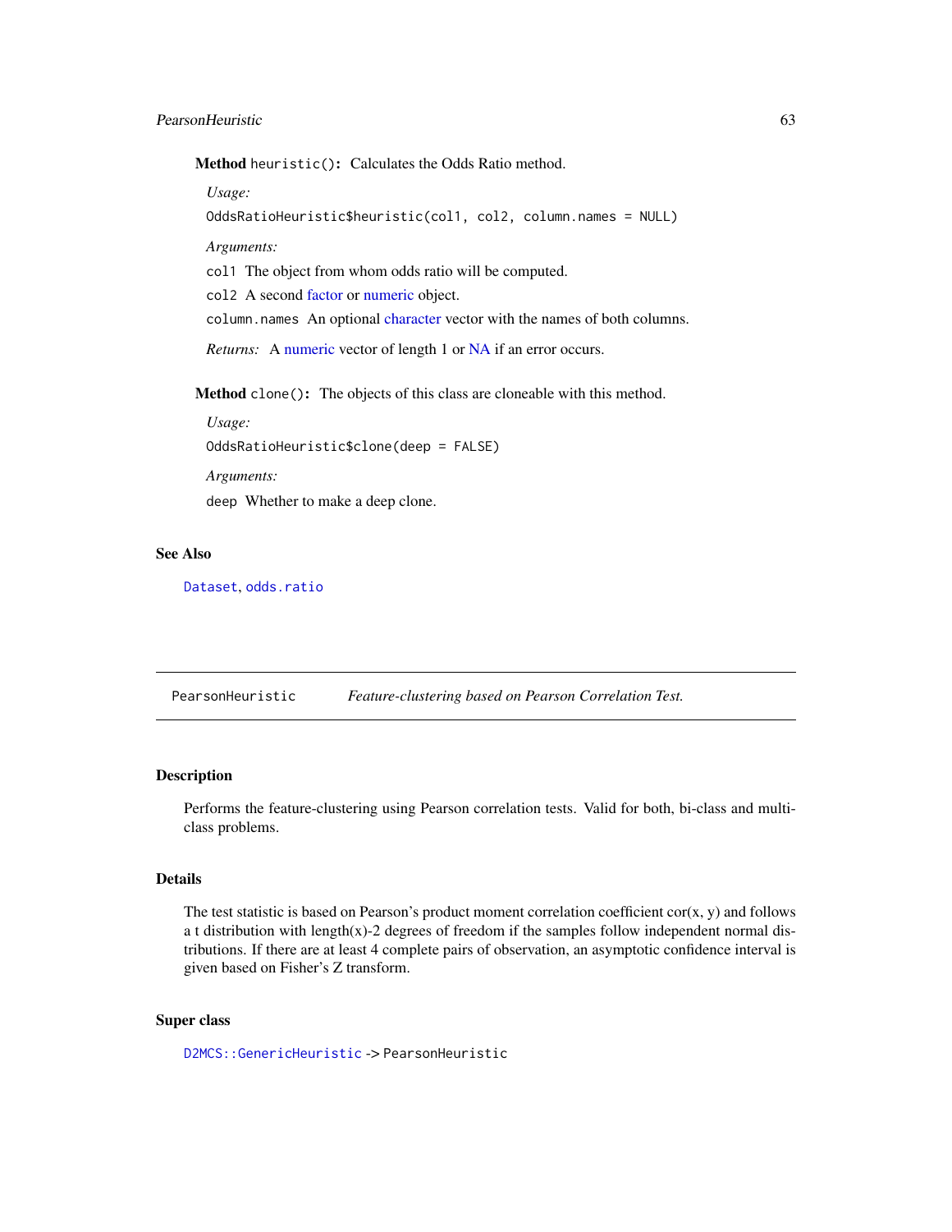**Method** `heuristic()`**:** Calculates the Odds Ratio method.

*Usage:*

```
OddsRatioHeuristic$heuristic(col1, col2, column.names = NULL)
```

*Arguments:*

`col1` The object from whom odds ratio will be computed.

`col2` A second factor or numeric object.

`column.names` An optional character vector with the names of both columns.

*Returns:* A numeric vector of length 1 or NA if an error occurs.

**Method** `clone()`**:** The objects of this class are cloneable with this method.

*Usage:*

```
OddsRatioHeuristic$clone(deep = FALSE)
```

*Arguments:*

`deep` Whether to make a deep clone.

## See Also

`Dataset`, `odds.ratio`

---

# PearsonHeuristic — *Feature-clustering based on Pearson Correlation Test.*

## Description

Performs the feature-clustering using Pearson correlation tests. Valid for both, bi-class and multi-class problems.

## Details

The test statistic is based on Pearson's product moment correlation coefficient cor(x, y) and follows a t distribution with length(x)-2 degrees of freedom if the samples follow independent normal distributions. If there are at least 4 complete pairs of observation, an asymptotic confidence interval is given based on Fisher's Z transform.

## Super class

`D2MCS::GenericHeuristic` -> `PearsonHeuristic`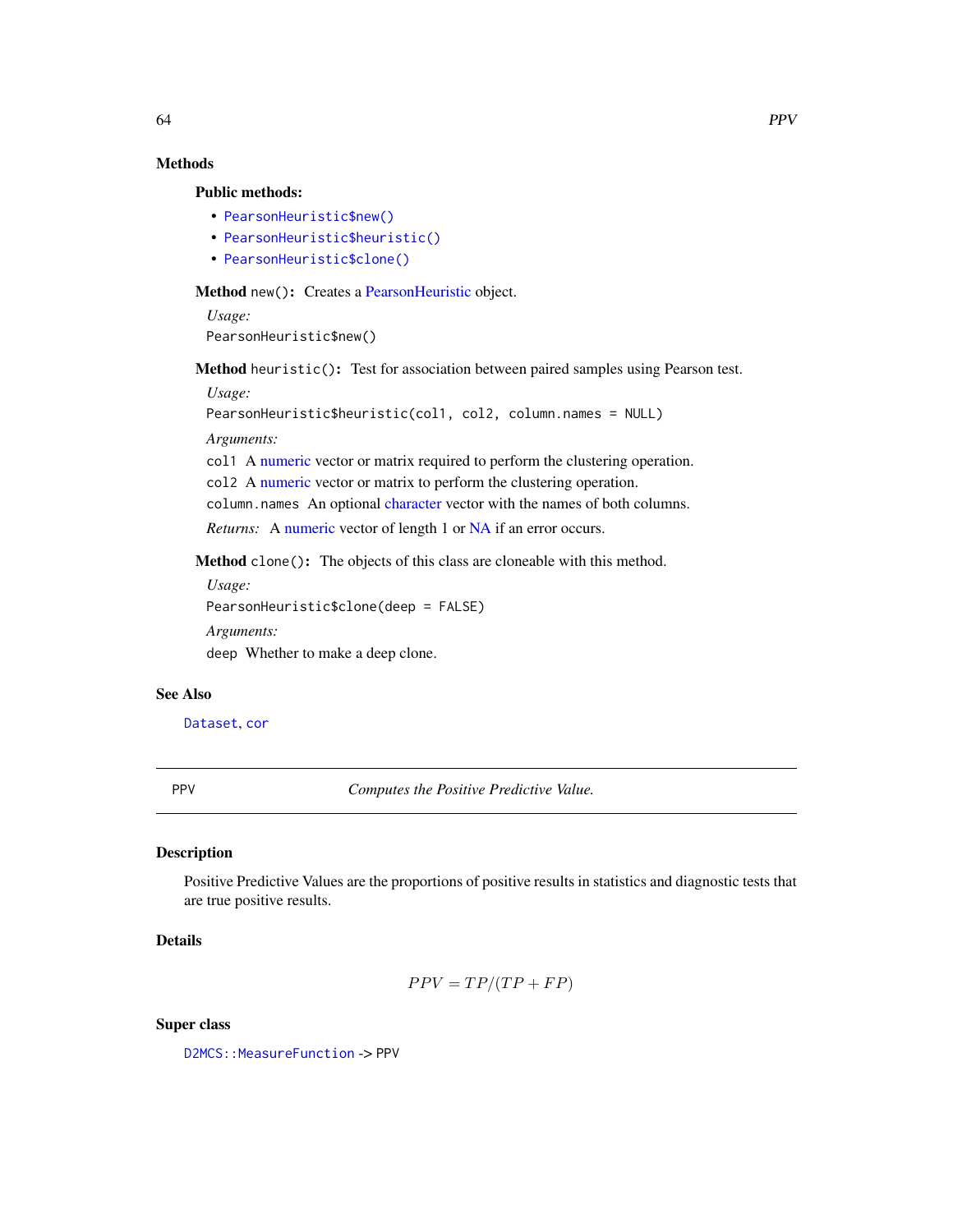## Methods

### Public methods:

- `PearsonHeuristic$new()`
- `PearsonHeuristic$heuristic()`
- `PearsonHeuristic$clone()`

**Method** `new()`**:** Creates a PearsonHeuristic object.

*Usage:*

```
PearsonHeuristic$new()
```

**Method** `heuristic()`**:** Test for association between paired samples using Pearson test.

*Usage:*

```
PearsonHeuristic$heuristic(col1, col2, column.names = NULL)
```

*Arguments:*

`col1` A numeric vector or matrix required to perform the clustering operation.

`col2` A numeric vector or matrix to perform the clustering operation.

`column.names` An optional character vector with the names of both columns.

*Returns:* A numeric vector of length 1 or NA if an error occurs.

**Method** `clone()`**:** The objects of this class are cloneable with this method.

*Usage:*

```
PearsonHeuristic$clone(deep = FALSE)
```

*Arguments:*

`deep` Whether to make a deep clone.

## See Also

`Dataset`, `cor`

---

# PPV — *Computes the Positive Predictive Value.*

## Description

Positive Predictive Values are the proportions of positive results in statistics and diagnostic tests that are true positive results.

## Details

$$PPV = TP/(TP + FP)$$

## Super class

`D2MCS::MeasureFunction` -> PPV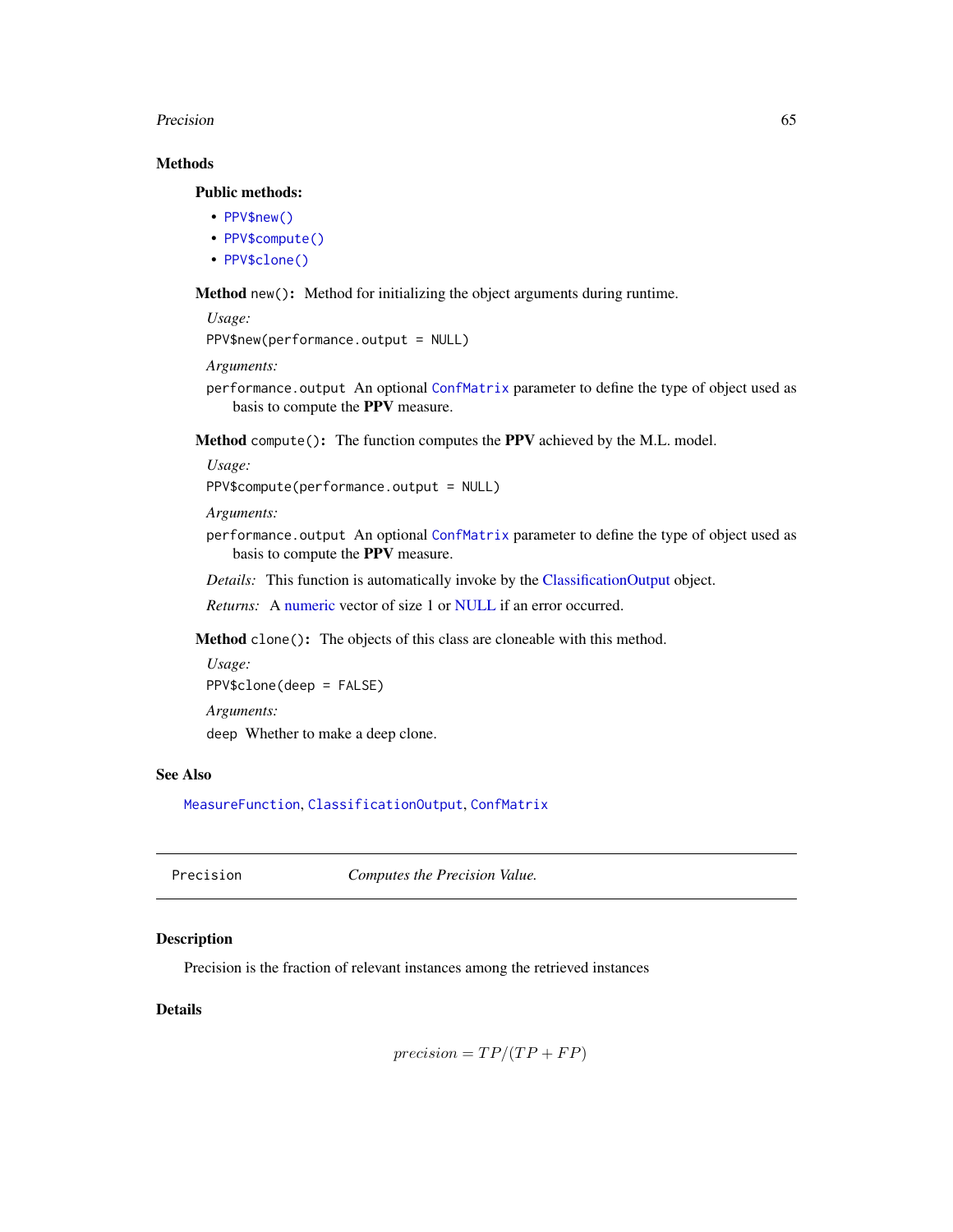## Methods

### Public methods:

- `PPV$new()`
- `PPV$compute()`
- `PPV$clone()`

**Method** `new()`**:** Method for initializing the object arguments during runtime.

*Usage:*

```
PPV$new(performance.output = NULL)
```

*Arguments:*

`performance.output` An optional `ConfMatrix` parameter to define the type of object used as basis to compute the **PPV** measure.

**Method** `compute()`**:** The function computes the **PPV** achieved by the M.L. model.

*Usage:*

```
PPV$compute(performance.output = NULL)
```

*Arguments:*

`performance.output` An optional `ConfMatrix` parameter to define the type of object used as basis to compute the **PPV** measure.

*Details:* This function is automatically invoke by the ClassificationOutput object.

*Returns:* A numeric vector of size 1 or NULL if an error occurred.

**Method** `clone()`**:** The objects of this class are cloneable with this method.

*Usage:*

```
PPV$clone(deep = FALSE)
```

*Arguments:*

`deep` Whether to make a deep clone.

## See Also

`MeasureFunction`, `ClassificationOutput`, `ConfMatrix`

---

# Precision — *Computes the Precision Value.*

---

## Description

Precision is the fraction of relevant instances among the retrieved instances

## Details

$$precision = TP/(TP + FP)$$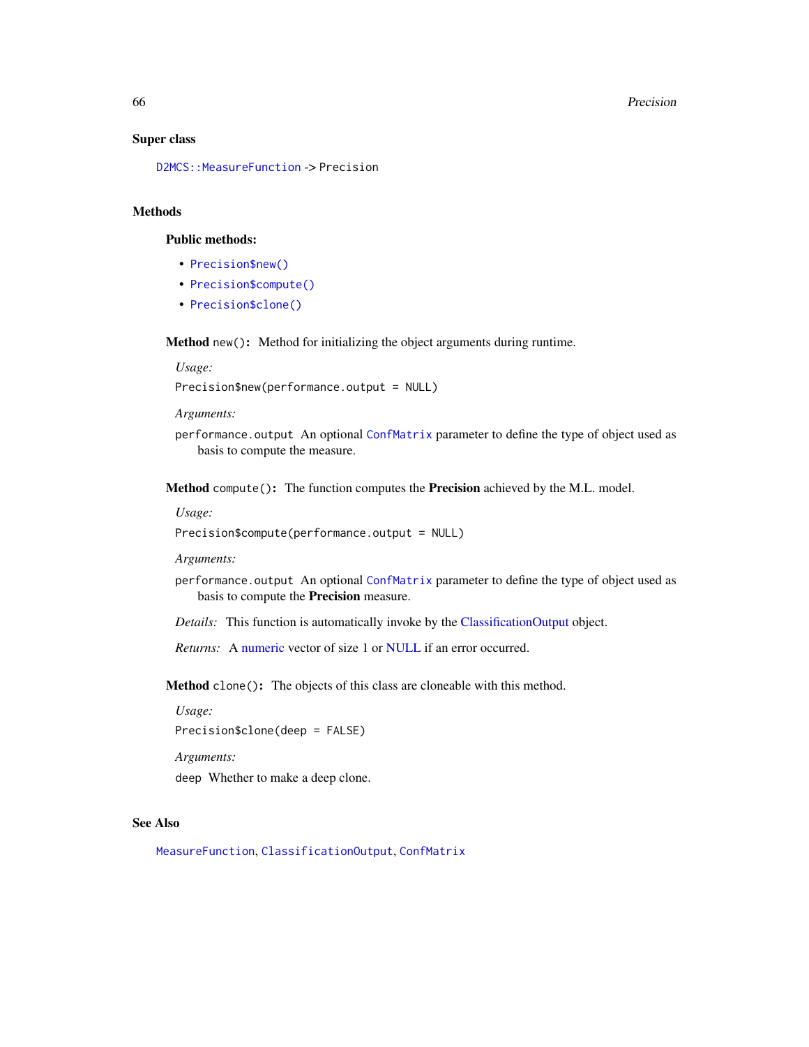## Super class

`D2MCS::MeasureFunction` -> Precision

## Methods

### Public methods:

- `Precision$new()`
- `Precision$compute()`
- `Precision$clone()`

**Method** `new()`**:** Method for initializing the object arguments during runtime.

*Usage:*

```
Precision$new(performance.output = NULL)
```

*Arguments:*

`performance.output` An optional `ConfMatrix` parameter to define the type of object used as basis to compute the measure.

**Method** `compute()`**:** The function computes the **Precision** achieved by the M.L. model.

*Usage:*

```
Precision$compute(performance.output = NULL)
```

*Arguments:*

`performance.output` An optional `ConfMatrix` parameter to define the type of object used as basis to compute the **Precision** measure.

*Details:* This function is automatically invoke by the ClassificationOutput object.

*Returns:* A numeric vector of size 1 or NULL if an error occurred.

**Method** `clone()`**:** The objects of this class are cloneable with this method.

*Usage:*

```
Precision$clone(deep = FALSE)
```

*Arguments:*

`deep` Whether to make a deep clone.

## See Also

`MeasureFunction`, `ClassificationOutput`, `ConfMatrix`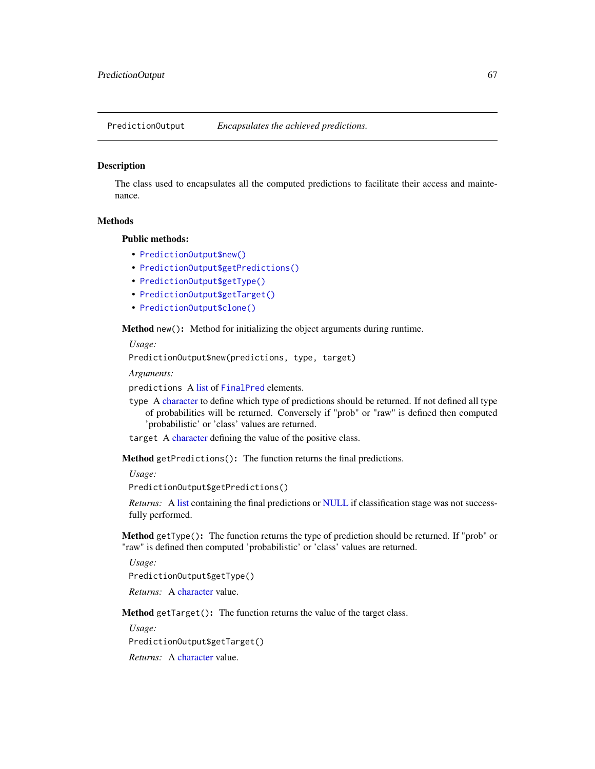# PredictionOutput *Encapsulates the achieved predictions.*

## Description

The class used to encapsulates all the computed predictions to facilitate their access and maintenance.

## Methods

### Public methods:

- `PredictionOutput$new()`
- `PredictionOutput$getPredictions()`
- `PredictionOutput$getType()`
- `PredictionOutput$getTarget()`
- `PredictionOutput$clone()`

**Method** `new()`**:** Method for initializing the object arguments during runtime.

*Usage:*

```
PredictionOutput$new(predictions, type, target)
```

*Arguments:*

`predictions` A list of `FinalPred` elements.

`type` A character to define which type of predictions should be returned. If not defined all type of probabilities will be returned. Conversely if "prob" or "raw" is defined then computed 'probabilistic' or 'class' values are returned.

`target` A character defining the value of the positive class.

**Method** `getPredictions()`**:** The function returns the final predictions.

*Usage:*

```
PredictionOutput$getPredictions()
```

*Returns:* A list containing the final predictions or NULL if classification stage was not successfully performed.

**Method** `getType()`**:** The function returns the type of prediction should be returned. If "prob" or "raw" is defined then computed 'probabilistic' or 'class' values are returned.

*Usage:*

```
PredictionOutput$getType()
```

*Returns:* A character value.

**Method** `getTarget()`**:** The function returns the value of the target class.

*Usage:*

```
PredictionOutput$getTarget()
```

*Returns:* A character value.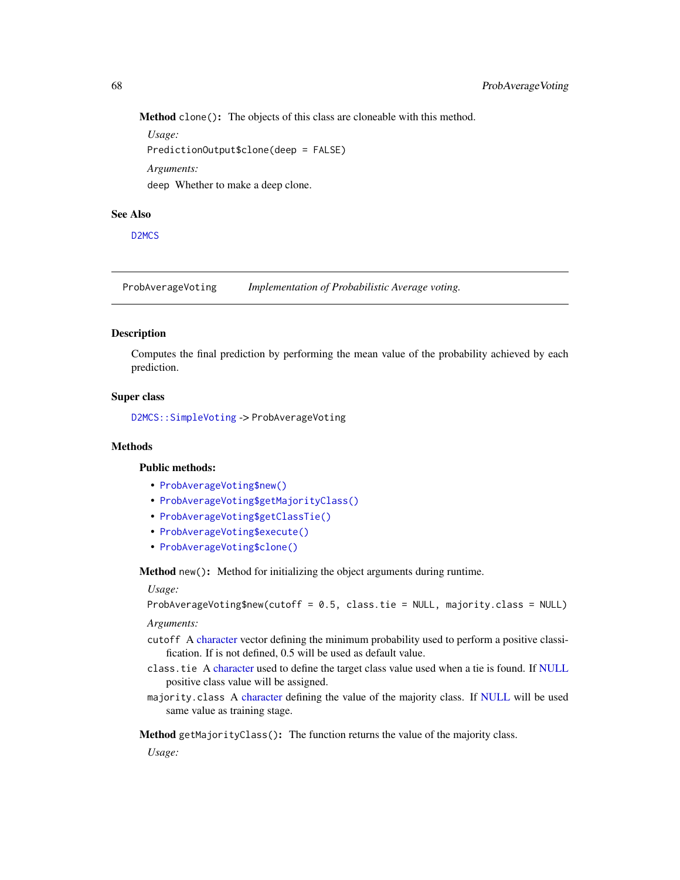**Method** `clone()`**:** The objects of this class are cloneable with this method.

*Usage:*

```
PredictionOutput$clone(deep = FALSE)
```

*Arguments:*

`deep` Whether to make a deep clone.

### See Also

D2MCS

---

`ProbAverageVoting` *Implementation of Probabilistic Average voting.*

---

### Description

Computes the final prediction by performing the mean value of the probability achieved by each prediction.

### Super class

`D2MCS::SimpleVoting` -> `ProbAverageVoting`

### Methods

#### Public methods:

- `ProbAverageVoting$new()`
- `ProbAverageVoting$getMajorityClass()`
- `ProbAverageVoting$getClassTie()`
- `ProbAverageVoting$execute()`
- `ProbAverageVoting$clone()`

**Method** `new()`**:** Method for initializing the object arguments during runtime.

*Usage:*

```
ProbAverageVoting$new(cutoff = 0.5, class.tie = NULL, majority.class = NULL)
```

*Arguments:*

`cutoff` A character vector defining the minimum probability used to perform a positive classification. If is not defined, 0.5 will be used as default value.

`class.tie` A character used to define the target class value used when a tie is found. If NULL positive class value will be assigned.

`majority.class` A character defining the value of the majority class. If NULL will be used same value as training stage.

**Method** `getMajorityClass()`**:** The function returns the value of the majority class.

*Usage:*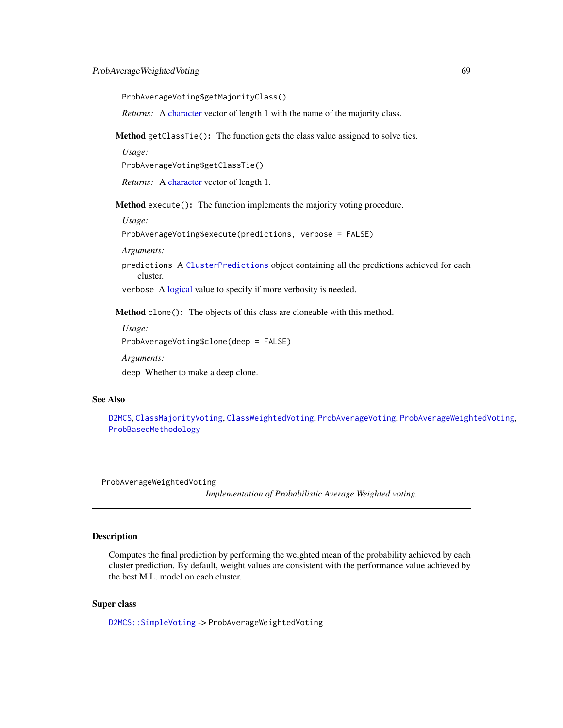```
ProbAverageVoting$getMajorityClass()
```

*Returns:* A character vector of length 1 with the name of the majority class.

**Method** `getClassTie()`**:** The function gets the class value assigned to solve ties.

*Usage:*

```
ProbAverageVoting$getClassTie()
```

*Returns:* A character vector of length 1.

**Method** `execute()`**:** The function implements the majority voting procedure.

*Usage:*

```
ProbAverageVoting$execute(predictions, verbose = FALSE)
```

*Arguments:*

`predictions` A `ClusterPredictions` object containing all the predictions achieved for each cluster.

`verbose` A logical value to specify if more verbosity is needed.

**Method** `clone()`**:** The objects of this class are cloneable with this method.

*Usage:*

```
ProbAverageVoting$clone(deep = FALSE)
```

*Arguments:*

`deep` Whether to make a deep clone.

## See Also

`D2MCS`, `ClassMajorityVoting`, `ClassWeightedVoting`, `ProbAverageVoting`, `ProbAverageWeightedVoting`, `ProbBasedMethodology`

---

# ProbAverageWeightedVoting

*Implementation of Probabilistic Average Weighted voting.*

---

## Description

Computes the final prediction by performing the weighted mean of the probability achieved by each cluster prediction. By default, weight values are consistent with the performance value achieved by the best M.L. model on each cluster.

## Super class

`D2MCS::SimpleVoting` -> `ProbAverageWeightedVoting`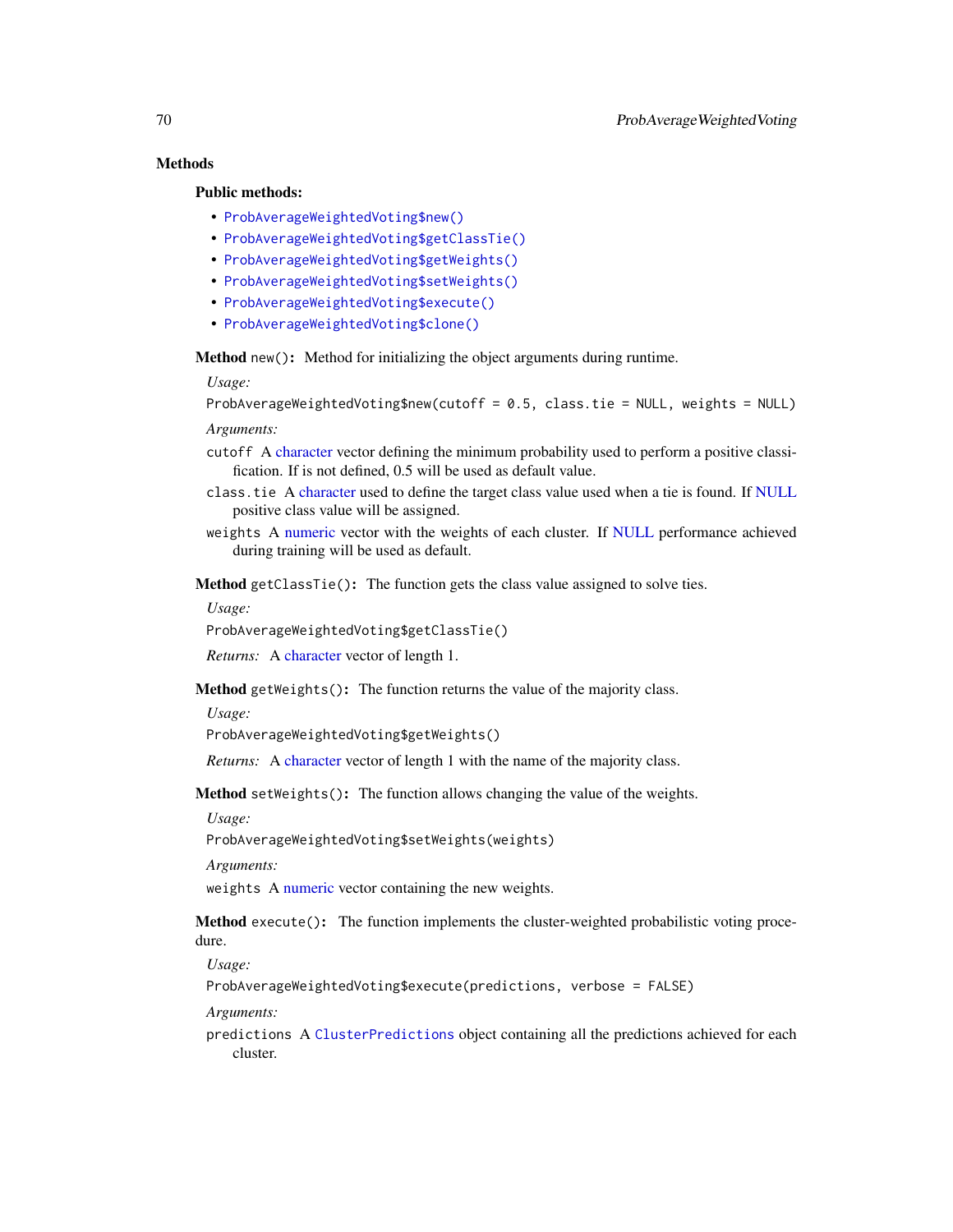## Methods

### Public methods:

- `ProbAverageWeightedVoting$new()`
- `ProbAverageWeightedVoting$getClassTie()`
- `ProbAverageWeightedVoting$getWeights()`
- `ProbAverageWeightedVoting$setWeights()`
- `ProbAverageWeightedVoting$execute()`
- `ProbAverageWeightedVoting$clone()`

**Method** `new()`**:** Method for initializing the object arguments during runtime.

*Usage:*

```
ProbAverageWeightedVoting$new(cutoff = 0.5, class.tie = NULL, weights = NULL)
```

*Arguments:*

`cutoff` A character vector defining the minimum probability used to perform a positive classification. If is not defined, 0.5 will be used as default value.

`class.tie` A character used to define the target class value used when a tie is found. If NULL positive class value will be assigned.

`weights` A numeric vector with the weights of each cluster. If NULL performance achieved during training will be used as default.

**Method** `getClassTie()`**:** The function gets the class value assigned to solve ties.

*Usage:*

```
ProbAverageWeightedVoting$getClassTie()
```

*Returns:* A character vector of length 1.

**Method** `getWeights()`**:** The function returns the value of the majority class.

*Usage:*

```
ProbAverageWeightedVoting$getWeights()
```

*Returns:* A character vector of length 1 with the name of the majority class.

**Method** `setWeights()`**:** The function allows changing the value of the weights.

*Usage:*

```
ProbAverageWeightedVoting$setWeights(weights)
```

*Arguments:*

`weights` A numeric vector containing the new weights.

**Method** `execute()`**:** The function implements the cluster-weighted probabilistic voting procedure.

*Usage:*

```
ProbAverageWeightedVoting$execute(predictions, verbose = FALSE)
```

*Arguments:*

`predictions` A `ClusterPredictions` object containing all the predictions achieved for each cluster.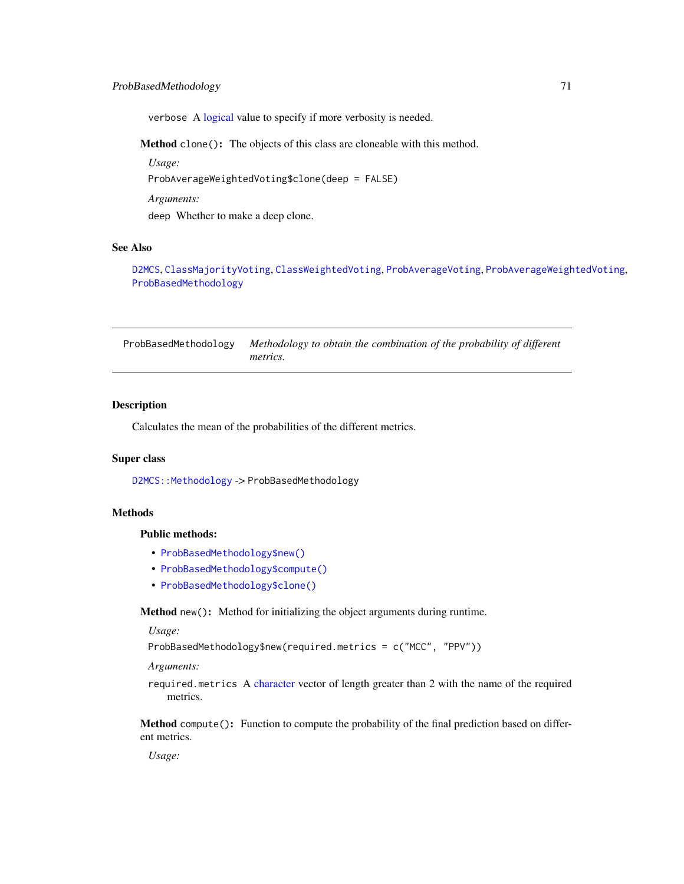verbose A logical value to specify if more verbosity is needed.

**Method** `clone()`: The objects of this class are cloneable with this method.

*Usage:*

```
ProbAverageWeightedVoting$clone(deep = FALSE)
```

*Arguments:*

deep Whether to make a deep clone.

## See Also

D2MCS, ClassMajorityVoting, ClassWeightedVoting, ProbAverageVoting, ProbAverageWeightedVoting, ProbBasedMethodology

---

# ProbBasedMethodology *Methodology to obtain the combination of the probability of different metrics.*

---

## Description

Calculates the mean of the probabilities of the different metrics.

## Super class

D2MCS::Methodology -> ProbBasedMethodology

## Methods

### Public methods:

- ProbBasedMethodology$new()
- ProbBasedMethodology$compute()
- ProbBasedMethodology$clone()

**Method** `new()`: Method for initializing the object arguments during runtime.

*Usage:*

```
ProbBasedMethodology$new(required.metrics = c("MCC", "PPV"))
```

*Arguments:*

required.metrics A character vector of length greater than 2 with the name of the required metrics.

**Method** `compute()`: Function to compute the probability of the final prediction based on different metrics.

*Usage:*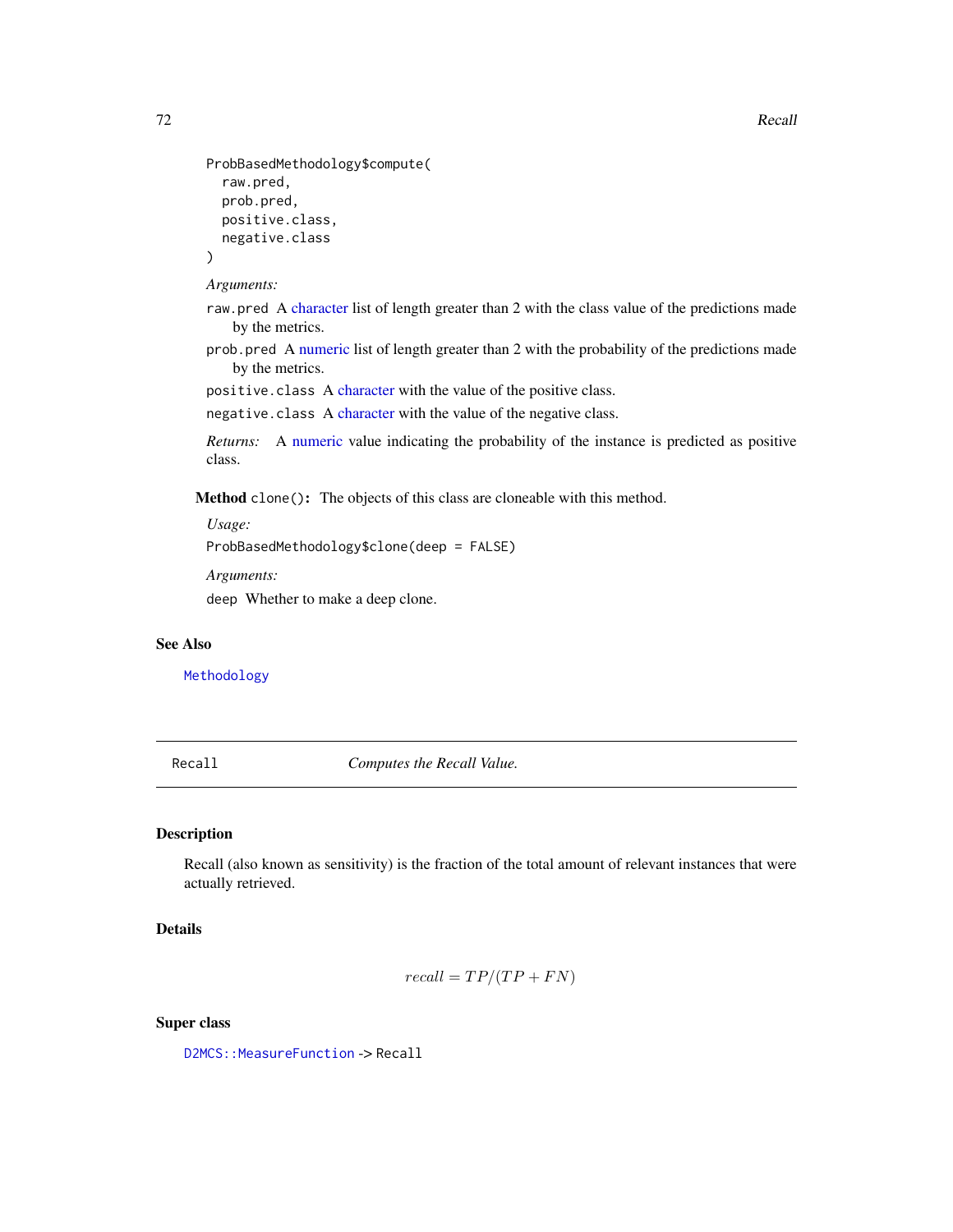```
ProbBasedMethodology$compute(
  raw.pred,
  prob.pred,
  positive.class,
  negative.class
)
```

*Arguments:*

`raw.pred` A character list of length greater than 2 with the class value of the predictions made by the metrics.

`prob.pred` A numeric list of length greater than 2 with the probability of the predictions made by the metrics.

`positive.class` A character with the value of the positive class.

`negative.class` A character with the value of the negative class.

*Returns:* A numeric value indicating the probability of the instance is predicted as positive class.

**Method** `clone()`**:** The objects of this class are cloneable with this method.

*Usage:*

```
ProbBasedMethodology$clone(deep = FALSE)
```

*Arguments:*

`deep` Whether to make a deep clone.

## See Also

`Methodology`

---

`Recall` *Computes the Recall Value.*

---

## Description

Recall (also known as sensitivity) is the fraction of the total amount of relevant instances that were actually retrieved.

## Details

$$recall = TP/(TP + FN)$$

## Super class

`D2MCS::MeasureFunction` -> `Recall`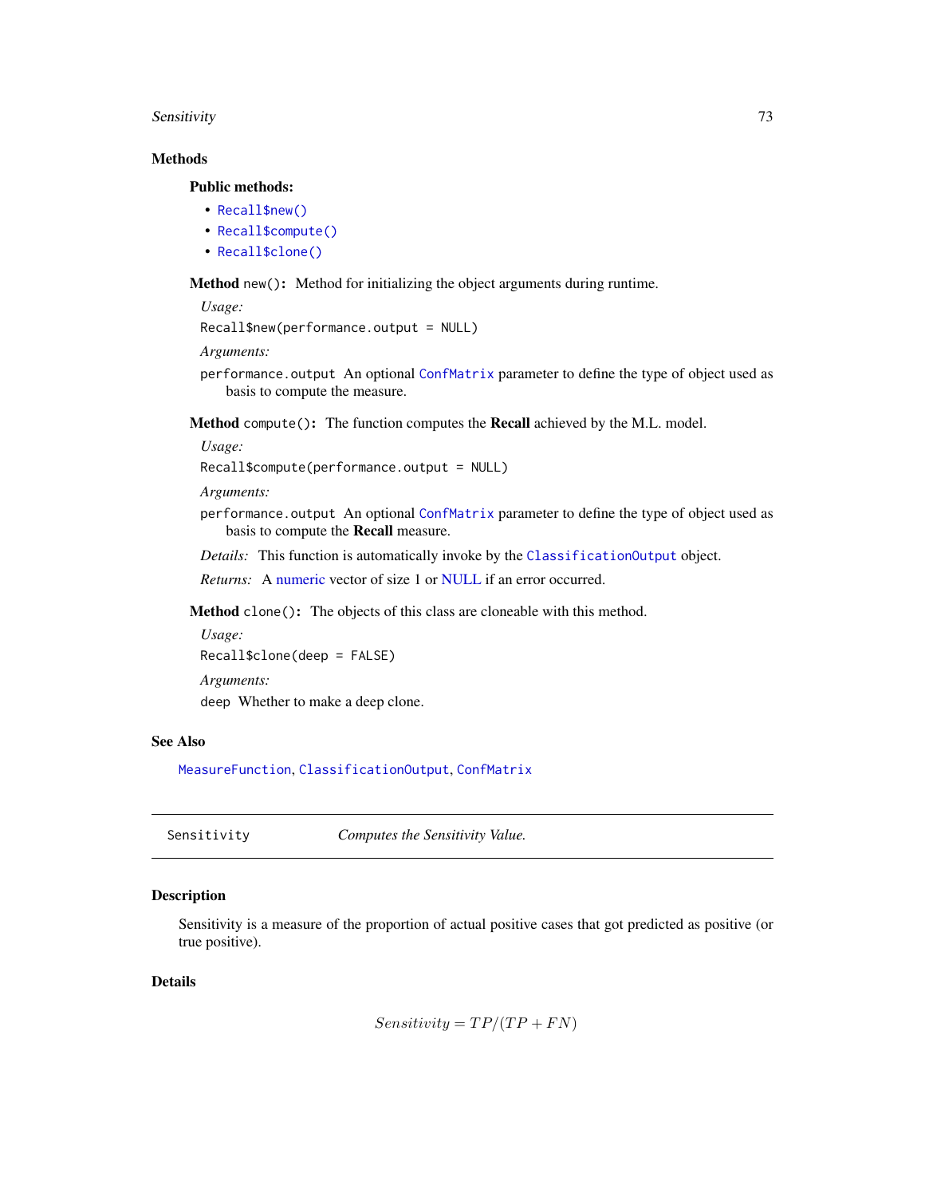## Methods

### Public methods:

- `Recall$new()`
- `Recall$compute()`
- `Recall$clone()`

**Method** `new()`**:** Method for initializing the object arguments during runtime.

*Usage:*

```
Recall$new(performance.output = NULL)
```

*Arguments:*

`performance.output` An optional `ConfMatrix` parameter to define the type of object used as basis to compute the measure.

**Method** `compute()`**:** The function computes the **Recall** achieved by the M.L. model.

*Usage:*

```
Recall$compute(performance.output = NULL)
```

*Arguments:*

`performance.output` An optional `ConfMatrix` parameter to define the type of object used as basis to compute the **Recall** measure.

*Details:* This function is automatically invoke by the `ClassificationOutput` object.

*Returns:* A numeric vector of size 1 or NULL if an error occurred.

**Method** `clone()`**:** The objects of this class are cloneable with this method.

*Usage:*

```
Recall$clone(deep = FALSE)
```

*Arguments:*

`deep` Whether to make a deep clone.

## See Also

`MeasureFunction`, `ClassificationOutput`, `ConfMatrix`

---

# Sensitivity — *Computes the Sensitivity Value.*

---

## Description

Sensitivity is a measure of the proportion of actual positive cases that got predicted as positive (or true positive).

## Details

$$Sensitivity = TP/(TP + FN)$$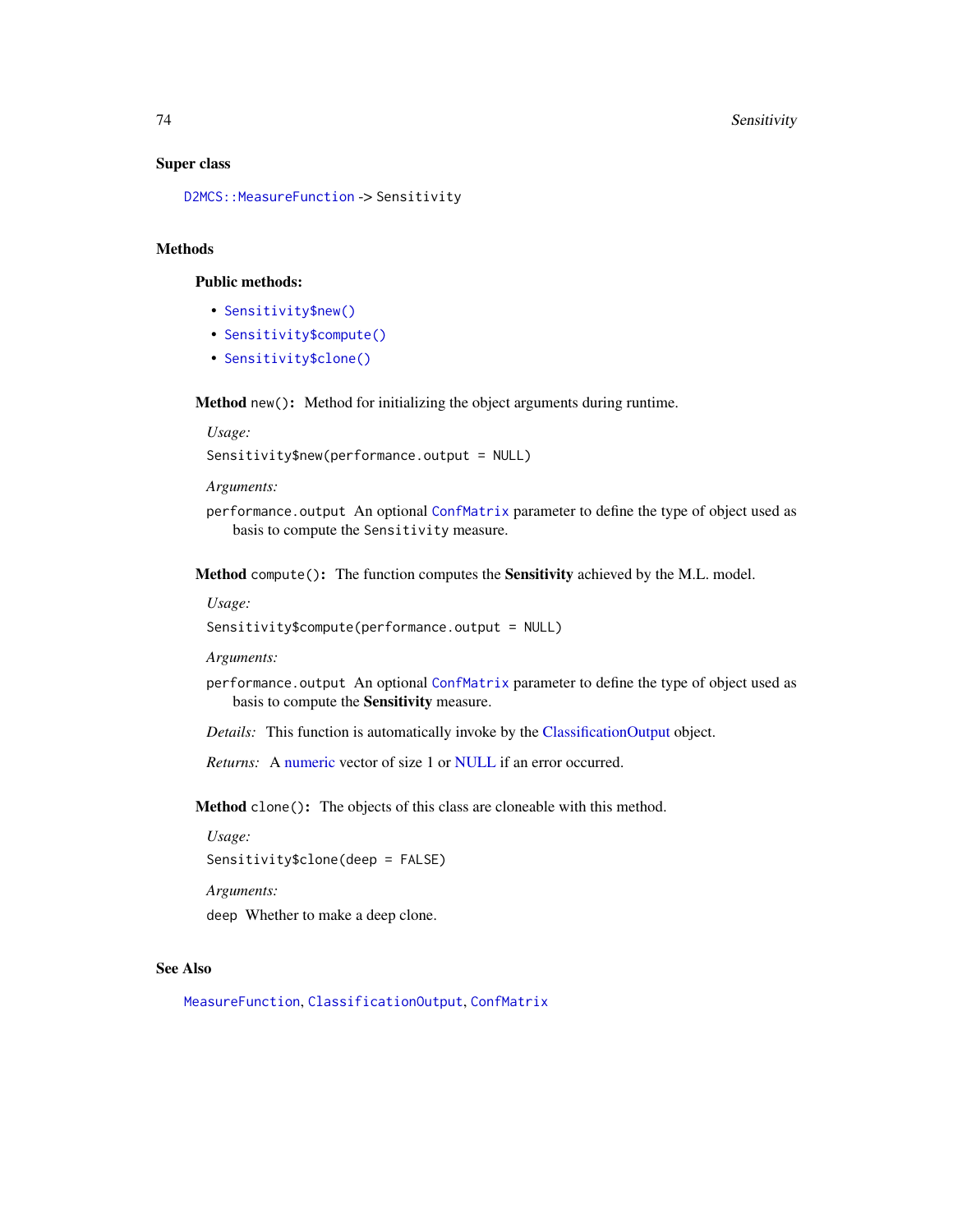## Super class

`D2MCS::MeasureFunction` -> Sensitivity

## Methods

### Public methods:

- `Sensitivity$new()`
- `Sensitivity$compute()`
- `Sensitivity$clone()`

**Method** `new()`: Method for initializing the object arguments during runtime.

*Usage:*

```
Sensitivity$new(performance.output = NULL)
```

*Arguments:*

`performance.output` An optional `ConfMatrix` parameter to define the type of object used as basis to compute the `Sensitivity` measure.

**Method** `compute()`: The function computes the **Sensitivity** achieved by the M.L. model.

*Usage:*

```
Sensitivity$compute(performance.output = NULL)
```

*Arguments:*

`performance.output` An optional `ConfMatrix` parameter to define the type of object used as basis to compute the **Sensitivity** measure.

*Details:* This function is automatically invoke by the ClassificationOutput object.

*Returns:* A numeric vector of size 1 or NULL if an error occurred.

**Method** `clone()`: The objects of this class are cloneable with this method.

*Usage:*

```
Sensitivity$clone(deep = FALSE)
```

*Arguments:*

`deep` Whether to make a deep clone.

## See Also

`MeasureFunction`, `ClassificationOutput`, `ConfMatrix`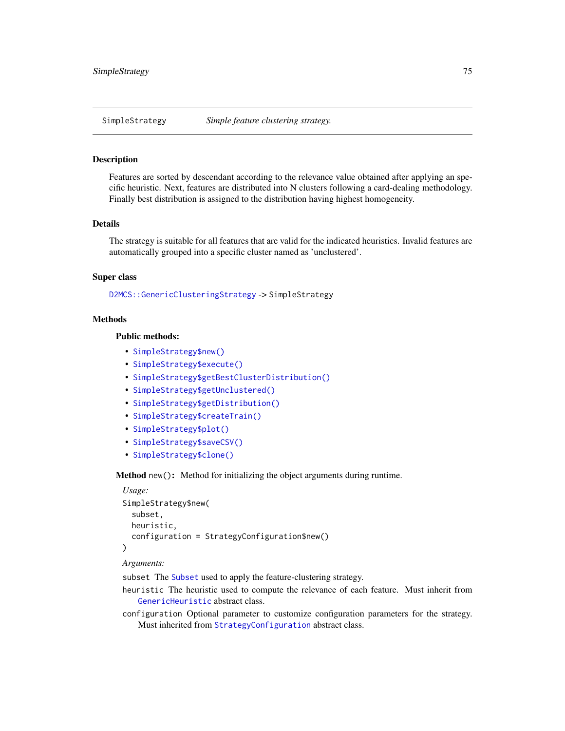## SimpleStrategy *Simple feature clustering strategy.*

### Description

Features are sorted by descendant according to the relevance value obtained after applying an specific heuristic. Next, features are distributed into N clusters following a card-dealing methodology. Finally best distribution is assigned to the distribution having highest homogeneity.

### Details

The strategy is suitable for all features that are valid for the indicated heuristics. Invalid features are automatically grouped into a specific cluster named as 'unclustered'.

### Super class

`D2MCS::GenericClusteringStrategy` -> `SimpleStrategy`

### Methods

#### Public methods:

- `SimpleStrategy$new()`
- `SimpleStrategy$execute()`
- `SimpleStrategy$getBestClusterDistribution()`
- `SimpleStrategy$getUnclustered()`
- `SimpleStrategy$getDistribution()`
- `SimpleStrategy$createTrain()`
- `SimpleStrategy$plot()`
- `SimpleStrategy$saveCSV()`
- `SimpleStrategy$clone()`

**Method** `new()`**:** Method for initializing the object arguments during runtime.

*Usage:*

```
SimpleStrategy$new(
  subset,
  heuristic,
  configuration = StrategyConfiguration$new()
)
```

*Arguments:*

`subset` The `Subset` used to apply the feature-clustering strategy.

`heuristic` The heuristic used to compute the relevance of each feature. Must inherit from `GenericHeuristic` abstract class.

`configuration` Optional parameter to customize configuration parameters for the strategy. Must inherited from `StrategyConfiguration` abstract class.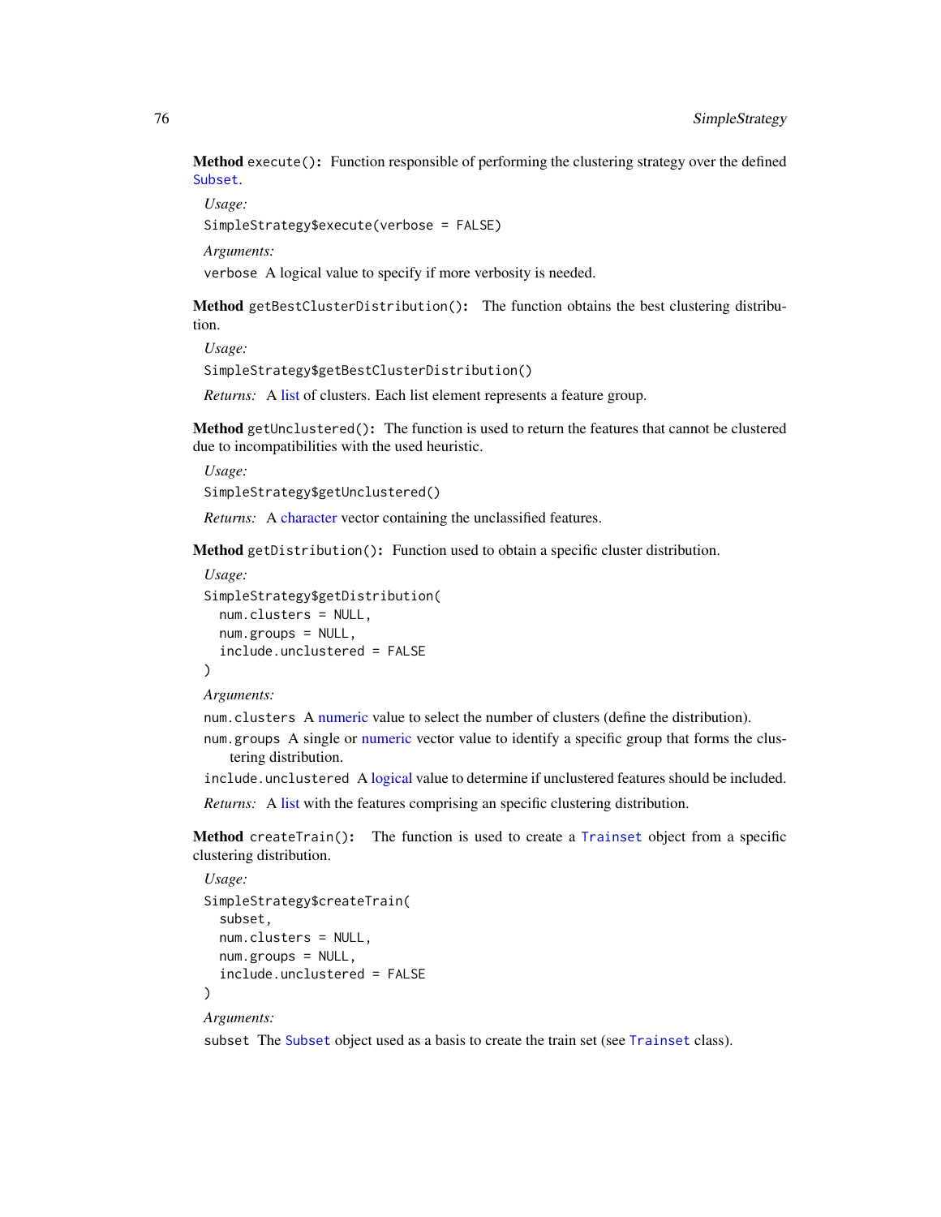**Method** `execute()`**:** Function responsible of performing the clustering strategy over the defined `Subset`.

*Usage:*

```
SimpleStrategy$execute(verbose = FALSE)
```

*Arguments:*

`verbose` A logical value to specify if more verbosity is needed.

**Method** `getBestClusterDistribution()`**:** The function obtains the best clustering distribution.

*Usage:*

```
SimpleStrategy$getBestClusterDistribution()
```

*Returns:* A list of clusters. Each list element represents a feature group.

**Method** `getUnclustered()`**:** The function is used to return the features that cannot be clustered due to incompatibilities with the used heuristic.

*Usage:*

```
SimpleStrategy$getUnclustered()
```

*Returns:* A character vector containing the unclassified features.

**Method** `getDistribution()`**:** Function used to obtain a specific cluster distribution.

*Usage:*

```
SimpleStrategy$getDistribution(
  num.clusters = NULL,
  num.groups = NULL,
  include.unclustered = FALSE
)
```

*Arguments:*

`num.clusters` A numeric value to select the number of clusters (define the distribution).

`num.groups` A single or numeric vector value to identify a specific group that forms the clustering distribution.

`include.unclustered` A logical value to determine if unclustered features should be included.

*Returns:* A list with the features comprising an specific clustering distribution.

**Method** `createTrain()`**:** The function is used to create a `Trainset` object from a specific clustering distribution.

*Usage:*

```
SimpleStrategy$createTrain(
  subset,
  num.clusters = NULL,
  num.groups = NULL,
  include.unclustered = FALSE
)
```

*Arguments:*

`subset` The `Subset` object used as a basis to create the train set (see `Trainset` class).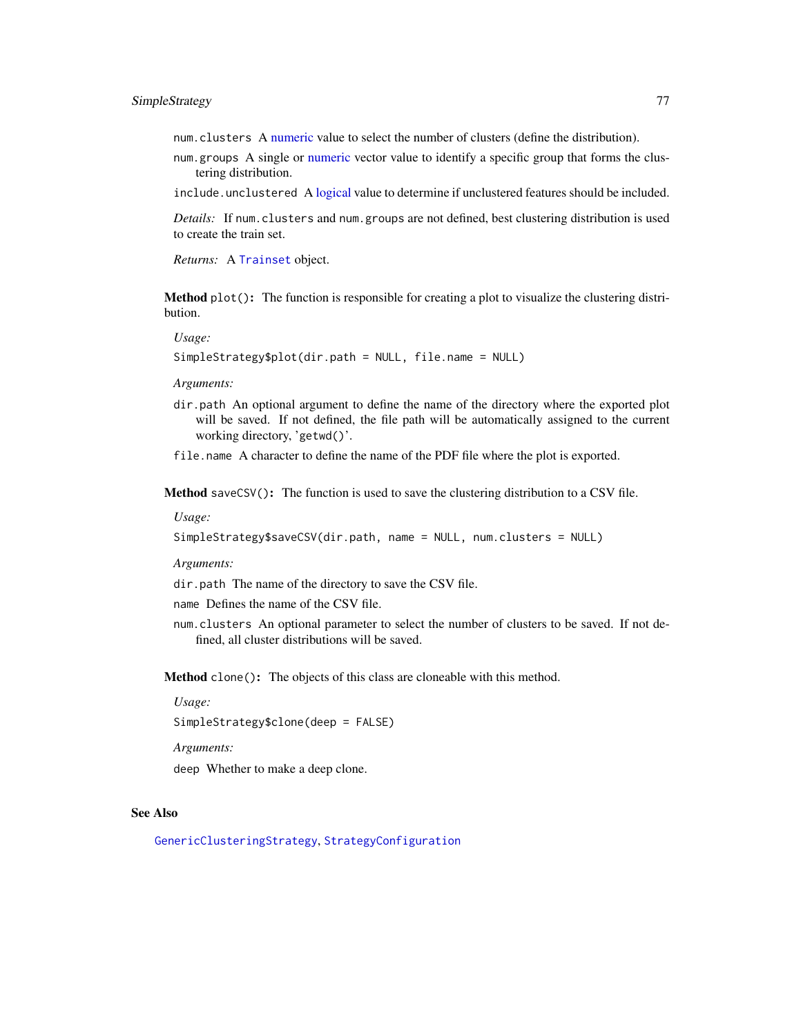`num.clusters` A numeric value to select the number of clusters (define the distribution).

`num.groups` A single or numeric vector value to identify a specific group that forms the clustering distribution.

`include.unclustered` A logical value to determine if unclustered features should be included.

*Details:* If `num.clusters` and `num.groups` are not defined, best clustering distribution is used to create the train set.

*Returns:* A `Trainset` object.

**Method** `plot()`**:** The function is responsible for creating a plot to visualize the clustering distribution.

*Usage:*

```
SimpleStrategy$plot(dir.path = NULL, file.name = NULL)
```

*Arguments:*

`dir.path` An optional argument to define the name of the directory where the exported plot will be saved. If not defined, the file path will be automatically assigned to the current working directory, 'getwd()'.

`file.name` A character to define the name of the PDF file where the plot is exported.

**Method** `saveCSV()`**:** The function is used to save the clustering distribution to a CSV file.

*Usage:*

```
SimpleStrategy$saveCSV(dir.path, name = NULL, num.clusters = NULL)
```

*Arguments:*

`dir.path` The name of the directory to save the CSV file.

`name` Defines the name of the CSV file.

`num.clusters` An optional parameter to select the number of clusters to be saved. If not defined, all cluster distributions will be saved.

**Method** `clone()`**:** The objects of this class are cloneable with this method.

*Usage:*

```
SimpleStrategy$clone(deep = FALSE)
```

*Arguments:*

`deep` Whether to make a deep clone.

## See Also

`GenericClusteringStrategy`, `StrategyConfiguration`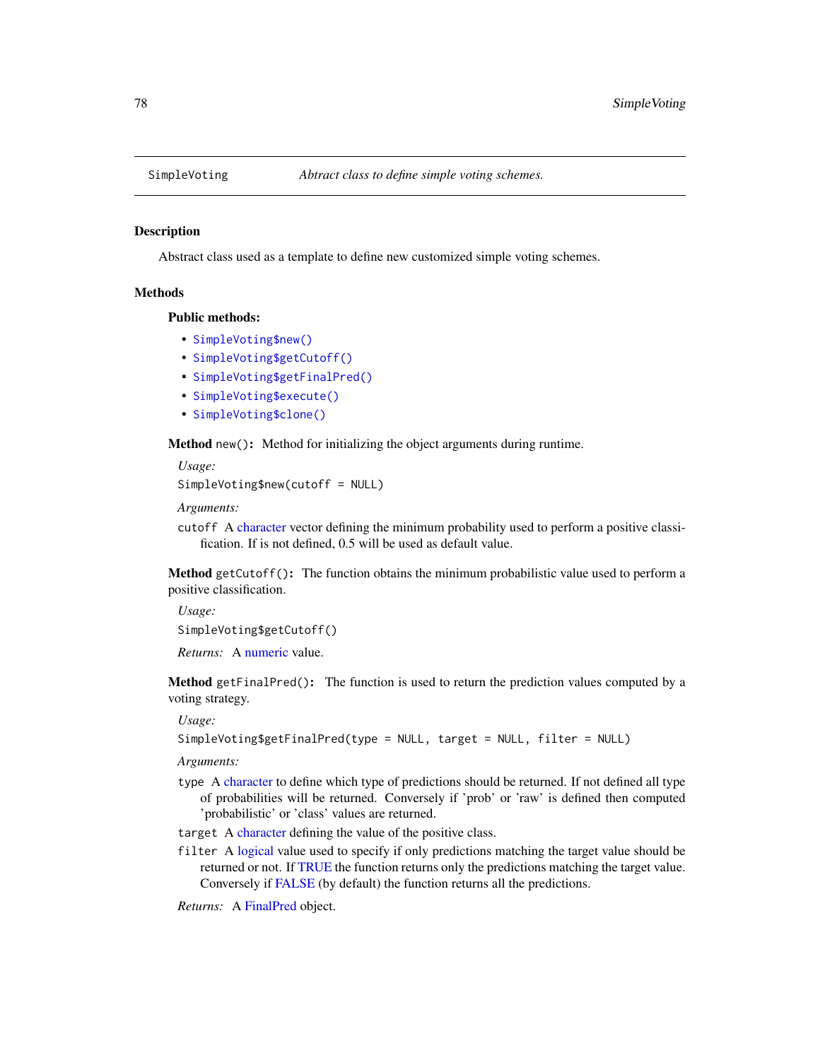SimpleVoting *Abtract class to define simple voting schemes.*

## Description

Abstract class used as a template to define new customized simple voting schemes.

## Methods

### Public methods:

- `SimpleVoting$new()`
- `SimpleVoting$getCutoff()`
- `SimpleVoting$getFinalPred()`
- `SimpleVoting$execute()`
- `SimpleVoting$clone()`

**Method** `new()`**:** Method for initializing the object arguments during runtime.

*Usage:*

```
SimpleVoting$new(cutoff = NULL)
```

*Arguments:*

`cutoff` A character vector defining the minimum probability used to perform a positive classification. If is not defined, 0.5 will be used as default value.

**Method** `getCutoff()`**:** The function obtains the minimum probabilistic value used to perform a positive classification.

*Usage:*

```
SimpleVoting$getCutoff()
```

*Returns:* A numeric value.

**Method** `getFinalPred()`**:** The function is used to return the prediction values computed by a voting strategy.

*Usage:*

```
SimpleVoting$getFinalPred(type = NULL, target = NULL, filter = NULL)
```

*Arguments:*

`type` A character to define which type of predictions should be returned. If not defined all type of probabilities will be returned. Conversely if 'prob' or 'raw' is defined then computed 'probabilistic' or 'class' values are returned.

`target` A character defining the value of the positive class.

`filter` A logical value used to specify if only predictions matching the target value should be returned or not. If TRUE the function returns only the predictions matching the target value. Conversely if FALSE (by default) the function returns all the predictions.

*Returns:* A FinalPred object.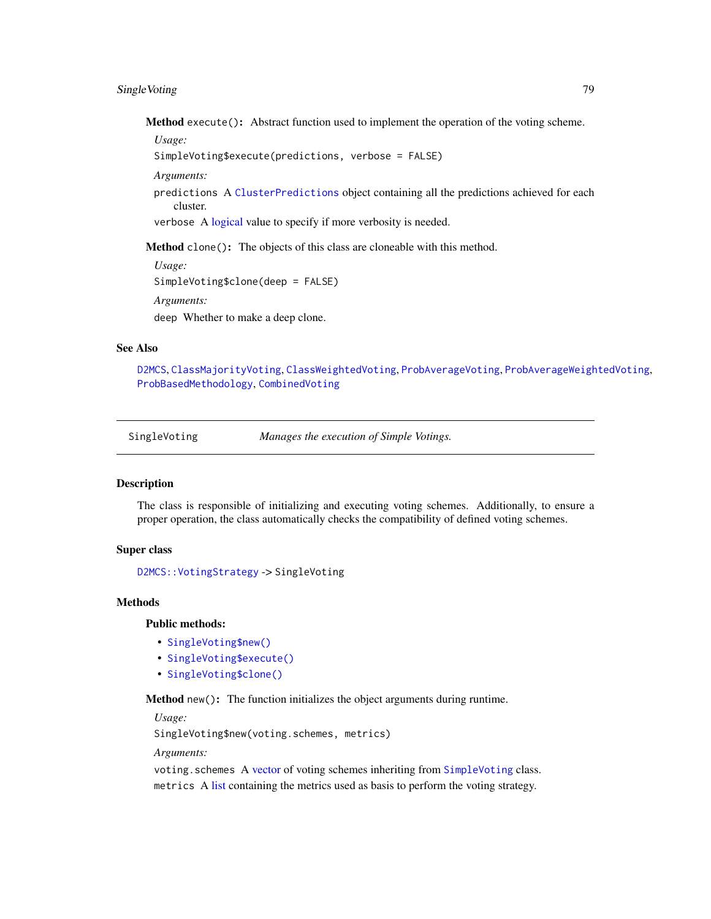**Method** `execute()`**:** Abstract function used to implement the operation of the voting scheme.

*Usage:*

```
SimpleVoting$execute(predictions, verbose = FALSE)
```

*Arguments:*

`predictions` A `ClusterPredictions` object containing all the predictions achieved for each cluster.

`verbose` A logical value to specify if more verbosity is needed.

**Method** `clone()`**:** The objects of this class are cloneable with this method.

*Usage:*

```
SimpleVoting$clone(deep = FALSE)
```

*Arguments:*

`deep` Whether to make a deep clone.

### See Also

`D2MCS`, `ClassMajorityVoting`, `ClassWeightedVoting`, `ProbAverageVoting`, `ProbAverageWeightedVoting`, `ProbBasedMethodology`, `CombinedVoting`

---

## SingleVoting — *Manages the execution of Simple Votings.*

---

### Description

The class is responsible of initializing and executing voting schemes. Additionally, to ensure a proper operation, the class automatically checks the compatibility of defined voting schemes.

### Super class

`D2MCS::VotingStrategy` -> `SingleVoting`

### Methods

#### Public methods:

- `SingleVoting$new()`
- `SingleVoting$execute()`
- `SingleVoting$clone()`

**Method** `new()`**:** The function initializes the object arguments during runtime.

*Usage:*

```
SingleVoting$new(voting.schemes, metrics)
```

*Arguments:*

`voting.schemes` A vector of voting schemes inheriting from `SimpleVoting` class.

`metrics` A list containing the metrics used as basis to perform the voting strategy.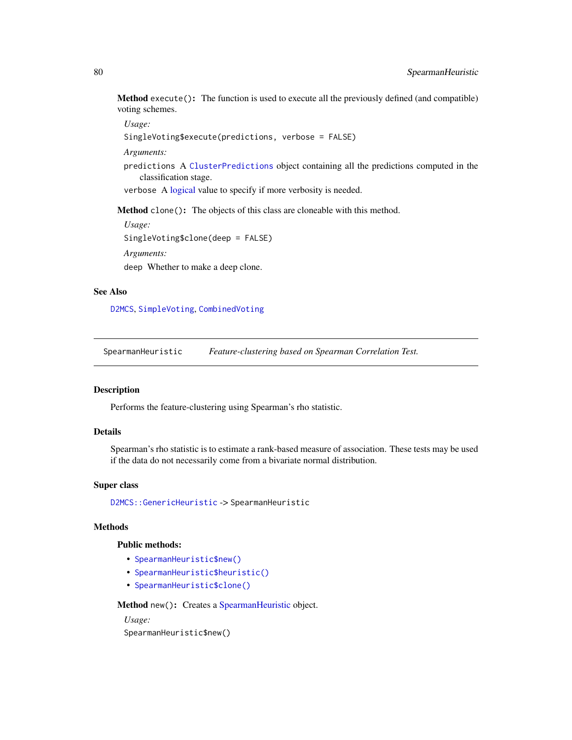**Method** `execute()`: The function is used to execute all the previously defined (and compatible) voting schemes.

*Usage:*

```
SingleVoting$execute(predictions, verbose = FALSE)
```

*Arguments:*

`predictions` A `ClusterPredictions` object containing all the predictions computed in the classification stage.

`verbose` A logical value to specify if more verbosity is needed.

**Method** `clone()`: The objects of this class are cloneable with this method.

*Usage:*

```
SingleVoting$clone(deep = FALSE)
```

*Arguments:*

`deep` Whether to make a deep clone.

### See Also

`D2MCS`, `SimpleVoting`, `CombinedVoting`

---

## SpearmanHeuristic — *Feature-clustering based on Spearman Correlation Test.*

---

### Description

Performs the feature-clustering using Spearman's rho statistic.

### Details

Spearman's rho statistic is to estimate a rank-based measure of association. These tests may be used if the data do not necessarily come from a bivariate normal distribution.

### Super class

`D2MCS::GenericHeuristic` -> `SpearmanHeuristic`

### Methods

**Public methods:**

- `SpearmanHeuristic$new()`
- `SpearmanHeuristic$heuristic()`
- `SpearmanHeuristic$clone()`

**Method** `new()`: Creates a SpearmanHeuristic object.

*Usage:*

```
SpearmanHeuristic$new()
```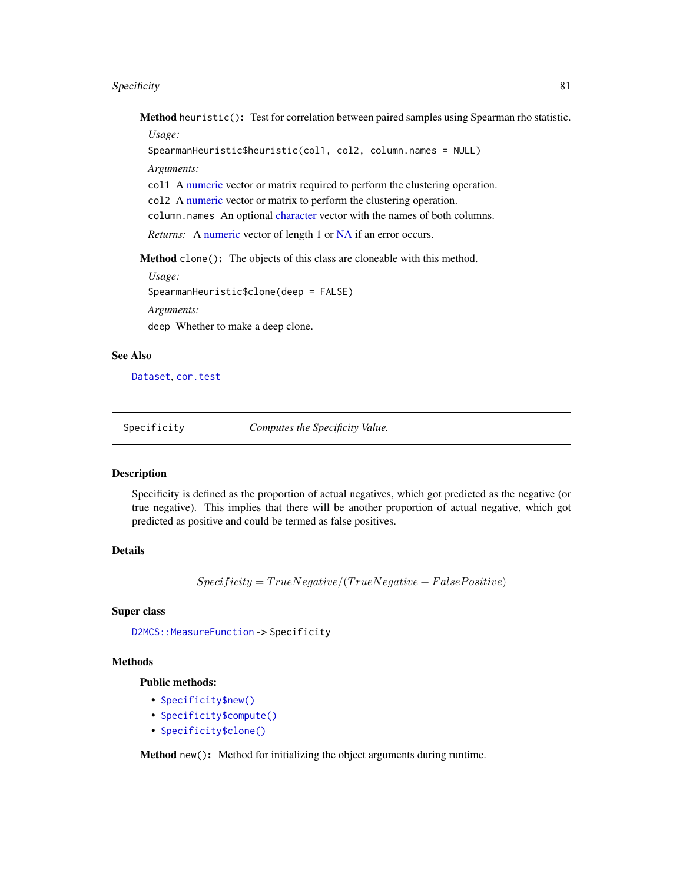**Method** `heuristic()`: Test for correlation between paired samples using Spearman rho statistic.

*Usage:*

```
SpearmanHeuristic$heuristic(col1, col2, column.names = NULL)
```

*Arguments:*

`col1` A numeric vector or matrix required to perform the clustering operation.

`col2` A numeric vector or matrix to perform the clustering operation.

`column.names` An optional character vector with the names of both columns.

*Returns:* A numeric vector of length 1 or NA if an error occurs.

**Method** `clone()`: The objects of this class are cloneable with this method.

*Usage:*

```
SpearmanHeuristic$clone(deep = FALSE)
```

*Arguments:*

`deep` Whether to make a deep clone.

## See Also

`Dataset`, `cor.test`

---

# Specificity — *Computes the Specificity Value.*

---

## Description

Specificity is defined as the proportion of actual negatives, which got predicted as the negative (or true negative). This implies that there will be another proportion of actual negative, which got predicted as positive and could be termed as false positives.

## Details

$$Specificity = TrueNegative/(TrueNegative + FalsePositive)$$

## Super class

`D2MCS::MeasureFunction` -> `Specificity`

## Methods

### Public methods:

- `Specificity$new()`
- `Specificity$compute()`
- `Specificity$clone()`

**Method** `new()`: Method for initializing the object arguments during runtime.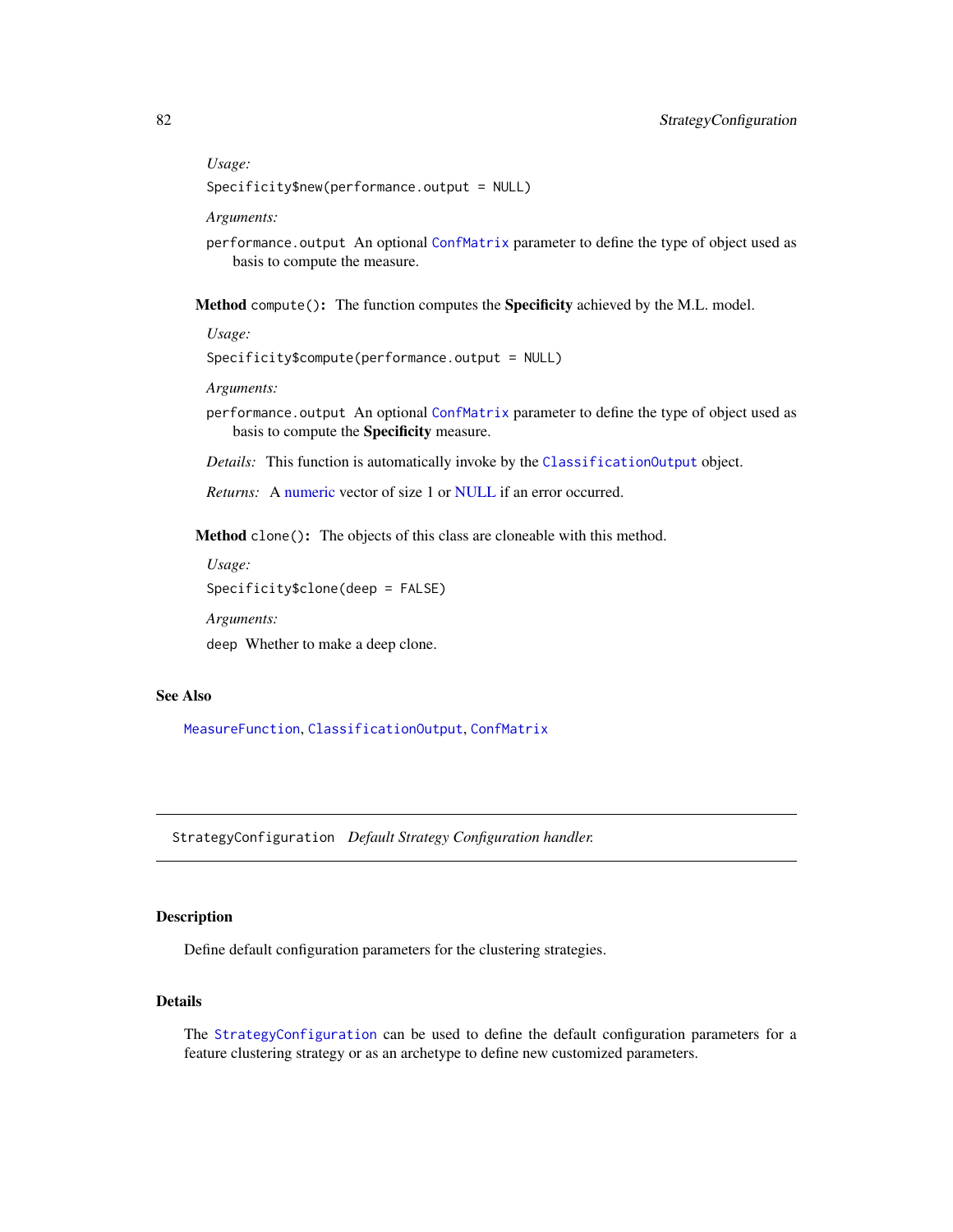*Usage:*

```
Specificity$new(performance.output = NULL)
```

*Arguments:*

`performance.output` An optional `ConfMatrix` parameter to define the type of object used as basis to compute the measure.

**Method** `compute()`: The function computes the **Specificity** achieved by the M.L. model.

*Usage:*

```
Specificity$compute(performance.output = NULL)
```

*Arguments:*

`performance.output` An optional `ConfMatrix` parameter to define the type of object used as basis to compute the **Specificity** measure.

*Details:* This function is automatically invoke by the `ClassificationOutput` object.

*Returns:* A numeric vector of size 1 or NULL if an error occurred.

**Method** `clone()`: The objects of this class are cloneable with this method.

*Usage:*

```
Specificity$clone(deep = FALSE)
```

*Arguments:*

`deep` Whether to make a deep clone.

### See Also

`MeasureFunction`, `ClassificationOutput`, `ConfMatrix`

---

## `StrategyConfiguration` *Default Strategy Configuration handler.*

---

### Description

Define default configuration parameters for the clustering strategies.

### Details

The `StrategyConfiguration` can be used to define the default configuration parameters for a feature clustering strategy or as an archetype to define new customized parameters.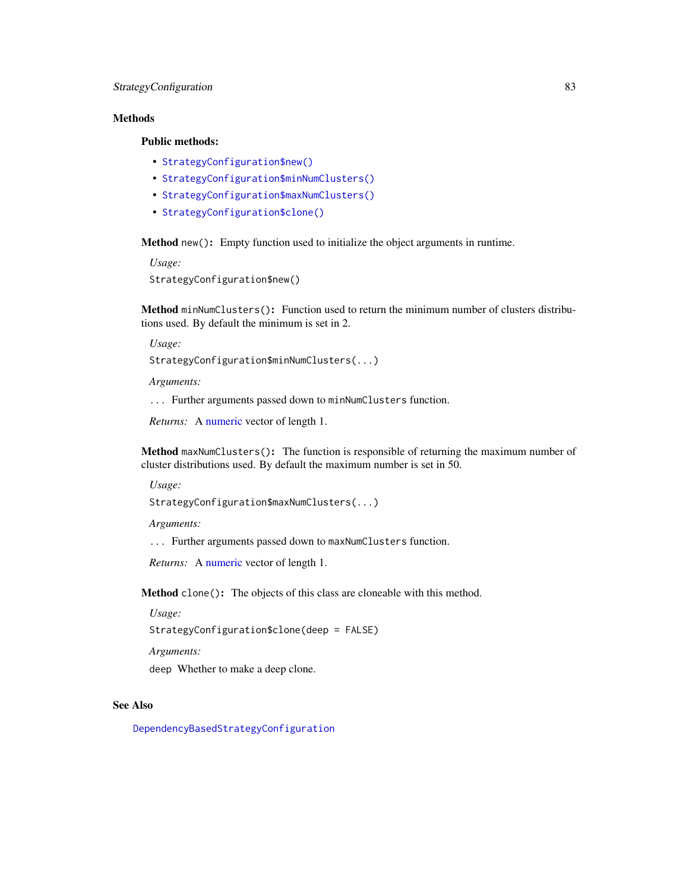## Methods

### Public methods:

- `StrategyConfiguration$new()`
- `StrategyConfiguration$minNumClusters()`
- `StrategyConfiguration$maxNumClusters()`
- `StrategyConfiguration$clone()`

**Method** `new()`**:** Empty function used to initialize the object arguments in runtime.

*Usage:*

```
StrategyConfiguration$new()
```

**Method** `minNumClusters()`**:** Function used to return the minimum number of clusters distributions used. By default the minimum is set in 2.

*Usage:*

```
StrategyConfiguration$minNumClusters(...)
```

*Arguments:*

`...` Further arguments passed down to `minNumClusters` function.

*Returns:* A numeric vector of length 1.

**Method** `maxNumClusters()`**:** The function is responsible of returning the maximum number of cluster distributions used. By default the maximum number is set in 50.

*Usage:*

```
StrategyConfiguration$maxNumClusters(...)
```

*Arguments:*

`...` Further arguments passed down to `maxNumClusters` function.

*Returns:* A numeric vector of length 1.

**Method** `clone()`**:** The objects of this class are cloneable with this method.

*Usage:*

```
StrategyConfiguration$clone(deep = FALSE)
```

*Arguments:*

`deep` Whether to make a deep clone.

## See Also

`DependencyBasedStrategyConfiguration`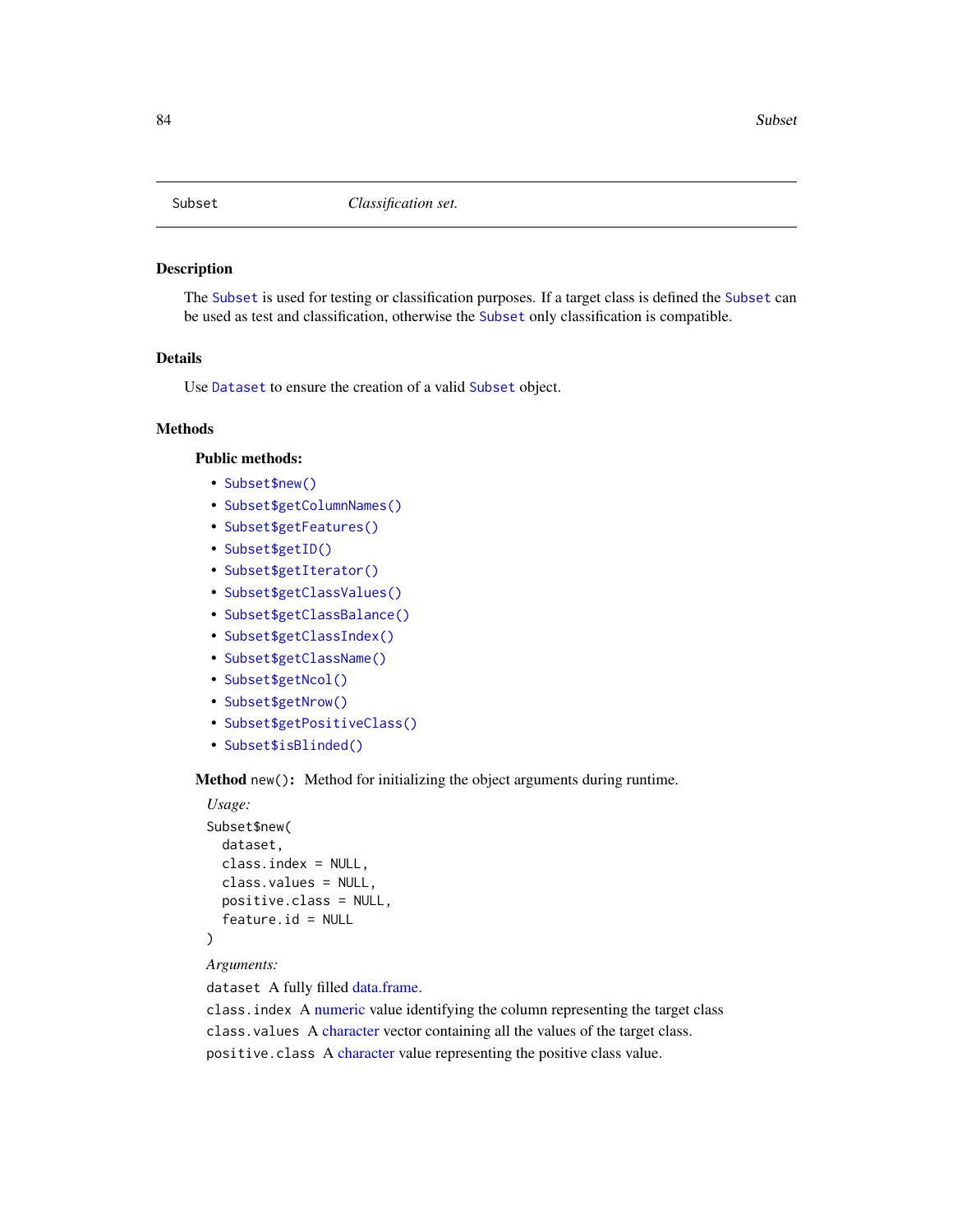# Subset — *Classification set.*

## Description

The `Subset` is used for testing or classification purposes. If a target class is defined the `Subset` can be used as test and classification, otherwise the `Subset` only classification is compatible.

## Details

Use `Dataset` to ensure the creation of a valid `Subset` object.

## Methods

### Public methods:

- `Subset$new()`
- `Subset$getColumnNames()`
- `Subset$getFeatures()`
- `Subset$getID()`
- `Subset$getIterator()`
- `Subset$getClassValues()`
- `Subset$getClassBalance()`
- `Subset$getClassIndex()`
- `Subset$getClassName()`
- `Subset$getNcol()`
- `Subset$getNrow()`
- `Subset$getPositiveClass()`
- `Subset$isBlinded()`

**Method** `new()`**:** Method for initializing the object arguments during runtime.

*Usage:*

```
Subset$new(
  dataset,
  class.index = NULL,
  class.values = NULL,
  positive.class = NULL,
  feature.id = NULL
)
```

*Arguments:*

`dataset` A fully filled data.frame.

`class.index` A numeric value identifying the column representing the target class

`class.values` A character vector containing all the values of the target class.

`positive.class` A character value representing the positive class value.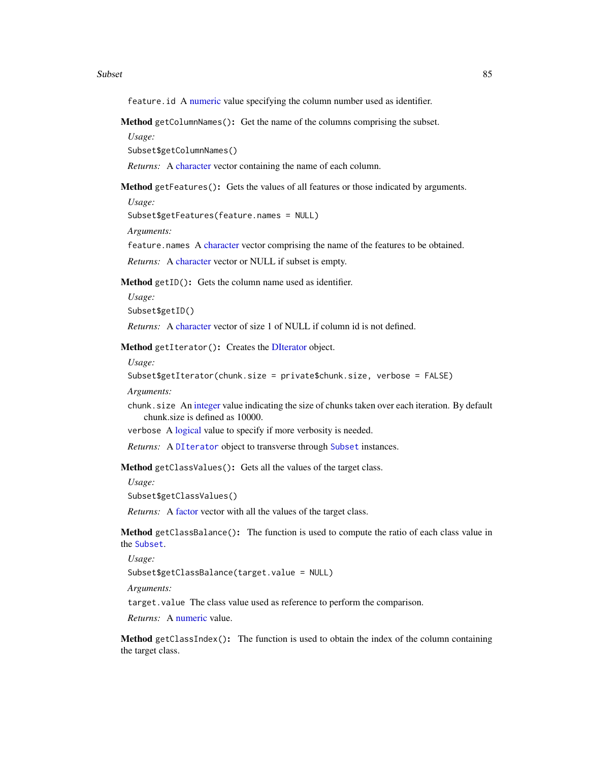`feature.id` A numeric value specifying the column number used as identifier.

**Method** `getColumnNames():` Get the name of the columns comprising the subset.

*Usage:*

```
Subset$getColumnNames()
```

*Returns:* A character vector containing the name of each column.

**Method** `getFeatures():` Gets the values of all features or those indicated by arguments.

*Usage:*

```
Subset$getFeatures(feature.names = NULL)
```

*Arguments:*

`feature.names` A character vector comprising the name of the features to be obtained.

*Returns:* A character vector or NULL if subset is empty.

**Method** `getID():` Gets the column name used as identifier.

*Usage:*

```
Subset$getID()
```

*Returns:* A character vector of size 1 of NULL if column id is not defined.

**Method** `getIterator():` Creates the DIterator object.

*Usage:*

```
Subset$getIterator(chunk.size = private$chunk.size, verbose = FALSE)
```

*Arguments:*

`chunk.size` An integer value indicating the size of chunks taken over each iteration. By default chunk.size is defined as 10000.

`verbose` A logical value to specify if more verbosity is needed.

*Returns:* A `DIterator` object to transverse through `Subset` instances.

**Method** `getClassValues():` Gets all the values of the target class.

*Usage:*

```
Subset$getClassValues()
```

*Returns:* A factor vector with all the values of the target class.

**Method** `getClassBalance():` The function is used to compute the ratio of each class value in the `Subset`.

*Usage:*

```
Subset$getClassBalance(target.value = NULL)
```

*Arguments:*

`target.value` The class value used as reference to perform the comparison.

*Returns:* A numeric value.

**Method** `getClassIndex():` The function is used to obtain the index of the column containing the target class.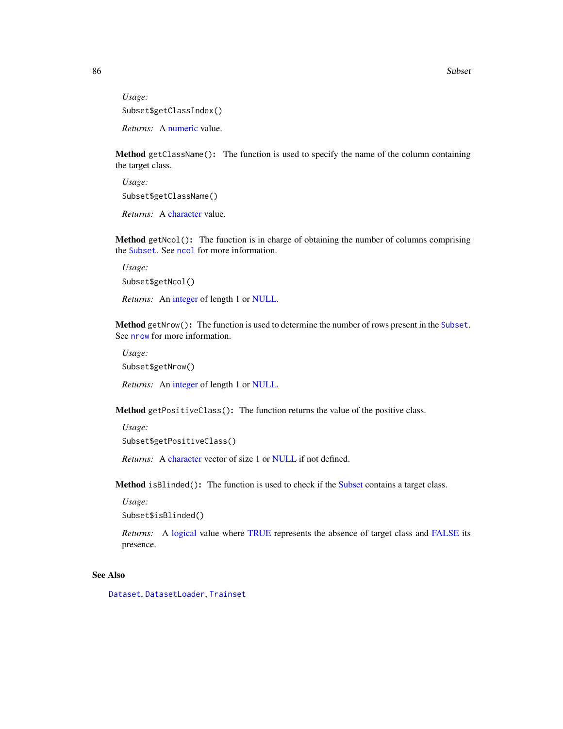*Usage:*

```
Subset$getClassIndex()
```

*Returns:* A numeric value.

**Method** `getClassName()`**:** The function is used to specify the name of the column containing the target class.

*Usage:*

```
Subset$getClassName()
```

*Returns:* A character value.

**Method** `getNcol()`**:** The function is in charge of obtaining the number of columns comprising the `Subset`. See `ncol` for more information.

*Usage:*

```
Subset$getNcol()
```

*Returns:* An integer of length 1 or NULL.

**Method** `getNrow()`**:** The function is used to determine the number of rows present in the `Subset`. See `nrow` for more information.

*Usage:*

```
Subset$getNrow()
```

*Returns:* An integer of length 1 or NULL.

**Method** `getPositiveClass()`**:** The function returns the value of the positive class.

*Usage:*

```
Subset$getPositiveClass()
```

*Returns:* A character vector of size 1 or NULL if not defined.

**Method** `isBlinded()`**:** The function is used to check if the Subset contains a target class.

*Usage:*

```
Subset$isBlinded()
```

*Returns:* A logical value where TRUE represents the absence of target class and FALSE its presence.

## See Also

`Dataset`, `DatasetLoader`, `Trainset`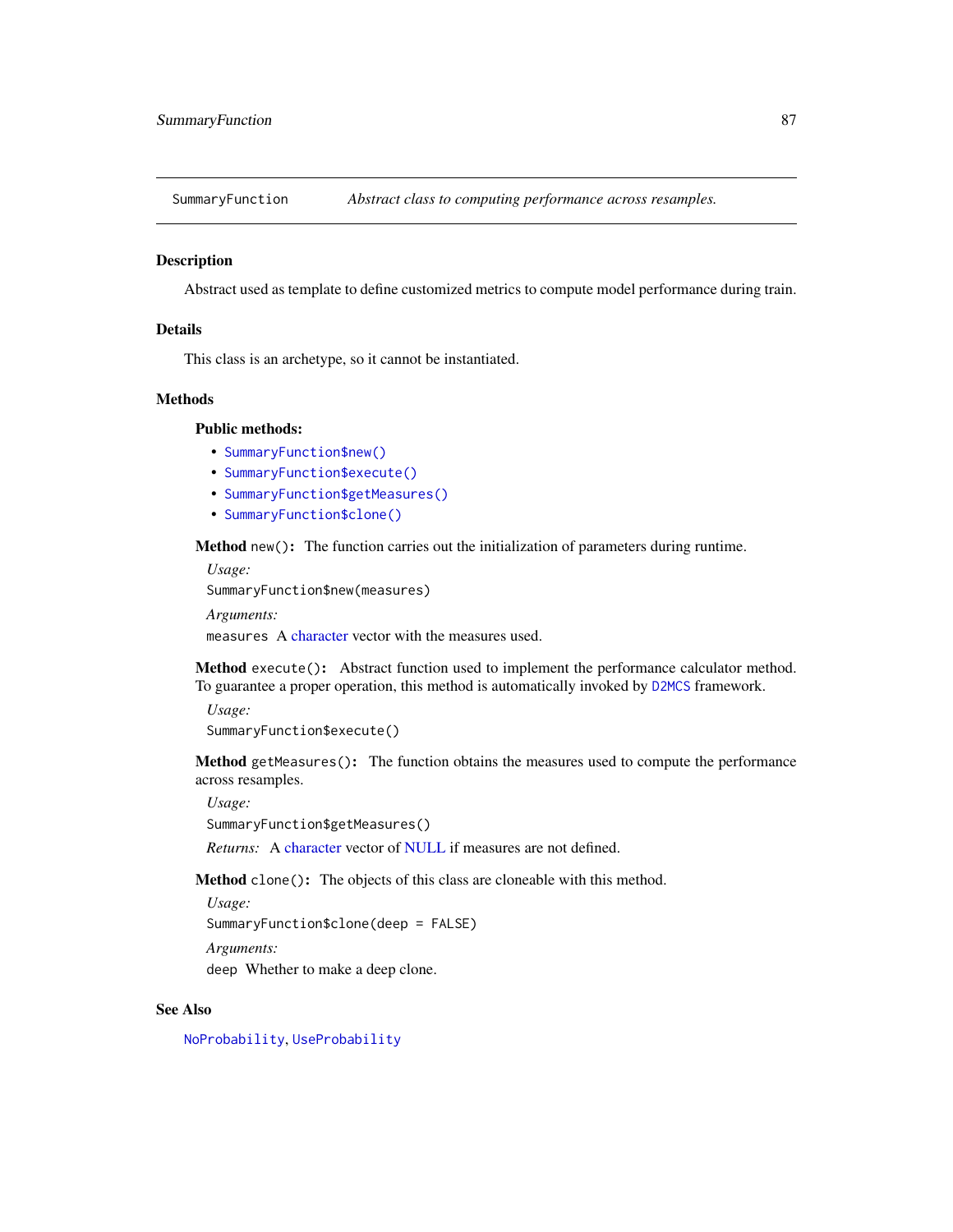# SummaryFunction

*Abstract class to computing performance across resamples.*

## Description

Abstract used as template to define customized metrics to compute model performance during train.

## Details

This class is an archetype, so it cannot be instantiated.

## Methods

### Public methods:

- `SummaryFunction$new()`
- `SummaryFunction$execute()`
- `SummaryFunction$getMeasures()`
- `SummaryFunction$clone()`

**Method** `new()`**:** The function carries out the initialization of parameters during runtime.

*Usage:*

```
SummaryFunction$new(measures)
```

*Arguments:*

`measures` A character vector with the measures used.

**Method** `execute()`**:** Abstract function used to implement the performance calculator method. To guarantee a proper operation, this method is automatically invoked by `D2MCS` framework.

*Usage:*

```
SummaryFunction$execute()
```

**Method** `getMeasures()`**:** The function obtains the measures used to compute the performance across resamples.

*Usage:*

```
SummaryFunction$getMeasures()
```

*Returns:* A character vector of NULL if measures are not defined.

**Method** `clone()`**:** The objects of this class are cloneable with this method.

*Usage:*

```
SummaryFunction$clone(deep = FALSE)
```

*Arguments:*

`deep` Whether to make a deep clone.

## See Also

`NoProbability`, `UseProbability`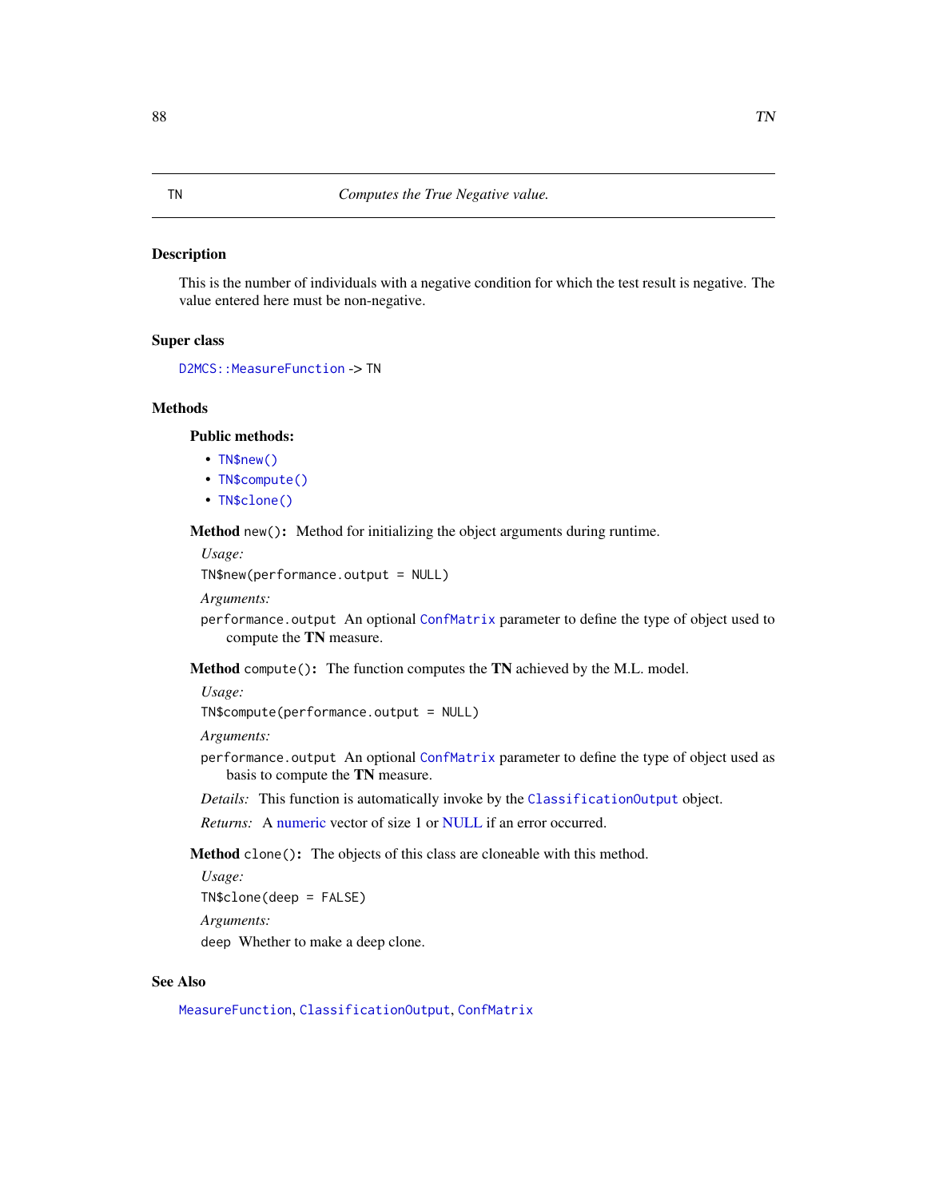# TN — *Computes the True Negative value.*

## Description

This is the number of individuals with a negative condition for which the test result is negative. The value entered here must be non-negative.

## Super class

`D2MCS::MeasureFunction` -> `TN`

## Methods

### Public methods:

- `TN$new()`
- `TN$compute()`
- `TN$clone()`

**Method** `new()`**:** Method for initializing the object arguments during runtime.

*Usage:*

```
TN$new(performance.output = NULL)
```

*Arguments:*

`performance.output` An optional `ConfMatrix` parameter to define the type of object used to compute the **TN** measure.

**Method** `compute()`**:** The function computes the **TN** achieved by the M.L. model.

*Usage:*

```
TN$compute(performance.output = NULL)
```

*Arguments:*

`performance.output` An optional `ConfMatrix` parameter to define the type of object used as basis to compute the **TN** measure.

*Details:* This function is automatically invoke by the `ClassificationOutput` object.

*Returns:* A numeric vector of size 1 or NULL if an error occurred.

**Method** `clone()`**:** The objects of this class are cloneable with this method.

*Usage:*

```
TN$clone(deep = FALSE)
```

*Arguments:*

`deep` Whether to make a deep clone.

## See Also

`MeasureFunction`, `ClassificationOutput`, `ConfMatrix`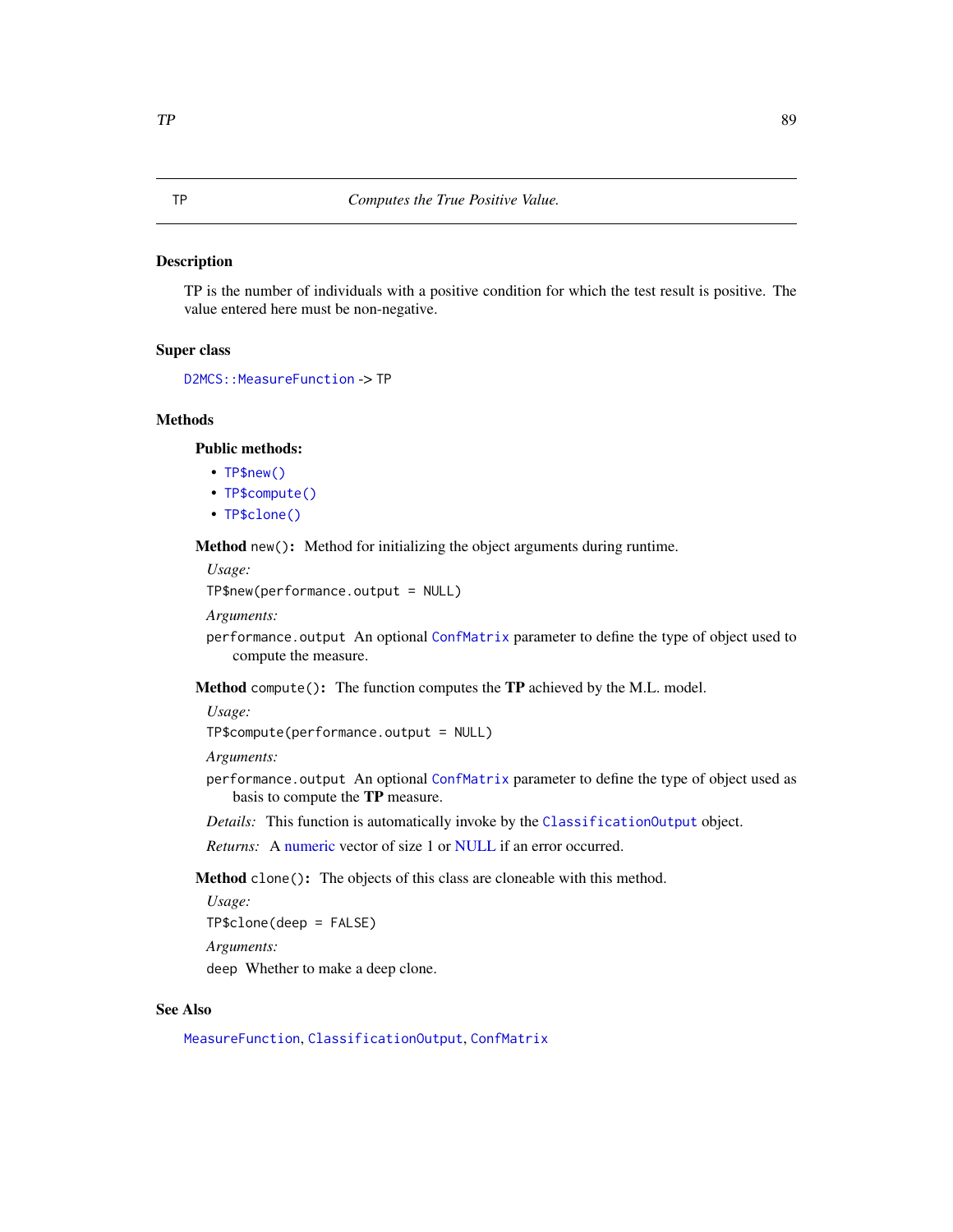# TP — *Computes the True Positive Value.*

## Description

TP is the number of individuals with a positive condition for which the test result is positive. The value entered here must be non-negative.

## Super class

`D2MCS::MeasureFunction` -> TP

## Methods

### Public methods:

- `TP$new()`
- `TP$compute()`
- `TP$clone()`

**Method** `new()`: Method for initializing the object arguments during runtime.

*Usage:*

```
TP$new(performance.output = NULL)
```

*Arguments:*

`performance.output` An optional `ConfMatrix` parameter to define the type of object used to compute the measure.

**Method** `compute()`: The function computes the **TP** achieved by the M.L. model.

*Usage:*

```
TP$compute(performance.output = NULL)
```

*Arguments:*

`performance.output` An optional `ConfMatrix` parameter to define the type of object used as basis to compute the **TP** measure.

*Details:* This function is automatically invoke by the `ClassificationOutput` object.

*Returns:* A numeric vector of size 1 or NULL if an error occurred.

**Method** `clone()`: The objects of this class are cloneable with this method.

*Usage:*

```
TP$clone(deep = FALSE)
```

*Arguments:*

`deep` Whether to make a deep clone.

## See Also

`MeasureFunction`, `ClassificationOutput`, `ConfMatrix`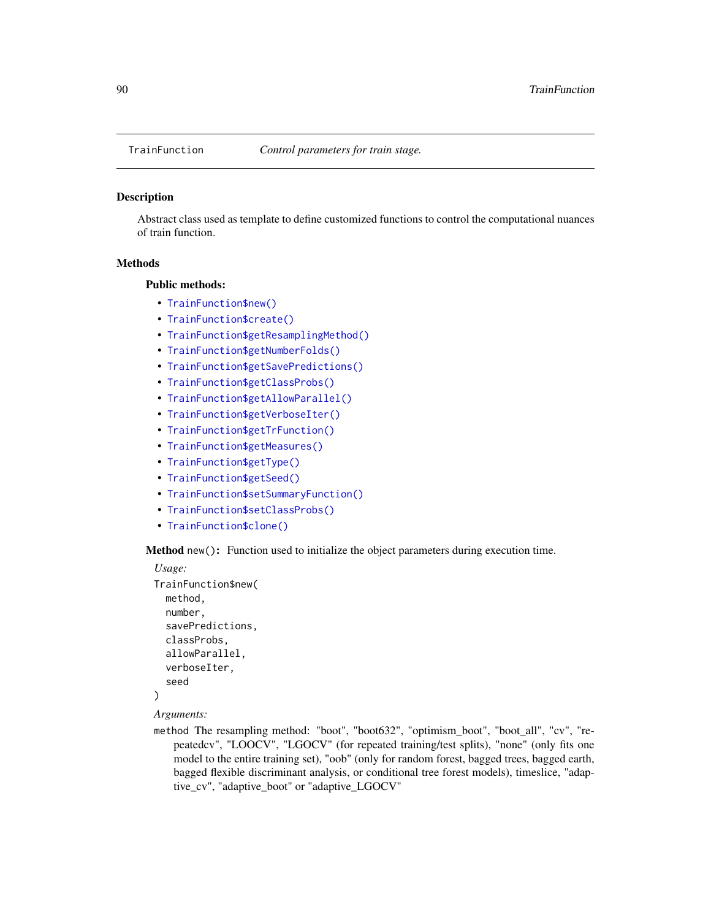TrainFunction *Control parameters for train stage.*

## Description

Abstract class used as template to define customized functions to control the computational nuances of train function.

## Methods

### Public methods:

- TrainFunction$new()
- TrainFunction$create()
- TrainFunction$getResamplingMethod()
- TrainFunction$getNumberFolds()
- TrainFunction$getSavePredictions()
- TrainFunction$getClassProbs()
- TrainFunction$getAllowParallel()
- TrainFunction$getVerboseIter()
- TrainFunction$getTrFunction()
- TrainFunction$getMeasures()
- TrainFunction$getType()
- TrainFunction$getSeed()
- TrainFunction$setSummaryFunction()
- TrainFunction$setClassProbs()
- TrainFunction$clone()

**Method** `new()`**:** Function used to initialize the object parameters during execution time.

*Usage:*

```
TrainFunction$new(
  method,
  number,
  savePredictions,
  classProbs,
  allowParallel,
  verboseIter,
  seed
)
```

*Arguments:*

`method` The resampling method: "boot", "boot632", "optimism_boot", "boot_all", "cv", "repeatedcv", "LOOCV", "LGOCV" (for repeated training/test splits), "none" (only fits one model to the entire training set), "oob" (only for random forest, bagged trees, bagged earth, bagged flexible discriminant analysis, or conditional tree forest models), timeslice, "adaptive_cv", "adaptive_boot" or "adaptive_LGOCV"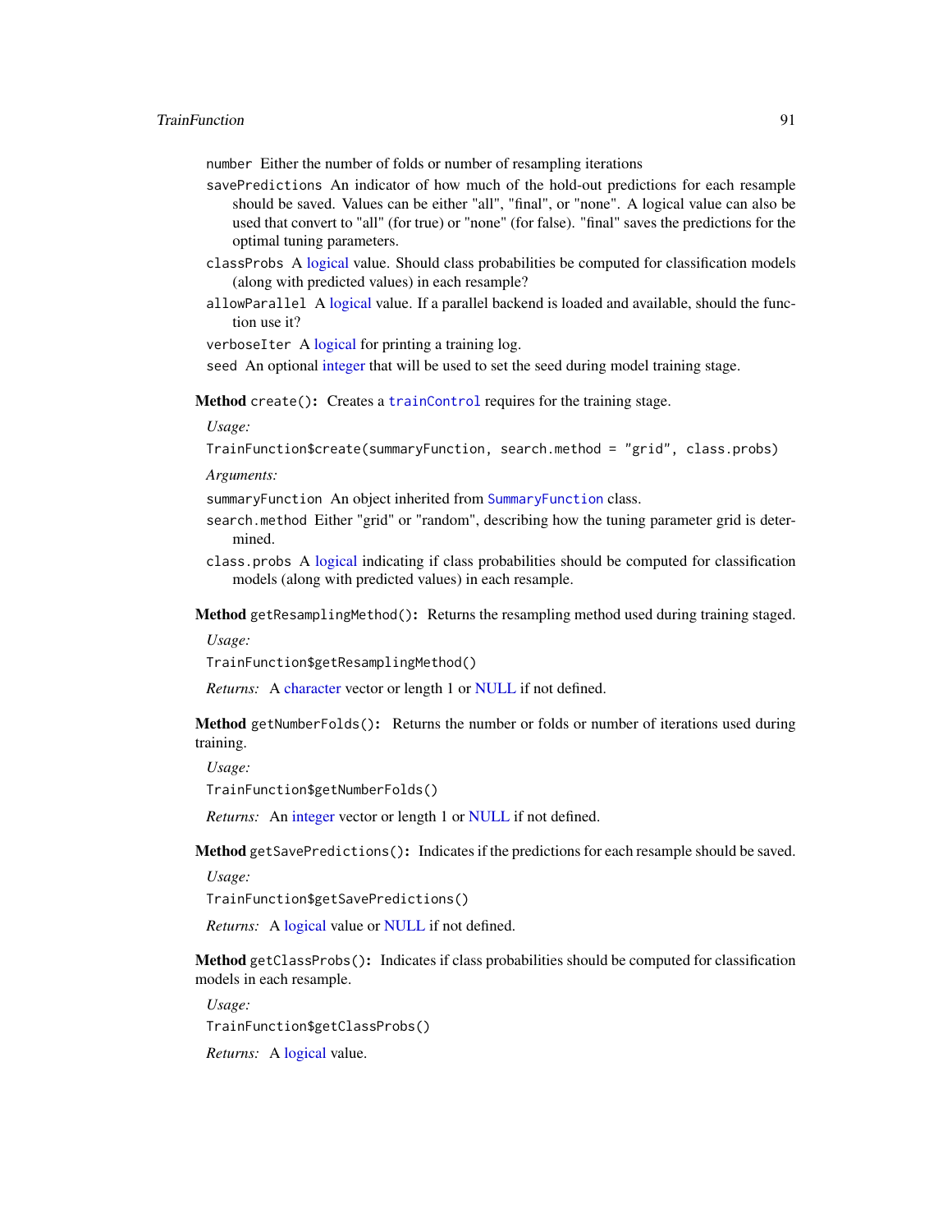`number` Either the number of folds or number of resampling iterations

`savePredictions` An indicator of how much of the hold-out predictions for each resample should be saved. Values can be either "all", "final", or "none". A logical value can also be used that convert to "all" (for true) or "none" (for false). "final" saves the predictions for the optimal tuning parameters.

`classProbs` A logical value. Should class probabilities be computed for classification models (along with predicted values) in each resample?

`allowParallel` A logical value. If a parallel backend is loaded and available, should the function use it?

`verboseIter` A logical for printing a training log.

`seed` An optional integer that will be used to set the seed during model training stage.

**Method** `create()`**:** Creates a `trainControl` requires for the training stage.

*Usage:*

```
TrainFunction$create(summaryFunction, search.method = "grid", class.probs)
```

*Arguments:*

`summaryFunction` An object inherited from `SummaryFunction` class.

`search.method` Either "grid" or "random", describing how the tuning parameter grid is determined.

`class.probs` A logical indicating if class probabilities should be computed for classification models (along with predicted values) in each resample.

**Method** `getResamplingMethod()`**:** Returns the resampling method used during training staged.

*Usage:*

```
TrainFunction$getResamplingMethod()
```

*Returns:* A character vector or length 1 or NULL if not defined.

**Method** `getNumberFolds()`**:** Returns the number or folds or number of iterations used during training.

*Usage:*

```
TrainFunction$getNumberFolds()
```

*Returns:* An integer vector or length 1 or NULL if not defined.

**Method** `getSavePredictions()`**:** Indicates if the predictions for each resample should be saved.

*Usage:*

```
TrainFunction$getSavePredictions()
```

*Returns:* A logical value or NULL if not defined.

**Method** `getClassProbs()`**:** Indicates if class probabilities should be computed for classification models in each resample.

*Usage:*

```
TrainFunction$getClassProbs()
```

*Returns:* A logical value.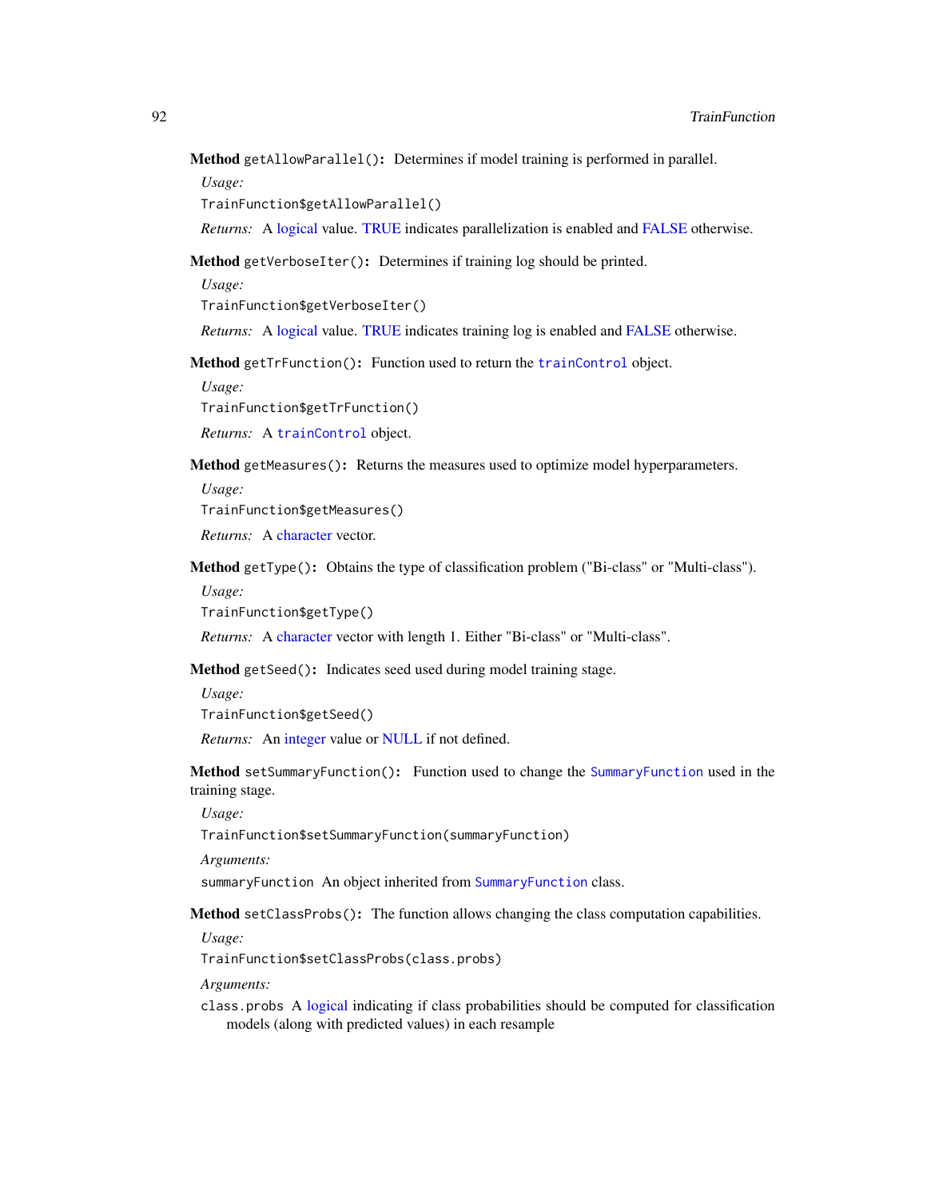**Method** `getAllowParallel()`: Determines if model training is performed in parallel.

*Usage:*

```
TrainFunction$getAllowParallel()
```

*Returns:* A logical value. TRUE indicates parallelization is enabled and FALSE otherwise.

**Method** `getVerboseIter()`: Determines if training log should be printed.

*Usage:*

```
TrainFunction$getVerboseIter()
```

*Returns:* A logical value. TRUE indicates training log is enabled and FALSE otherwise.

**Method** `getTrFunction()`: Function used to return the `trainControl` object.

*Usage:*

```
TrainFunction$getTrFunction()
```

*Returns:* A `trainControl` object.

**Method** `getMeasures()`: Returns the measures used to optimize model hyperparameters.

*Usage:*

```
TrainFunction$getMeasures()
```

*Returns:* A character vector.

**Method** `getType()`: Obtains the type of classification problem ("Bi-class" or "Multi-class").

*Usage:*

```
TrainFunction$getType()
```

*Returns:* A character vector with length 1. Either "Bi-class" or "Multi-class".

**Method** `getSeed()`: Indicates seed used during model training stage.

*Usage:*

```
TrainFunction$getSeed()
```

*Returns:* An integer value or NULL if not defined.

**Method** `setSummaryFunction()`: Function used to change the `SummaryFunction` used in the training stage.

*Usage:*

```
TrainFunction$setSummaryFunction(summaryFunction)
```

*Arguments:*

`summaryFunction` An object inherited from `SummaryFunction` class.

**Method** `setClassProbs()`: The function allows changing the class computation capabilities.

*Usage:*

```
TrainFunction$setClassProbs(class.probs)
```

*Arguments:*

`class.probs` A logical indicating if class probabilities should be computed for classification models (along with predicted values) in each resample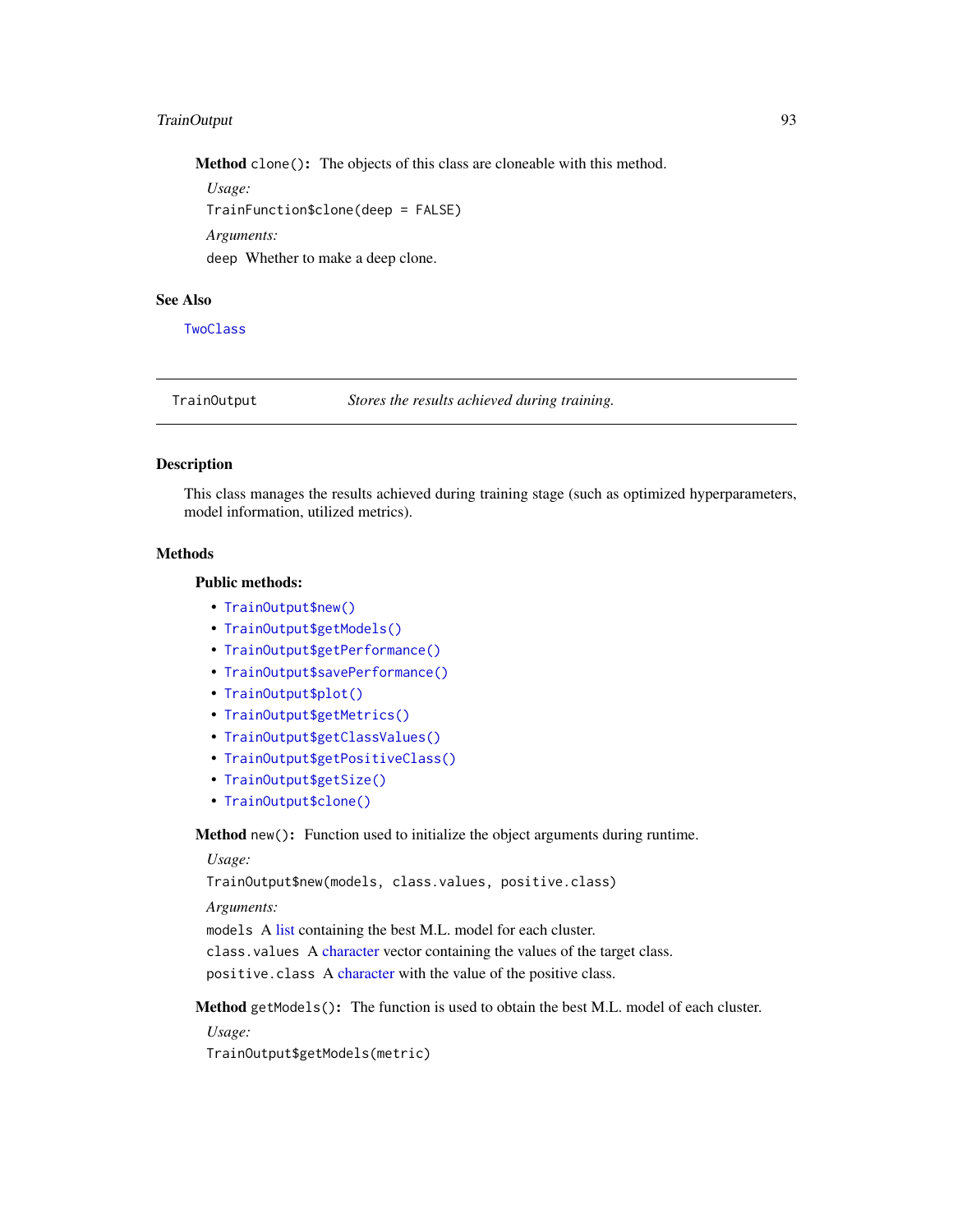**Method** `clone()`: The objects of this class are cloneable with this method.

*Usage:*

```
TrainFunction$clone(deep = FALSE)
```

*Arguments:*

`deep` Whether to make a deep clone.

## See Also

TwoClass

---

# TrainOutput — *Stores the results achieved during training.*

---

## Description

This class manages the results achieved during training stage (such as optimized hyperparameters, model information, utilized metrics).

## Methods

### Public methods:

- `TrainOutput$new()`
- `TrainOutput$getModels()`
- `TrainOutput$getPerformance()`
- `TrainOutput$savePerformance()`
- `TrainOutput$plot()`
- `TrainOutput$getMetrics()`
- `TrainOutput$getClassValues()`
- `TrainOutput$getPositiveClass()`
- `TrainOutput$getSize()`
- `TrainOutput$clone()`

**Method** `new()`: Function used to initialize the object arguments during runtime.

*Usage:*

```
TrainOutput$new(models, class.values, positive.class)
```

*Arguments:*

`models` A list containing the best M.L. model for each cluster.

`class.values` A character vector containing the values of the target class.

`positive.class` A character with the value of the positive class.

**Method** `getModels()`: The function is used to obtain the best M.L. model of each cluster.

*Usage:*

```
TrainOutput$getModels(metric)
```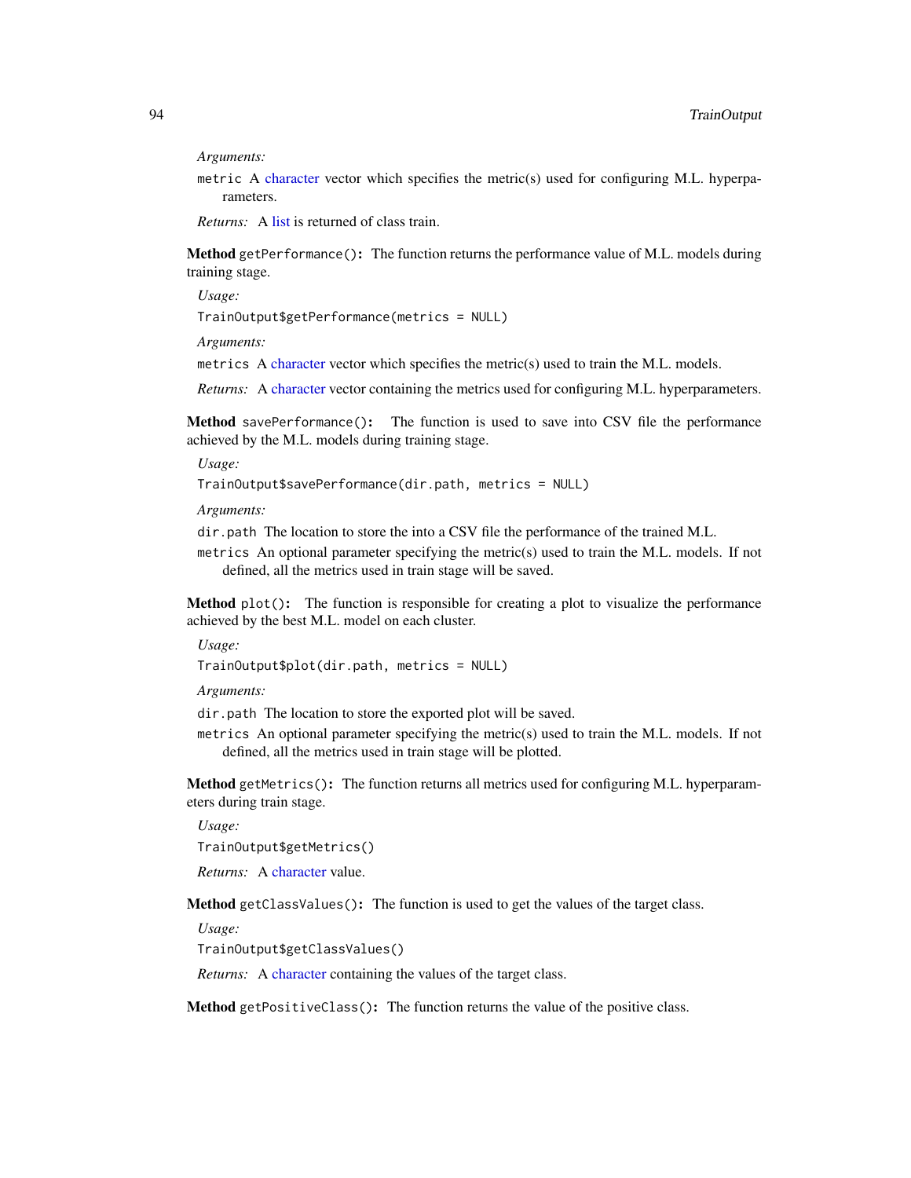*Arguments:*

`metric` A character vector which specifies the metric(s) used for configuring M.L. hyperparameters.

*Returns:* A list is returned of class train.

**Method** `getPerformance()`**:** The function returns the performance value of M.L. models during training stage.

*Usage:*

```
TrainOutput$getPerformance(metrics = NULL)
```

*Arguments:*

`metrics` A character vector which specifies the metric(s) used to train the M.L. models.

*Returns:* A character vector containing the metrics used for configuring M.L. hyperparameters.

**Method** `savePerformance()`**:** The function is used to save into CSV file the performance achieved by the M.L. models during training stage.

*Usage:*

```
TrainOutput$savePerformance(dir.path, metrics = NULL)
```

*Arguments:*

`dir.path` The location to store the into a CSV file the performance of the trained M.L.

`metrics` An optional parameter specifying the metric(s) used to train the M.L. models. If not defined, all the metrics used in train stage will be saved.

**Method** `plot()`**:** The function is responsible for creating a plot to visualize the performance achieved by the best M.L. model on each cluster.

*Usage:*

```
TrainOutput$plot(dir.path, metrics = NULL)
```

*Arguments:*

`dir.path` The location to store the exported plot will be saved.

`metrics` An optional parameter specifying the metric(s) used to train the M.L. models. If not defined, all the metrics used in train stage will be plotted.

**Method** `getMetrics()`**:** The function returns all metrics used for configuring M.L. hyperparameters during train stage.

*Usage:*

```
TrainOutput$getMetrics()
```

*Returns:* A character value.

**Method** `getClassValues()`**:** The function is used to get the values of the target class.

*Usage:*

```
TrainOutput$getClassValues()
```

*Returns:* A character containing the values of the target class.

**Method** `getPositiveClass()`**:** The function returns the value of the positive class.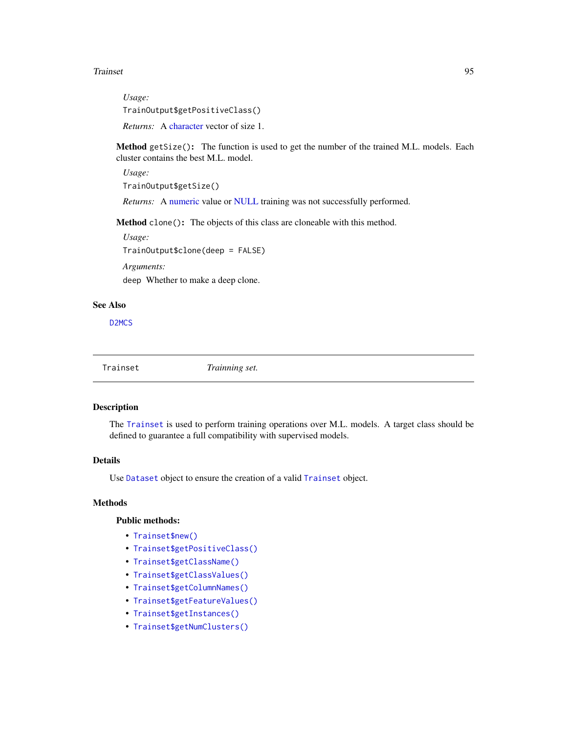*Usage:*

```
TrainOutput$getPositiveClass()
```

*Returns:* A character vector of size 1.

**Method** `getSize()`**:** The function is used to get the number of the trained M.L. models. Each cluster contains the best M.L. model.

*Usage:*

```
TrainOutput$getSize()
```

*Returns:* A numeric value or NULL training was not successfully performed.

**Method** `clone()`**:** The objects of this class are cloneable with this method.

*Usage:*

```
TrainOutput$clone(deep = FALSE)
```

*Arguments:*

`deep` Whether to make a deep clone.

## See Also

`D2MCS`

---

`Trainset` *Trainning set.*

---

## Description

The `Trainset` is used to perform training operations over M.L. models. A target class should be defined to guarantee a full compatibility with supervised models.

## Details

Use `Dataset` object to ensure the creation of a valid `Trainset` object.

## Methods

### Public methods:

- `Trainset$new()`
- `Trainset$getPositiveClass()`
- `Trainset$getClassName()`
- `Trainset$getClassValues()`
- `Trainset$getColumnNames()`
- `Trainset$getFeatureValues()`
- `Trainset$getInstances()`
- `Trainset$getNumClusters()`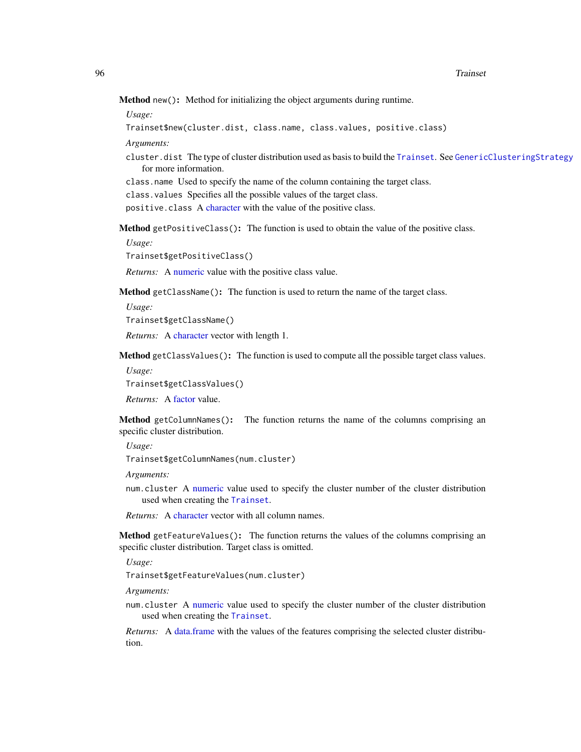**Method** `new()`**:** Method for initializing the object arguments during runtime.

*Usage:*

```
Trainset$new(cluster.dist, class.name, class.values, positive.class)
```

*Arguments:*

`cluster.dist` The type of cluster distribution used as basis to build the `Trainset`. See `GenericClusteringStrategy` for more information.

`class.name` Used to specify the name of the column containing the target class.

`class.values` Specifies all the possible values of the target class.

`positive.class` A character with the value of the positive class.

**Method** `getPositiveClass()`**:** The function is used to obtain the value of the positive class.

*Usage:*

```
Trainset$getPositiveClass()
```

*Returns:* A numeric value with the positive class value.

**Method** `getClassName()`**:** The function is used to return the name of the target class.

*Usage:*

```
Trainset$getClassName()
```

*Returns:* A character vector with length 1.

**Method** `getClassValues()`**:** The function is used to compute all the possible target class values.

*Usage:*

```
Trainset$getClassValues()
```

*Returns:* A factor value.

**Method** `getColumnNames()`**:** The function returns the name of the columns comprising an specific cluster distribution.

*Usage:*

```
Trainset$getColumnNames(num.cluster)
```

*Arguments:*

`num.cluster` A numeric value used to specify the cluster number of the cluster distribution used when creating the `Trainset`.

*Returns:* A character vector with all column names.

**Method** `getFeatureValues()`**:** The function returns the values of the columns comprising an specific cluster distribution. Target class is omitted.

*Usage:*

```
Trainset$getFeatureValues(num.cluster)
```

*Arguments:*

`num.cluster` A numeric value used to specify the cluster number of the cluster distribution used when creating the `Trainset`.

*Returns:* A data.frame with the values of the features comprising the selected cluster distribution.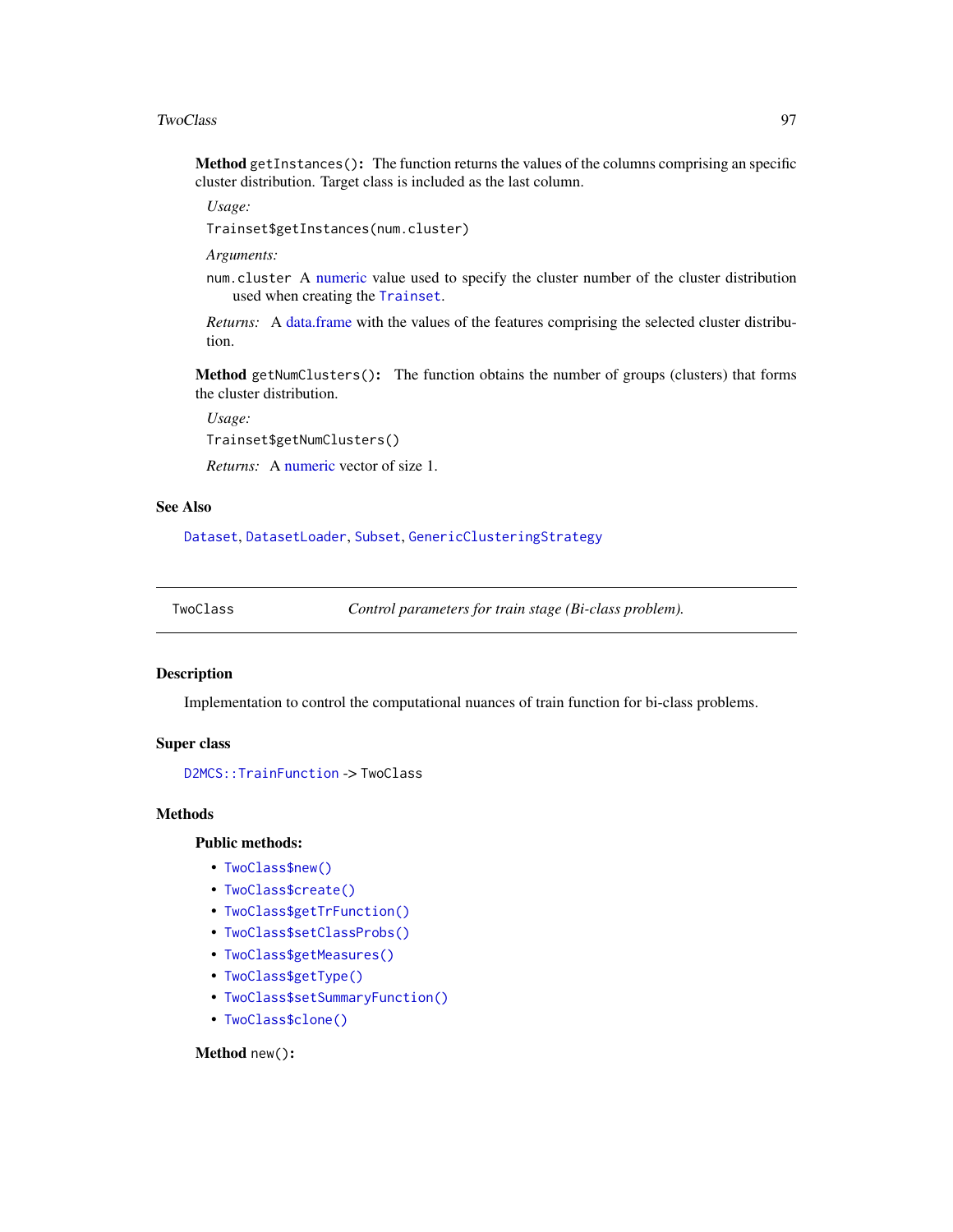**Method** `getInstances()`**:** The function returns the values of the columns comprising an specific cluster distribution. Target class is included as the last column.

*Usage:*

```
Trainset$getInstances(num.cluster)
```

*Arguments:*

`num.cluster` A numeric value used to specify the cluster number of the cluster distribution used when creating the `Trainset`.

*Returns:* A data.frame with the values of the features comprising the selected cluster distribution.

**Method** `getNumClusters()`**:** The function obtains the number of groups (clusters) that forms the cluster distribution.

*Usage:*

```
Trainset$getNumClusters()
```

*Returns:* A numeric vector of size 1.

## See Also

`Dataset`, `DatasetLoader`, `Subset`, `GenericClusteringStrategy`

---

# TwoClass — *Control parameters for train stage (Bi-class problem).*

---

## Description

Implementation to control the computational nuances of train function for bi-class problems.

## Super class

`D2MCS::TrainFunction` -> `TwoClass`

## Methods

**Public methods:**

- `TwoClass$new()`
- `TwoClass$create()`
- `TwoClass$getTrFunction()`
- `TwoClass$setClassProbs()`
- `TwoClass$getMeasures()`
- `TwoClass$getType()`
- `TwoClass$setSummaryFunction()`
- `TwoClass$clone()`

**Method** `new()`**:**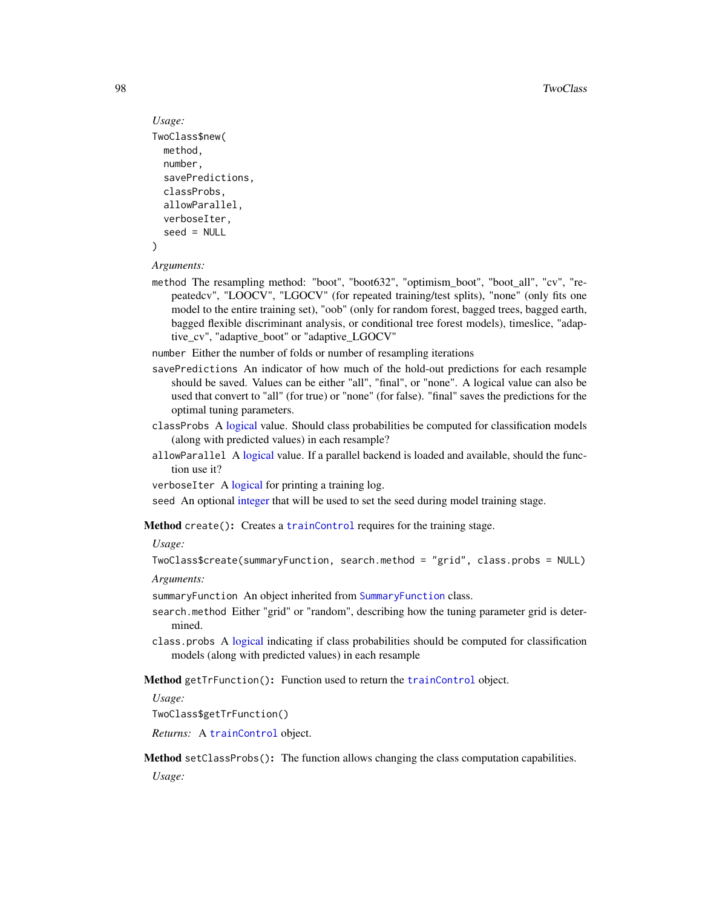*Usage:*

```
TwoClass$new(
  method,
  number,
  savePredictions,
  classProbs,
  allowParallel,
  verboseIter,
  seed = NULL
)
```

*Arguments:*

`method` The resampling method: "boot", "boot632", "optimism_boot", "boot_all", "cv", "repeatedcv", "LOOCV", "LGOCV" (for repeated training/test splits), "none" (only fits one model to the entire training set), "oob" (only for random forest, bagged trees, bagged earth, bagged flexible discriminant analysis, or conditional tree forest models), timeslice, "adaptive_cv", "adaptive_boot" or "adaptive_LGOCV"

`number` Either the number of folds or number of resampling iterations

`savePredictions` An indicator of how much of the hold-out predictions for each resample should be saved. Values can be either "all", "final", or "none". A logical value can also be used that convert to "all" (for true) or "none" (for false). "final" saves the predictions for the optimal tuning parameters.

`classProbs` A logical value. Should class probabilities be computed for classification models (along with predicted values) in each resample?

`allowParallel` A logical value. If a parallel backend is loaded and available, should the function use it?

`verboseIter` A logical for printing a training log.

`seed` An optional integer that will be used to set the seed during model training stage.

**Method** `create()`**:** Creates a `trainControl` requires for the training stage.

*Usage:*

```
TwoClass$create(summaryFunction, search.method = "grid", class.probs = NULL)
```

*Arguments:*

`summaryFunction` An object inherited from `SummaryFunction` class.

`search.method` Either "grid" or "random", describing how the tuning parameter grid is determined.

`class.probs` A logical indicating if class probabilities should be computed for classification models (along with predicted values) in each resample

**Method** `getTrFunction()`**:** Function used to return the `trainControl` object.

*Usage:*

```
TwoClass$getTrFunction()
```

*Returns:* A `trainControl` object.

**Method** `setClassProbs()`**:** The function allows changing the class computation capabilities.

*Usage:*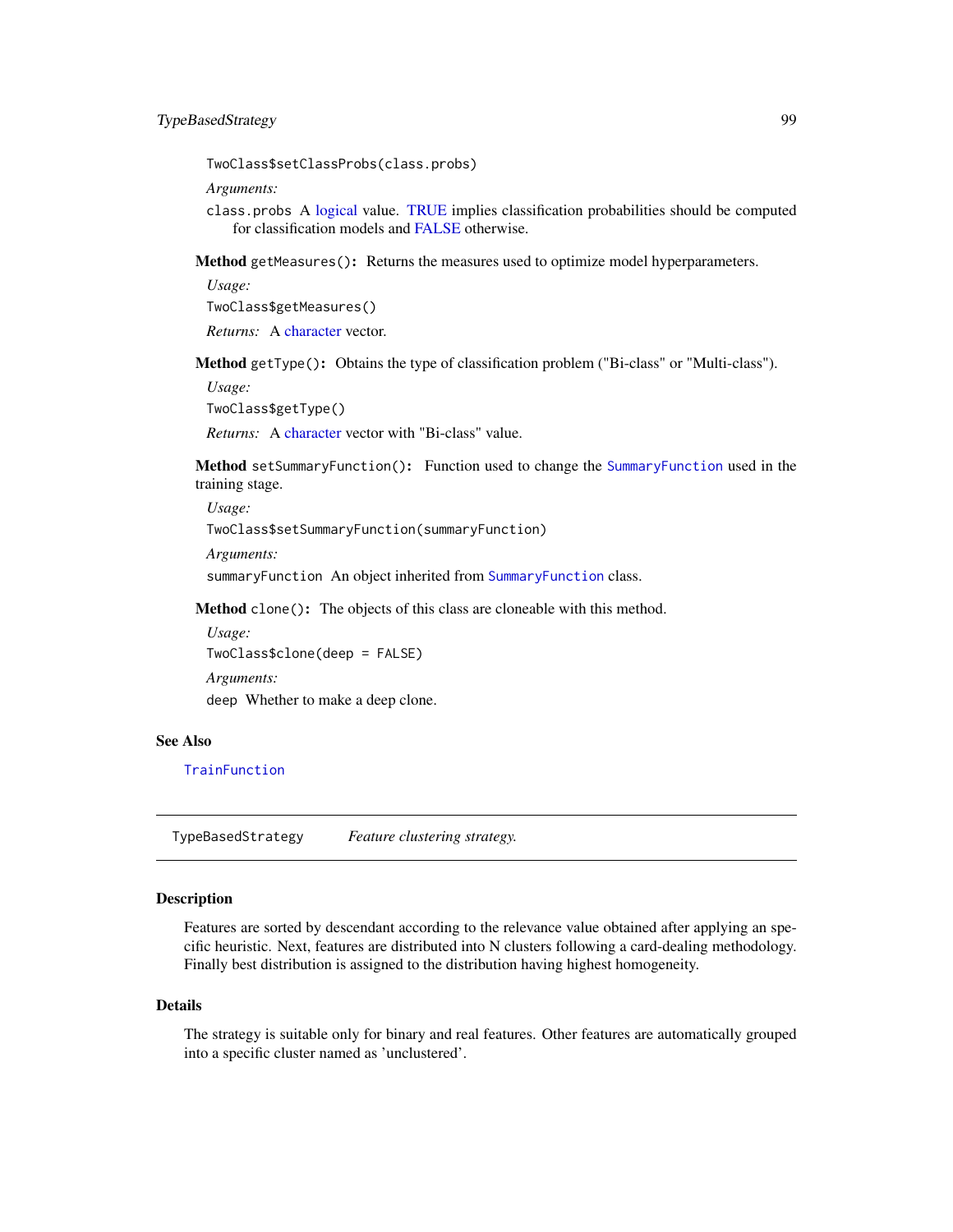```
TwoClass$setClassProbs(class.probs)
```

*Arguments:*

`class.probs` A logical value. TRUE implies classification probabilities should be computed for classification models and FALSE otherwise.

**Method** `getMeasures()`: Returns the measures used to optimize model hyperparameters.

*Usage:*

```
TwoClass$getMeasures()
```

*Returns:* A character vector.

**Method** `getType()`: Obtains the type of classification problem ("Bi-class" or "Multi-class").

*Usage:*

```
TwoClass$getType()
```

*Returns:* A character vector with "Bi-class" value.

**Method** `setSummaryFunction()`: Function used to change the `SummaryFunction` used in the training stage.

*Usage:*

```
TwoClass$setSummaryFunction(summaryFunction)
```

*Arguments:*

`summaryFunction` An object inherited from `SummaryFunction` class.

**Method** `clone()`: The objects of this class are cloneable with this method.

*Usage:*

```
TwoClass$clone(deep = FALSE)
```

*Arguments:*

`deep` Whether to make a deep clone.

## See Also

`TrainFunction`

---

# TypeBasedStrategy — *Feature clustering strategy.*

---

## Description

Features are sorted by descendant according to the relevance value obtained after applying an specific heuristic. Next, features are distributed into N clusters following a card-dealing methodology. Finally best distribution is assigned to the distribution having highest homogeneity.

## Details

The strategy is suitable only for binary and real features. Other features are automatically grouped into a specific cluster named as 'unclustered'.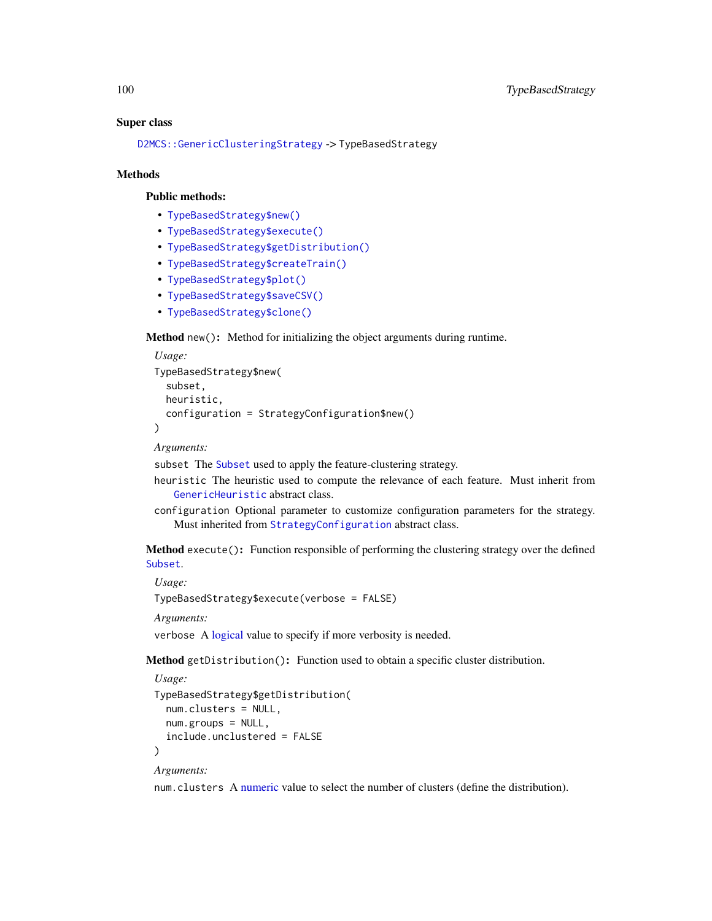### Super class

`D2MCS::GenericClusteringStrategy` -> `TypeBasedStrategy`

### Methods

#### Public methods:

- `TypeBasedStrategy$new()`
- `TypeBasedStrategy$execute()`
- `TypeBasedStrategy$getDistribution()`
- `TypeBasedStrategy$createTrain()`
- `TypeBasedStrategy$plot()`
- `TypeBasedStrategy$saveCSV()`
- `TypeBasedStrategy$clone()`

**Method** `new()`**:** Method for initializing the object arguments during runtime.

*Usage:*

```
TypeBasedStrategy$new(
  subset,
  heuristic,
  configuration = StrategyConfiguration$new()
)
```

*Arguments:*

`subset` The `Subset` used to apply the feature-clustering strategy.

`heuristic` The heuristic used to compute the relevance of each feature. Must inherit from `GenericHeuristic` abstract class.

`configuration` Optional parameter to customize configuration parameters for the strategy. Must inherited from `StrategyConfiguration` abstract class.

**Method** `execute()`**:** Function responsible of performing the clustering strategy over the defined `Subset`.

*Usage:*

```
TypeBasedStrategy$execute(verbose = FALSE)
```

*Arguments:*

`verbose` A logical value to specify if more verbosity is needed.

**Method** `getDistribution()`**:** Function used to obtain a specific cluster distribution.

*Usage:*

```
TypeBasedStrategy$getDistribution(
  num.clusters = NULL,
  num.groups = NULL,
  include.unclustered = FALSE
)
```

*Arguments:*

`num.clusters` A numeric value to select the number of clusters (define the distribution).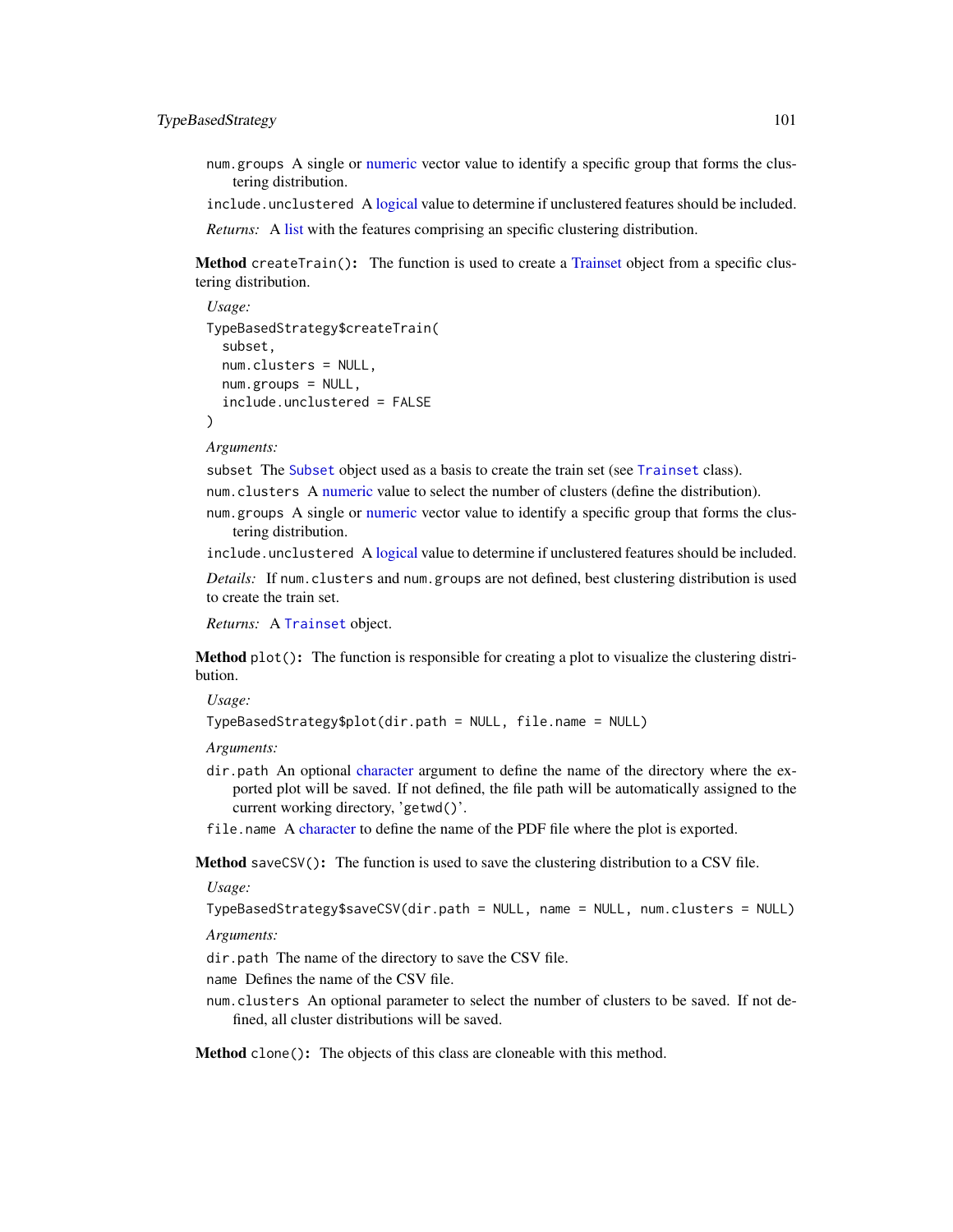num.groups A single or numeric vector value to identify a specific group that forms the clustering distribution.

include.unclustered A logical value to determine if unclustered features should be included.

*Returns:* A list with the features comprising an specific clustering distribution.

**Method** `createTrain()`**:** The function is used to create a Trainset object from a specific clustering distribution.

*Usage:*

```
TypeBasedStrategy$createTrain(
  subset,
  num.clusters = NULL,
  num.groups = NULL,
  include.unclustered = FALSE
)
```

*Arguments:*

subset The `Subset` object used as a basis to create the train set (see `Trainset` class).

num.clusters A numeric value to select the number of clusters (define the distribution).

num.groups A single or numeric vector value to identify a specific group that forms the clustering distribution.

include.unclustered A logical value to determine if unclustered features should be included.

*Details:* If `num.clusters` and `num.groups` are not defined, best clustering distribution is used to create the train set.

*Returns:* A `Trainset` object.

**Method** `plot()`**:** The function is responsible for creating a plot to visualize the clustering distribution.

*Usage:*

```
TypeBasedStrategy$plot(dir.path = NULL, file.name = NULL)
```

*Arguments:*

dir.path An optional character argument to define the name of the directory where the exported plot will be saved. If not defined, the file path will be automatically assigned to the current working directory, 'getwd()'.

file.name A character to define the name of the PDF file where the plot is exported.

**Method** `saveCSV()`**:** The function is used to save the clustering distribution to a CSV file.

*Usage:*

```
TypeBasedStrategy$saveCSV(dir.path = NULL, name = NULL, num.clusters = NULL)
```

*Arguments:*

dir.path The name of the directory to save the CSV file.

name Defines the name of the CSV file.

num.clusters An optional parameter to select the number of clusters to be saved. If not defined, all cluster distributions will be saved.

**Method** `clone()`**:** The objects of this class are cloneable with this method.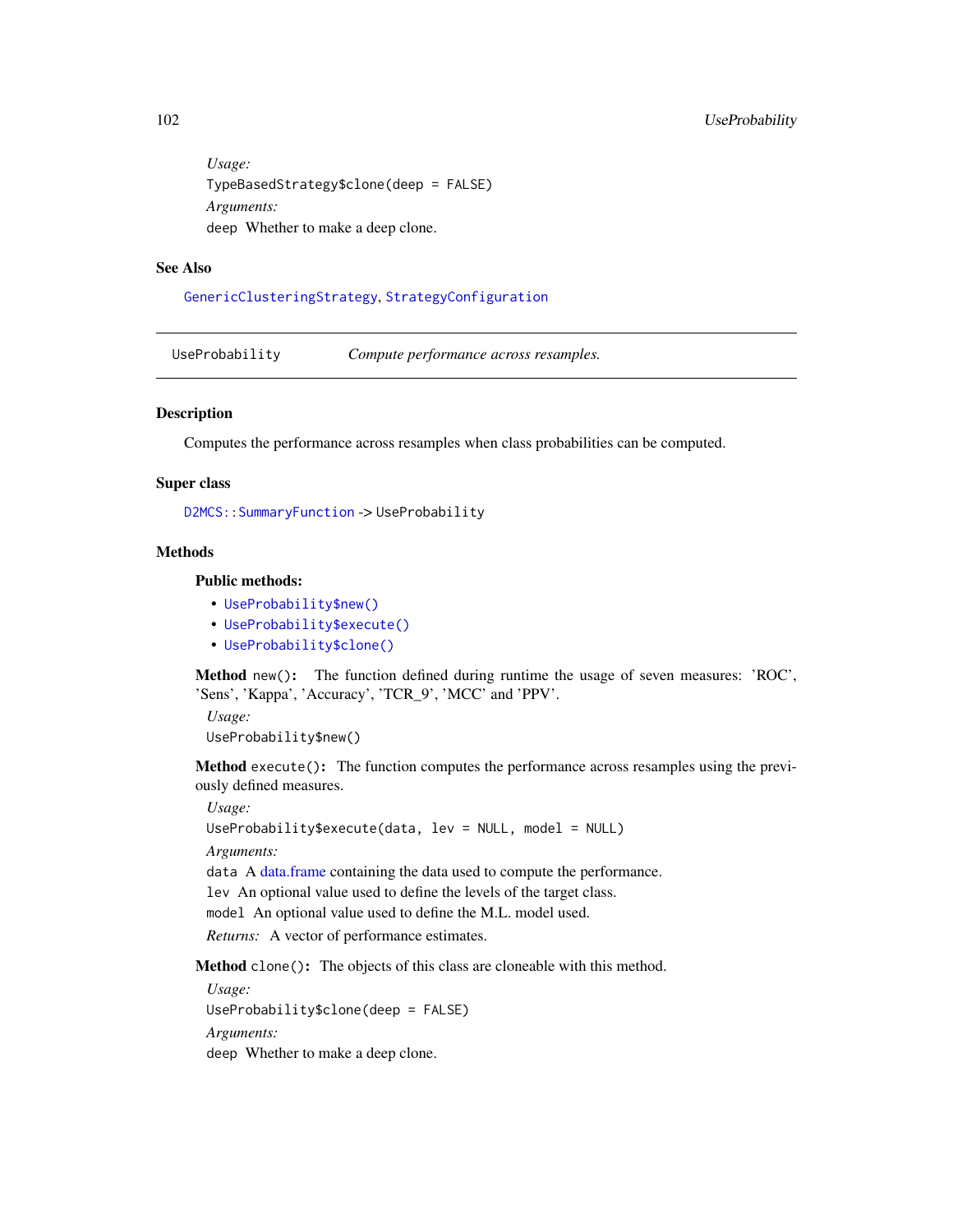*Usage:*

```
TypeBasedStrategy$clone(deep = FALSE)
```

*Arguments:*

`deep` Whether to make a deep clone.

## See Also

GenericClusteringStrategy, StrategyConfiguration

---

# UseProbability — *Compute performance across resamples.*

## Description

Computes the performance across resamples when class probabilities can be computed.

## Super class

`D2MCS::SummaryFunction` -> `UseProbability`

## Methods

### Public methods:

- `UseProbability$new()`
- `UseProbability$execute()`
- `UseProbability$clone()`

**Method** `new()`: The function defined during runtime the usage of seven measures: 'ROC', 'Sens', 'Kappa', 'Accuracy', 'TCR_9', 'MCC' and 'PPV'.

*Usage:*

```
UseProbability$new()
```

**Method** `execute()`: The function computes the performance across resamples using the previously defined measures.

*Usage:*

```
UseProbability$execute(data, lev = NULL, model = NULL)
```

*Arguments:*

`data` A data.frame containing the data used to compute the performance.

`lev` An optional value used to define the levels of the target class.

`model` An optional value used to define the M.L. model used.

*Returns:* A vector of performance estimates.

**Method** `clone()`: The objects of this class are cloneable with this method.

*Usage:*

```
UseProbability$clone(deep = FALSE)
```

*Arguments:*

`deep` Whether to make a deep clone.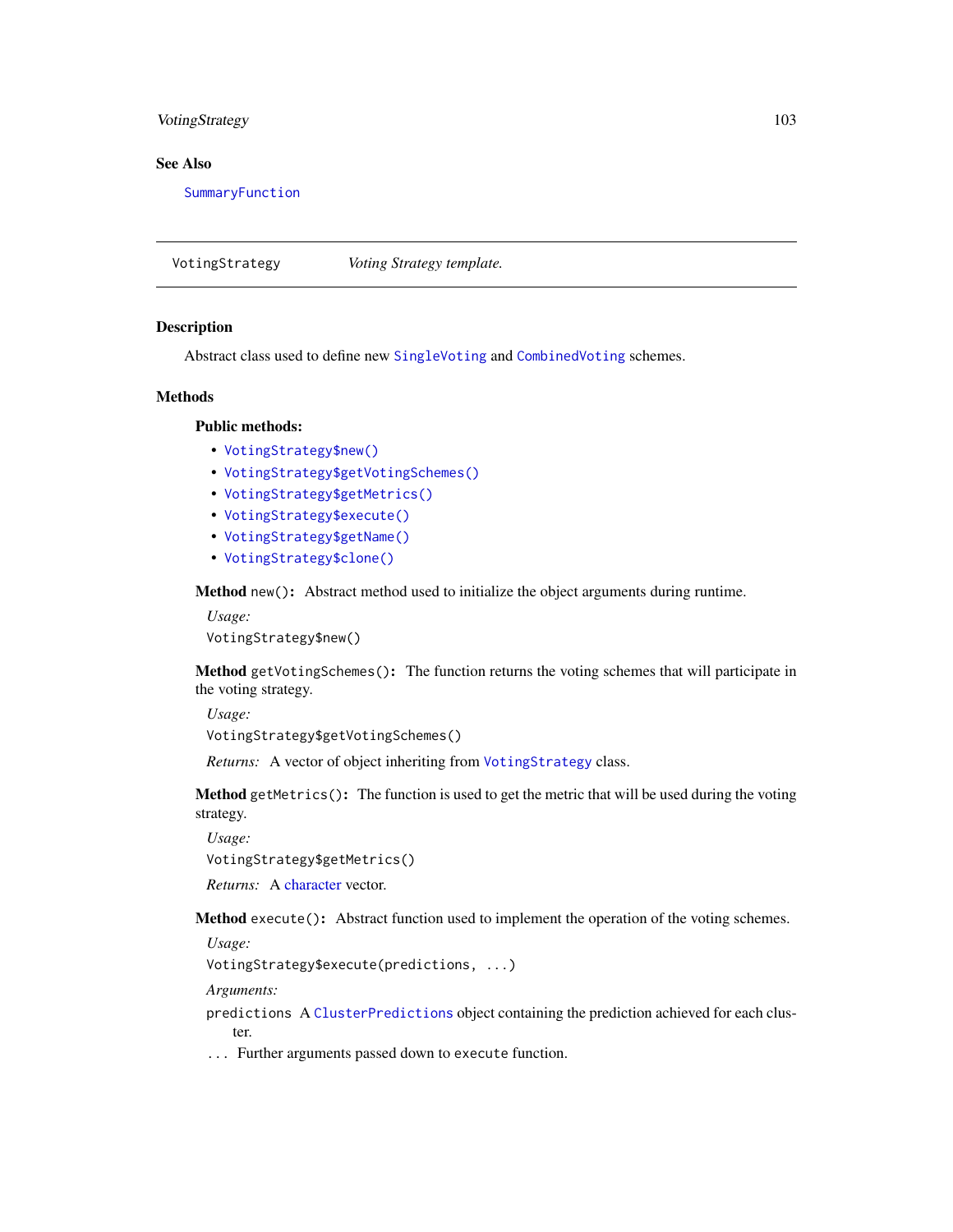## See Also

SummaryFunction

---

VotingStrategy *Voting Strategy template.*

---

### Description

Abstract class used to define new SingleVoting and CombinedVoting schemes.

### Methods

**Public methods:**

- VotingStrategy$new()
- VotingStrategy$getVotingSchemes()
- VotingStrategy$getMetrics()
- VotingStrategy$execute()
- VotingStrategy$getName()
- VotingStrategy$clone()

**Method** `new()`**:** Abstract method used to initialize the object arguments during runtime.

*Usage:*

```
VotingStrategy$new()
```

**Method** `getVotingSchemes()`**:** The function returns the voting schemes that will participate in the voting strategy.

*Usage:*

```
VotingStrategy$getVotingSchemes()
```

*Returns:* A vector of object inheriting from VotingStrategy class.

**Method** `getMetrics()`**:** The function is used to get the metric that will be used during the voting strategy.

*Usage:*

```
VotingStrategy$getMetrics()
```

*Returns:* A character vector.

**Method** `execute()`**:** Abstract function used to implement the operation of the voting schemes.

*Usage:*

```
VotingStrategy$execute(predictions, ...)
```

*Arguments:*

`predictions` A ClusterPredictions object containing the prediction achieved for each cluster.

`...` Further arguments passed down to `execute` function.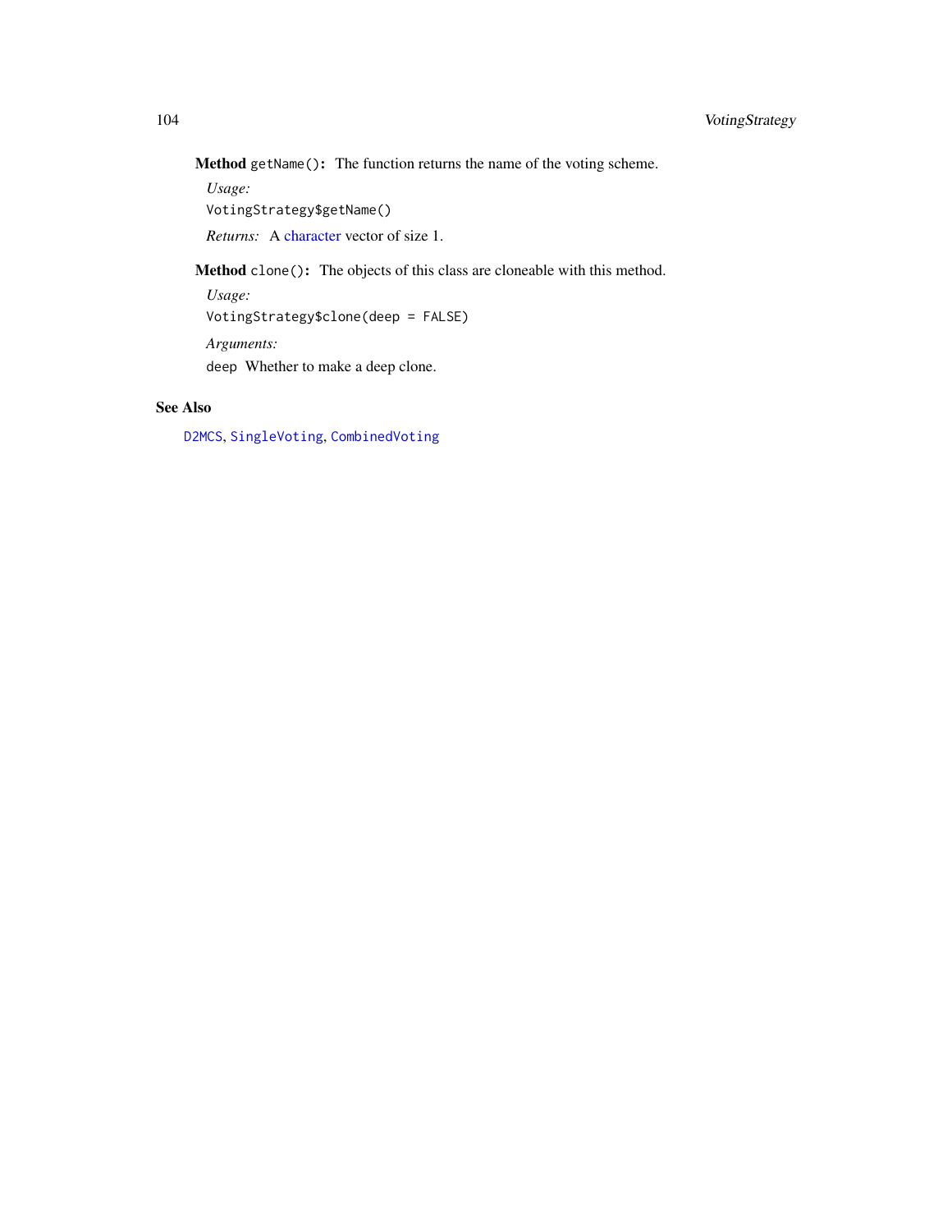**Method** `getName()`: The function returns the name of the voting scheme.

*Usage:*

```
VotingStrategy$getName()
```

*Returns:* A character vector of size 1.

**Method** `clone()`: The objects of this class are cloneable with this method.

*Usage:*

```
VotingStrategy$clone(deep = FALSE)
```

*Arguments:*

`deep` Whether to make a deep clone.

## See Also

`D2MCS`, `SingleVoting`, `CombinedVoting`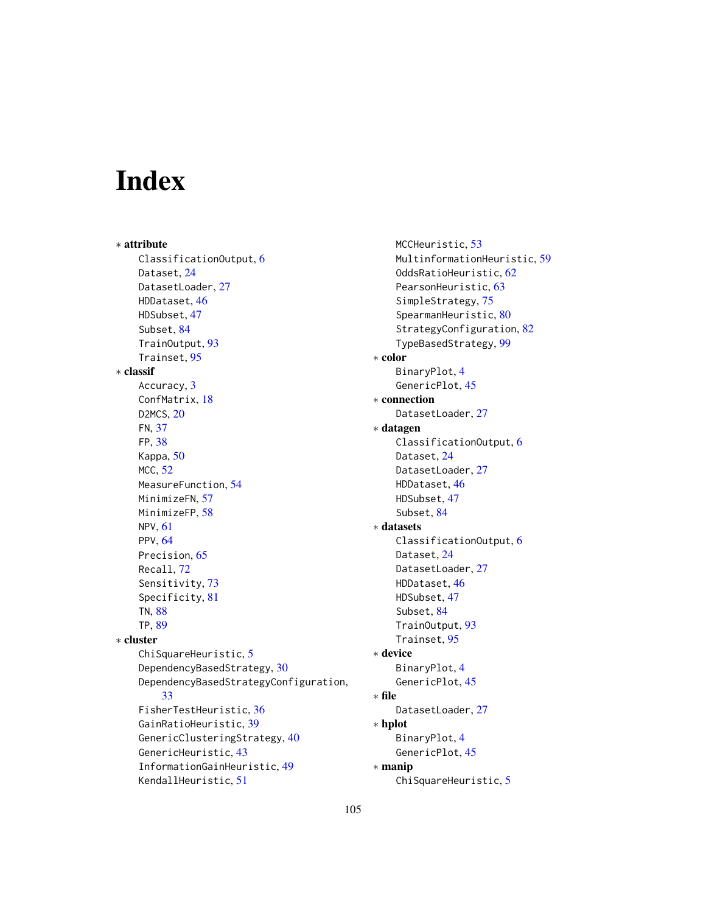# Index

* **attribute**
  - ClassificationOutput, 6
  - Dataset, 24
  - DatasetLoader, 27
  - HDDataset, 46
  - HDSubset, 47
  - Subset, 84
  - TrainOutput, 93
  - Trainset, 95
* **classif**
  - Accuracy, 3
  - ConfMatrix, 18
  - D2MCS, 20
  - FN, 37
  - FP, 38
  - Kappa, 50
  - MCC, 52
  - MeasureFunction, 54
  - MinimizeFN, 57
  - MinimizeFP, 58
  - NPV, 61
  - PPV, 64
  - Precision, 65
  - Recall, 72
  - Sensitivity, 73
  - Specificity, 81
  - TN, 88
  - TP, 89
* **cluster**
  - ChiSquareHeuristic, 5
  - DependencyBasedStrategy, 30
  - DependencyBasedStrategyConfiguration, 33
  - FisherTestHeuristic, 36
  - GainRatioHeuristic, 39
  - GenericClusteringStrategy, 40
  - GenericHeuristic, 43
  - InformationGainHeuristic, 49
  - KendallHeuristic, 51
  - MCCHeuristic, 53
  - MultinformationHeuristic, 59
  - OddsRatioHeuristic, 62
  - PearsonHeuristic, 63
  - SimpleStrategy, 75
  - SpearmanHeuristic, 80
  - StrategyConfiguration, 82
  - TypeBasedStrategy, 99
* **color**
  - BinaryPlot, 4
  - GenericPlot, 45
* **connection**
  - DatasetLoader, 27
* **datagen**
  - ClassificationOutput, 6
  - Dataset, 24
  - DatasetLoader, 27
  - HDDataset, 46
  - HDSubset, 47
  - Subset, 84
* **datasets**
  - ClassificationOutput, 6
  - Dataset, 24
  - DatasetLoader, 27
  - HDDataset, 46
  - HDSubset, 47
  - Subset, 84
  - TrainOutput, 93
  - Trainset, 95
* **device**
  - BinaryPlot, 4
  - GenericPlot, 45
* **file**
  - DatasetLoader, 27
* **hplot**
  - BinaryPlot, 4
  - GenericPlot, 45
* **manip**
  - ChiSquareHeuristic, 5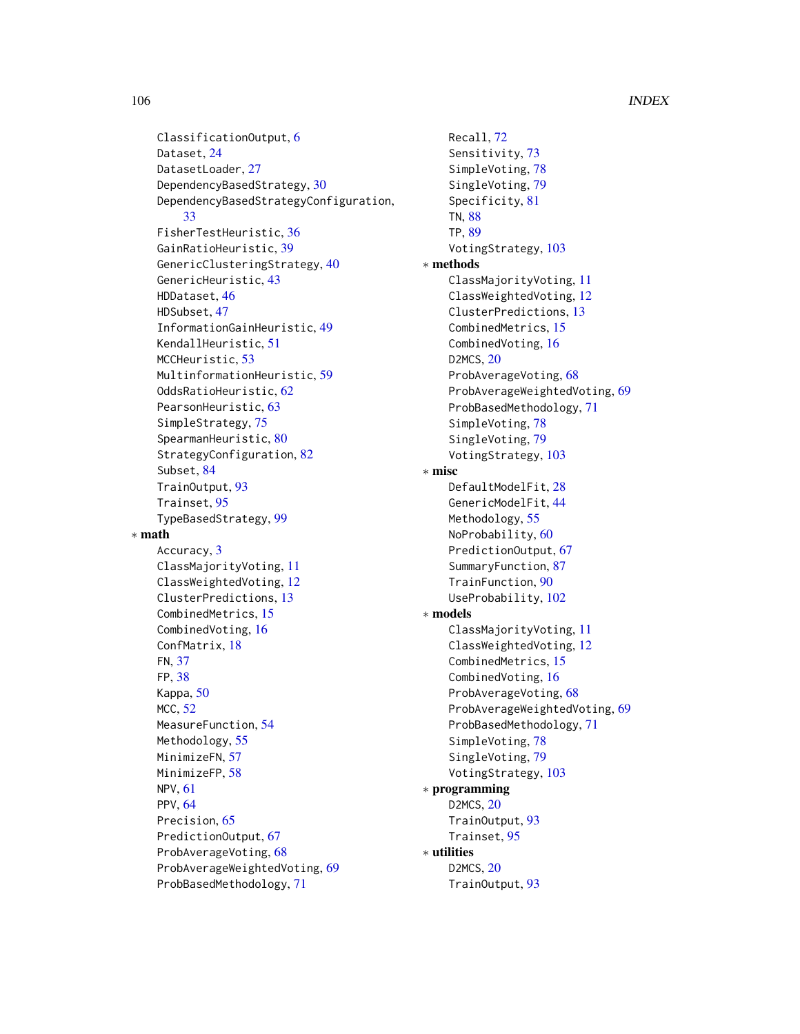ClassificationOutput, 6
Dataset, 24
DatasetLoader, 27
DependencyBasedStrategy, 30
DependencyBasedStrategyConfiguration, 33
FisherTestHeuristic, 36
GainRatioHeuristic, 39
GenericClusteringStrategy, 40
GenericHeuristic, 43
HDDataset, 46
HDSubset, 47
InformationGainHeuristic, 49
KendallHeuristic, 51
MCCHeuristic, 53
MultinformationHeuristic, 59
OddsRatioHeuristic, 62
PearsonHeuristic, 63
SimpleStrategy, 75
SpearmanHeuristic, 80
StrategyConfiguration, 82
Subset, 84
TrainOutput, 93
Trainset, 95
TypeBasedStrategy, 99

* **math**
  - Accuracy, 3
  - ClassMajorityVoting, 11
  - ClassWeightedVoting, 12
  - ClusterPredictions, 13
  - CombinedMetrics, 15
  - CombinedVoting, 16
  - ConfMatrix, 18
  - FN, 37
  - FP, 38
  - Kappa, 50
  - MCC, 52
  - MeasureFunction, 54
  - Methodology, 55
  - MinimizeFN, 57
  - MinimizeFP, 58
  - NPV, 61
  - PPV, 64
  - Precision, 65
  - PredictionOutput, 67
  - ProbAverageVoting, 68
  - ProbAverageWeightedVoting, 69
  - ProbBasedMethodology, 71
  - Recall, 72
  - Sensitivity, 73
  - SimpleVoting, 78
  - SingleVoting, 79
  - Specificity, 81
  - TN, 88
  - TP, 89
  - VotingStrategy, 103
* **methods**
  - ClassMajorityVoting, 11
  - ClassWeightedVoting, 12
  - ClusterPredictions, 13
  - CombinedMetrics, 15
  - CombinedVoting, 16
  - D2MCS, 20
  - ProbAverageVoting, 68
  - ProbAverageWeightedVoting, 69
  - ProbBasedMethodology, 71
  - SimpleVoting, 78
  - SingleVoting, 79
  - VotingStrategy, 103
* **misc**
  - DefaultModelFit, 28
  - GenericModelFit, 44
  - Methodology, 55
  - NoProbability, 60
  - PredictionOutput, 67
  - SummaryFunction, 87
  - TrainFunction, 90
  - UseProbability, 102
* **models**
  - ClassMajorityVoting, 11
  - ClassWeightedVoting, 12
  - CombinedMetrics, 15
  - CombinedVoting, 16
  - ProbAverageVoting, 68
  - ProbAverageWeightedVoting, 69
  - ProbBasedMethodology, 71
  - SimpleVoting, 78
  - SingleVoting, 79
  - VotingStrategy, 103
* **programming**
  - D2MCS, 20
  - TrainOutput, 93
  - Trainset, 95
* **utilities**
  - D2MCS, 20
  - TrainOutput, 93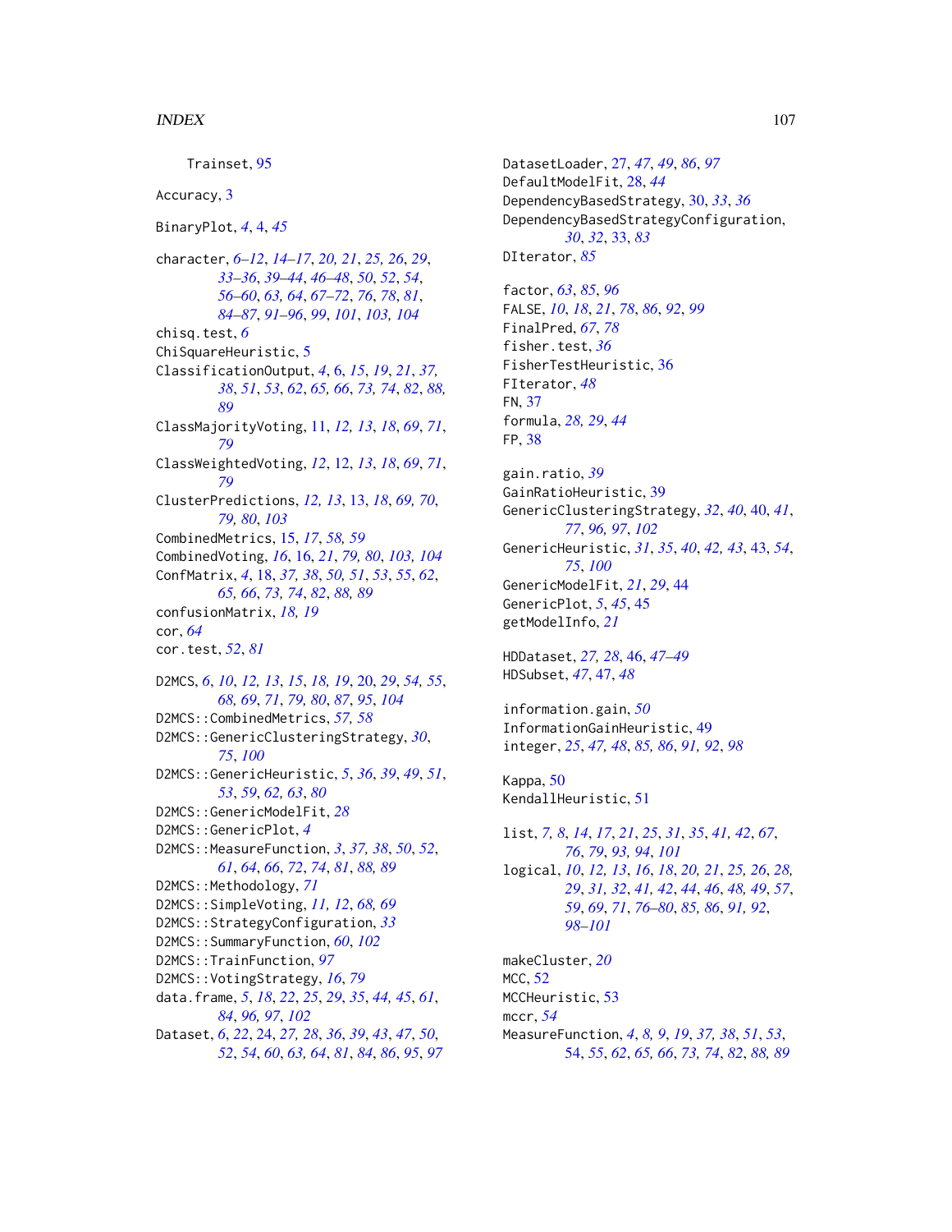Trainset, 95

Accuracy, 3

BinaryPlot, *4*, 4, *45*

character, *6–12*, *14–17*, *20, 21*, *25, 26*, *29*, *33–36*, *39–44*, *46–48*, *50*, *52*, *54*, *56–60*, *63, 64*, *67–72*, *76*, *78*, *81*, *84–87*, *91–96*, *99*, *101*, *103, 104*
chisq.test, *6*
ChiSquareHeuristic, 5
ClassificationOutput, *4*, *6*, *15*, *19*, *21*, *37, 38*, *51*, *53*, *62*, *65, 66*, *73, 74*, *82*, *88, 89*
ClassMajorityVoting, 11, *12, 13*, *18*, *69*, *71*, *79*
ClassWeightedVoting, *12*, 12, *13*, *18*, *69*, *71*, *79*
ClusterPredictions, *12, 13*, 13, *18*, *69, 70*, *79, 80*, *103*
CombinedMetrics, 15, *17*, *58, 59*
CombinedVoting, *16*, 16, *21*, *79, 80*, *103, 104*
ConfMatrix, *4*, 18, *37, 38*, *50, 51*, *53*, *55*, *62*, *65, 66*, *73, 74*, *82*, *88, 89*
confusionMatrix, *18, 19*
cor, *64*
cor.test, *52*, *81*

D2MCS, *6*, *10*, *12, 13*, *15*, *18, 19*, 20, *29*, *54, 55*, *68, 69*, *71*, *79, 80*, *87*, *95*, *104*
D2MCS::CombinedMetrics, *57, 58*
D2MCS::GenericClusteringStrategy, *30*, *75*, *100*
D2MCS::GenericHeuristic, *5*, *36*, *39*, *49*, *51*, *53*, *59*, *62, 63*, *80*
D2MCS::GenericModelFit, *28*
D2MCS::GenericPlot, *4*
D2MCS::MeasureFunction, *3*, *37, 38*, *50*, *52*, *61*, *64*, *66*, *72*, *74*, *81*, *88, 89*
D2MCS::Methodology, *71*
D2MCS::SimpleVoting, *11, 12*, *68, 69*
D2MCS::StrategyConfiguration, *33*
D2MCS::SummaryFunction, *60*, *102*
D2MCS::TrainFunction, *97*
D2MCS::VotingStrategy, *16*, *79*
data.frame, *5*, *18*, *22*, *25*, *29*, *35*, *44, 45*, *61*, *84*, *96, 97*, *102*
Dataset, *6*, *22*, 24, *27, 28*, *36*, *39*, *43*, *47*, *50*, *52*, *54*, *60*, *63, 64*, *81*, *84*, *86*, *95*, *97*
DatasetLoader, 27, *47*, *49*, *86*, *97*
DefaultModelFit, 28, *44*
DependencyBasedStrategy, 30, *33*, *36*
DependencyBasedStrategyConfiguration, *30*, *32*, 33, *83*
DIterator, *85*

factor, *63*, *85*, *96*
FALSE, *10*, *18*, *21*, *78*, *86*, *92*, *99*
FinalPred, *67*, *78*
fisher.test, *36*
FisherTestHeuristic, 36
FIterator, *48*
FN, 37
formula, *28, 29*, *44*
FP, 38

gain.ratio, *39*
GainRatioHeuristic, 39
GenericClusteringStrategy, *32*, *40*, 40, *41*, *77*, *96, 97*, *102*
GenericHeuristic, *31*, *35*, *40*, *42, 43*, 43, *54*, *75*, *100*
GenericModelFit, *21*, *29*, 44
GenericPlot, *5*, *45*, 45
getModelInfo, *21*

HDDataset, *27, 28*, 46, *47–49*
HDSubset, *47*, 47, *48*

information.gain, *50*
InformationGainHeuristic, 49
integer, *25*, *47, 48*, *85, 86*, *91, 92*, *98*

Kappa, 50
KendallHeuristic, 51

list, *7, 8*, *14*, *17*, *21*, *25*, *31*, *35*, *41, 42*, *67*, *76*, *79*, *93, 94*, *101*
logical, *10*, *12, 13*, *16*, *18*, *20, 21*, *25, 26*, *28, 29*, *31, 32*, *41, 42*, *44*, *46*, *48, 49*, *57*, *59*, *69*, *71*, *76–80*, *85, 86*, *91, 92*, *98–101*

makeCluster, *20*
MCC, 52
MCCHeuristic, 53
mccr, *54*
MeasureFunction, *4*, *8, 9*, *19*, *37, 38*, *51*, *53*, *54*, *55*, *62*, *65, 66*, *73, 74*, *82*, *88, 89*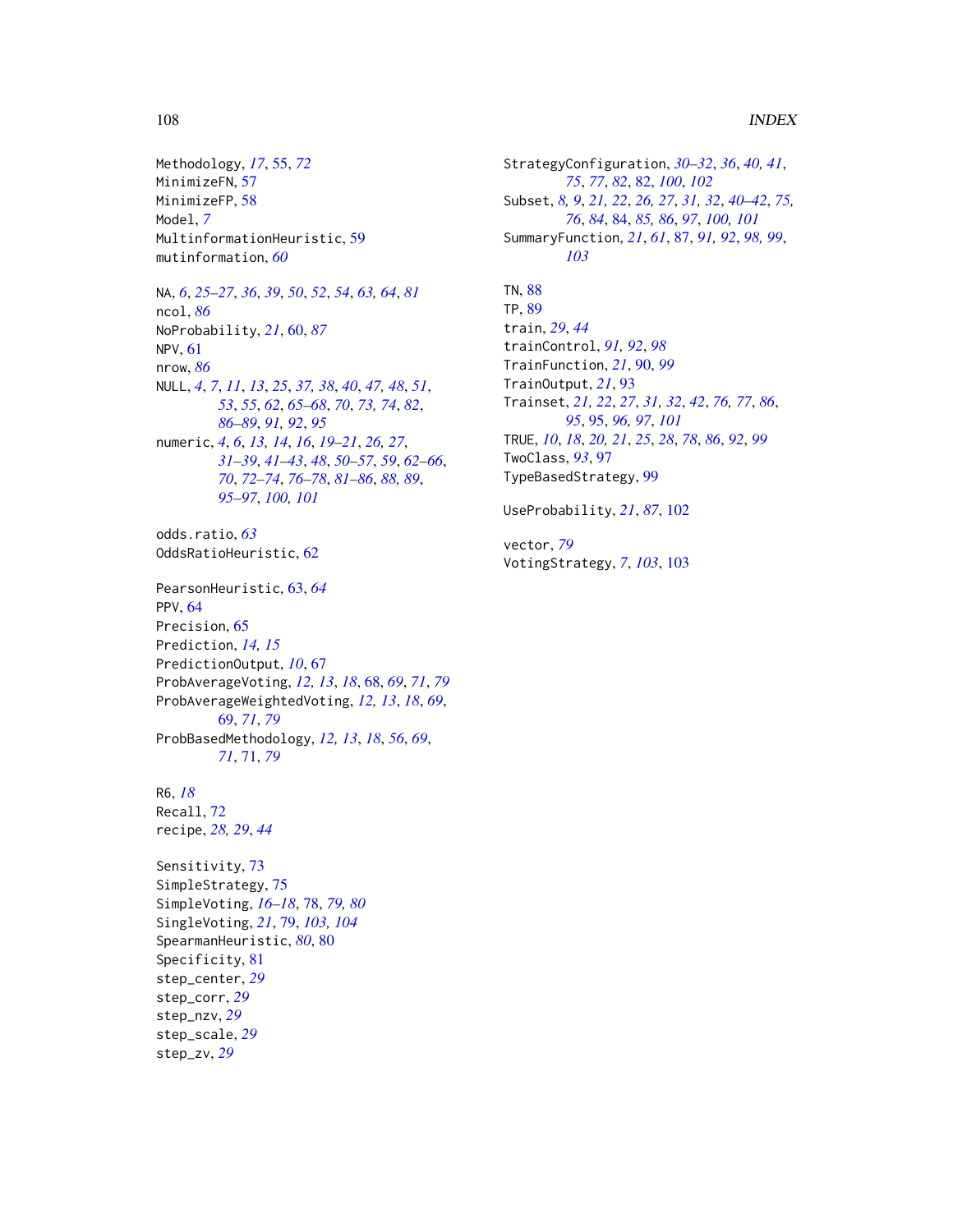Methodology, *17*, 55, *72*
MinimizeFN, 57
MinimizeFP, 58
Model, *7*
MultinformationHeuristic, 59
mutinformation, *60*

NA, *6*, *25–27*, *36*, *39*, *50*, *52*, *54*, *63, 64*, *81*
ncol, *86*
NoProbability, *21*, 60, *87*
NPV, 61
nrow, *86*
NULL, *4*, *7*, *11*, *13*, *25*, *37, 38*, *40*, *47, 48*, *51*, *53*, *55*, *62*, *65–68*, *70*, *73, 74*, *82*, *86–89*, *91, 92*, *95*
numeric, *4*, *6*, *13, 14*, *16*, *19–21*, *26, 27*, *31–39*, *41–43*, *48*, *50–57*, *59*, *62–66*, *70*, *72–74*, *76–78*, *81–86*, *88, 89*, *95–97*, *100, 101*

odds.ratio, *63*
OddsRatioHeuristic, 62

PearsonHeuristic, 63, *64*
PPV, 64
Precision, 65
Prediction, *14, 15*
PredictionOutput, *10*, 67
ProbAverageVoting, *12, 13*, *18*, 68, *69*, *71*, *79*
ProbAverageWeightedVoting, *12, 13*, *18*, *69*, 69, *71*, *79*
ProbBasedMethodology, *12, 13*, *18*, *56*, *69*, *71*, 71, *79*

R6, *18*
Recall, 72
recipe, *28, 29*, *44*

Sensitivity, 73
SimpleStrategy, 75
SimpleVoting, *16–18*, 78, *79, 80*
SingleVoting, *21*, 79, *103, 104*
SpearmanHeuristic, *80*, 80
Specificity, 81
step_center, *29*
step_corr, *29*
step_nzv, *29*
step_scale, *29*
step_zv, *29*
StrategyConfiguration, *30–32*, *36*, *40, 41*, *75*, *77*, *82*, 82, *100*, *102*
Subset, *8, 9*, *21, 22*, *26, 27*, *31, 32*, *40–42*, *75, 76*, *84*, 84, *85, 86*, *97*, *100, 101*
SummaryFunction, *21*, *61*, 87, *91, 92*, *98, 99*, *103*

TN, 88
TP, 89
train, *29*, *44*
trainControl, *91, 92*, *98*
TrainFunction, *21*, 90, *99*
TrainOutput, *21*, 93
Trainset, *21, 22*, *27*, *31, 32*, *42*, *76, 77*, *86*, *95*, 95, *96, 97*, *101*
TRUE, *10*, *18*, *20, 21*, *25*, *28*, *78*, *86*, *92*, *99*
TwoClass, *93*, 97
TypeBasedStrategy, 99

UseProbability, *21*, *87*, 102

vector, *79*
VotingStrategy, *7*, *103*, 103